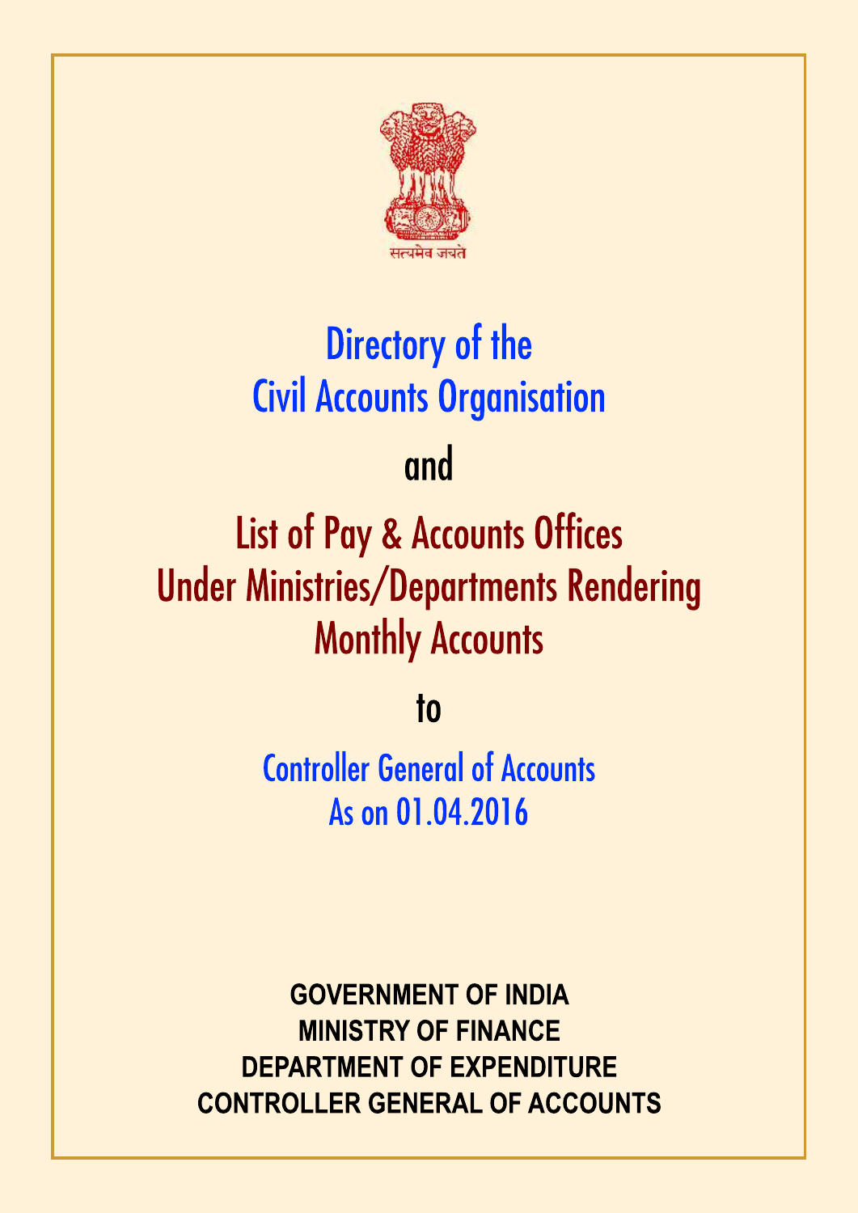सत्यमेव जयते

# Directory of the Civil Accounts Organisation

and

# List of Pay & Accounts Offices Under Ministries/Departments Rendering Monthly Accounts

to

## Controller General of Accounts
## As on 01.04.2016

**GOVERNMENT OF INDIA**
**MINISTRY OF FINANCE**
**DEPARTMENT OF EXPENDITURE**
**CONTROLLER GENERAL OF ACCOUNTS**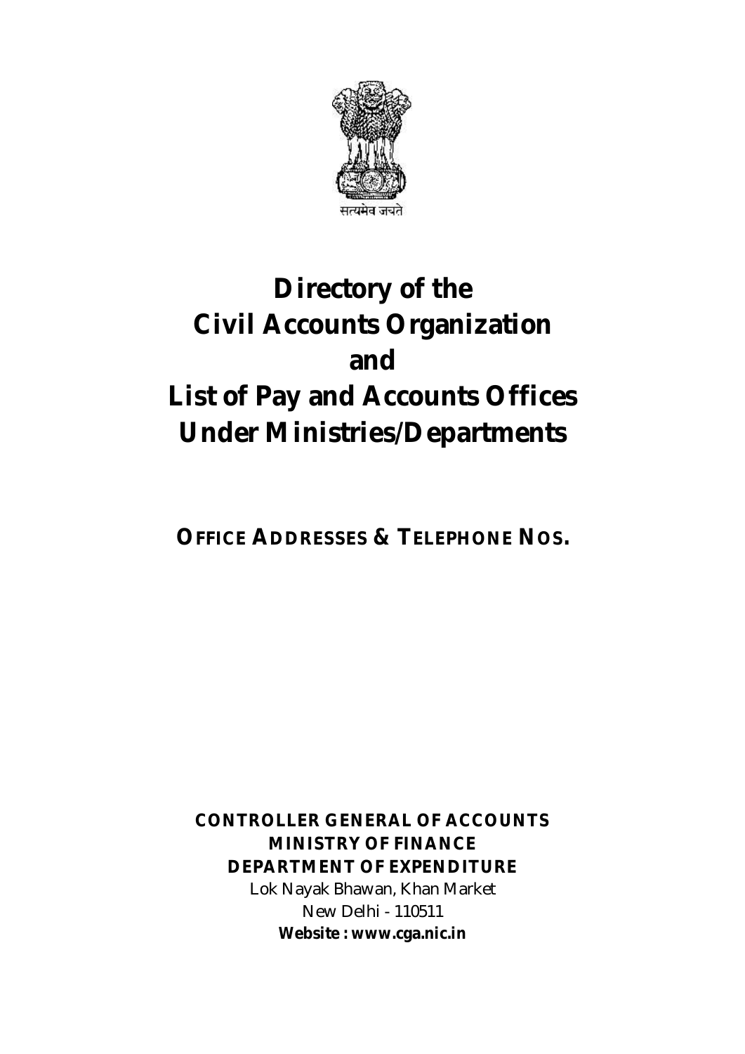सत्यमेव जयते

# Directory of the Civil Accounts Organization and List of Pay and Accounts Offices Under Ministries/Departments

## OFFICE ADDRESSES & TELEPHONE NOS.

**CONTROLLER GENERAL OF ACCOUNTS**
**MINISTRY OF FINANCE**
**DEPARTMENT OF EXPENDITURE**
Lok Nayak Bhawan, Khan Market
New Delhi - 110511
**Website : www.cga.nic.in**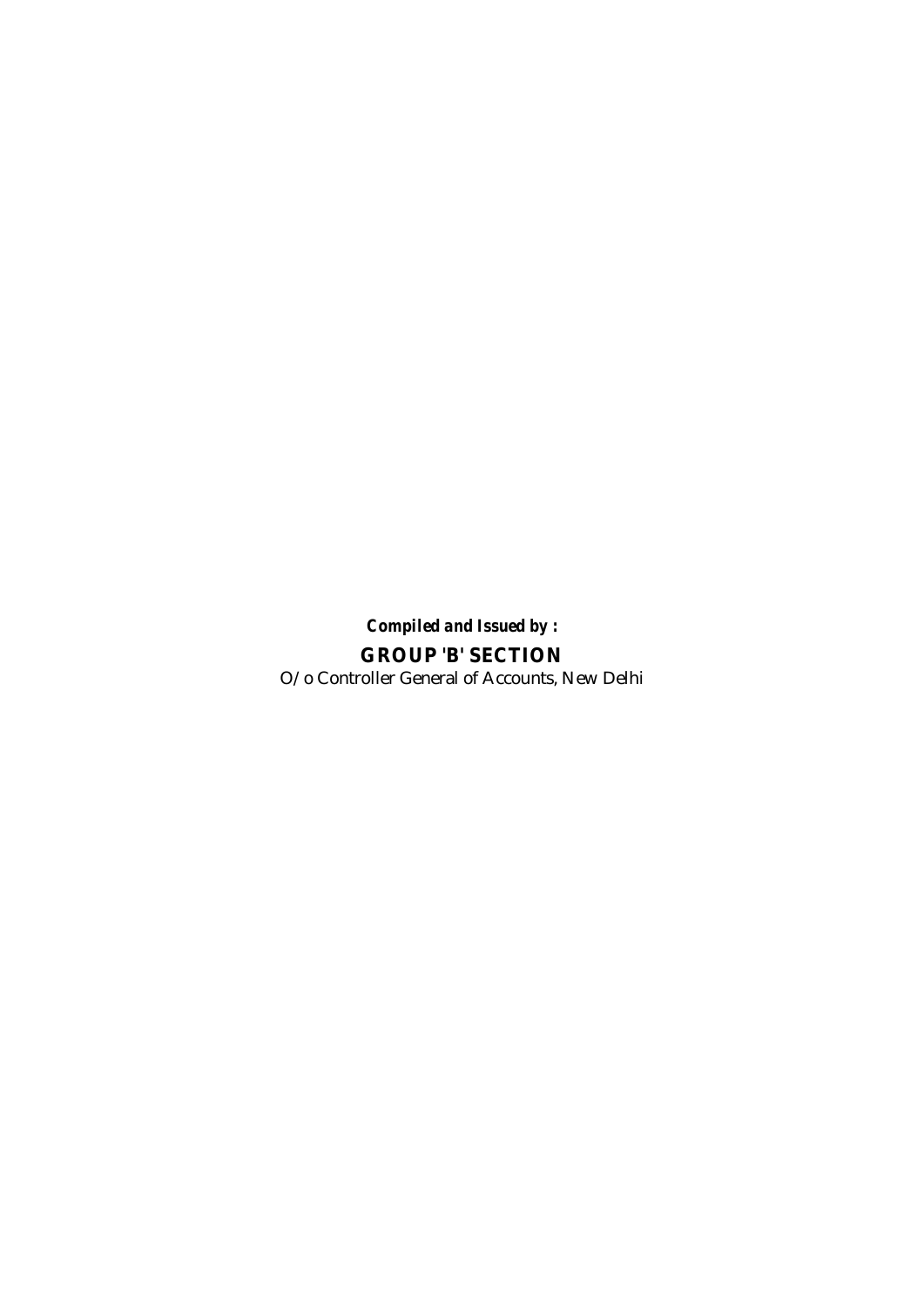***Compiled and Issued by :***

**GROUP 'B' SECTION**

O/o Controller General of Accounts, New Delhi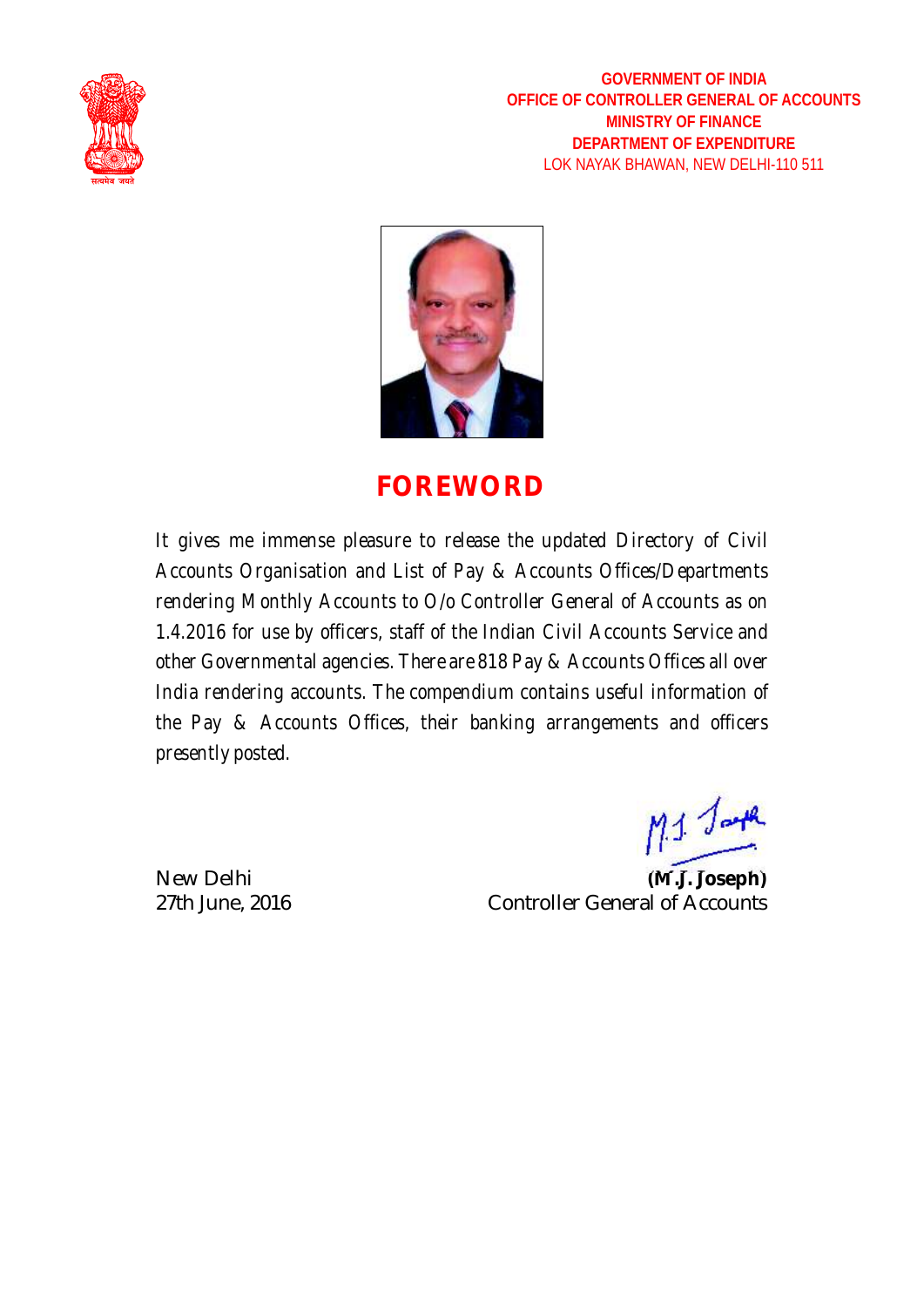GOVERNMENT OF INDIA
OFFICE OF CONTROLLER GENERAL OF ACCOUNTS
MINISTRY OF FINANCE
DEPARTMENT OF EXPENDITURE
LOK NAYAK BHAWAN, NEW DELHI-110 511

# FOREWORD

It gives me immense pleasure to release the updated Directory of Civil Accounts Organisation and List of Pay & Accounts Offices/Departments rendering Monthly Accounts to O/o Controller General of Accounts as on 1.4.2016 for use by officers, staff of the Indian Civil Accounts Service and other Governmental agencies. There are 818 Pay & Accounts Offices all over India rendering accounts. The compendium contains useful information of the Pay & Accounts Offices, their banking arrangements and officers presently posted.

New Delhi
27th June, 2016

**(M.J. Joseph)**
Controller General of Accounts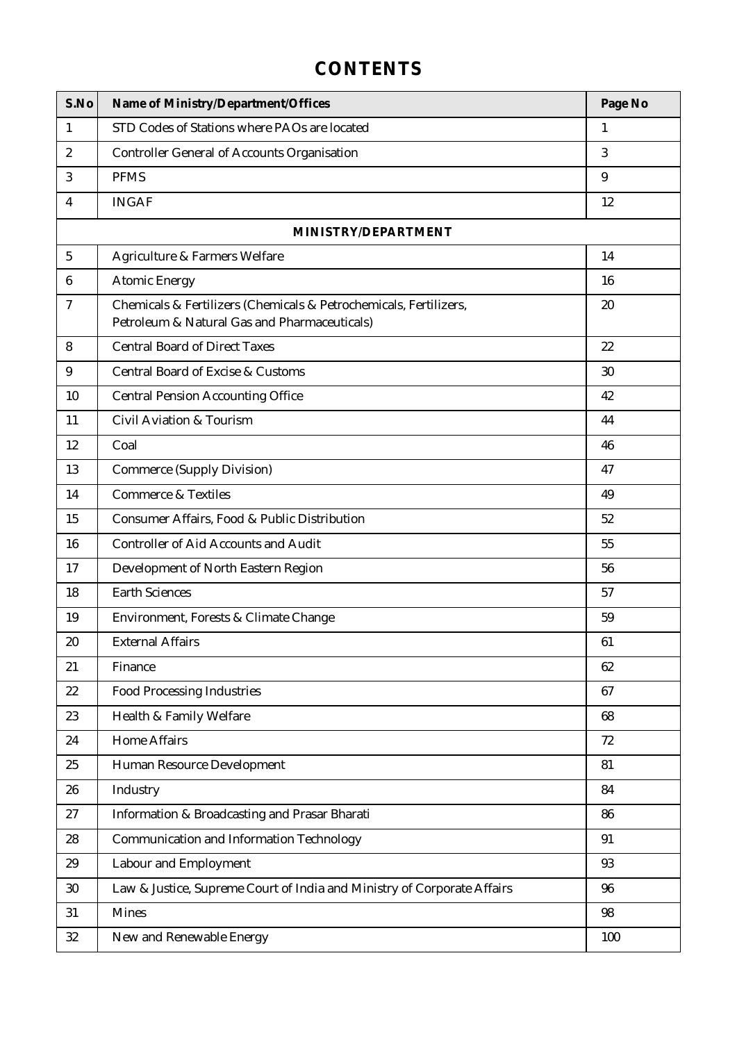# CONTENTS

| S.No | Name of Ministry/Department/Offices | Page No |
|---|---|---|
| 1 | STD Codes of Stations where PAOs are located | 1 |
| 2 | Controller General of Accounts Organisation | 3 |
| 3 | PFMS | 9 |
| 4 | INGAF | 12 |
| | **MINISTRY/DEPARTMENT** | |
| 5 | Agriculture & Farmers Welfare | 14 |
| 6 | Atomic Energy | 16 |
| 7 | Chemicals & Fertilizers (Chemicals & Petrochemicals, Fertilizers, Petroleum & Natural Gas and Pharmaceuticals) | 20 |
| 8 | Central Board of Direct Taxes | 22 |
| 9 | Central Board of Excise & Customs | 30 |
| 10 | Central Pension Accounting Office | 42 |
| 11 | Civil Aviation & Tourism | 44 |
| 12 | Coal | 46 |
| 13 | Commerce (Supply Division) | 47 |
| 14 | Commerce & Textiles | 49 |
| 15 | Consumer Affairs, Food & Public Distribution | 52 |
| 16 | Controller of Aid Accounts and Audit | 55 |
| 17 | Development of North Eastern Region | 56 |
| 18 | Earth Sciences | 57 |
| 19 | Environment, Forests & Climate Change | 59 |
| 20 | External Affairs | 61 |
| 21 | Finance | 62 |
| 22 | Food Processing Industries | 67 |
| 23 | Health & Family Welfare | 68 |
| 24 | Home Affairs | 72 |
| 25 | Human Resource Development | 81 |
| 26 | Industry | 84 |
| 27 | Information & Broadcasting and Prasar Bharati | 86 |
| 28 | Communication and Information Technology | 91 |
| 29 | Labour and Employment | 93 |
| 30 | Law & Justice, Supreme Court of India and Ministry of Corporate Affairs | 96 |
| 31 | Mines | 98 |
| 32 | New and Renewable Energy | 100 |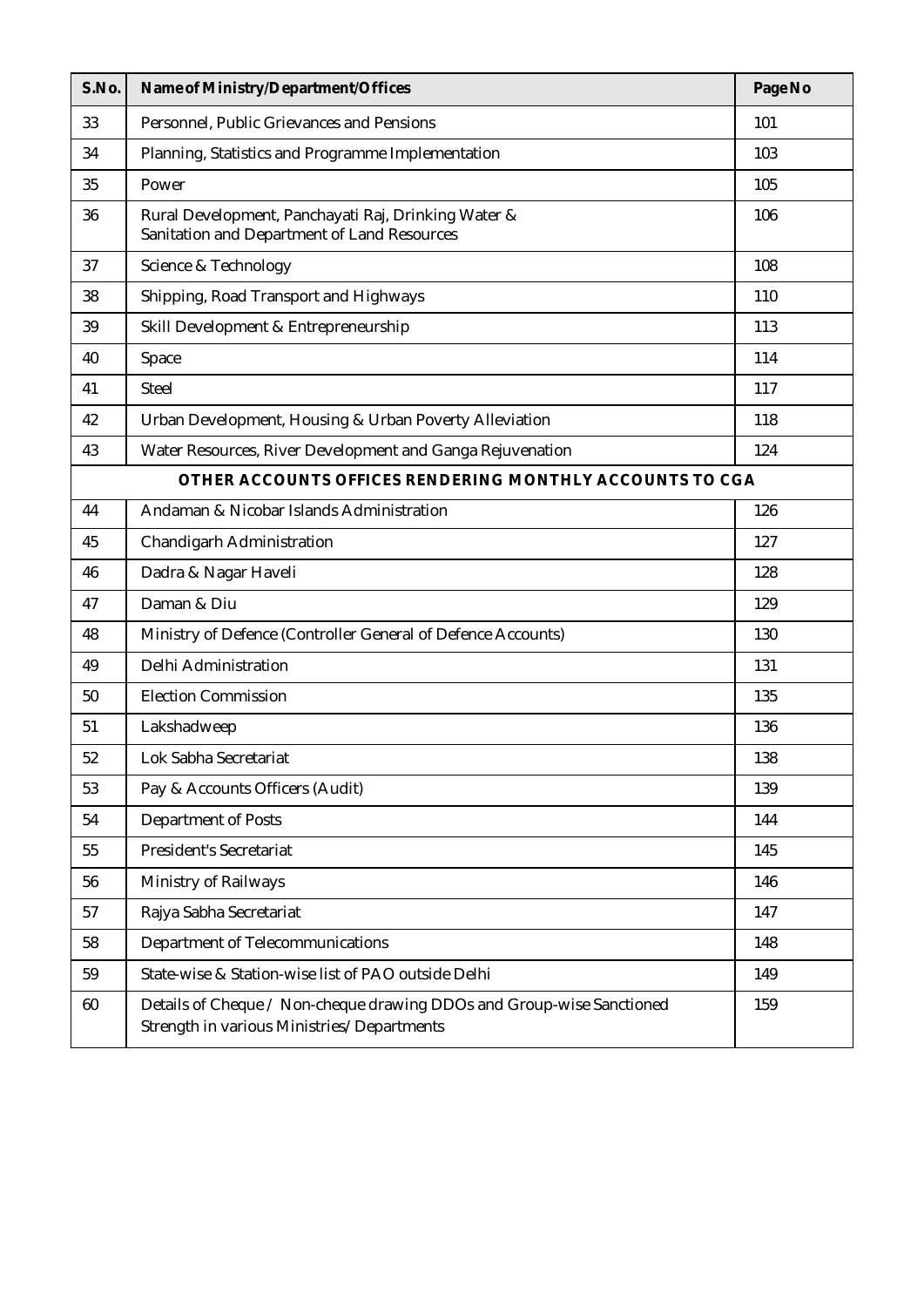| S.No. | Name of Ministry/Department/Offices | Page No |
|---|---|---|
| 33 | Personnel, Public Grievances and Pensions | 101 |
| 34 | Planning, Statistics and Programme Implementation | 103 |
| 35 | Power | 105 |
| 36 | Rural Development, Panchayati Raj, Drinking Water & Sanitation and Department of Land Resources | 106 |
| 37 | Science & Technology | 108 |
| 38 | Shipping, Road Transport and Highways | 110 |
| 39 | Skill Development & Entrepreneurship | 113 |
| 40 | Space | 114 |
| 41 | Steel | 117 |
| 42 | Urban Development, Housing & Urban Poverty Alleviation | 118 |
| 43 | Water Resources, River Development and Ganga Rejuvenation | 124 |
| **OTHER ACCOUNTS OFFICES RENDERING MONTHLY ACCOUNTS TO CGA** | | |
| 44 | Andaman & Nicobar Islands Administration | 126 |
| 45 | Chandigarh Administration | 127 |
| 46 | Dadra & Nagar Haveli | 128 |
| 47 | Daman & Diu | 129 |
| 48 | Ministry of Defence (Controller General of Defence Accounts) | 130 |
| 49 | Delhi Administration | 131 |
| 50 | Election Commission | 135 |
| 51 | Lakshadweep | 136 |
| 52 | Lok Sabha Secretariat | 138 |
| 53 | Pay & Accounts Officers (Audit) | 139 |
| 54 | Department of Posts | 144 |
| 55 | President's Secretariat | 145 |
| 56 | Ministry of Railways | 146 |
| 57 | Rajya Sabha Secretariat | 147 |
| 58 | Department of Telecommunications | 148 |
| 59 | State-wise & Station-wise list of PAO outside Delhi | 149 |
| 60 | Details of Cheque / Non-cheque drawing DDOs and Group-wise Sanctioned Strength in various Ministries/ Departments | 159 |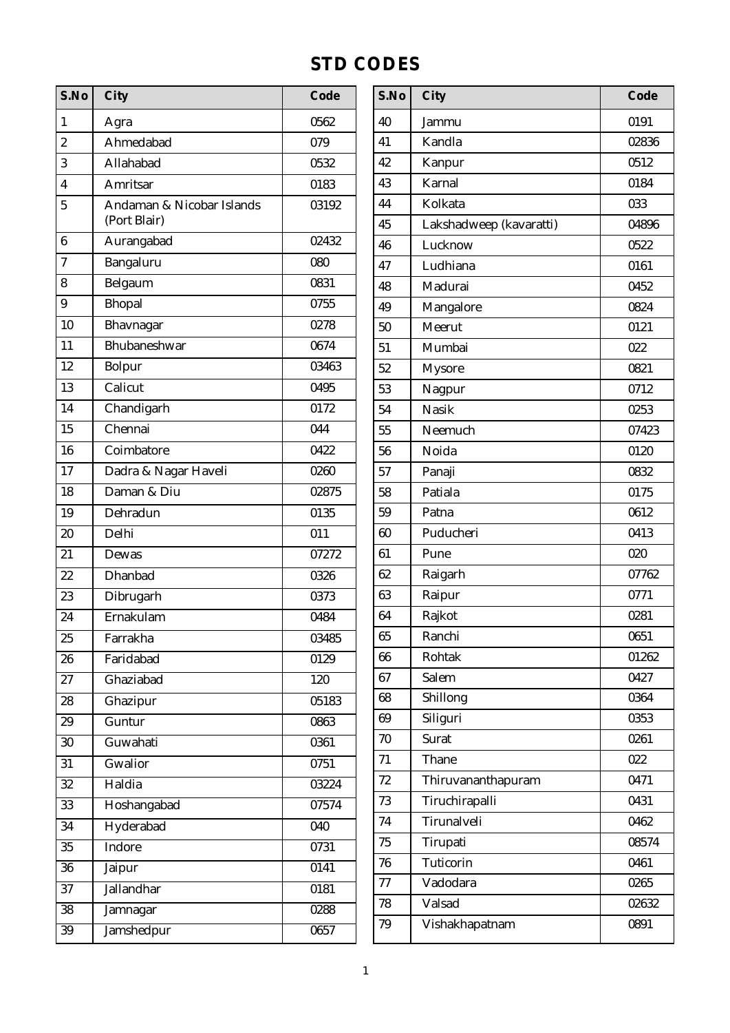# STD CODES

| S.No | City | Code |
|---|---|---|
| 1 | Agra | 0562 |
| 2 | Ahmedabad | 079 |
| 3 | Allahabad | 0532 |
| 4 | Amritsar | 0183 |
| 5 | Andaman & Nicobar Islands (Port Blair) | 03192 |
| 6 | Aurangabad | 02432 |
| 7 | Bangaluru | 080 |
| 8 | Belgaum | 0831 |
| 9 | Bhopal | 0755 |
| 10 | Bhavnagar | 0278 |
| 11 | Bhubaneshwar | 0674 |
| 12 | Bolpur | 03463 |
| 13 | Calicut | 0495 |
| 14 | Chandigarh | 0172 |
| 15 | Chennai | 044 |
| 16 | Coimbatore | 0422 |
| 17 | Dadra & Nagar Haveli | 0260 |
| 18 | Daman & Diu | 02875 |
| 19 | Dehradun | 0135 |
| 20 | Delhi | 011 |
| 21 | Dewas | 07272 |
| 22 | Dhanbad | 0326 |
| 23 | Dibrugarh | 0373 |
| 24 | Ernakulam | 0484 |
| 25 | Farrakha | 03485 |
| 26 | Faridabad | 0129 |
| 27 | Ghaziabad | 120 |
| 28 | Ghazipur | 05183 |
| 29 | Guntur | 0863 |
| 30 | Guwahati | 0361 |
| 31 | Gwalior | 0751 |
| 32 | Haldia | 03224 |
| 33 | Hoshangabad | 07574 |
| 34 | Hyderabad | 040 |
| 35 | Indore | 0731 |
| 36 | Jaipur | 0141 |
| 37 | Jallandhar | 0181 |
| 38 | Jamnagar | 0288 |
| 39 | Jamshedpur | 0657 |
| 40 | Jammu | 0191 |
| 41 | Kandla | 02836 |
| 42 | Kanpur | 0512 |
| 43 | Karnal | 0184 |
| 44 | Kolkata | 033 |
| 45 | Lakshadweep (kavaratti) | 04896 |
| 46 | Lucknow | 0522 |
| 47 | Ludhiana | 0161 |
| 48 | Madurai | 0452 |
| 49 | Mangalore | 0824 |
| 50 | Meerut | 0121 |
| 51 | Mumbai | 022 |
| 52 | Mysore | 0821 |
| 53 | Nagpur | 0712 |
| 54 | Nasik | 0253 |
| 55 | Neemuch | 07423 |
| 56 | Noida | 0120 |
| 57 | Panaji | 0832 |
| 58 | Patiala | 0175 |
| 59 | Patna | 0612 |
| 60 | Puducheri | 0413 |
| 61 | Pune | 020 |
| 62 | Raigarh | 07762 |
| 63 | Raipur | 0771 |
| 64 | Rajkot | 0281 |
| 65 | Ranchi | 0651 |
| 66 | Rohtak | 01262 |
| 67 | Salem | 0427 |
| 68 | Shillong | 0364 |
| 69 | Siliguri | 0353 |
| 70 | Surat | 0261 |
| 71 | Thane | 022 |
| 72 | Thiruvananthapuram | 0471 |
| 73 | Tiruchirapalli | 0431 |
| 74 | Tirunalveli | 0462 |
| 75 | Tirupati | 08574 |
| 76 | Tuticorin | 0461 |
| 77 | Vadodara | 0265 |
| 78 | Valsad | 02632 |
| 79 | Vishakhapatnam | 0891 |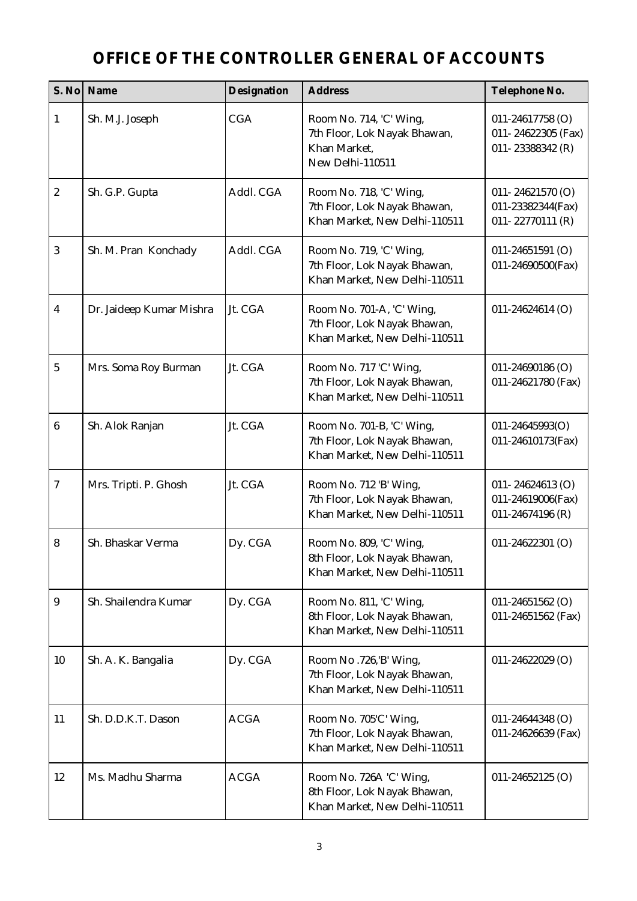# OFFICE OF THE CONTROLLER GENERAL OF ACCOUNTS

| S. No | Name | Designation | Address | Telephone No. |
|---|---|---|---|---|
| 1 | Sh. M.J. Joseph | CGA | Room No. 714, 'C' Wing, 7th Floor, Lok Nayak Bhawan, Khan Market, New Delhi-110511 | 011-24617758 (O) 011- 24622305 (Fax) 011- 23388342 (R) |
| 2 | Sh. G.P. Gupta | Addl. CGA | Room No. 718, 'C' Wing, 7th Floor, Lok Nayak Bhawan, Khan Market, New Delhi-110511 | 011- 24621570 (O) 011-23382344(Fax) 011- 22770111 (R) |
| 3 | Sh. M. Pran Konchady | Addl. CGA | Room No. 719, 'C' Wing, 7th Floor, Lok Nayak Bhawan, Khan Market, New Delhi-110511 | 011-24651591 (O) 011-24690500(Fax) |
| 4 | Dr. Jaideep Kumar Mishra | Jt. CGA | Room No. 701-A , 'C' Wing, 7th Floor, Lok Nayak Bhawan, Khan Market, New Delhi-110511 | 011-24624614 (O) |
| 5 | Mrs. Soma Roy Burman | Jt. CGA | Room No. 717 'C' Wing, 7th Floor, Lok Nayak Bhawan, Khan Market, New Delhi-110511 | 011-24690186 (O) 011-24621780 (Fax) |
| 6 | Sh. Alok Ranjan | Jt. CGA | Room No. 701-B, 'C' Wing, 7th Floor, Lok Nayak Bhawan, Khan Market, New Delhi-110511 | 011-24645993(O) 011-24610173(Fax) |
| 7 | Mrs. Tripti. P. Ghosh | Jt. CGA | Room No. 712 'B' Wing, 7th Floor, Lok Nayak Bhawan, Khan Market, New Delhi-110511 | 011- 24624613 (O) 011-24619006(Fax) 011-24674196 (R) |
| 8 | Sh. Bhaskar Verma | Dy. CGA | Room No. 809, 'C' Wing, 8th Floor, Lok Nayak Bhawan, Khan Market, New Delhi-110511 | 011-24622301 (O) |
| 9 | Sh. Shailendra Kumar | Dy. CGA | Room No. 811, 'C' Wing, 8th Floor, Lok Nayak Bhawan, Khan Market, New Delhi-110511 | 011-24651562 (O) 011-24651562 (Fax) |
| 10 | Sh. A. K. Bangalia | Dy. CGA | Room No .726,'B' Wing, 7th Floor, Lok Nayak Bhawan, Khan Market, New Delhi-110511 | 011-24622029 (O) |
| 11 | Sh. D.D.K.T. Dason | ACGA | Room No. 705'C' Wing, 7th Floor, Lok Nayak Bhawan, Khan Market, New Delhi-110511 | 011-24644348 (O) 011-24626639 (Fax) |
| 12 | Ms. Madhu Sharma | ACGA | Room No. 726A 'C' Wing, 8th Floor, Lok Nayak Bhawan, Khan Market, New Delhi-110511 | 011-24652125 (O) |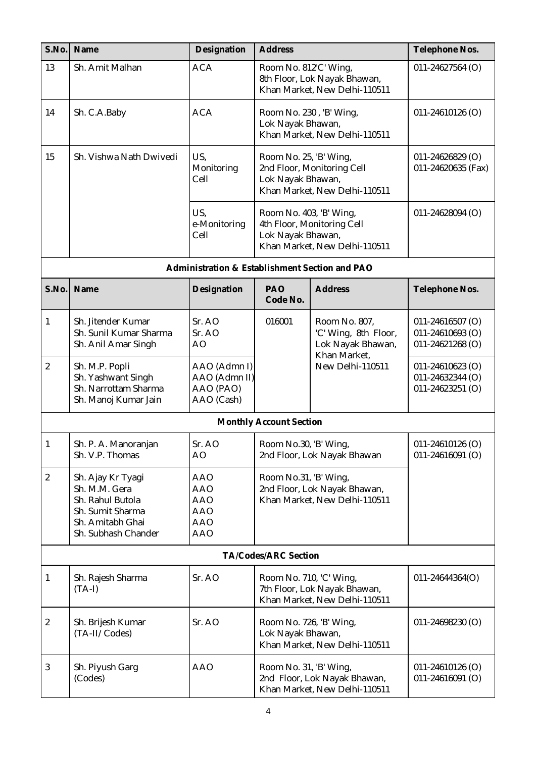| S.No. | Name | Designation | Address | Telephone Nos. |
|---|---|---|---|---|
| 13 | Sh. Amit Malhan | ACA | Room No. 812'C' Wing, 8th Floor, Lok Nayak Bhawan, Khan Market, New Delhi-110511 | 011-24627564 (O) |
| 14 | Sh. C.A.Baby | ACA | Room No. 230 , 'B' Wing, Lok Nayak Bhawan, Khan Market, New Delhi-110511 | 011-24610126 (O) |
| 15 | Sh. Vishwa Nath Dwivedi | US, Monitoring Cell | Room No. 25, 'B' Wing, 2nd Floor, Monitoring Cell Lok Nayak Bhawan, Khan Market, New Delhi-110511 | 011-24626829 (O) 011-24620635 (Fax) |
| | | US, e-Monitoring Cell | Room No. 403, 'B' Wing, 4th Floor, Monitoring Cell Lok Nayak Bhawan, Khan Market, New Delhi-110511 | 011-24628094 (O) |

**Administration & Establishment Section and PAO**

| S.No. | Name | Designation | PAO Code No. | Address | Telephone Nos. |
|---|---|---|---|---|---|
| 1 | Sh. Jitender Kumar<br>Sh. Sunil Kumar Sharma<br>Sh. Anil Amar Singh | Sr. AO<br>Sr. AO<br>AO | 016001 | Room No. 807, 'C' Wing, 8th Floor, Lok Nayak Bhawan, Khan Market, New Delhi-110511 | 011-24616507 (O)<br>011-24610693 (O)<br>011-24621268 (O) |
| 2 | Sh. M.P. Popli<br>Sh. Yashwant Singh<br>Sh. Narrottam Sharma<br>Sh. Manoj Kumar Jain | AAO (Admn I)<br>AAO (Admn II)<br>AAO (PAO)<br>AAO (Cash) | | | 011-24610623 (O)<br>011-24632344 (O)<br>011-24623251 (O) |

**Monthly Account Section**

| S.No. | Name | Designation | Address | Telephone Nos. |
|---|---|---|---|---|
| 1 | Sh. P. A. Manoranjan<br>Sh. V.P. Thomas | Sr. AO<br>AO | Room No.30, 'B' Wing, 2nd Floor, Lok Nayak Bhawan | 011-24610126 (O)<br>011-24616091 (O) |
| 2 | Sh. Ajay Kr Tyagi<br>Sh. M.M. Gera<br>Sh. Rahul Butola<br>Sh. Sumit Sharma<br>Sh. Amitabh Ghai<br>Sh. Subhash Chander | AAO<br>AAO<br>AAO<br>AAO<br>AAO<br>AAO | Room No.31, 'B' Wing, 2nd Floor, Lok Nayak Bhawan, Khan Market, New Delhi-110511 | |

**TA/Codes/ARC Section**

| S.No. | Name | Designation | Address | Telephone Nos. |
|---|---|---|---|---|
| 1 | Sh. Rajesh Sharma (TA-I) | Sr. AO | Room No. 710, 'C' Wing, 7th Floor, Lok Nayak Bhawan, Khan Market, New Delhi-110511 | 011-24644364(O) |
| 2 | Sh. Brijesh Kumar (TA-II/ Codes) | Sr. AO | Room No. 726, 'B' Wing, Lok Nayak Bhawan, Khan Market, New Delhi-110511 | 011-24698230 (O) |
| 3 | Sh. Piyush Garg (Codes) | AAO | Room No. 31, 'B' Wing, 2nd Floor, Lok Nayak Bhawan, Khan Market, New Delhi-110511 | 011-24610126 (O)<br>011-24616091 (O) |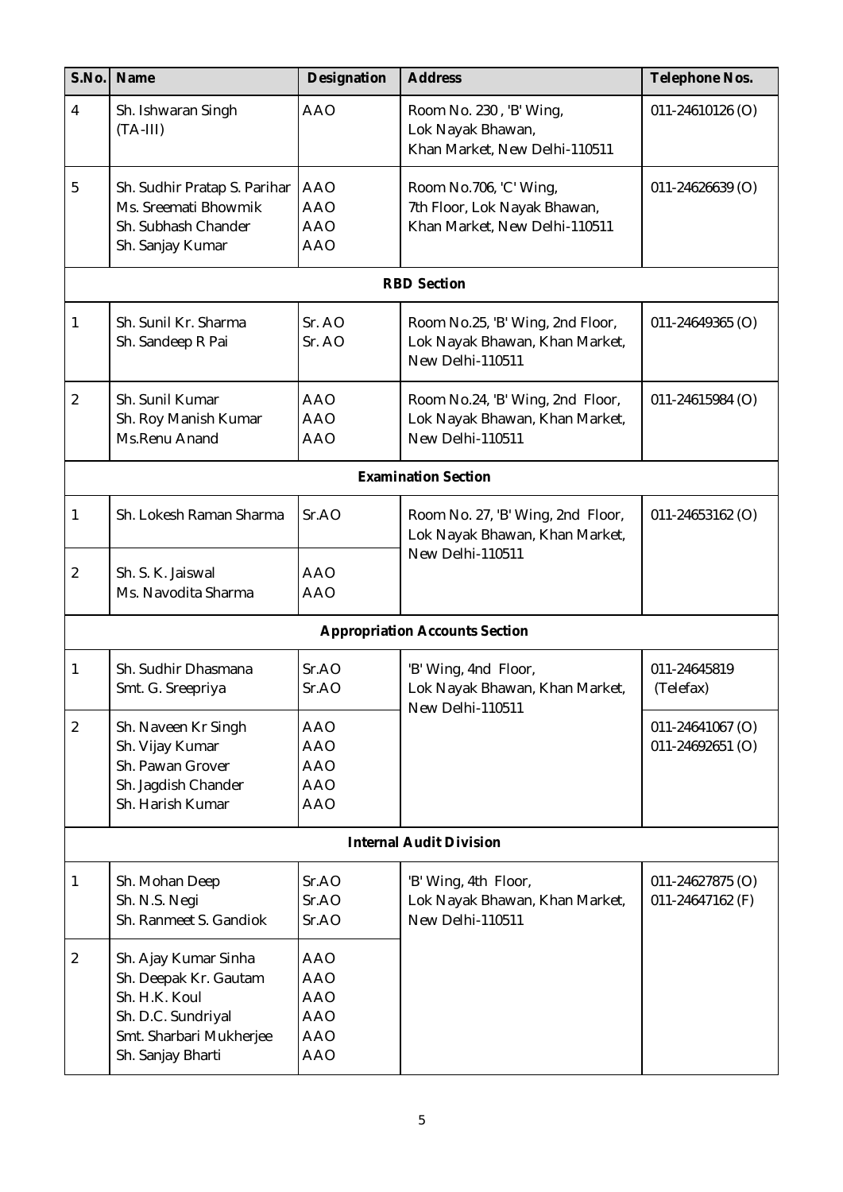| S.No. | Name | Designation | Address | Telephone Nos. |
|---|---|---|---|---|
| 4 | Sh. Ishwaran Singh (TA-III) | AAO | Room No. 230 , 'B' Wing, Lok Nayak Bhawan, Khan Market, New Delhi-110511 | 011-24610126 (O) |
| 5 | Sh. Sudhir Pratap S. Parihar<br>Ms. Sreemati Bhowmik<br>Sh. Subhash Chander<br>Sh. Sanjay Kumar | AAO<br>AAO<br>AAO<br>AAO | Room No.706, 'C' Wing, 7th Floor, Lok Nayak Bhawan, Khan Market, New Delhi-110511 | 011-24626639 (O) |
| | | **RBD Section** | | |
| 1 | Sh. Sunil Kr. Sharma<br>Sh. Sandeep R Pai | Sr. AO<br>Sr. AO | Room No.25, 'B' Wing, 2nd Floor, Lok Nayak Bhawan, Khan Market, New Delhi-110511 | 011-24649365 (O) |
| 2 | Sh. Sunil Kumar<br>Sh. Roy Manish Kumar<br>Ms.Renu Anand | AAO<br>AAO<br>AAO | Room No.24, 'B' Wing, 2nd Floor, Lok Nayak Bhawan, Khan Market, New Delhi-110511 | 011-24615984 (O) |
| | | **Examination Section** | | |
| 1 | Sh. Lokesh Raman Sharma | Sr.AO | Room No. 27, 'B' Wing, 2nd Floor, Lok Nayak Bhawan, Khan Market, New Delhi-110511 | 011-24653162 (O) |
| 2 | Sh. S. K. Jaiswal<br>Ms. Navodita Sharma | AAO<br>AAO | | |
| | | **Appropriation Accounts Section** | | |
| 1 | Sh. Sudhir Dhasmana<br>Smt. G. Sreepriya | Sr.AO<br>Sr.AO | 'B' Wing, 4th Floor, Lok Nayak Bhawan, Khan Market, New Delhi-110511 | 011-24645819 (Telefax) |
| 2 | Sh. Naveen Kr Singh<br>Sh. Vijay Kumar<br>Sh. Pawan Grover<br>Sh. Jagdish Chander<br>Sh. Harish Kumar | AAO<br>AAO<br>AAO<br>AAO<br>AAO | | 011-24641067 (O)<br>011-24692651 (O) |
| | | **Internal Audit Division** | | |
| 1 | Sh. Mohan Deep<br>Sh. N.S. Negi<br>Sh. Ranmeet S. Gandiok | Sr.AO<br>Sr.AO<br>Sr.AO | 'B' Wing, 4th Floor, Lok Nayak Bhawan, Khan Market, New Delhi-110511 | 011-24627875 (O)<br>011-24647162 (F) |
| 2 | Sh. Ajay Kumar Sinha<br>Sh. Deepak Kr. Gautam<br>Sh. H.K. Koul<br>Sh. D.C. Sundriyal<br>Smt. Sharbari Mukherjee<br>Sh. Sanjay Bharti | AAO<br>AAO<br>AAO<br>AAO<br>AAO<br>AAO | | |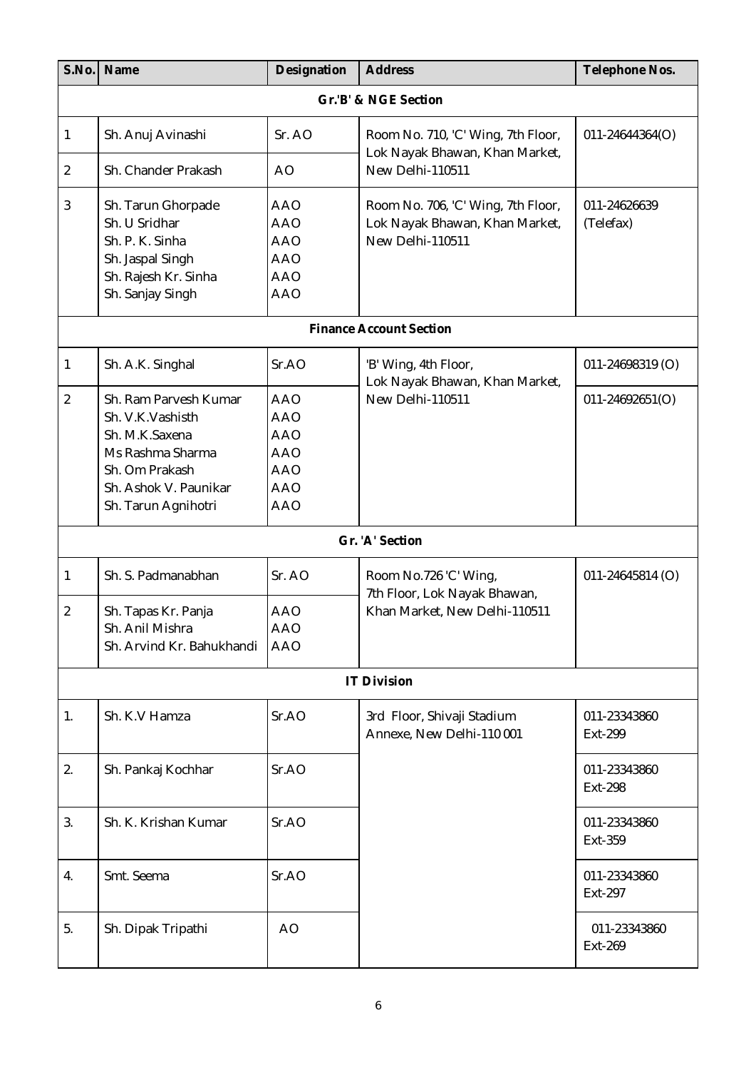| S.No. | Name | Designation | Address | Telephone Nos. |
|---|---|---|---|---|
| **Gr.'B' & NGE Section** | | | | |
| 1 | Sh. Anuj Avinashi | Sr. AO | Room No. 710, 'C' Wing, 7th Floor, Lok Nayak Bhawan, Khan Market, New Delhi-110511 | 011-24644364(O) |
| 2 | Sh. Chander Prakash | AO | | |
| 3 | Sh. Tarun Ghorpade<br>Sh. U Sridhar<br>Sh. P. K. Sinha<br>Sh. Jaspal Singh<br>Sh. Rajesh Kr. Sinha<br>Sh. Sanjay Singh | AAO<br>AAO<br>AAO<br>AAO<br>AAO<br>AAO | Room No. 706, 'C' Wing, 7th Floor, Lok Nayak Bhawan, Khan Market, New Delhi-110511 | 011-24626639 (Telefax) |
| **Finance Account Section** | | | | |
| 1 | Sh. A.K. Singhal | Sr.AO | 'B' Wing, 4th Floor, Lok Nayak Bhawan, Khan Market, New Delhi-110511 | 011-24698319 (O) |
| 2 | Sh. Ram Parvesh Kumar<br>Sh. V.K.Vashisth<br>Sh. M.K.Saxena<br>Ms Rashma Sharma<br>Sh. Om Prakash<br>Sh. Ashok V. Paunikar<br>Sh. Tarun Agnihotri | AAO<br>AAO<br>AAO<br>AAO<br>AAO<br>AAO<br>AAO | | 011-24692651(O) |
| **Gr. 'A' Section** | | | | |
| 1 | Sh. S. Padmanabhan | Sr. AO | Room No.726 'C' Wing, 7th Floor, Lok Nayak Bhawan, Khan Market, New Delhi-110511 | 011-24645814 (O) |
| 2 | Sh. Tapas Kr. Panja<br>Sh. Anil Mishra<br>Sh. Arvind Kr. Bahukhandi | AAO<br>AAO<br>AAO | | |
| **IT Division** | | | | |
| 1. | Sh. K.V Hamza | Sr.AO | 3rd Floor, Shivaji Stadium Annexe, New Delhi-110 001 | 011-23343860 Ext-299 |
| 2. | Sh. Pankaj Kochhar | Sr.AO | | 011-23343860 Ext-298 |
| 3. | Sh. K. Krishan Kumar | Sr.AO | | 011-23343860 Ext-359 |
| 4. | Smt. Seema | Sr.AO | | 011-23343860 Ext-297 |
| 5. | Sh. Dipak Tripathi | AO | | 011-23343860 Ext-269 |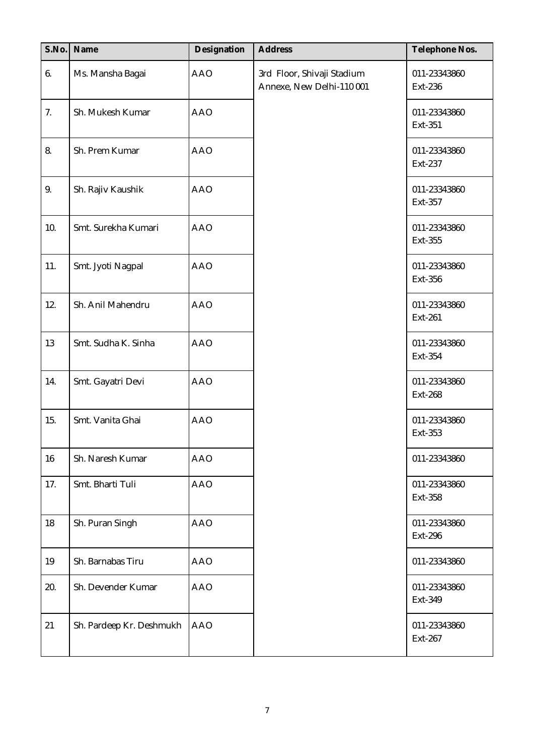| S.No. | Name | Designation | Address | Telephone Nos. |
|---|---|---|---|---|
| 6. | Ms. Mansha Bagai | AAO | 3rd Floor, Shivaji Stadium Annexe, New Delhi-110 001 | 011-23343860 Ext-236 |
| 7. | Sh. Mukesh Kumar | AAO | | 011-23343860 Ext-351 |
| 8. | Sh. Prem Kumar | AAO | | 011-23343860 Ext-237 |
| 9. | Sh. Rajiv Kaushik | AAO | | 011-23343860 Ext-357 |
| 10. | Smt. Surekha Kumari | AAO | | 011-23343860 Ext-355 |
| 11. | Smt. Jyoti Nagpal | AAO | | 011-23343860 Ext-356 |
| 12. | Sh. Anil Mahendru | AAO | | 011-23343860 Ext-261 |
| 13 | Smt. Sudha K. Sinha | AAO | | 011-23343860 Ext-354 |
| 14. | Smt. Gayatri Devi | AAO | | 011-23343860 Ext-268 |
| 15. | Smt. Vanita Ghai | AAO | | 011-23343860 Ext-353 |
| 16 | Sh. Naresh Kumar | AAO | | 011-23343860 |
| 17. | Smt. Bharti Tuli | AAO | | 011-23343860 Ext-358 |
| 18 | Sh. Puran Singh | AAO | | 011-23343860 Ext-296 |
| 19 | Sh. Barnabas Tiru | AAO | | 011-23343860 |
| 20. | Sh. Devender Kumar | AAO | | 011-23343860 Ext-349 |
| 21 | Sh. Pardeep Kr. Deshmukh | AAO | | 011-23343860 Ext-267 |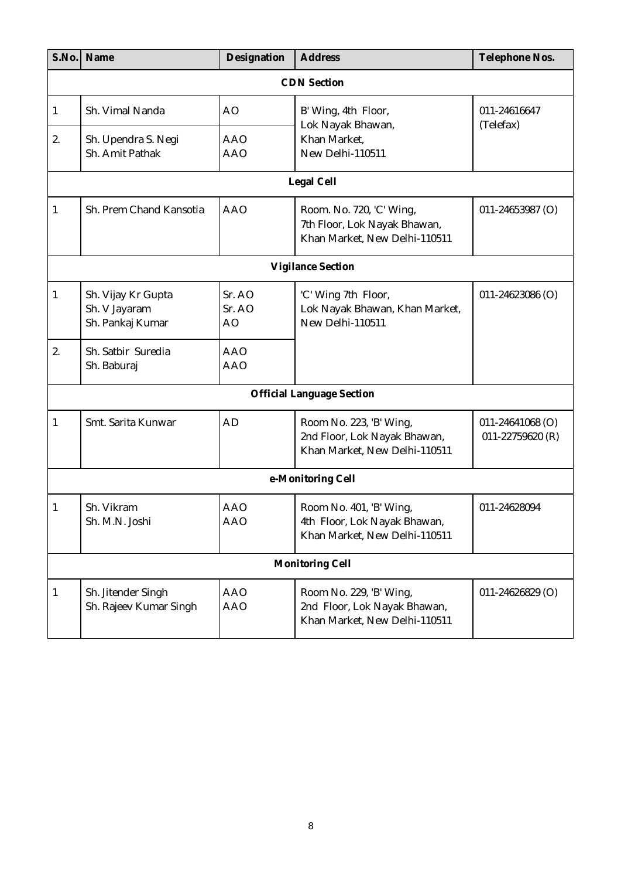| S.No. | Name | Designation | Address | Telephone Nos. |
|---|---|---|---|---|
| **CDN Section** | | | | |
| 1 | Sh. Vimal Nanda | AO | B' Wing, 4th Floor, Lok Nayak Bhawan, Khan Market, New Delhi-110511 | 011-24616647 (Telefax) |
| 2. | Sh. Upendra S. Negi<br>Sh. Amit Pathak | AAO<br>AAO | | |
| **Legal Cell** | | | | |
| 1 | Sh. Prem Chand Kansotia | AAO | Room. No. 720, 'C' Wing, 7th Floor, Lok Nayak Bhawan, Khan Market, New Delhi-110511 | 011-24653987 (O) |
| **Vigilance Section** | | | | |
| 1 | Sh. Vijay Kr Gupta<br>Sh. V Jayaram<br>Sh. Pankaj Kumar | Sr. AO<br>Sr. AO<br>AO | 'C' Wing 7th Floor, Lok Nayak Bhawan, Khan Market, New Delhi-110511 | 011-24623086 (O) |
| 2. | Sh. Satbir Suredia<br>Sh. Baburaj | AAO<br>AAO | | |
| **Official Language Section** | | | | |
| 1 | Smt. Sarita Kunwar | AD | Room No. 223, 'B' Wing, 2nd Floor, Lok Nayak Bhawan, Khan Market, New Delhi-110511 | 011-24641068 (O)<br>011-22759620 (R) |
| **e-Monitoring Cell** | | | | |
| 1 | Sh. Vikram<br>Sh. M.N. Joshi | AAO<br>AAO | Room No. 401, 'B' Wing, 4th Floor, Lok Nayak Bhawan, Khan Market, New Delhi-110511 | 011-24628094 |
| **Monitoring Cell** | | | | |
| 1 | Sh. Jitender Singh<br>Sh. Rajeev Kumar Singh | AAO<br>AAO | Room No. 229, 'B' Wing, 2nd Floor, Lok Nayak Bhawan, Khan Market, New Delhi-110511 | 011-24626829 (O) |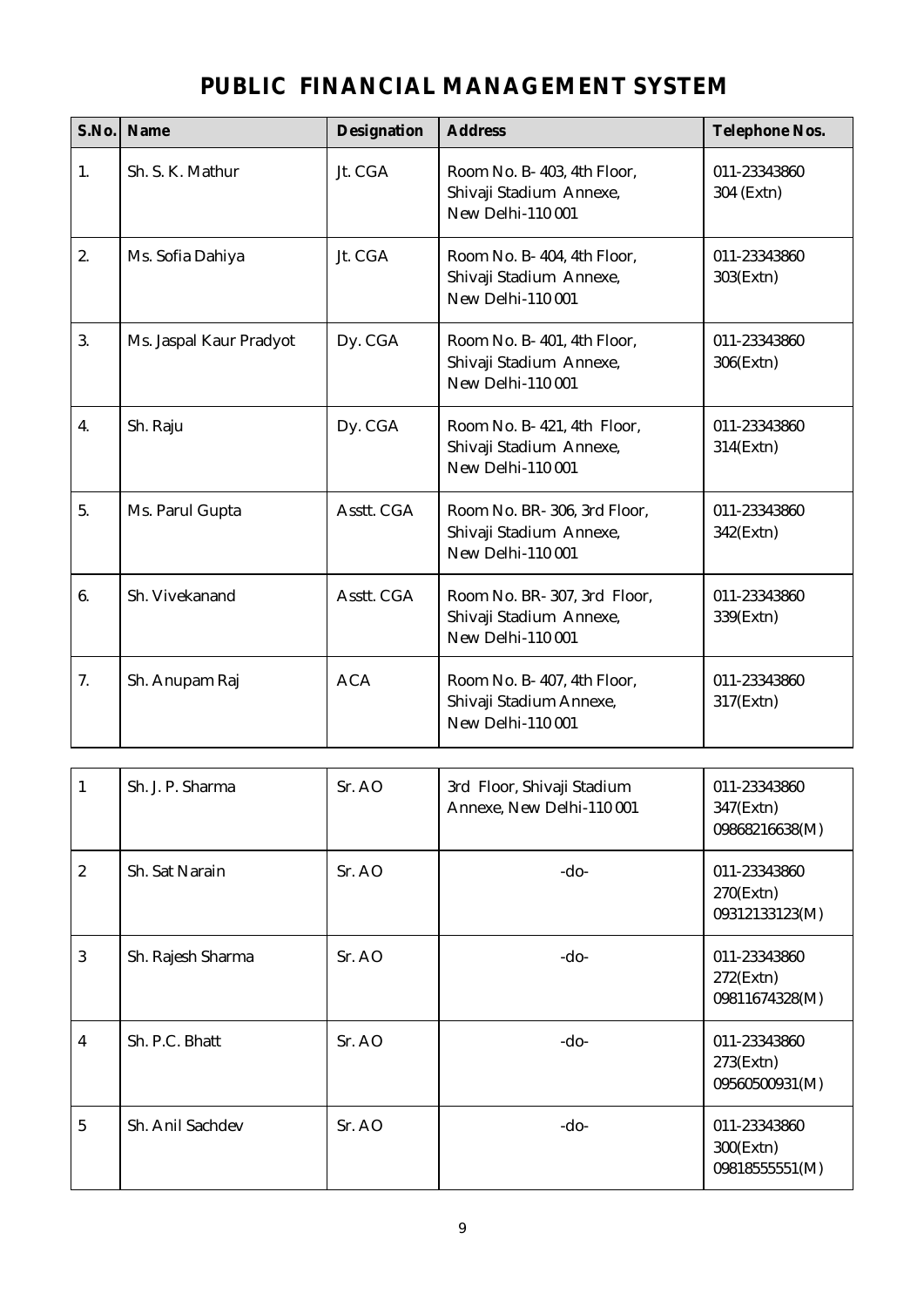# PUBLIC FINANCIAL MANAGEMENT SYSTEM

| S.No. | Name | Designation | Address | Telephone Nos. |
|---|---|---|---|---|
| 1. | Sh. S. K. Mathur | Jt. CGA | Room No. B- 403, 4th Floor, Shivaji Stadium Annexe, New Delhi-110 001 | 011-23343860 304 (Extn) |
| 2. | Ms. Sofia Dahiya | Jt. CGA | Room No. B- 404, 4th Floor, Shivaji Stadium Annexe, New Delhi-110 001 | 011-23343860 303(Extn) |
| 3. | Ms. Jaspal Kaur Pradyot | Dy. CGA | Room No. B- 401, 4th Floor, Shivaji Stadium Annexe, New Delhi-110 001 | 011-23343860 306(Extn) |
| 4. | Sh. Raju | Dy. CGA | Room No. B- 421, 4th Floor, Shivaji Stadium Annexe, New Delhi-110 001 | 011-23343860 314(Extn) |
| 5. | Ms. Parul Gupta | Asstt. CGA | Room No. BR- 306, 3rd Floor, Shivaji Stadium Annexe, New Delhi-110 001 | 011-23343860 342(Extn) |
| 6. | Sh. Vivekanand | Asstt. CGA | Room No. BR- 307, 3rd Floor, Shivaji Stadium Annexe, New Delhi-110 001 | 011-23343860 339(Extn) |
| 7. | Sh. Anupam Raj | ACA | Room No. B- 407, 4th Floor, Shivaji Stadium Annexe, New Delhi-110 001 | 011-23343860 317(Extn) |

| | | | | |
|---|---|---|---|---|
| 1 | Sh. J. P. Sharma | Sr. AO | 3rd Floor, Shivaji Stadium Annexe, New Delhi-110 001 | 011-23343860 347(Extn) 09868216638(M) |
| 2 | Sh. Sat Narain | Sr. AO | -do- | 011-23343860 270(Extn) 09312133123(M) |
| 3 | Sh. Rajesh Sharma | Sr. AO | -do- | 011-23343860 272(Extn) 09811674328(M) |
| 4 | Sh. P.C. Bhatt | Sr. AO | -do- | 011-23343860 273(Extn) 09560500931(M) |
| 5 | Sh. Anil Sachdev | Sr. AO | -do- | 011-23343860 300(Extn) 09818555551(M) |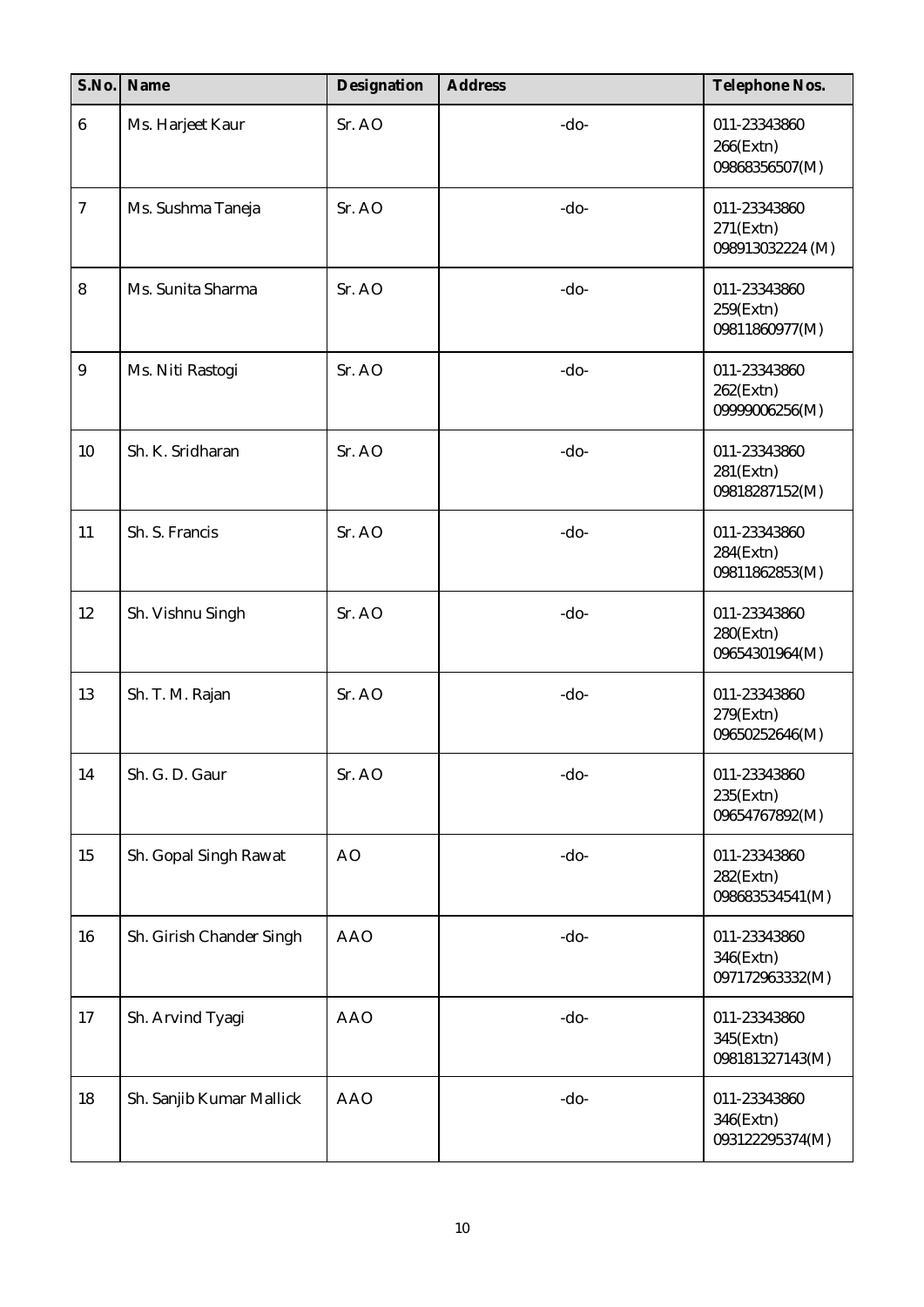| S.No. | Name | Designation | Address | Telephone Nos. |
|---|---|---|---|---|
| 6 | Ms. Harjeet Kaur | Sr. AO | -do- | 011-23343860<br>266(Extn)<br>09868356507(M) |
| 7 | Ms. Sushma Taneja | Sr. AO | -do- | 011-23343860<br>271(Extn)<br>098913032224 (M) |
| 8 | Ms. Sunita Sharma | Sr. AO | -do- | 011-23343860<br>259(Extn)<br>09811860977(M) |
| 9 | Ms. Niti Rastogi | Sr. AO | -do- | 011-23343860<br>262(Extn)<br>09999006256(M) |
| 10 | Sh. K. Sridharan | Sr. AO | -do- | 011-23343860<br>281(Extn)<br>09818287152(M) |
| 11 | Sh. S. Francis | Sr. AO | -do- | 011-23343860<br>284(Extn)<br>09811862853(M) |
| 12 | Sh. Vishnu Singh | Sr. AO | -do- | 011-23343860<br>280(Extn)<br>09654301964(M) |
| 13 | Sh. T. M. Rajan | Sr. AO | -do- | 011-23343860<br>279(Extn)<br>09650252646(M) |
| 14 | Sh. G. D. Gaur | Sr. AO | -do- | 011-23343860<br>235(Extn)<br>09654767892(M) |
| 15 | Sh. Gopal Singh Rawat | AO | -do- | 011-23343860<br>282(Extn)<br>098683534541(M) |
| 16 | Sh. Girish Chander Singh | AAO | -do- | 011-23343860<br>346(Extn)<br>097172963332(M) |
| 17 | Sh. Arvind Tyagi | AAO | -do- | 011-23343860<br>345(Extn)<br>098181327143(M) |
| 18 | Sh. Sanjib Kumar Mallick | AAO | -do- | 011-23343860<br>346(Extn)<br>093122295374(M) |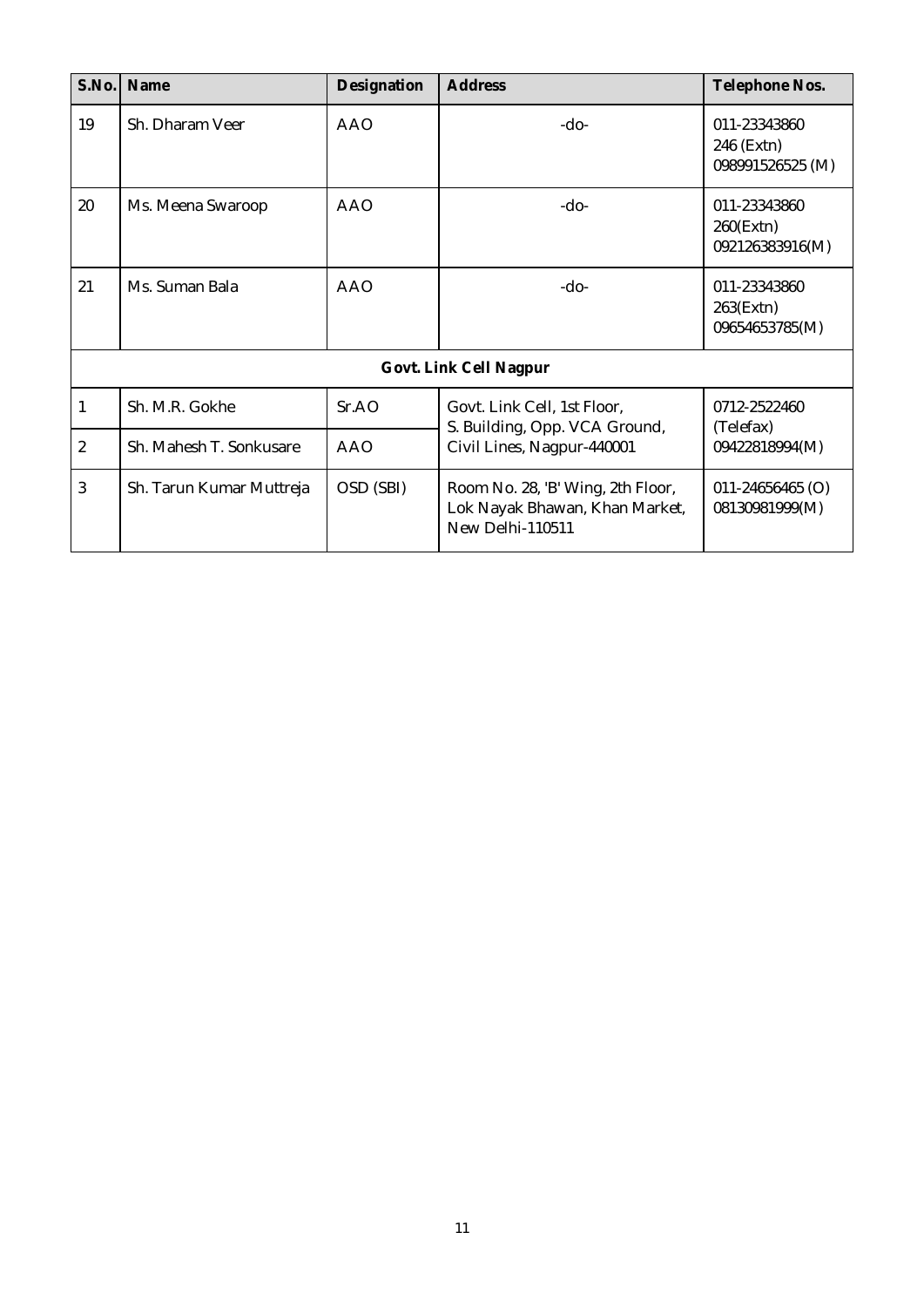| S.No. | Name | Designation | Address | Telephone Nos. |
|---|---|---|---|---|
| 19 | Sh. Dharam Veer | AAO | -do- | 011-23343860<br>246 (Extn)<br>098991526525 (M) |
| 20 | Ms. Meena Swaroop | AAO | -do- | 011-23343860<br>260(Extn)<br>092126383916(M) |
| 21 | Ms. Suman Bala | AAO | -do- | 011-23343860<br>263(Extn)<br>09654653785(M) |
| **Govt. Link Cell Nagpur** | | | | |
| 1 | Sh. M.R. Gokhe | Sr.AO | Govt. Link Cell, 1st Floor, S. Building, Opp. VCA Ground, Civil Lines, Nagpur-440001 | 0712-2522460<br>(Telefax)<br>09422818994(M) |
| 2 | Sh. Mahesh T. Sonkusare | AAO | | |
| 3 | Sh. Tarun Kumar Muttreja | OSD (SBI) | Room No. 28, 'B' Wing, 2th Floor, Lok Nayak Bhawan, Khan Market, New Delhi-110511 | 011-24656465 (O)<br>08130981999(M) |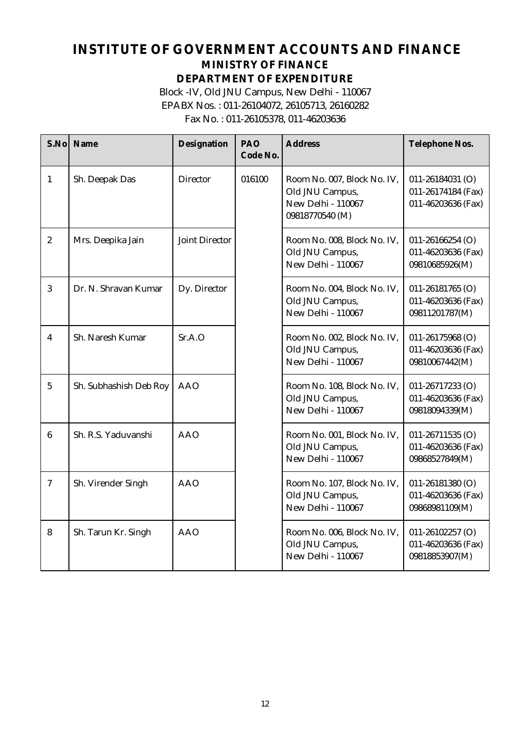# INSTITUTE OF GOVERNMENT ACCOUNTS AND FINANCE

## MINISTRY OF FINANCE

## DEPARTMENT OF EXPENDITURE

Block -IV, Old JNU Campus, New Delhi - 110067
EPABX Nos. : 011-26104072, 26105713, 26160282
Fax No. : 011-26105378, 011-46203636

| S.No | Name | Designation | PAO Code No. | Address | Telephone Nos. |
|---|---|---|---|---|---|
| 1 | Sh. Deepak Das | Director | 016100 | Room No. 007, Block No. IV, Old JNU Campus, New Delhi - 110067 09818770540 (M) | 011-26184031 (O) 011-26174184 (Fax) 011-46203636 (Fax) |
| 2 | Mrs. Deepika Jain | Joint Director | | Room No. 008, Block No. IV, Old JNU Campus, New Delhi - 110067 | 011-26166254 (O) 011-46203636 (Fax) 09810685926(M) |
| 3 | Dr. N. Shravan Kumar | Dy. Director | | Room No. 004, Block No. IV, Old JNU Campus, New Delhi - 110067 | 011-26181765 (O) 011-46203636 (Fax) 09811201787(M) |
| 4 | Sh. Naresh Kumar | Sr.A.O | | Room No. 002, Block No. IV, Old JNU Campus, New Delhi - 110067 | 011-26175968 (O) 011-46203636 (Fax) 09810067442(M) |
| 5 | Sh. Subhashish Deb Roy | AAO | | Room No. 108, Block No. IV, Old JNU Campus, New Delhi - 110067 | 011-26717233 (O) 011-46203636 (Fax) 09818094339(M) |
| 6 | Sh. R.S. Yaduvanshi | AAO | | Room No. 001, Block No. IV, Old JNU Campus, New Delhi - 110067 | 011-26711535 (O) 011-46203636 (Fax) 09868527849(M) |
| 7 | Sh. Virender Singh | AAO | | Room No. 107, Block No. IV, Old JNU Campus, New Delhi - 110067 | 011-26181380 (O) 011-46203636 (Fax) 09868981109(M) |
| 8 | Sh. Tarun Kr. Singh | AAO | | Room No. 006, Block No. IV, Old JNU Campus, New Delhi - 110067 | 011-26102257 (O) 011-46203636 (Fax) 09818853907(M) |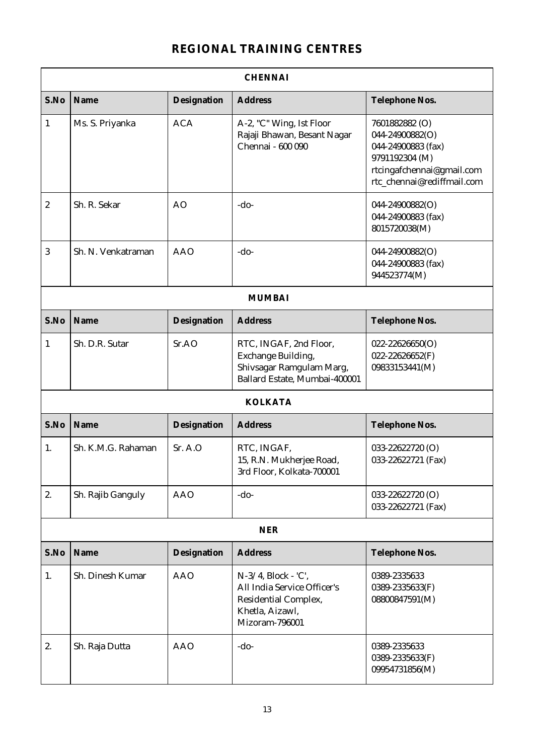# REGIONAL TRAINING CENTRES

| CHENNAI | | | | |
|---|---|---|---|---|
| **S.No** | **Name** | **Designation** | **Address** | **Telephone Nos.** |
| 1 | Ms. S. Priyanka | ACA | A-2, "C" Wing, Ist Floor<br>Rajaji Bhawan, Besant Nagar<br>Chennai - 600 090 | 7601882882 (O)<br>044-24900882(O)<br>044-24900883 (fax)<br>9791192304 (M)<br>rtcingafchennai@gmail.com<br>rtc_chennai@rediffmail.com |
| 2 | Sh. R. Sekar | AO | -do- | 044-24900882(O)<br>044-24900883 (fax)<br>8015720038(M) |
| 3 | Sh. N. Venkatraman | AAO | -do- | 044-24900882(O)<br>044-24900883 (fax)<br>944523774(M) |

| MUMBAI | | | | |
|---|---|---|---|---|
| **S.No** | **Name** | **Designation** | **Address** | **Telephone Nos.** |
| 1 | Sh. D.R. Sutar | Sr.AO | RTC, INGAF, 2nd Floor,<br>Exchange Building,<br>Shivsagar Ramgulam Marg,<br>Ballard Estate, Mumbai-400001 | 022-22626650(O)<br>022-22626652(F)<br>09833153441(M) |

| KOLKATA | | | | |
|---|---|---|---|---|
| **S.No** | **Name** | **Designation** | **Address** | **Telephone Nos.** |
| 1. | Sh. K.M.G. Rahaman | Sr. A.O | RTC, INGAF,<br>15, R.N. Mukherjee Road,<br>3rd Floor, Kolkata-700001 | 033-22622720 (O)<br>033-22622721 (Fax) |
| 2. | Sh. Rajib Ganguly | AAO | -do- | 033-22622720 (O)<br>033-22622721 (Fax) |

| NER | | | | |
|---|---|---|---|---|
| **S.No** | **Name** | **Designation** | **Address** | **Telephone Nos.** |
| 1. | Sh. Dinesh Kumar | AAO | N-3/4, Block - 'C',<br>All India Service Officer's<br>Residential Complex,<br>Khetla, Aizawl,<br>Mizoram-796001 | 0389-2335633<br>0389-2335633(F)<br>08800847591(M) |
| 2. | Sh. Raja Dutta | AAO | -do- | 0389-2335633<br>0389-2335633(F)<br>09954731856(M) |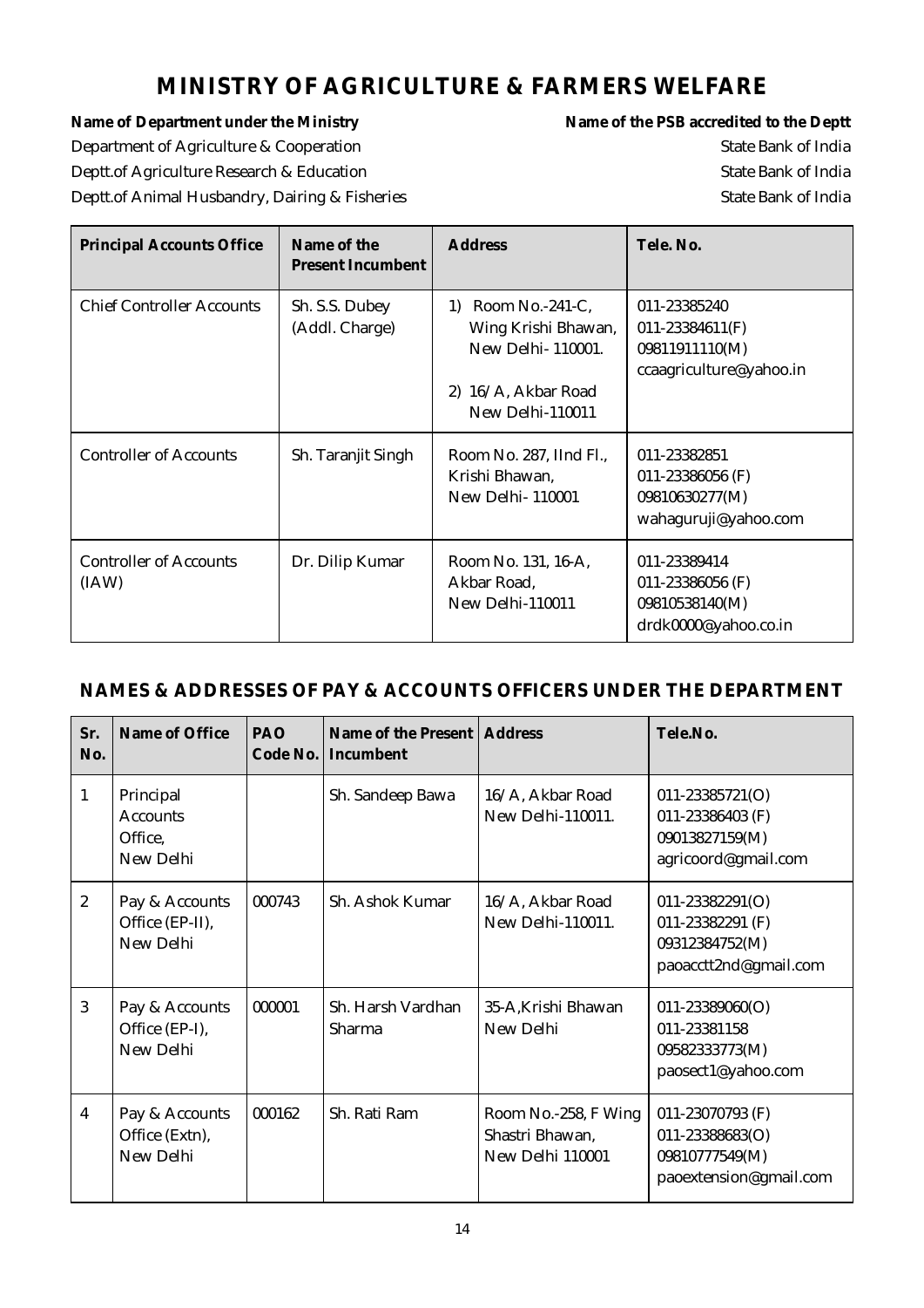# MINISTRY OF AGRICULTURE & FARMERS WELFARE

| **Name of Department under the Ministry** | **Name of the PSB accredited to the Deptt** |
|---|---|
| Department of Agriculture & Cooperation | State Bank of India |
| Deptt.of Agriculture Research & Education | State Bank of India |
| Deptt.of Animal Husbandry, Dairing & Fisheries | State Bank of India |

| Principal Accounts Office | Name of the Present Incumbent | Address | Tele. No. |
|---|---|---|---|
| Chief Controller Accounts | Sh. S.S. Dubey (Addl. Charge) | 1) Room No.-241-C, Wing Krishi Bhawan, New Delhi- 110001.<br>2) 16/A, Akbar Road New Delhi-110011 | 011-23385240<br>011-23384611(F)<br>09811911110(M)<br>ccaagriculture@yahoo.in |
| Controller of Accounts | Sh. Taranjit Singh | Room No. 287, IInd Fl., Krishi Bhawan, New Delhi- 110001 | 011-23382851<br>011-23386056 (F)<br>09810630277(M)<br>wahaguruji@yahoo.com |
| Controller of Accounts (IAW) | Dr. Dilip Kumar | Room No. 131, 16-A, Akbar Road, New Delhi-110011 | 011-23389414<br>011-23386056 (F)<br>09810538140(M)<br>drdk0000@yahoo.co.in |

## NAMES & ADDRESSES OF PAY & ACCOUNTS OFFICERS UNDER THE DEPARTMENT

| Sr. No. | Name of Office | PAO Code No. | Name of the Present Incumbent | Address | Tele.No. |
|---|---|---|---|---|---|
| 1 | Principal Accounts Office, New Delhi | | Sh. Sandeep Bawa | 16/A, Akbar Road New Delhi-110011. | 011-23385721(O)<br>011-23386403 (F)<br>09013827159(M)<br>agricoord@gmail.com |
| 2 | Pay & Accounts Office (EP-II), New Delhi | 000743 | Sh. Ashok Kumar | 16/A, Akbar Road New Delhi-110011. | 011-23382291(O)<br>011-23382291 (F)<br>09312384752(M)<br>paoacctt2nd@gmail.com |
| 3 | Pay & Accounts Office (EP-I), New Delhi | 000001 | Sh. Harsh Vardhan Sharma | 35-A,Krishi Bhawan New Delhi | 011-23389060(O)<br>011-23381158<br>09582333773(M)<br>paosect1@yahoo.com |
| 4 | Pay & Accounts Office (Extn), New Delhi | 000162 | Sh. Rati Ram | Room No.-258, F Wing Shastri Bhawan, New Delhi 110001 | 011-23070793 (F)<br>011-23388683(O)<br>09810777549(M)<br>paoextension@gmail.com |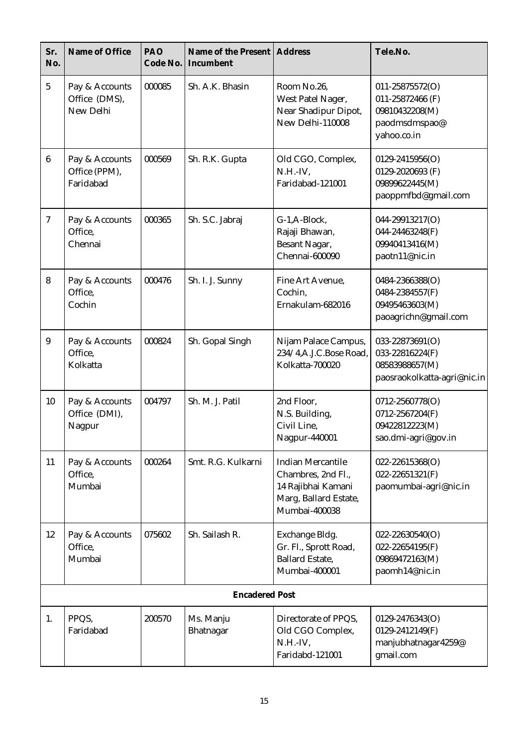| Sr. No. | Name of Office | PAO Code No. | Name of the Present Incumbent | Address | Tele.No. |
|---|---|---|---|---|---|
| 5 | Pay & Accounts Office (DMS), New Delhi | 000085 | Sh. A.K. Bhasin | Room No.26, West Patel Nager, Near Shadipur Dipot, New Delhi-110008 | 011-25875572(O) 011-25872466 (F) 09810432208(M) paodmsdmspao@ yahoo.co.in |
| 6 | Pay & Accounts Office (PPM), Faridabad | 000569 | Sh. R.K. Gupta | Old CGO, Complex, N.H.-IV, Faridabad-121001 | 0129-2415956(O) 0129-2020693 (F) 09899622445(M) paoppmfbd@gmail.com |
| 7 | Pay & Accounts Office, Chennai | 000365 | Sh. S.C. Jabraj | G-1,A-Block, Rajaji Bhawan, Besant Nagar, Chennai-600090 | 044-29913217(O) 044-24463248(F) 09940413416(M) paotn11@nic.in |
| 8 | Pay & Accounts Office, Cochin | 000476 | Sh. I. J. Sunny | Fine Art Avenue, Cochin, Ernakulam-682016 | 0484-2366388(O) 0484-2384557(F) 09495463603(M) paoagrichn@gmail.com |
| 9 | Pay & Accounts Office, Kolkatta | 000824 | Sh. Gopal Singh | Nijam Palace Campus, 234/4,A.J.C.Bose Road, Kolkatta-700020 | 033-22873691(O) 033-22816224(F) 08583988657(M) paosraokolkatta-agri@nic.in |
| 10 | Pay & Accounts Office (DMI), Nagpur | 004797 | Sh. M. J. Patil | 2nd Floor, N.S. Building, Civil Line, Nagpur-440001 | 0712-2560778(O) 0712-2567204(F) 09422812223(M) sao.dmi-agri@gov.in |
| 11 | Pay & Accounts Office, Mumbai | 000264 | Smt. R.G. Kulkarni | Indian Mercantile Chambres, 2nd Fl., 14 Rajibhai Kamani Marg, Ballard Estate, Mumbai-400038 | 022-22615368(O) 022-22651321(F) paomumbai-agri@nic.in |
| 12 | Pay & Accounts Office, Mumbai | 075602 | Sh. Sailash R. | Exchange Bldg. Gr. Fl., Sprott Road, Ballard Estate, Mumbai-400001 | 022-22630540(O) 022-22654195(F) 09869472163(M) paomh14@nic.in |
| **Encadered Post** | | | | | |
| 1. | PPQS, Faridabad | 200570 | Ms. Manju Bhatnagar | Directorate of PPQS, Old CGO Complex, N.H.-IV, Faridabd-121001 | 0129-2476343(O) 0129-2412149(F) manjubhatnagar4259@ gmail.com |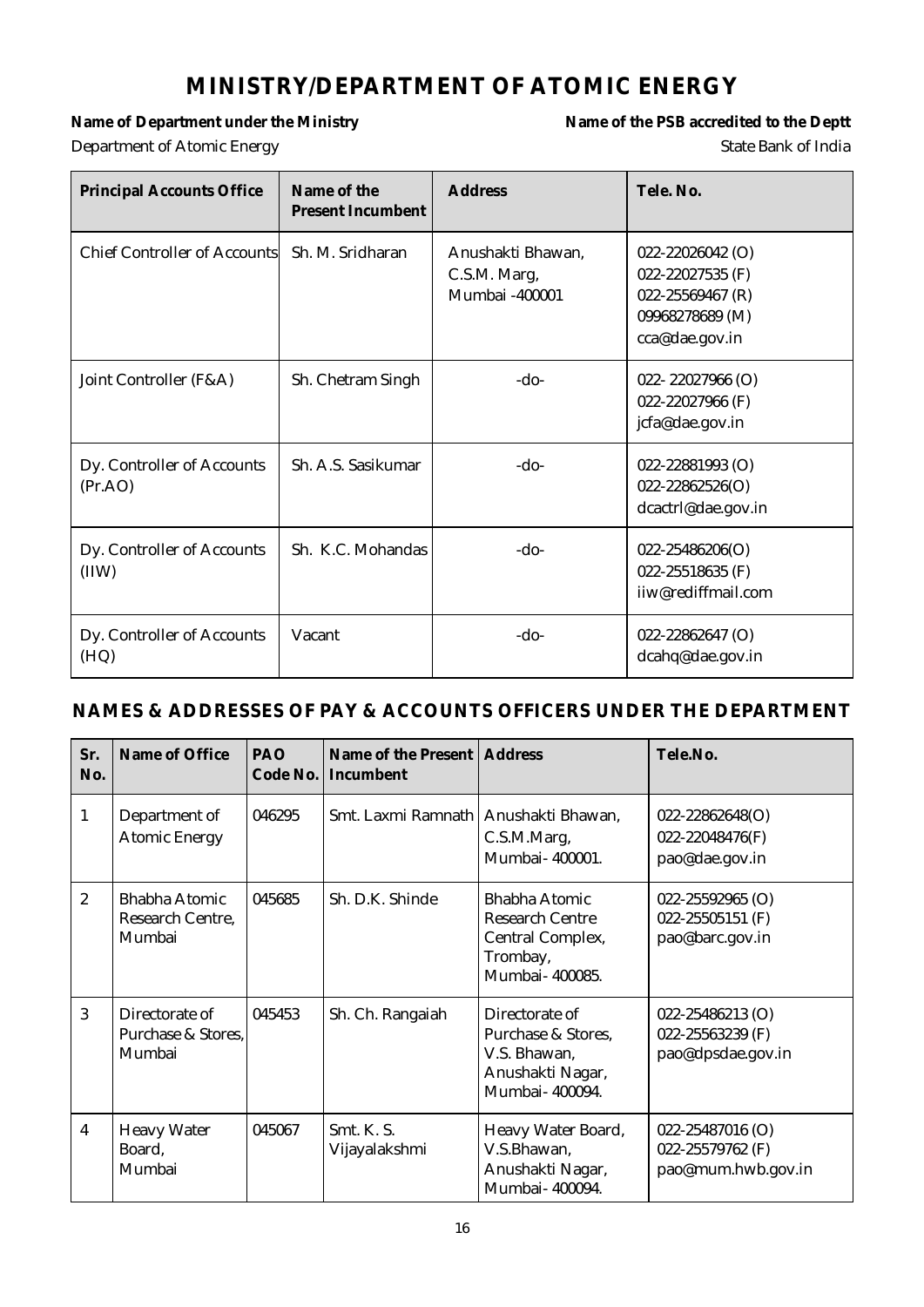# MINISTRY/DEPARTMENT OF ATOMIC ENERGY

**Name of Department under the Ministry** — Department of Atomic Energy

**Name of the PSB accredited to the Deptt** — State Bank of India

| Principal Accounts Office | Name of the Present Incumbent | Address | Tele. No. |
|---|---|---|---|
| Chief Controller of Accounts | Sh. M. Sridharan | Anushakti Bhawan, C.S.M. Marg, Mumbai -400001 | 022-22026042 (O)<br>022-22027535 (F)<br>022-25569467 (R)<br>09968278689 (M)<br>cca@dae.gov.in |
| Joint Controller (F&A) | Sh. Chetram Singh | -do- | 022- 22027966 (O)<br>022-22027966 (F)<br>jcfa@dae.gov.in |
| Dy. Controller of Accounts (Pr.AO) | Sh. A.S. Sasikumar | -do- | 022-22881993 (O)<br>022-22862526(O)<br>dcactrl@dae.gov.in |
| Dy. Controller of Accounts (IIW) | Sh. K.C. Mohandas | -do- | 022-25486206(O)<br>022-25518635 (F)<br>iiw@rediffmail.com |
| Dy. Controller of Accounts (HQ) | Vacant | -do- | 022-22862647 (O)<br>dcahq@dae.gov.in |

## NAMES & ADDRESSES OF PAY & ACCOUNTS OFFICERS UNDER THE DEPARTMENT

| Sr. No. | Name of Office | PAO Code No. | Name of the Present Incumbent | Address | Tele.No. |
|---|---|---|---|---|---|
| 1 | Department of Atomic Energy | 046295 | Smt. Laxmi Ramnath | Anushakti Bhawan, C.S.M.Marg, Mumbai- 400001. | 022-22862648(O)<br>022-22048476(F)<br>pao@dae.gov.in |
| 2 | Bhabha Atomic Research Centre, Mumbai | 045685 | Sh. D.K. Shinde | Bhabha Atomic Research Centre Central Complex, Trombay, Mumbai- 400085. | 022-25592965 (O)<br>022-25505151 (F)<br>pao@barc.gov.in |
| 3 | Directorate of Purchase & Stores, Mumbai | 045453 | Sh. Ch. Rangaiah | Directorate of Purchase & Stores, V.S. Bhawan, Anushakti Nagar, Mumbai- 400094. | 022-25486213 (O)<br>022-25563239 (F)<br>pao@dpsdae.gov.in |
| 4 | Heavy Water Board, Mumbai | 045067 | Smt. K. S. Vijayalakshmi | Heavy Water Board, V.S.Bhawan, Anushakti Nagar, Mumbai- 400094. | 022-25487016 (O)<br>022-25579762 (F)<br>pao@mum.hwb.gov.in |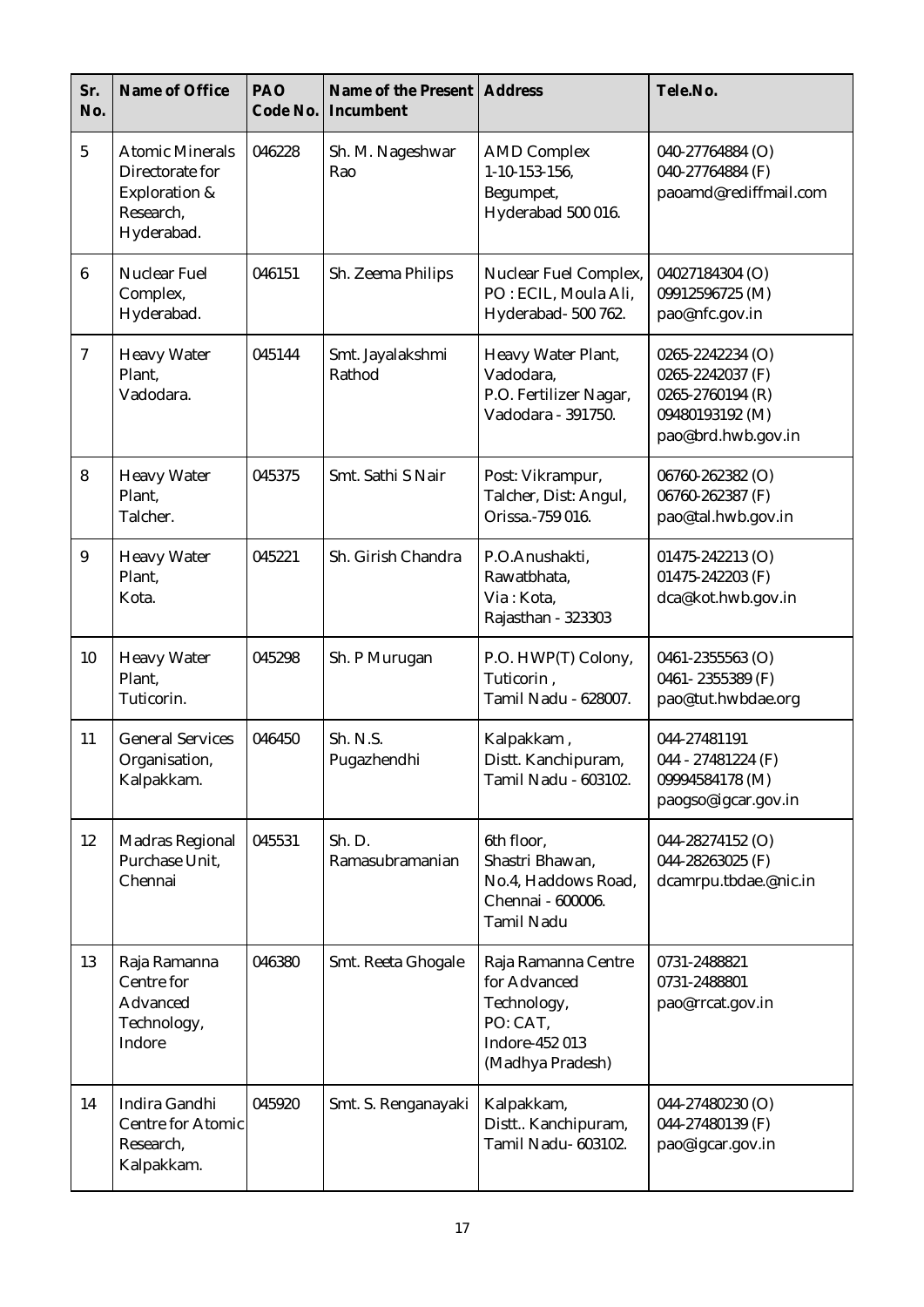| Sr. No. | Name of Office | PAO Code No. | Name of the Present Incumbent | Address | Tele.No. |
|---|---|---|---|---|---|
| 5 | Atomic Minerals Directorate for Exploration & Research, Hyderabad. | 046228 | Sh. M. Nageshwar Rao | AMD Complex 1-10-153-156, Begumpet, Hyderabad 500 016. | 040-27764884 (O) 040-27764884 (F) paoamd@rediffmail.com |
| 6 | Nuclear Fuel Complex, Hyderabad. | 046151 | Sh. Zeema Philips | Nuclear Fuel Complex, PO : ECIL, Moula Ali, Hyderabad- 500 762. | 04027184304 (O) 09912596725 (M) pao@nfc.gov.in |
| 7 | Heavy Water Plant, Vadodara. | 045144 | Smt. Jayalakshmi Rathod | Heavy Water Plant, Vadodara, P.O. Fertilizer Nagar, Vadodara - 391750. | 0265-2242234 (O) 0265-2242037 (F) 0265-2760194 (R) 09480193192 (M) pao@brd.hwb.gov.in |
| 8 | Heavy Water Plant, Talcher. | 045375 | Smt. Sathi S Nair | Post: Vikrampur, Talcher, Dist: Angul, Orissa.-759 016. | 06760-262382 (O) 06760-262387 (F) pao@tal.hwb.gov.in |
| 9 | Heavy Water Plant, Kota. | 045221 | Sh. Girish Chandra | P.O.Anushakti, Rawatbhata, Via : Kota, Rajasthan - 323303 | 01475-242213 (O) 01475-242203 (F) dca@kot.hwb.gov.in |
| 10 | Heavy Water Plant, Tuticorin. | 045298 | Sh. P Murugan | P.O. HWP(T) Colony, Tuticorin , Tamil Nadu - 628007. | 0461-2355563 (O) 0461- 2355389 (F) pao@tut.hwbdae.org |
| 11 | General Services Organisation, Kalpakkam. | 046450 | Sh. N.S. Pugazhendhi | Kalpakkam , Distt. Kanchipuram, Tamil Nadu - 603102. | 044-27481191 044 - 27481224 (F) 09994584178 (M) paogso@igcar.gov.in |
| 12 | Madras Regional Purchase Unit, Chennai | 045531 | Sh. D. Ramasubramanian | 6th floor, Shastri Bhawan, No.4, Haddows Road, Chennai - 600006. Tamil Nadu | 044-28274152 (O) 044-28263025 (F) dcamrpu.tbdae.@nic.in |
| 13 | Raja Ramanna Centre for Advanced Technology, Indore | 046380 | Smt. Reeta Ghogale | Raja Ramanna Centre for Advanced Technology, PO: CAT, Indore-452 013 (Madhya Pradesh) | 0731-2488821 0731-2488801 pao@rrcat.gov.in |
| 14 | Indira Gandhi Centre for Atomic Research, Kalpakkam. | 045920 | Smt. S. Renganayaki | Kalpakkam, Distt.. Kanchipuram, Tamil Nadu- 603102. | 044-27480230 (O) 044-27480139 (F) pao@igcar.gov.in |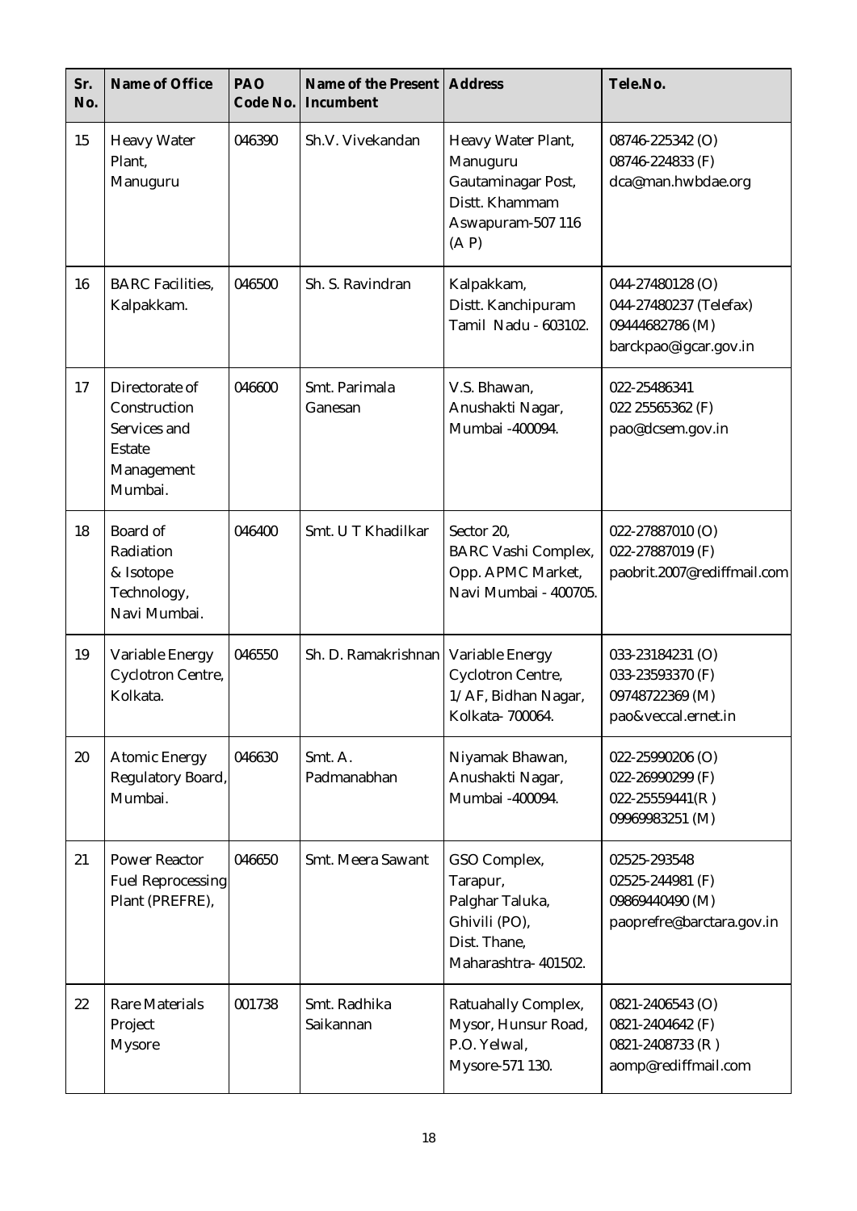| Sr. No. | Name of Office | PAO Code No. | Name of the Present Incumbent | Address | Tele.No. |
|---|---|---|---|---|---|
| 15 | Heavy Water Plant, Manuguru | 046390 | Sh.V. Vivekandan | Heavy Water Plant, Manuguru Gautaminagar Post, Distt. Khammam Aswapuram-507 116 (A P) | 08746-225342 (O) 08746-224833 (F) dca@man.hwbdae.org |
| 16 | BARC Facilities, Kalpakkam. | 046500 | Sh. S. Ravindran | Kalpakkam, Distt. Kanchipuram Tamil Nadu - 603102. | 044-27480128 (O) 044-27480237 (Telefax) 09444682786 (M) barckpao@igcar.gov.in |
| 17 | Directorate of Construction Services and Estate Management Mumbai. | 046600 | Smt. Parimala Ganesan | V.S. Bhawan, Anushakti Nagar, Mumbai -400094. | 022-25486341 022 25565362 (F) pao@dcsem.gov.in |
| 18 | Board of Radiation & Isotope Technology, Navi Mumbai. | 046400 | Smt. U T Khadilkar | Sector 20, BARC Vashi Complex, Opp. APMC Market, Navi Mumbai - 400705. | 022-27887010 (O) 022-27887019 (F) paobrit.2007@rediffmail.com |
| 19 | Variable Energy Cyclotron Centre, Kolkata. | 046550 | Sh. D. Ramakrishnan | Variable Energy Cyclotron Centre, 1/AF, Bidhan Nagar, Kolkata- 700064. | 033-23184231 (O) 033-23593370 (F) 09748722369 (M) pao&veccal.ernet.in |
| 20 | Atomic Energy Regulatory Board, Mumbai. | 046630 | Smt. A. Padmanabhan | Niyamak Bhawan, Anushakti Nagar, Mumbai -400094. | 022-25990206 (O) 022-26990299 (F) 022-25559441(R) 09969983251 (M) |
| 21 | Power Reactor Fuel Reprocessing Plant (PREFRE), | 046650 | Smt. Meera Sawant | GSO Complex, Tarapur, Palghar Taluka, Ghivili (PO), Dist. Thane, Maharashtra- 401502. | 02525-293548 02525-244981 (F) 09869440490 (M) paoprefre@barctara.gov.in |
| 22 | Rare Materials Project Mysore | 001738 | Smt. Radhika Saikannan | Ratuahally Complex, Mysor, Hunsur Road, P.O. Yelwal, Mysore-571 130. | 0821-2406543 (O) 0821-2404642 (F) 0821-2408733 (R) aomp@rediffmail.com |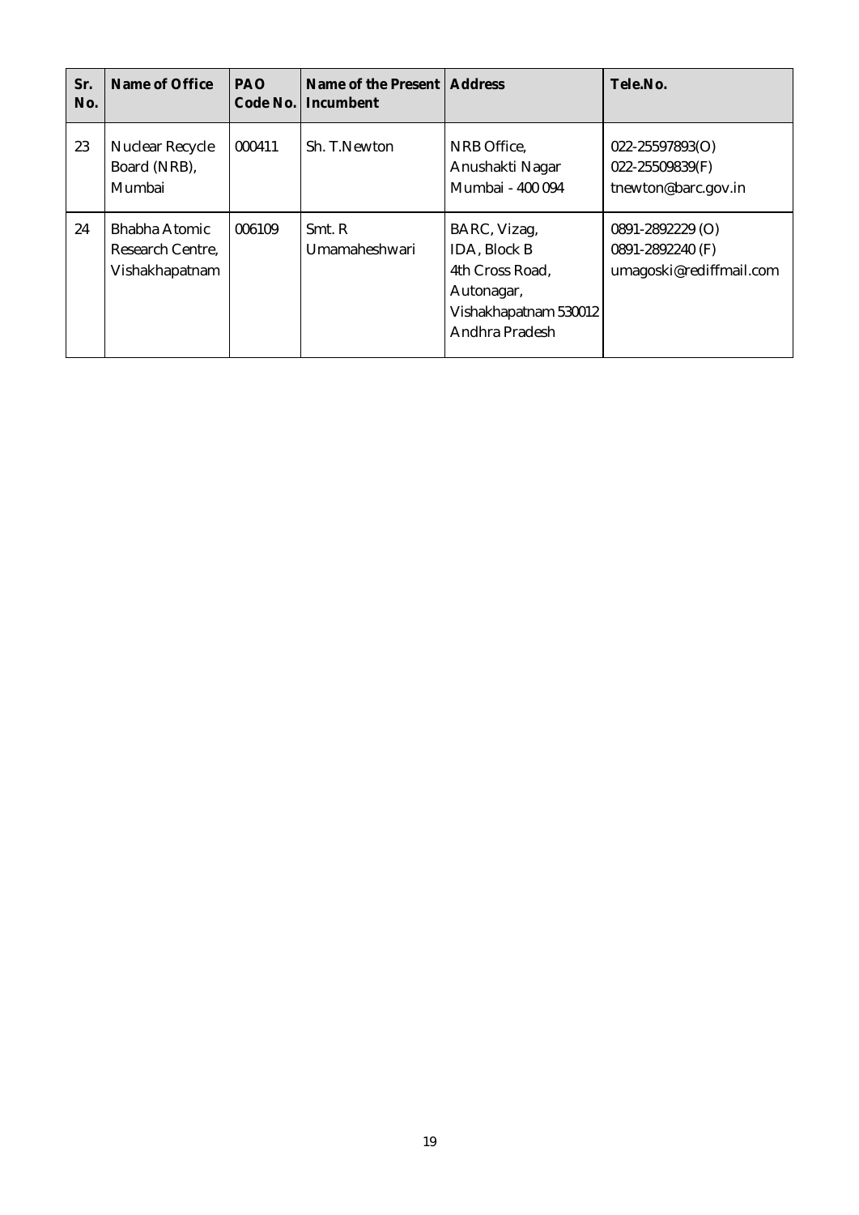| Sr. No. | Name of Office | PAO Code No. | Name of the Present Incumbent | Address | Tele.No. |
|---|---|---|---|---|---|
| 23 | Nuclear Recycle Board (NRB), Mumbai | 000411 | Sh. T.Newton | NRB Office, Anushakti Nagar Mumbai - 400 094 | 022-25597893(O) 022-25509839(F) tnewton@barc.gov.in |
| 24 | Bhabha Atomic Research Centre, Vishakhapatnam | 006109 | Smt. R Umamaheshwari | BARC, Vizag, IDA, Block B 4th Cross Road, Autonagar, Vishakhapatnam 530012 Andhra Pradesh | 0891-2892229 (O) 0891-2892240 (F) umagoski@rediffmail.com |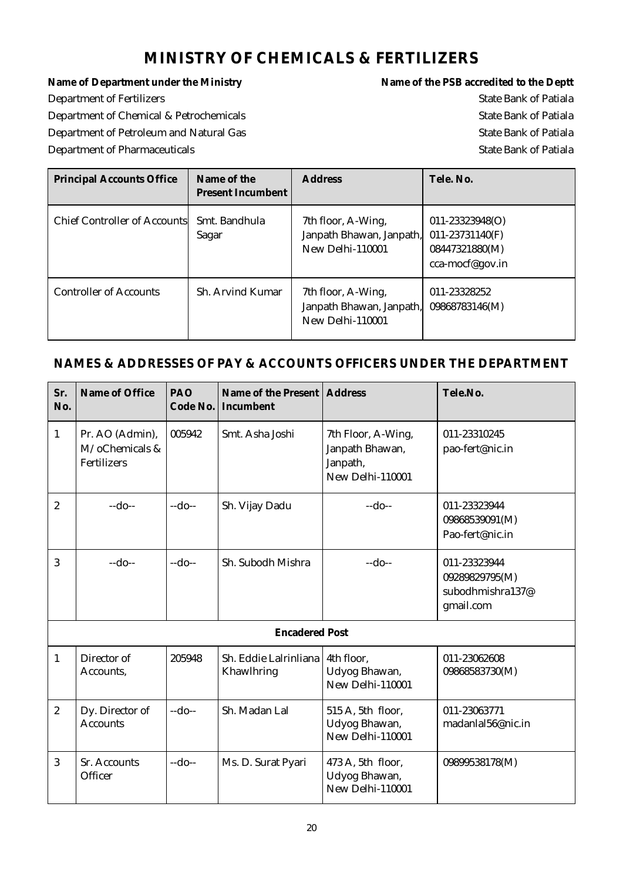# MINISTRY OF CHEMICALS & FERTILIZERS

| Name of Department under the Ministry | Name of the PSB accredited to the Deptt |
|---|---|
| Department of Fertilizers | State Bank of Patiala |
| Department of Chemical & Petrochemicals | State Bank of Patiala |
| Department of Petroleum and Natural Gas | State Bank of Patiala |
| Department of Pharmaceuticals | State Bank of Patiala |

| Principal Accounts Office | Name of the Present Incumbent | Address | Tele. No. |
|---|---|---|---|
| Chief Controller of Accounts | Smt. Bandhula Sagar | 7th floor, A-Wing, Janpath Bhawan, Janpath, New Delhi-110001 | 011-23323948(O) 011-23731140(F) 08447321880(M) cca-mocf@gov.in |
| Controller of Accounts | Sh. Arvind Kumar | 7th floor, A-Wing, Janpath Bhawan, Janpath, New Delhi-110001 | 011-23328252 09868783146(M) |

## NAMES & ADDRESSES OF PAY & ACCOUNTS OFFICERS UNDER THE DEPARTMENT

| Sr. No. | Name of Office | PAO Code No. | Name of the Present Incumbent | Address | Tele.No. |
|---|---|---|---|---|---|
| 1 | Pr. AO (Admin), M/oChemicals & Fertilizers | 005942 | Smt. Asha Joshi | 7th Floor, A-Wing, Janpath Bhawan, Janpath, New Delhi-110001 | 011-23310245 pao-fert@nic.in |
| 2 | --do-- | --do-- | Sh. Vijay Dadu | --do-- | 011-23323944 09868539091(M) Pao-fert@nic.in |
| 3 | --do-- | --do-- | Sh. Subodh Mishra | --do-- | 011-23323944 09289829795(M) subodhmishra137@ gmail.com |
| **Encadered Post** | | | | | |
| 1 | Director of Accounts, | 205948 | Sh. Eddie Lalrinliana Khawlhring | 4th floor, Udyog Bhawan, New Delhi-110001 | 011-23062608 09868583730(M) |
| 2 | Dy. Director of Accounts | --do-- | Sh. Madan Lal | 515 A, 5th floor, Udyog Bhawan, New Delhi-110001 | 011-23063771 madanlal56@nic.in |
| 3 | Sr. Accounts Officer | --do-- | Ms. D. Surat Pyari | 473 A, 5th floor, Udyog Bhawan, New Delhi-110001 | 09899538178(M) |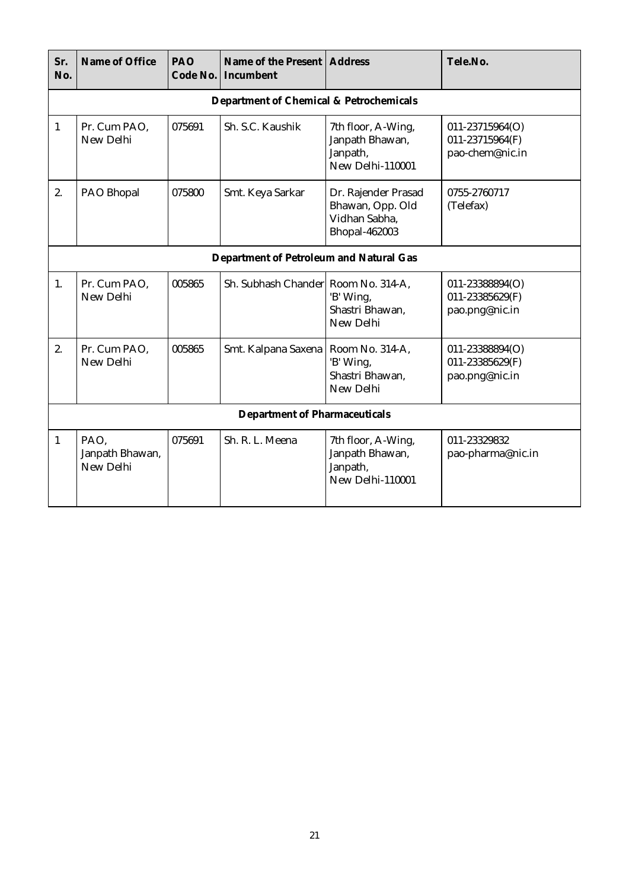| Sr. No. | Name of Office | PAO Code No. | Name of the Present Incumbent | Address | Tele.No. |
|---|---|---|---|---|---|
| **Department of Chemical & Petrochemicals** | | | | | |
| 1 | Pr. Cum PAO, New Delhi | 075691 | Sh. S.C. Kaushik | 7th floor, A-Wing, Janpath Bhawan, Janpath, New Delhi-110001 | 011-23715964(O) 011-23715964(F) pao-chem@nic.in |
| 2. | PAO Bhopal | 075800 | Smt. Keya Sarkar | Dr. Rajender Prasad Bhawan, Opp. Old Vidhan Sabha, Bhopal-462003 | 0755-2760717 (Telefax) |
| **Department of Petroleum and Natural Gas** | | | | | |
| 1. | Pr. Cum PAO, New Delhi | 005865 | Sh. Subhash Chander | Room No. 314-A, 'B' Wing, Shastri Bhawan, New Delhi | 011-23388894(O) 011-23385629(F) pao.png@nic.in |
| 2. | Pr. Cum PAO, New Delhi | 005865 | Smt. Kalpana Saxena | Room No. 314-A, 'B' Wing, Shastri Bhawan, New Delhi | 011-23388894(O) 011-23385629(F) pao.png@nic.in |
| **Department of Pharmaceuticals** | | | | | |
| 1 | PAO, Janpath Bhawan, New Delhi | 075691 | Sh. R. L. Meena | 7th floor, A-Wing, Janpath Bhawan, Janpath, New Delhi-110001 | 011-23329832 pao-pharma@nic.in |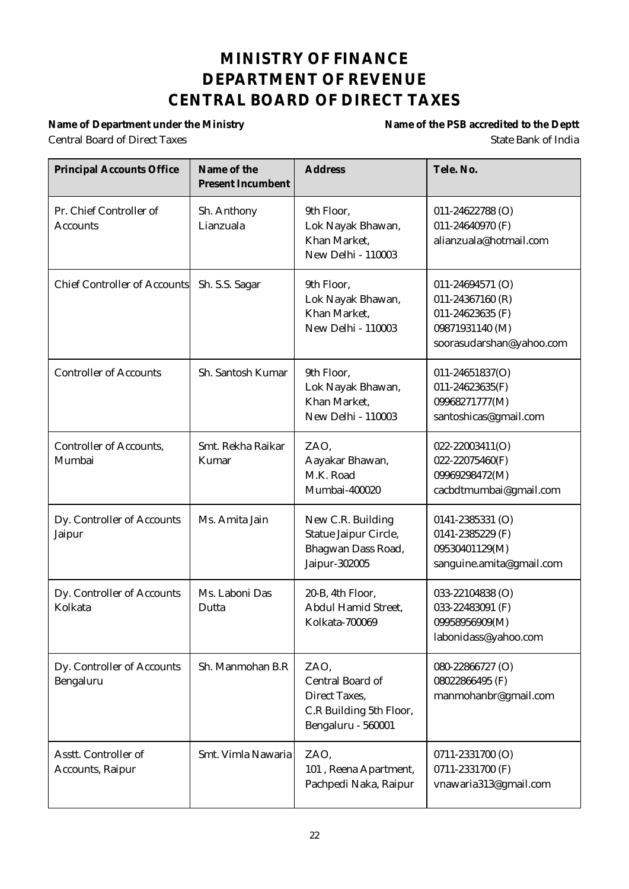# MINISTRY OF FINANCE
# DEPARTMENT OF REVENUE
# CENTRAL BOARD OF DIRECT TAXES

**Name of Department under the Ministry**
Central Board of Direct Taxes

**Name of the PSB accredited to the Deptt**
State Bank of India

| Principal Accounts Office | Name of the Present Incumbent | Address | Tele. No. |
|---|---|---|---|
| Pr. Chief Controller of Accounts | Sh. Anthony Lianzuala | 9th Floor, Lok Nayak Bhawan, Khan Market, New Delhi - 110003 | 011-24622788 (O) 011-24640970 (F) alianzuala@hotmail.com |
| Chief Controller of Accounts | Sh. S.S. Sagar | 9th Floor, Lok Nayak Bhawan, Khan Market, New Delhi - 110003 | 011-24694571 (O) 011-24367160 (R) 011-24623635 (F) 09871931140 (M) soorasudarshan@yahoo.com |
| Controller of Accounts | Sh. Santosh Kumar | 9th Floor, Lok Nayak Bhawan, Khan Market, New Delhi - 110003 | 011-24651837(O) 011-24623635(F) 09968271777(M) santoshicas@gmail.com |
| Controller of Accounts, Mumbai | Smt. Rekha Raikar Kumar | ZAO, Aayakar Bhawan, M.K. Road Mumbai-400020 | 022-22003411(O) 022-22075460(F) 09969298472(M) cacbdtmumbai@gmail.com |
| Dy. Controller of Accounts Jaipur | Ms. Amita Jain | New C.R. Building Statue Jaipur Circle, Bhagwan Dass Road, Jaipur-302005 | 0141-2385331 (O) 0141-2385229 (F) 09530401129(M) sanguine.amita@gmail.com |
| Dy. Controller of Accounts Kolkata | Ms. Laboni Das Dutta | 20-B, 4th Floor, Abdul Hamid Street, Kolkata-700069 | 033-22104838 (O) 033-22483091 (F) 09958956909(M) labonidass@yahoo.com |
| Dy. Controller of Accounts Bengaluru | Sh. Manmohan B.R | ZAO, Central Board of Direct Taxes, C.R Building 5th Floor, Bengaluru - 560001 | 080-22866727 (O) 08022866495 (F) manmohanbr@gmail.com |
| Asstt. Controller of Accounts, Raipur | Smt. Vimla Nawaria | ZAO, 101 , Reena Apartment, Pachpedi Naka, Raipur | 0711-2331700 (O) 0711-2331700 (F) vnawaria313@gmail.com |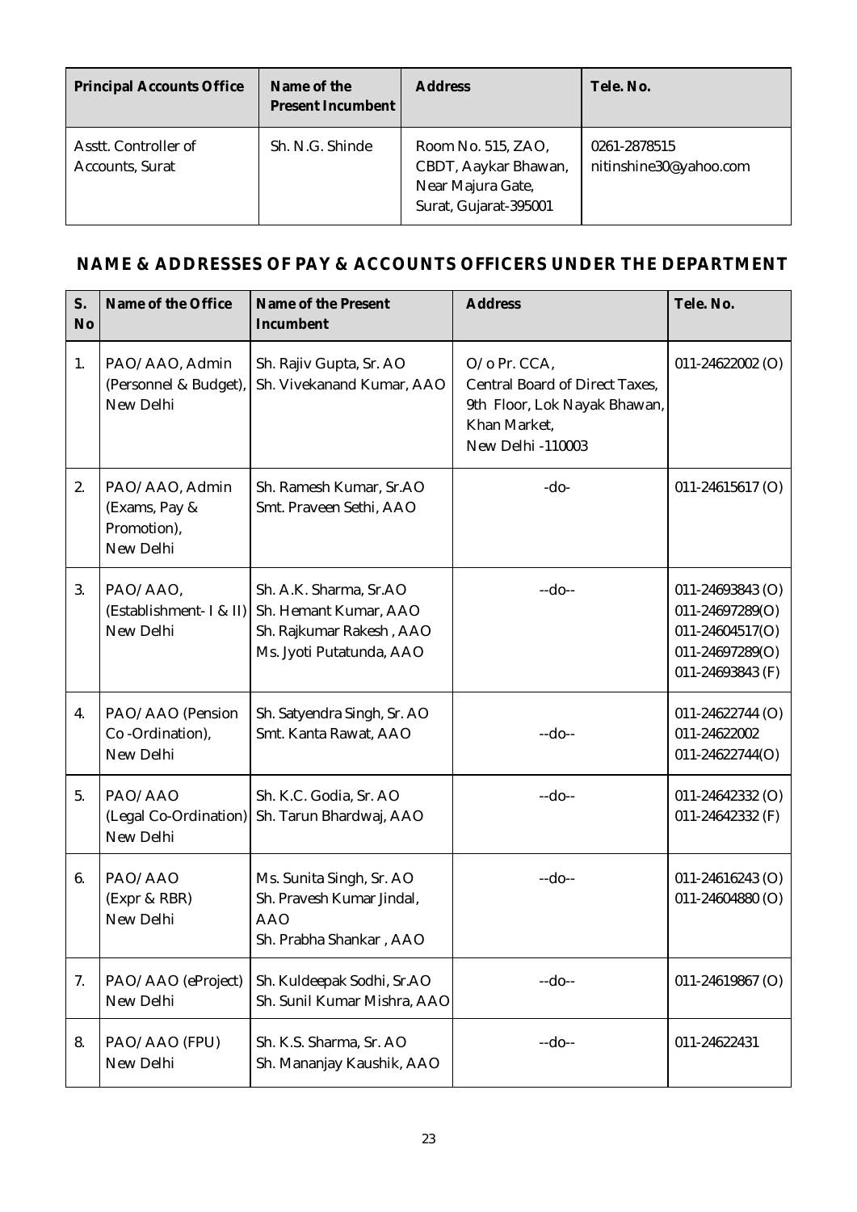| Principal Accounts Office | Name of the Present Incumbent | Address | Tele. No. |
|---|---|---|---|
| Asstt. Controller of Accounts, Surat | Sh. N.G. Shinde | Room No. 515, ZAO, CBDT, Aaykar Bhawan, Near Majura Gate, Surat, Gujarat-395001 | 0261-2878515 nitinshine30@yahoo.com |

## NAME & ADDRESSES OF PAY & ACCOUNTS OFFICERS UNDER THE DEPARTMENT

| S. No | Name of the Office | Name of the Present Incumbent | Address | Tele. No. |
|---|---|---|---|---|
| 1. | PAO/AAO, Admin (Personnel & Budget), New Delhi | Sh. Rajiv Gupta, Sr. AO<br>Sh. Vivekanand Kumar, AAO | O/o Pr. CCA, Central Board of Direct Taxes, 9th Floor, Lok Nayak Bhawan, Khan Market, New Delhi -110003 | 011-24622002 (O) |
| 2. | PAO/AAO, Admin (Exams, Pay & Promotion), New Delhi | Sh. Ramesh Kumar, Sr.AO<br>Smt. Praveen Sethi, AAO | -do- | 011-24615617 (O) |
| 3. | PAO/AAO, (Establishment- I & II) New Delhi | Sh. A.K. Sharma, Sr.AO<br>Sh. Hemant Kumar, AAO<br>Sh. Rajkumar Rakesh , AAO<br>Ms. Jyoti Putatunda, AAO | --do-- | 011-24693843 (O)<br>011-24697289(O)<br>011-24604517(O)<br>011-24697289(O)<br>011-24693843 (F) |
| 4. | PAO/AAO (Pension Co -Ordination), New Delhi | Sh. Satyendra Singh, Sr. AO<br>Smt. Kanta Rawat, AAO | --do-- | 011-24622744 (O)<br>011-24622002<br>011-24622744(O) |
| 5. | PAO/AAO (Legal Co-Ordination) New Delhi | Sh. K.C. Godia, Sr. AO<br>Sh. Tarun Bhardwaj, AAO | --do-- | 011-24642332 (O)<br>011-24642332 (F) |
| 6. | PAO/AAO (Expr & RBR) New Delhi | Ms. Sunita Singh, Sr. AO<br>Sh. Pravesh Kumar Jindal, AAO<br>Sh. Prabha Shankar , AAO | --do-- | 011-24616243 (O)<br>011-24604880 (O) |
| 7. | PAO/AAO (eProject) New Delhi | Sh. Kuldeepak Sodhi, Sr.AO<br>Sh. Sunil Kumar Mishra, AAO | --do-- | 011-24619867 (O) |
| 8. | PAO/AAO (FPU) New Delhi | Sh. K.S. Sharma, Sr. AO<br>Sh. Mananjay Kaushik, AAO | --do-- | 011-24622431 |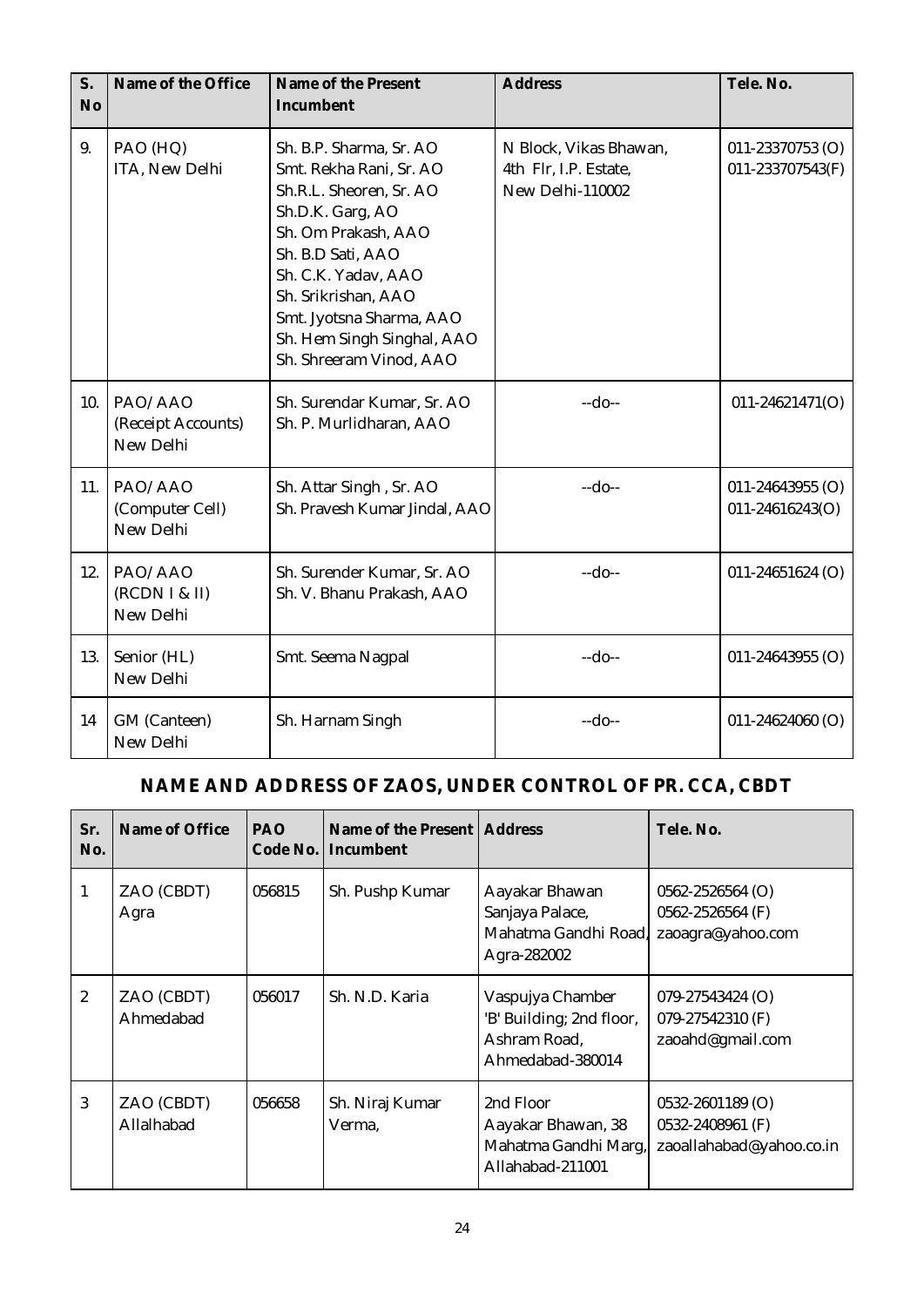| S. No | Name of the Office | Name of the Present Incumbent | Address | Tele. No. |
|---|---|---|---|---|
| 9. | PAO (HQ) ITA, New Delhi | Sh. B.P. Sharma, Sr. AO<br>Smt. Rekha Rani, Sr. AO<br>Sh.R.L. Sheoren, Sr. AO<br>Sh.D.K. Garg, AO<br>Sh. Om Prakash, AAO<br>Sh. B.D Sati, AAO<br>Sh. C.K. Yadav, AAO<br>Sh. Srikrishan, AAO<br>Smt. Jyotsna Sharma, AAO<br>Sh. Hem Singh Singhal, AAO<br>Sh. Shreeram Vinod, AAO | N Block, Vikas Bhawan, 4th Flr, I.P. Estate, New Delhi-110002 | 011-23370753 (O)<br>011-233707543(F) |
| 10. | PAO/AAO (Receipt Accounts) New Delhi | Sh. Surendar Kumar, Sr. AO<br>Sh. P. Murlidharan, AAO | --do-- | 011-24621471(O) |
| 11. | PAO/AAO (Computer Cell) New Delhi | Sh. Attar Singh , Sr. AO<br>Sh. Pravesh Kumar Jindal, AAO | --do-- | 011-24643955 (O)<br>011-24616243(O) |
| 12. | PAO/AAO (RCDN I & II) New Delhi | Sh. Surender Kumar, Sr. AO<br>Sh. V. Bhanu Prakash, AAO | --do-- | 011-24651624 (O) |
| 13. | Senior (HL) New Delhi | Smt. Seema Nagpal | --do-- | 011-24643955 (O) |
| 14 | GM (Canteen) New Delhi | Sh. Harnam Singh | --do-- | 011-24624060 (O) |

## NAME AND ADDRESS OF ZAOS, UNDER CONTROL OF PR. CCA, CBDT

| Sr. No. | Name of Office | PAO Code No. | Name of the Present Incumbent | Address | Tele. No. |
|---|---|---|---|---|---|
| 1 | ZAO (CBDT) Agra | 056815 | Sh. Pushp Kumar | Aayakar Bhawan Sanjaya Palace, Mahatma Gandhi Road, Agra-282002 | 0562-2526564 (O)<br>0562-2526564 (F)<br>zaoagra@yahoo.com |
| 2 | ZAO (CBDT) Ahmedabad | 056017 | Sh. N.D. Karia | Vaspujya Chamber 'B' Building; 2nd floor, Ashram Road, Ahmedabad-380014 | 079-27543424 (O)<br>079-27542310 (F)<br>zaoahd@gmail.com |
| 3 | ZAO (CBDT) Allalhabad | 056658 | Sh. Niraj Kumar Verma, | 2nd Floor Aayakar Bhawan, 38 Mahatma Gandhi Marg, Allahabad-211001 | 0532-2601189 (O)<br>0532-2408961 (F)<br>zaoallahabad@yahoo.co.in |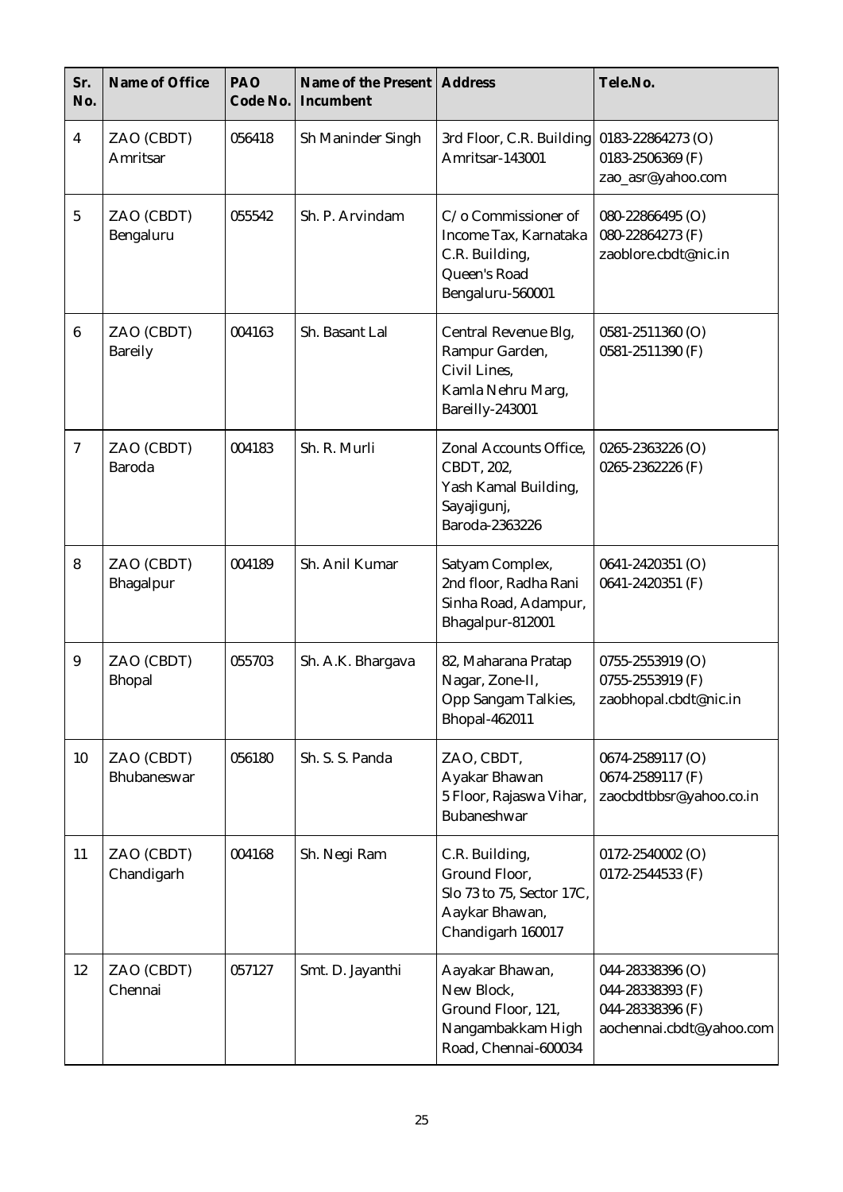| Sr. No. | Name of Office | PAO Code No. | Name of the Present Incumbent | Address | Tele.No. |
|---|---|---|---|---|---|
| 4 | ZAO (CBDT) Amritsar | 056418 | Sh Maninder Singh | 3rd Floor, C.R. Building Amritsar-143001 | 0183-22864273 (O) 0183-2506369 (F) zao_asr@yahoo.com |
| 5 | ZAO (CBDT) Bengaluru | 055542 | Sh. P. Arvindam | C/o Commissioner of Income Tax, Karnataka C.R. Building, Queen's Road Bengaluru-560001 | 080-22866495 (O) 080-22864273 (F) zaoblore.cbdt@nic.in |
| 6 | ZAO (CBDT) Bareily | 004163 | Sh. Basant Lal | Central Revenue Blg, Rampur Garden, Civil Lines, Kamla Nehru Marg, Bareilly-243001 | 0581-2511360 (O) 0581-2511390 (F) |
| 7 | ZAO (CBDT) Baroda | 004183 | Sh. R. Murli | Zonal Accounts Office, CBDT, 202, Yash Kamal Building, Sayajigunj, Baroda-2363226 | 0265-2363226 (O) 0265-2362226 (F) |
| 8 | ZAO (CBDT) Bhagalpur | 004189 | Sh. Anil Kumar | Satyam Complex, 2nd floor, Radha Rani Sinha Road, Adampur, Bhagalpur-812001 | 0641-2420351 (O) 0641-2420351 (F) |
| 9 | ZAO (CBDT) Bhopal | 055703 | Sh. A.K. Bhargava | 82, Maharana Pratap Nagar, Zone-II, Opp Sangam Talkies, Bhopal-462011 | 0755-2553919 (O) 0755-2553919 (F) zaobhopal.cbdt@nic.in |
| 10 | ZAO (CBDT) Bhubaneswar | 056180 | Sh. S. S. Panda | ZAO, CBDT, Ayakar Bhawan 5 Floor, Rajaswa Vihar, Bubaneshwar | 0674-2589117 (O) 0674-2589117 (F) zaocbdtbbsr@yahoo.co.in |
| 11 | ZAO (CBDT) Chandigarh | 004168 | Sh. Negi Ram | C.R. Building, Ground Floor, Slo 73 to 75, Sector 17C, Aaykar Bhawan, Chandigarh 160017 | 0172-2540002 (O) 0172-2544533 (F) |
| 12 | ZAO (CBDT) Chennai | 057127 | Smt. D. Jayanthi | Aayakar Bhawan, New Block, Ground Floor, 121, Nangambakkam High Road, Chennai-600034 | 044-28338396 (O) 044-28338393 (F) 044-28338396 (F) aochennai.cbdt@yahoo.com |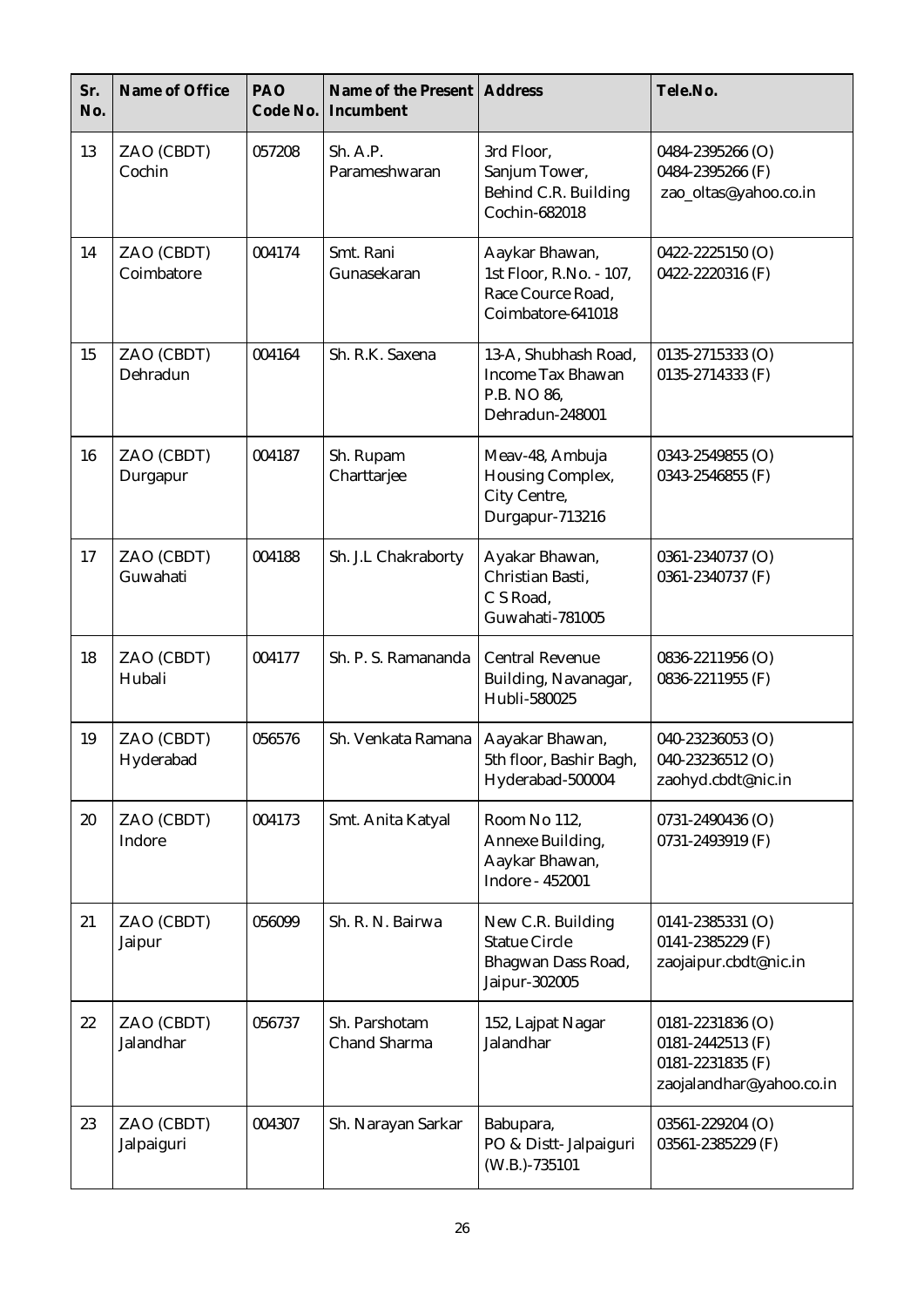| Sr. No. | Name of Office | PAO Code No. | Name of the Present Incumbent | Address | Tele.No. |
|---|---|---|---|---|---|
| 13 | ZAO (CBDT) Cochin | 057208 | Sh. A.P. Parameshwaran | 3rd Floor, Sanjum Tower, Behind C.R. Building Cochin-682018 | 0484-2395266 (O) 0484-2395266 (F) zao_oltas@yahoo.co.in |
| 14 | ZAO (CBDT) Coimbatore | 004174 | Smt. Rani Gunasekaran | Aaykar Bhawan, 1st Floor, R.No. - 107, Race Cource Road, Coimbatore-641018 | 0422-2225150 (O) 0422-2220316 (F) |
| 15 | ZAO (CBDT) Dehradun | 004164 | Sh. R.K. Saxena | 13-A, Shubhash Road, Income Tax Bhawan P.B. NO 86, Dehradun-248001 | 0135-2715333 (O) 0135-2714333 (F) |
| 16 | ZAO (CBDT) Durgapur | 004187 | Sh. Rupam Charttarjee | Meav-48, Ambuja Housing Complex, City Centre, Durgapur-713216 | 0343-2549855 (O) 0343-2546855 (F) |
| 17 | ZAO (CBDT) Guwahati | 004188 | Sh. J.L Chakraborty | Ayakar Bhawan, Christian Basti, C S Road, Guwahati-781005 | 0361-2340737 (O) 0361-2340737 (F) |
| 18 | ZAO (CBDT) Hubali | 004177 | Sh. P. S. Ramananda | Central Revenue Building, Navanagar, Hubli-580025 | 0836-2211956 (O) 0836-2211955 (F) |
| 19 | ZAO (CBDT) Hyderabad | 056576 | Sh. Venkata Ramana | Aayakar Bhawan, 5th floor, Bashir Bagh, Hyderabad-500004 | 040-23236053 (O) 040-23236512 (O) zaohyd.cbdt@nic.in |
| 20 | ZAO (CBDT) Indore | 004173 | Smt. Anita Katyal | Room No 112, Annexe Building, Aaykar Bhawan, Indore - 452001 | 0731-2490436 (O) 0731-2493919 (F) |
| 21 | ZAO (CBDT) Jaipur | 056099 | Sh. R. N. Bairwa | New C.R. Building Statue Circle Bhagwan Dass Road, Jaipur-302005 | 0141-2385331 (O) 0141-2385229 (F) zaojaipur.cbdt@nic.in |
| 22 | ZAO (CBDT) Jalandhar | 056737 | Sh. Parshotam Chand Sharma | 152, Lajpat Nagar Jalandhar | 0181-2231836 (O) 0181-2442513 (F) 0181-2231835 (F) zaojalandhar@yahoo.co.in |
| 23 | ZAO (CBDT) Jalpaiguri | 004307 | Sh. Narayan Sarkar | Babupara, PO & Distt- Jalpaiguri (W.B.)-735101 | 03561-229204 (O) 03561-2385229 (F) |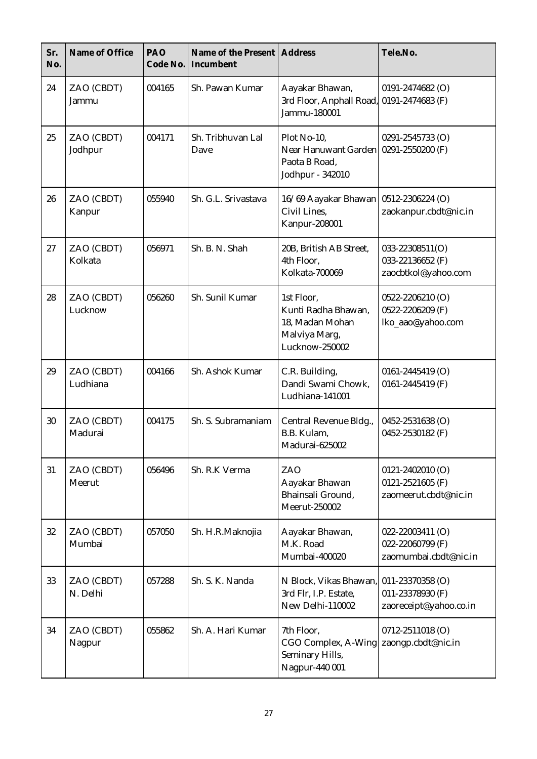| Sr. No. | Name of Office | PAO Code No. | Name of the Present Incumbent | Address | Tele.No. |
|---|---|---|---|---|---|
| 24 | ZAO (CBDT) Jammu | 004165 | Sh. Pawan Kumar | Aayakar Bhawan, 3rd Floor, Anphall Road, Jammu-180001 | 0191-2474682 (O) 0191-2474683 (F) |
| 25 | ZAO (CBDT) Jodhpur | 004171 | Sh. Tribhuvan Lal Dave | Plot No-10, Near Hanuwant Garden Paota B Road, Jodhpur - 342010 | 0291-2545733 (O) 0291-2550200 (F) |
| 26 | ZAO (CBDT) Kanpur | 055940 | Sh. G.L. Srivastava | 16/69 Aayakar Bhawan Civil Lines, Kanpur-208001 | 0512-2306224 (O) zaokanpur.cbdt@nic.in |
| 27 | ZAO (CBDT) Kolkata | 056971 | Sh. B. N. Shah | 20B, British AB Street, 4th Floor, Kolkata-700069 | 033-22308511(O) 033-22136652 (F) zaocbtkol@yahoo.com |
| 28 | ZAO (CBDT) Lucknow | 056260 | Sh. Sunil Kumar | 1st Floor, Kunti Radha Bhawan, 18, Madan Mohan Malviya Marg, Lucknow-250002 | 0522-2206210 (O) 0522-2206209 (F) lko_aao@yahoo.com |
| 29 | ZAO (CBDT) Ludhiana | 004166 | Sh. Ashok Kumar | C.R. Building, Dandi Swami Chowk, Ludhiana-141001 | 0161-2445419 (O) 0161-2445419 (F) |
| 30 | ZAO (CBDT) Madurai | 004175 | Sh. S. Subramaniam | Central Revenue Bldg., B.B. Kulam, Madurai-625002 | 0452-2531638 (O) 0452-2530182 (F) |
| 31 | ZAO (CBDT) Meerut | 056496 | Sh. R.K Verma | ZAO Aayakar Bhawan Bhainsali Ground, Meerut-250002 | 0121-2402010 (O) 0121-2521605 (F) zaomeerut.cbdt@nic.in |
| 32 | ZAO (CBDT) Mumbai | 057050 | Sh. H.R.Maknojia | Aayakar Bhawan, M.K. Road Mumbai-400020 | 022-22003411 (O) 022-22060799 (F) zaomumbai.cbdt@nic.in |
| 33 | ZAO (CBDT) N. Delhi | 057288 | Sh. S. K. Nanda | N Block, Vikas Bhawan, 3rd Flr, I.P. Estate, New Delhi-110002 | 011-23370358 (O) 011-23378930 (F) zaoreceipt@yahoo.co.in |
| 34 | ZAO (CBDT) Nagpur | 055862 | Sh. A. Hari Kumar | 7th Floor, CGO Complex, A-Wing Seminary Hills, Nagpur-440 001 | 0712-2511018 (O) zaongp.cbdt@nic.in |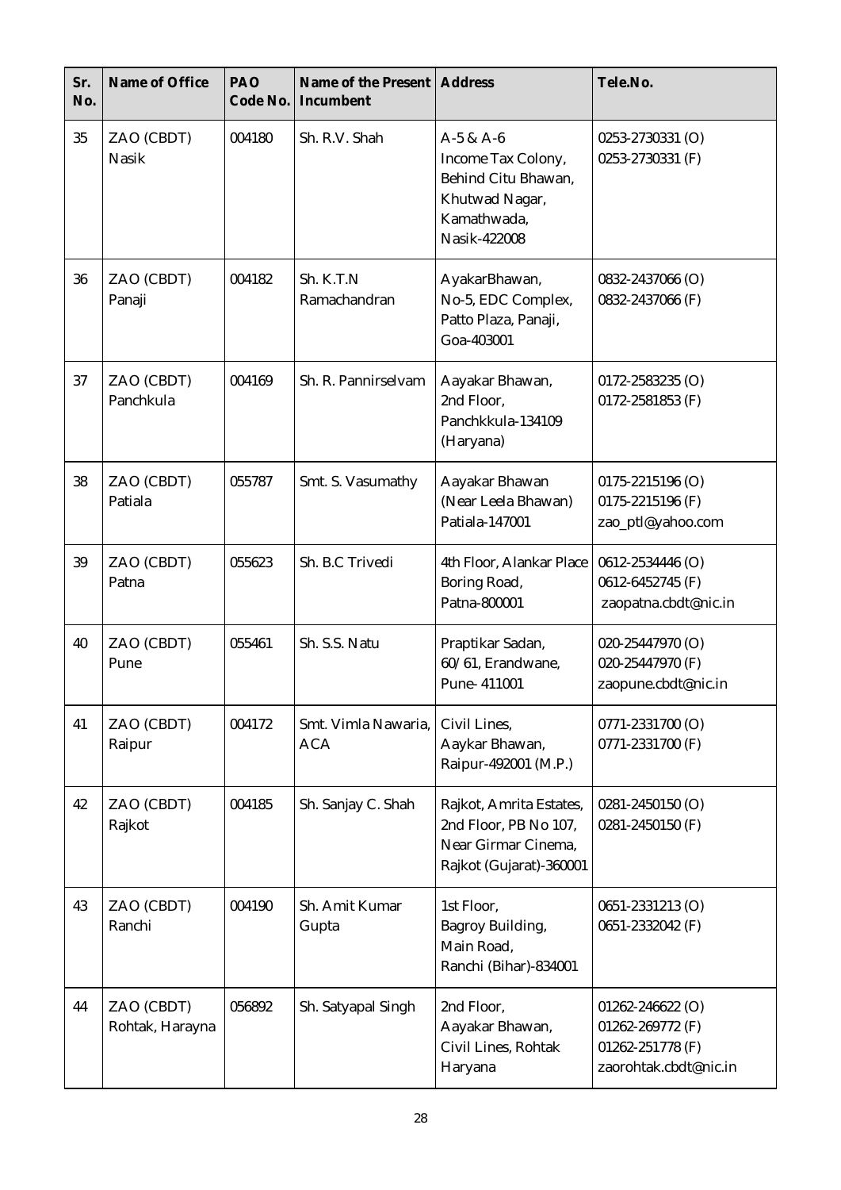| Sr. No. | Name of Office | PAO Code No. | Name of the Present Incumbent | Address | Tele.No. |
|---|---|---|---|---|---|
| 35 | ZAO (CBDT) Nasik | 004180 | Sh. R.V. Shah | A-5 & A-6 Income Tax Colony, Behind Citu Bhawan, Khutwad Nagar, Kamathwada, Nasik-422008 | 0253-2730331 (O) 0253-2730331 (F) |
| 36 | ZAO (CBDT) Panaji | 004182 | Sh. K.T.N Ramachandran | AyakarBhawan, No-5, EDC Complex, Patto Plaza, Panaji, Goa-403001 | 0832-2437066 (O) 0832-2437066 (F) |
| 37 | ZAO (CBDT) Panchkula | 004169 | Sh. R. Pannirselvam | Aayakar Bhawan, 2nd Floor, Panchkkula-134109 (Haryana) | 0172-2583235 (O) 0172-2581853 (F) |
| 38 | ZAO (CBDT) Patiala | 055787 | Smt. S. Vasumathy | Aayakar Bhawan (Near Leela Bhawan) Patiala-147001 | 0175-2215196 (O) 0175-2215196 (F) zao_ptl@yahoo.com |
| 39 | ZAO (CBDT) Patna | 055623 | Sh. B.C Trivedi | 4th Floor, Alankar Place Boring Road, Patna-800001 | 0612-2534446 (O) 0612-6452745 (F) zaopatna.cbdt@nic.in |
| 40 | ZAO (CBDT) Pune | 055461 | Sh. S.S. Natu | Praptikar Sadan, 60/61, Erandwane, Pune- 411001 | 020-25447970 (O) 020-25447970 (F) zaopune.cbdt@nic.in |
| 41 | ZAO (CBDT) Raipur | 004172 | Smt. Vimla Nawaria, ACA | Civil Lines, Aaykar Bhawan, Raipur-492001 (M.P.) | 0771-2331700 (O) 0771-2331700 (F) |
| 42 | ZAO (CBDT) Rajkot | 004185 | Sh. Sanjay C. Shah | Rajkot, Amrita Estates, 2nd Floor, PB No 107, Near Girmar Cinema, Rajkot (Gujarat)-360001 | 0281-2450150 (O) 0281-2450150 (F) |
| 43 | ZAO (CBDT) Ranchi | 004190 | Sh. Amit Kumar Gupta | 1st Floor, Bagroy Building, Main Road, Ranchi (Bihar)-834001 | 0651-2331213 (O) 0651-2332042 (F) |
| 44 | ZAO (CBDT) Rohtak, Harayna | 056892 | Sh. Satyapal Singh | 2nd Floor, Aayakar Bhawan, Civil Lines, Rohtak Haryana | 01262-246622 (O) 01262-269772 (F) 01262-251778 (F) zaorohtak.cbdt@nic.in |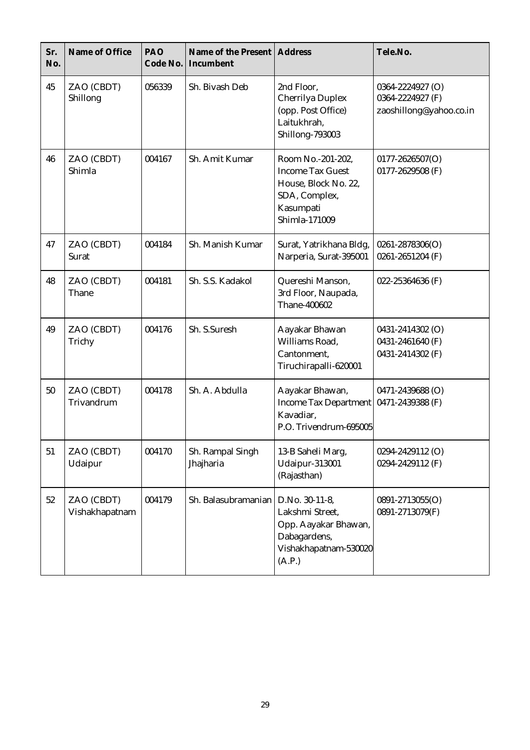| Sr. No. | Name of Office | PAO Code No. | Name of the Present Incumbent | Address | Tele.No. |
|---|---|---|---|---|---|
| 45 | ZAO (CBDT) Shillong | 056339 | Sh. Bivash Deb | 2nd Floor, Cherrilya Duplex (opp. Post Office) Laitukhrah, Shillong-793003 | 0364-2224927 (O) 0364-2224927 (F) zaoshillong@yahoo.co.in |
| 46 | ZAO (CBDT) Shimla | 004167 | Sh. Amit Kumar | Room No.-201-202, Income Tax Guest House, Block No. 22, SDA, Complex, Kasumpati Shimla-171009 | 0177-2626507(O) 0177-2629508 (F) |
| 47 | ZAO (CBDT) Surat | 004184 | Sh. Manish Kumar | Surat, Yatrikhana Bldg, Narperia, Surat-395001 | 0261-2878306(O) 0261-2651204 (F) |
| 48 | ZAO (CBDT) Thane | 004181 | Sh. S.S. Kadakol | Quereshi Manson, 3rd Floor, Naupada, Thane-400602 | 022-25364636 (F) |
| 49 | ZAO (CBDT) Trichy | 004176 | Sh. S.Suresh | Aayakar Bhawan Williams Road, Cantonment, Tiruchirapalli-620001 | 0431-2414302 (O) 0431-2461640 (F) 0431-2414302 (F) |
| 50 | ZAO (CBDT) Trivandrum | 004178 | Sh. A. Abdulla | Aayakar Bhawan, Income Tax Department Kavadiar, P.O. Trivendrum-695005 | 0471-2439688 (O) 0471-2439388 (F) |
| 51 | ZAO (CBDT) Udaipur | 004170 | Sh. Rampal Singh Jhajharia | 13-B Saheli Marg, Udaipur-313001 (Rajasthan) | 0294-2429112 (O) 0294-2429112 (F) |
| 52 | ZAO (CBDT) Vishakhapatnam | 004179 | Sh. Balasubramanian | D.No. 30-11-8, Lakshmi Street, Opp. Aayakar Bhawan, Dabagardens, Vishakhapatnam-530020 (A.P.) | 0891-2713055(O) 0891-2713079(F) |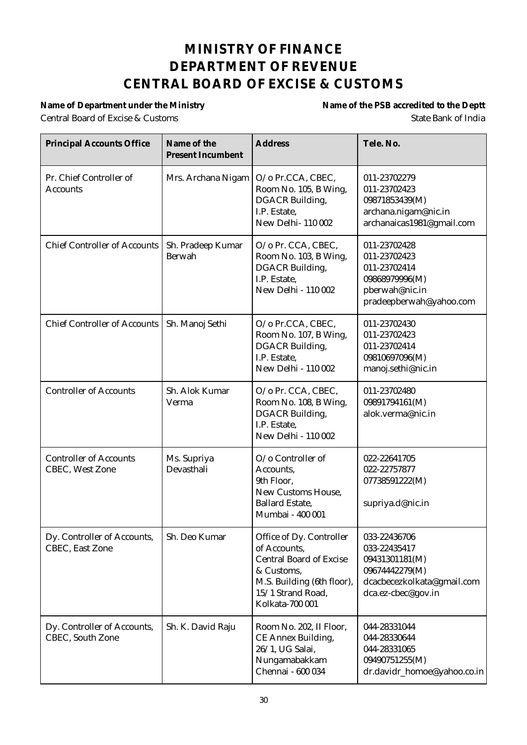# MINISTRY OF FINANCE
# DEPARTMENT OF REVENUE
# CENTRAL BOARD OF EXCISE & CUSTOMS

**Name of Department under the Ministry**
Central Board of Excise & Customs

**Name of the PSB accredited to the Deptt**
State Bank of India

| Principal Accounts Office | Name of the Present Incumbent | Address | Tele. No. |
|---|---|---|---|
| Pr. Chief Controller of Accounts | Mrs. Archana Nigam | O/o Pr.CCA, CBEC, Room No. 105, B Wing, DGACR Building, I.P. Estate, New Delhi- 110 002 | 011-23702279<br>011-23702423<br>09871853439(M)<br>archana.nigam@nic.in<br>archanaicas1981@gmail.com |
| Chief Controller of Accounts | Sh. Pradeep Kumar Berwah | O/o Pr. CCA, CBEC, Room No. 103, B Wing, DGACR Building, I.P. Estate, New Delhi - 110 002 | 011-23702428<br>011-23702423<br>011-23702414<br>09868979996(M)<br>pberwah@nic.in<br>pradeepberwah@yahoo.com |
| Chief Controller of Accounts | Sh. Manoj Sethi | O/o Pr.CCA, CBEC, Room No. 107, B Wing, DGACR Building, I.P. Estate, New Delhi - 110 002 | 011-23702430<br>011-23702423<br>011-23702414<br>09810697096(M)<br>manoj.sethi@nic.in |
| Controller of Accounts | Sh. Alok Kumar Verma | O/o Pr. CCA, CBEC, Room No. 108, B Wing, DGACR Building, I.P. Estate, New Delhi - 110 002 | 011-23702480<br>09891794161(M)<br>alok.verma@nic.in |
| Controller of Accounts CBEC, West Zone | Ms. Supriya Devasthali | O/o Controller of Accounts, 9th Floor, New Customs House, Ballard Estate, Mumbai - 400 001 | 022-22641705<br>022-22757877<br>07738591222(M)<br>supriya.d@nic.in |
| Dy. Controller of Accounts, CBEC, East Zone | Sh. Deo Kumar | Office of Dy. Controller of Accounts, Central Board of Excise & Customs, M.S. Building (6th floor), 15/1 Strand Road, Kolkata-700 001 | 033-22436706<br>033-22435417<br>09431301181(M)<br>09674442279(M)<br>dcacbecezkolkata@gmail.com<br>dca.ez-cbec@gov.in |
| Dy. Controller of Accounts, CBEC, South Zone | Sh. K. David Raju | Room No. 202, II Floor, CE Annex Building, 26/1, UG Salai, Nungamabakkam Chennai - 600 034 | 044-28331044<br>044-28330644<br>044-28331065<br>09490751255(M)<br>dr.davidr_homoe@yahoo.co.in |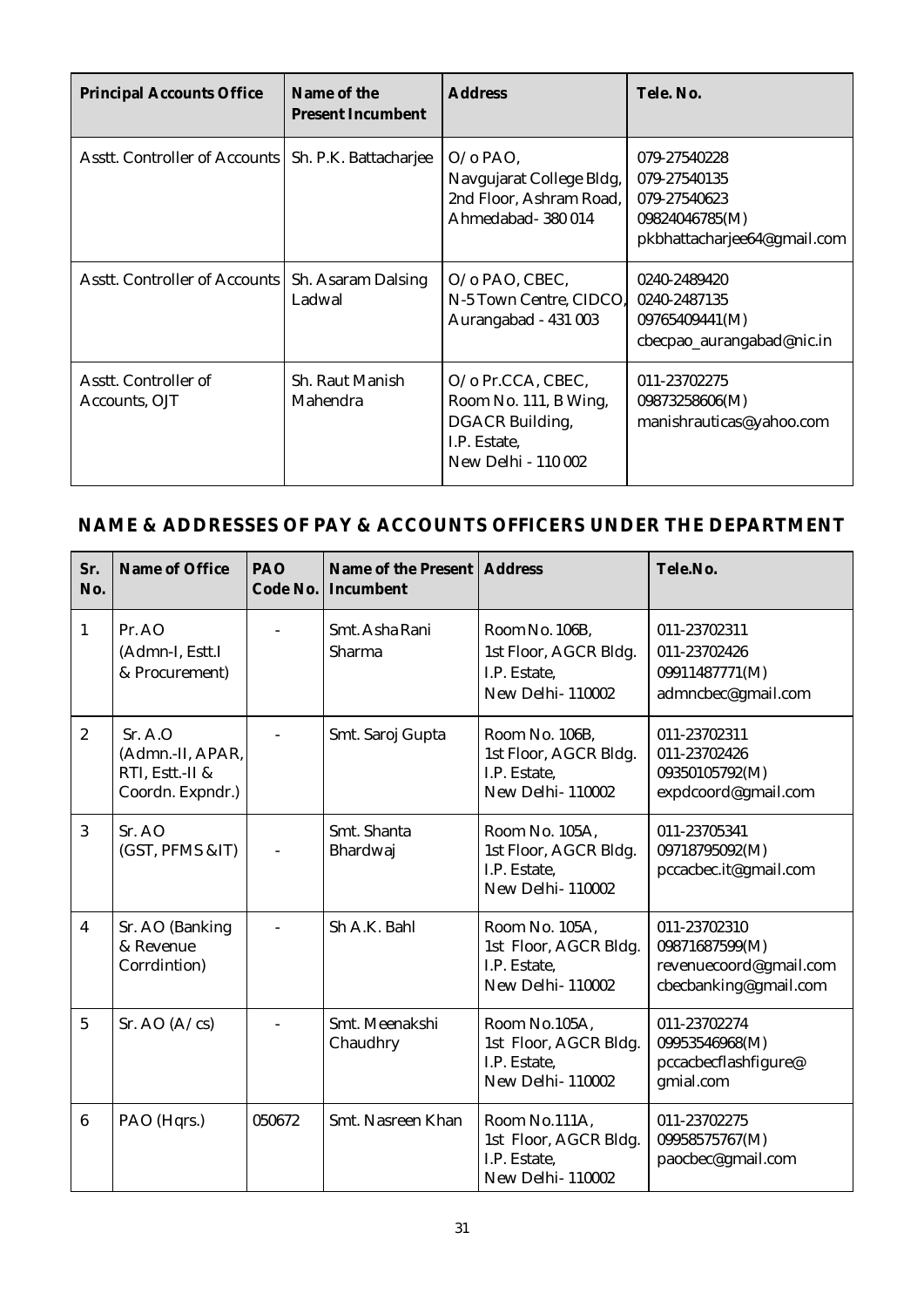| Principal Accounts Office | Name of the Present Incumbent | Address | Tele. No. |
|---|---|---|---|
| Asstt. Controller of Accounts | Sh. P.K. Battacharjee | O/o PAO, Navgujarat College Bldg, 2nd Floor, Ashram Road, Ahmedabad- 380 014 | 079-27540228<br>079-27540135<br>079-27540623<br>09824046785(M)<br>pkbhattacharjee64@gmail.com |
| Asstt. Controller of Accounts | Sh. Asaram Dalsing Ladwal | O/o PAO, CBEC, N-5 Town Centre, CIDCO, Aurangabad - 431 003 | 0240-2489420<br>0240-2487135<br>09765409441(M)<br>cbecpao_aurangabad@nic.in |
| Asstt. Controller of Accounts, OJT | Sh. Raut Manish Mahendra | O/o Pr.CCA, CBEC, Room No. 111, B Wing, DGACR Building, I.P. Estate, New Delhi - 110 002 | 011-23702275<br>09873258606(M)<br>manishrauticas@yahoo.com |

## NAME & ADDRESSES OF PAY & ACCOUNTS OFFICERS UNDER THE DEPARTMENT

| Sr. No. | Name of Office | PAO Code No. | Name of the Present Incumbent | Address | Tele.No. |
|---|---|---|---|---|---|
| 1 | Pr. AO (Admn-I, Estt.I & Procurement) | - | Smt. Asha Rani Sharma | Room No. 106B, 1st Floor, AGCR Bldg. I.P. Estate, New Delhi- 110002 | 011-23702311<br>011-23702426<br>09911487771(M)<br>admncbec@gmail.com |
| 2 | Sr. A.O (Admn.-II, APAR, RTI, Estt.-II & Coordn. Expndr.) | - | Smt. Saroj Gupta | Room No. 106B, 1st Floor, AGCR Bldg. I.P. Estate, New Delhi- 110002 | 011-23702311<br>011-23702426<br>09350105792(M)<br>expdcoord@gmail.com |
| 3 | Sr. AO (GST, PFMS &IT) | - | Smt. Shanta Bhardwaj | Room No. 105A, 1st Floor, AGCR Bldg. I.P. Estate, New Delhi- 110002 | 011-23705341<br>09718795092(M)<br>pccacbec.it@gmail.com |
| 4 | Sr. AO (Banking & Revenue Corrdintion) | - | Sh A.K. Bahl | Room No. 105A, 1st Floor, AGCR Bldg. I.P. Estate, New Delhi- 110002 | 011-23702310<br>09871687599(M)<br>revenuecoord@gmail.com<br>cbecbanking@gmail.com |
| 5 | Sr. AO (A/cs) | - | Smt. Meenakshi Chaudhry | Room No.105A, 1st Floor, AGCR Bldg. I.P. Estate, New Delhi- 110002 | 011-23702274<br>09953546968(M)<br>pccacbecflashfigure@ gmial.com |
| 6 | PAO (Hqrs.) | 050672 | Smt. Nasreen Khan | Room No.111A, 1st Floor, AGCR Bldg. I.P. Estate, New Delhi- 110002 | 011-23702275<br>09958575767(M)<br>paocbec@gmail.com |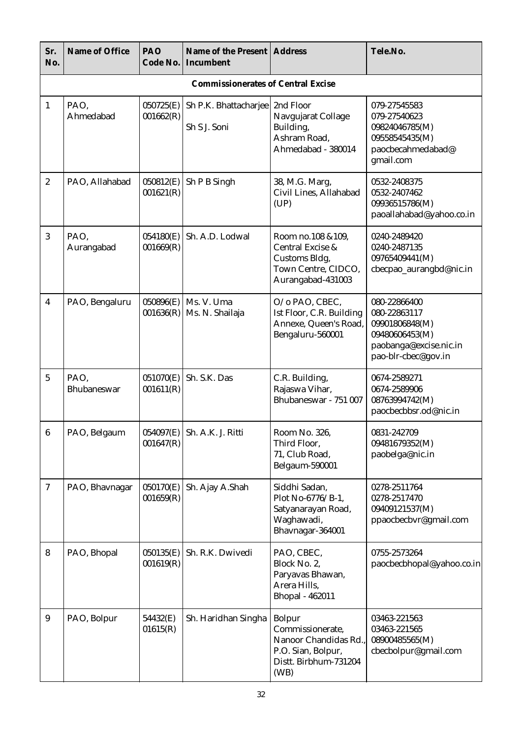| Sr. No. | Name of Office | PAO Code No. | Name of the Present Incumbent | Address | Tele.No. |
|---|---|---|---|---|---|
| **Commissionerates of Central Excise** | | | | | |
| 1 | PAO, Ahmedabad | 050725(E) 001662(R) | Sh P.K. Bhattacharjee Sh S J. Soni | 2nd Floor Navgujarat Collage Building, Ashram Road, Ahmedabad - 380014 | 079-27545583 079-27540623 09824046785(M) 09558545435(M) paocbecahmedabad@gmail.com |
| 2 | PAO, Allahabad | 050812(E) 001621(R) | Sh P B Singh | 38, M.G. Marg, Civil Lines, Allahabad (UP) | 0532-2408375 0532-2407462 09936515786(M) paoallahabad@yahoo.co.in |
| 3 | PAO, Aurangabad | 054180(E) 001669(R) | Sh. A.D. Lodwal | Room no.108 &109, Central Excise & Customs Bldg, Town Centre, CIDCO, Aurangabad-431003 | 0240-2489420 0240-2487135 09765409441(M) cbecpao_aurangbd@nic.in |
| 4 | PAO, Bengaluru | 050896(E) 001636(R) | Ms. V. Uma Ms. N. Shailaja | O/o PAO, CBEC, Ist Floor, C.R. Building Annexe, Queen's Road, Bengaluru-560001 | 080-22866400 080-22863117 09901806848(M) 09480606453(M) paobanga@excise.nic.in pao-blr-cbec@gov.in |
| 5 | PAO, Bhubaneswar | 051070(E) 001611(R) | Sh. S.K. Das | C.R. Building, Rajaswa Vihar, Bhubaneswar - 751 007 | 0674-2589271 0674-2589906 08763994742(M) paocbecbbsr.od@nic.in |
| 6 | PAO, Belgaum | 054097(E) 001647(R) | Sh. A.K. J. Ritti | Room No. 326, Third Floor, 71, Club Road, Belgaum-590001 | 0831-242709 09481679352(M) paobelga@nic.in |
| 7 | PAO, Bhavnagar | 050170(E) 001659(R) | Sh. Ajay A.Shah | Siddhi Sadan, Plot No-6776/B-1, Satyanarayan Road, Waghawadi, Bhavnagar-364001 | 0278-2511764 0278-2517470 09409121537(M) ppaocbecbvr@gmail.com |
| 8 | PAO, Bhopal | 050135(E) 001619(R) | Sh. R.K. Dwivedi | PAO, CBEC, Block No. 2, Paryavas Bhawan, Arera Hills, Bhopal - 462011 | 0755-2573264 paocbecbhopal@yahoo.co.in |
| 9 | PAO, Bolpur | 54432(E) 01615(R) | Sh. Haridhan Singha | Bolpur Commissionerate, Nanoor Chandidas Rd., P.O. Sian, Bolpur, Distt. Birbhum-731204 (WB) | 03463-221563 03463-221565 08900485565(M) cbecbolpur@gmail.com |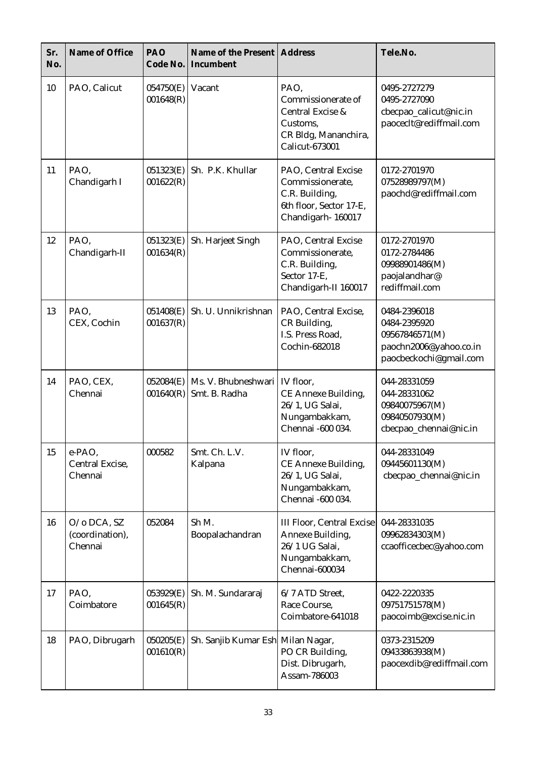| Sr. No. | Name of Office | PAO Code No. | Name of the Present Incumbent | Address | Tele.No. |
|---|---|---|---|---|---|
| 10 | PAO, Calicut | 054750(E) 001648(R) | Vacant | PAO, Commissionerate of Central Excise & Customs, CR Bldg, Mananchira, Calicut-673001 | 0495-2727279 0495-2727090 cbecpao_calicut@nic.in paoceclt@rediffmail.com |
| 11 | PAO, Chandigarh I | 051323(E) 001622(R) | Sh. P.K. Khullar | PAO, Central Excise Commissionerate, C.R. Building, 6th floor, Sector 17-E, Chandigarh- 160017 | 0172-2701970 07528989797(M) paochd@rediffmail.com |
| 12 | PAO, Chandigarh-II | 051323(E) 001634(R) | Sh. Harjeet Singh | PAO, Central Excise Commissionerate, C.R. Building, Sector 17-E, Chandigarh-II 160017 | 0172-2701970 0172-2784486 09988901486(M) paojalandhar@ rediffmail.com |
| 13 | PAO, CEX, Cochin | 051408(E) 001637(R) | Sh. U. Unnikrishnan | PAO, Central Excise, CR Building, I.S. Press Road, Cochin-682018 | 0484-2396018 0484-2395920 09567846571(M) paochn2006@yahoo.co.in paocbeckochi@gmail.com |
| 14 | PAO, CEX, Chennai | 052084(E) 001640(R) | Ms. V. Bhubneshwari Smt. B. Radha | IV floor, CE Annexe Building, 26/1, UG Salai, Nungambakkam, Chennai -600 034. | 044-28331059 044-28331062 09840075967(M) 09840507930(M) cbecpao_chennai@nic.in |
| 15 | e-PAO, Central Excise, Chennai | 000582 | Smt. Ch. L.V. Kalpana | IV floor, CE Annexe Building, 26/1, UG Salai, Nungambakkam, Chennai -600 034. | 044-28331049 09445601130(M) cbecpao_chennai@nic.in |
| 16 | O/o DCA, SZ (coordination), Chennai | 052084 | Sh M. Boopalachandran | III Floor, Central Excise Annexe Building, 26/1 UG Salai, Nungambakkam, Chennai-600034 | 044-28331035 09962834303(M) ccaofficecbec@yahoo.com |
| 17 | PAO, Coimbatore | 053929(E) 001645(R) | Sh. M. Sundararaj | 6/7 ATD Street, Race Course, Coimbatore-641018 | 0422-2220335 09751751578(M) paocoimb@excise.nic.in |
| 18 | PAO, Dibrugarh | 050205(E) 001610(R) | Sh. Sanjib Kumar Esh | Milan Nagar, PO CR Building, Dist. Dibrugarh, Assam-786003 | 0373-2315209 09433863938(M) paocexdib@rediffmail.com |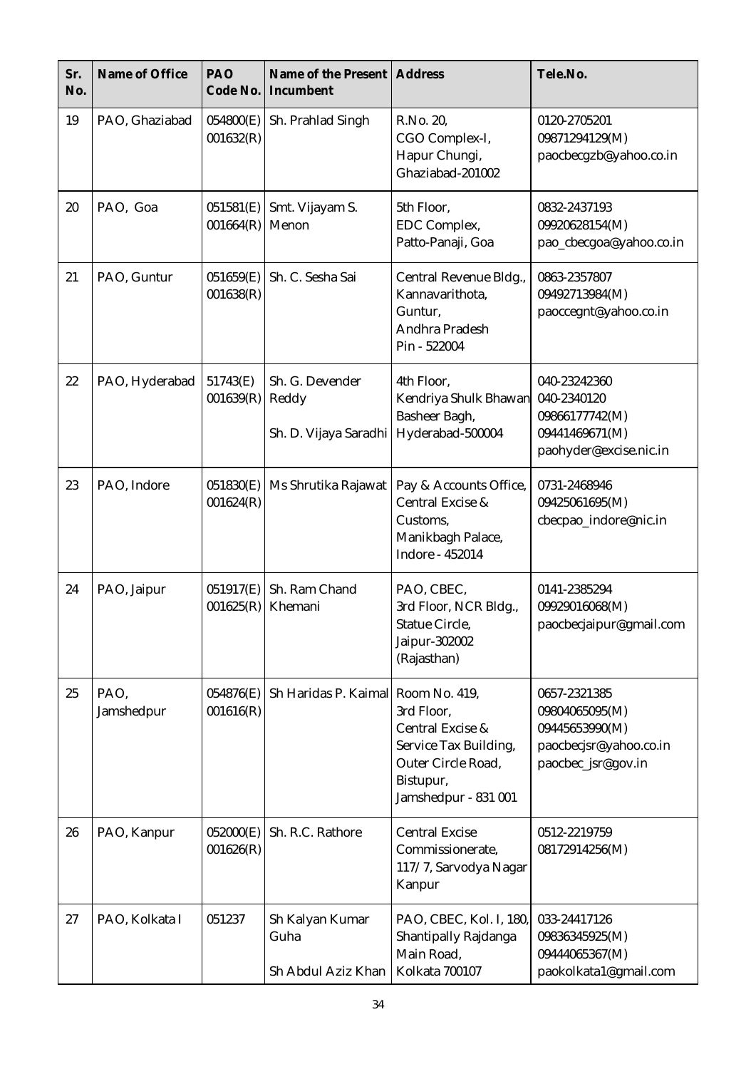| Sr. No. | Name of Office | PAO Code No. | Name of the Present Incumbent | Address | Tele.No. |
|---|---|---|---|---|---|
| 19 | PAO, Ghaziabad | 054800(E) 001632(R) | Sh. Prahlad Singh | R.No. 20, CGO Complex-I, Hapur Chungi, Ghaziabad-201002 | 0120-2705201 09871294129(M) paocbecgzb@yahoo.co.in |
| 20 | PAO, Goa | 051581(E) 001664(R) | Smt. Vijayam S. Menon | 5th Floor, EDC Complex, Patto-Panaji, Goa | 0832-2437193 09920628154(M) pao_cbecgoa@yahoo.co.in |
| 21 | PAO, Guntur | 051659(E) 001638(R) | Sh. C. Sesha Sai | Central Revenue Bldg., Kannavarithota, Guntur, Andhra Pradesh Pin - 522004 | 0863-2357807 09492713984(M) paoccegnt@yahoo.co.in |
| 22 | PAO, Hyderabad | 51743(E) 001639(R) | Sh. G. Devender Reddy<br>Sh. D. Vijaya Saradhi | 4th Floor, Kendriya Shulk Bhawan Basheer Bagh, Hyderabad-500004 | 040-23242360 040-2340120 09866177742(M) 09441469671(M) paohyder@excise.nic.in |
| 23 | PAO, Indore | 051830(E) 001624(R) | Ms Shrutika Rajawat | Pay & Accounts Office, Central Excise & Customs, Manikbagh Palace, Indore - 452014 | 0731-2468946 09425061695(M) cbecpao_indore@nic.in |
| 24 | PAO, Jaipur | 051917(E) 001625(R) | Sh. Ram Chand Khemani | PAO, CBEC, 3rd Floor, NCR Bldg., Statue Circle, Jaipur-302002 (Rajasthan) | 0141-2385294 09929016068(M) paocbecjaipur@gmail.com |
| 25 | PAO, Jamshedpur | 054876(E) 001616(R) | Sh Haridas P. Kaimal | Room No. 419, 3rd Floor, Central Excise & Service Tax Building, Outer Circle Road, Bistupur, Jamshedpur - 831 001 | 0657-2321385 09804065095(M) 09445653990(M) paocbecjsr@yahoo.co.in paocbec_jsr@gov.in |
| 26 | PAO, Kanpur | 052000(E) 001626(R) | Sh. R.C. Rathore | Central Excise Commissionerate, 117/7, Sarvodya Nagar Kanpur | 0512-2219759 08172914256(M) |
| 27 | PAO, Kolkata I | 051237 | Sh Kalyan Kumar Guha<br>Sh Abdul Aziz Khan | PAO, CBEC, Kol. I, 180, Shantipally Rajdanga Main Road, Kolkata 700107 | 033-24417126 09836345925(M) 09444065367(M) paokolkata1@gmail.com |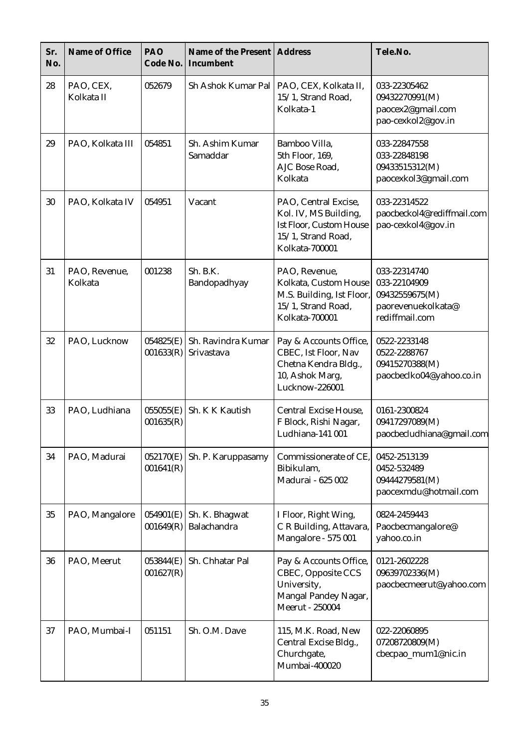| Sr. No. | Name of Office | PAO Code No. | Name of the Present Incumbent | Address | Tele.No. |
|---|---|---|---|---|---|
| 28 | PAO, CEX, Kolkata II | 052679 | Sh Ashok Kumar Pal | PAO, CEX, Kolkata II, 15/1, Strand Road, Kolkata-1 | 033-22305462<br>09432270991(M)<br>paocex2@gmail.com<br>pao-cexkol2@gov.in |
| 29 | PAO, Kolkata III | 054851 | Sh. Ashim Kumar Samaddar | Bamboo Villa, 5th Floor, 169, AJC Bose Road, Kolkata | 033-22847558<br>033-22848198<br>09433515312(M)<br>paocexkol3@gmail.com |
| 30 | PAO, Kolkata IV | 054951 | Vacant | PAO, Central Excise, Kol. IV, MS Building, Ist Floor, Custom House 15/1, Strand Road, Kolkata-700001 | 033-22314522<br>paocbeckol4@rediffmail.com<br>pao-cexkol4@gov.in |
| 31 | PAO, Revenue, Kolkata | 001238 | Sh. B.K. Bandopadhyay | PAO, Revenue, Kolkata, Custom House M.S. Building, Ist Floor, 15/1, Strand Road, Kolkata-700001 | 033-22314740<br>033-22104909<br>09432559675(M)<br>paorevenuekolkata@ rediffmail.com |
| 32 | PAO, Lucknow | 054825(E)<br>001633(R) | Sh. Ravindra Kumar Srivastava | Pay & Accounts Office, CBEC, Ist Floor, Nav Chetna Kendra Bldg., 10, Ashok Marg, Lucknow-226001 | 0522-2233148<br>0522-2288767<br>09415270388(M)<br>paocbeclko04@yahoo.co.in |
| 33 | PAO, Ludhiana | 055055(E)<br>001635(R) | Sh. K K Kautish | Central Excise House, F Block, Rishi Nagar, Ludhiana-141 001 | 0161-2300824<br>09417297089(M)<br>paocbecludhiana@gmail.com |
| 34 | PAO, Madurai | 052170(E)<br>001641(R) | Sh. P. Karuppasamy | Commissionerate of CE, Bibikulam, Madurai - 625 002 | 0452-2513139<br>0452-532489<br>09444279581(M)<br>paocexmdu@hotmail.com |
| 35 | PAO, Mangalore | 054901(E)<br>001649(R) | Sh. K. Bhagwat Balachandra | I Floor, Right Wing, C R Building, Attavara, Mangalore - 575 001 | 0824-2459443<br>Paocbecmangalore@ yahoo.co.in |
| 36 | PAO, Meerut | 053844(E)<br>001627(R) | Sh. Chhatar Pal | Pay & Accounts Office, CBEC, Opposite CCS University, Mangal Pandey Nagar, Meerut - 250004 | 0121-2602228<br>09639702336(M)<br>paocbecmeerut@yahoo.com |
| 37 | PAO, Mumbai-I | 051151 | Sh. O.M. Dave | 115, M.K. Road, New Central Excise Bldg., Churchgate, Mumbai-400020 | 022-22060895<br>07208720809(M)<br>cbecpao_mum1@nic.in |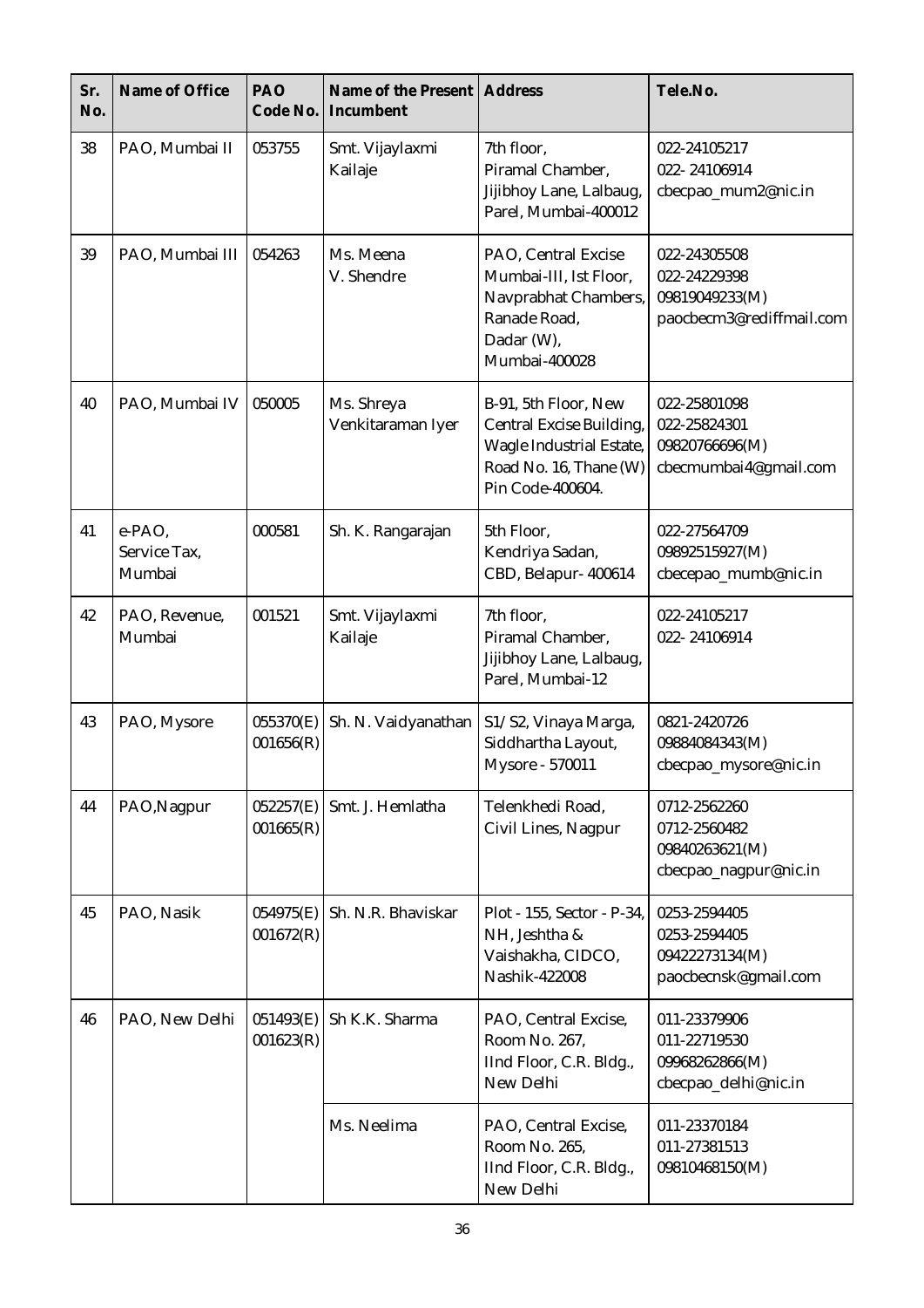| Sr. No. | Name of Office | PAO Code No. | Name of the Present Incumbent | Address | Tele.No. |
|---|---|---|---|---|---|
| 38 | PAO, Mumbai II | 053755 | Smt. Vijaylaxmi Kailaje | 7th floor, Piramal Chamber, Jijibhoy Lane, Lalbaug, Parel, Mumbai-400012 | 022-24105217<br>022- 24106914<br>cbecpao_mum2@nic.in |
| 39 | PAO, Mumbai III | 054263 | Ms. Meena V. Shendre | PAO, Central Excise Mumbai-III, Ist Floor, Navprabhat Chambers, Ranade Road, Dadar (W), Mumbai-400028 | 022-24305508<br>022-24229398<br>09819049233(M)<br>paocbecm3@rediffmail.com |
| 40 | PAO, Mumbai IV | 050005 | Ms. Shreya Venkitaraman Iyer | B-91, 5th Floor, New Central Excise Building, Wagle Industrial Estate, Road No. 16, Thane (W) Pin Code-400604. | 022-25801098<br>022-25824301<br>09820766696(M)<br>cbecmumbai4@gmail.com |
| 41 | e-PAO, Service Tax, Mumbai | 000581 | Sh. K. Rangarajan | 5th Floor, Kendriya Sadan, CBD, Belapur- 400614 | 022-27564709<br>09892515927(M)<br>cbecepao_mumb@nic.in |
| 42 | PAO, Revenue, Mumbai | 001521 | Smt. Vijaylaxmi Kailaje | 7th floor, Piramal Chamber, Jijibhoy Lane, Lalbaug, Parel, Mumbai-12 | 022-24105217<br>022- 24106914 |
| 43 | PAO, Mysore | 055370(E)<br>001656(R) | Sh. N. Vaidyanathan | S1/S2, Vinaya Marga, Siddhartha Layout, Mysore - 570011 | 0821-2420726<br>09884084343(M)<br>cbecpao_mysore@nic.in |
| 44 | PAO,Nagpur | 052257(E)<br>001665(R) | Smt. J. Hemlatha | Telenkhedi Road, Civil Lines, Nagpur | 0712-2562260<br>0712-2560482<br>09840263621(M)<br>cbecpao_nagpur@nic.in |
| 45 | PAO, Nasik | 054975(E)<br>001672(R) | Sh. N.R. Bhaviskar | Plot - 155, Sector - P-34, NH, Jeshtha & Vaishakha, CIDCO, Nashik-422008 | 0253-2594405<br>0253-2594405<br>09422273134(M)<br>paocbecnsk@gmail.com |
| 46 | PAO, New Delhi | 051493(E)<br>001623(R) | Sh K.K. Sharma | PAO, Central Excise, Room No. 267, IInd Floor, C.R. Bldg., New Delhi | 011-23379906<br>011-22719530<br>09968262866(M)<br>cbecpao_delhi@nic.in |
| | | | Ms. Neelima | PAO, Central Excise, Room No. 265, IInd Floor, C.R. Bldg., New Delhi | 011-23370184<br>011-27381513<br>09810468150(M) |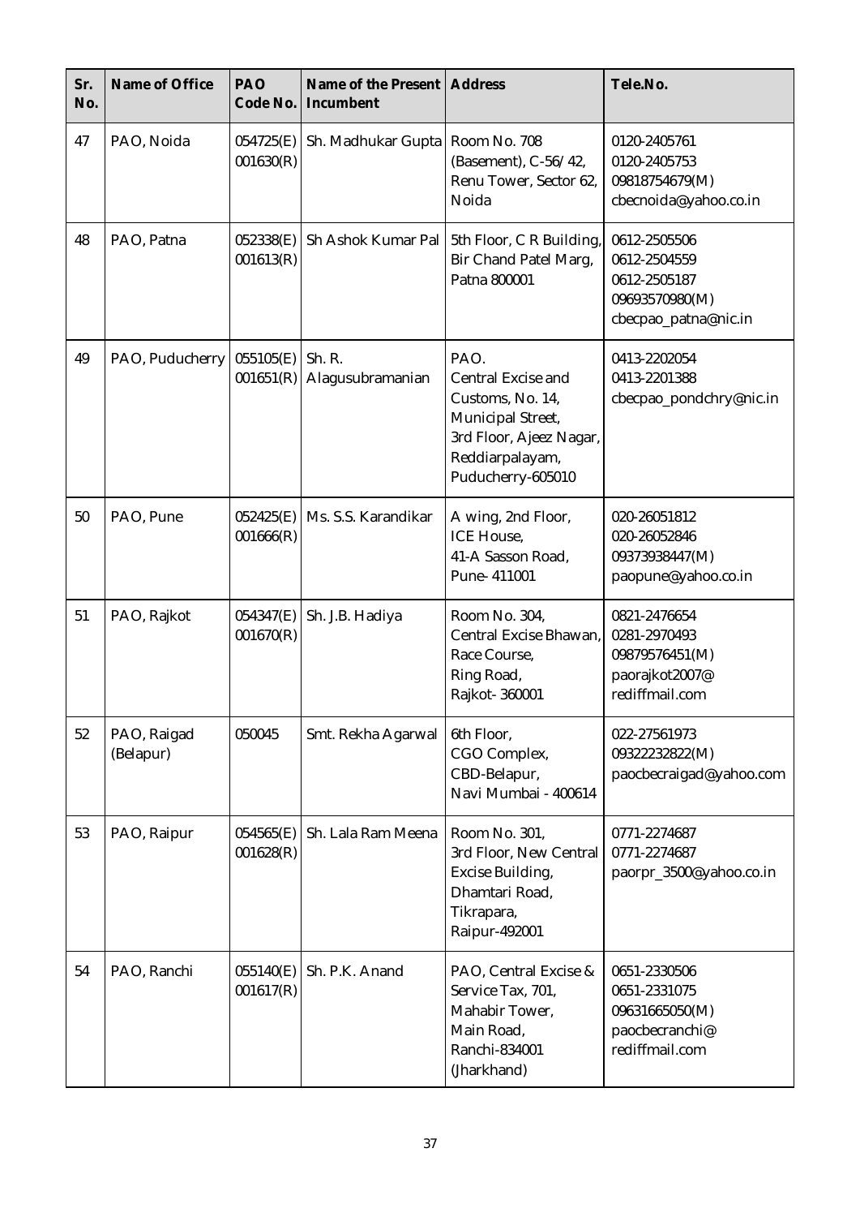| Sr. No. | Name of Office | PAO Code No. | Name of the Present Incumbent | Address | Tele.No. |
|---|---|---|---|---|---|
| 47 | PAO, Noida | 054725(E) 001630(R) | Sh. Madhukar Gupta | Room No. 708 (Basement), C-56/42, Renu Tower, Sector 62, Noida | 0120-2405761 0120-2405753 09818754679(M) cbecnoida@yahoo.co.in |
| 48 | PAO, Patna | 052338(E) 001613(R) | Sh Ashok Kumar Pal | 5th Floor, C R Building, Bir Chand Patel Marg, Patna 800001 | 0612-2505506 0612-2504559 0612-2505187 09693570980(M) cbecpao_patna@nic.in |
| 49 | PAO, Puducherry | 055105(E) 001651(R) | Sh. R. Alagusubramanian | PAO. Central Excise and Customs, No. 14, Municipal Street, 3rd Floor, Ajeez Nagar, Reddiarpalayam, Puducherry-605010 | 0413-2202054 0413-2201388 cbecpao_pondchry@nic.in |
| 50 | PAO, Pune | 052425(E) 001666(R) | Ms. S.S. Karandikar | A wing, 2nd Floor, ICE House, 41-A Sasson Road, Pune- 411001 | 020-26051812 020-26052846 09373938447(M) paopune@yahoo.co.in |
| 51 | PAO, Rajkot | 054347(E) 001670(R) | Sh. J.B. Hadiya | Room No. 304, Central Excise Bhawan, Race Course, Ring Road, Rajkot- 360001 | 0821-2476654 0281-2970493 09879576451(M) paorajkot2007@ rediffmail.com |
| 52 | PAO, Raigad (Belapur) | 050045 | Smt. Rekha Agarwal | 6th Floor, CGO Complex, CBD-Belapur, Navi Mumbai - 400614 | 022-27561973 09322232822(M) paocbecraigad@yahoo.com |
| 53 | PAO, Raipur | 054565(E) 001628(R) | Sh. Lala Ram Meena | Room No. 301, 3rd Floor, New Central Excise Building, Dhamtari Road, Tikrapara, Raipur-492001 | 0771-2274687 0771-2274687 paorpr_3500@yahoo.co.in |
| 54 | PAO, Ranchi | 055140(E) 001617(R) | Sh. P.K. Anand | PAO, Central Excise & Service Tax, 701, Mahabir Tower, Main Road, Ranchi-834001 (Jharkhand) | 0651-2330506 0651-2331075 09631665050(M) paocbecranchi@ rediffmail.com |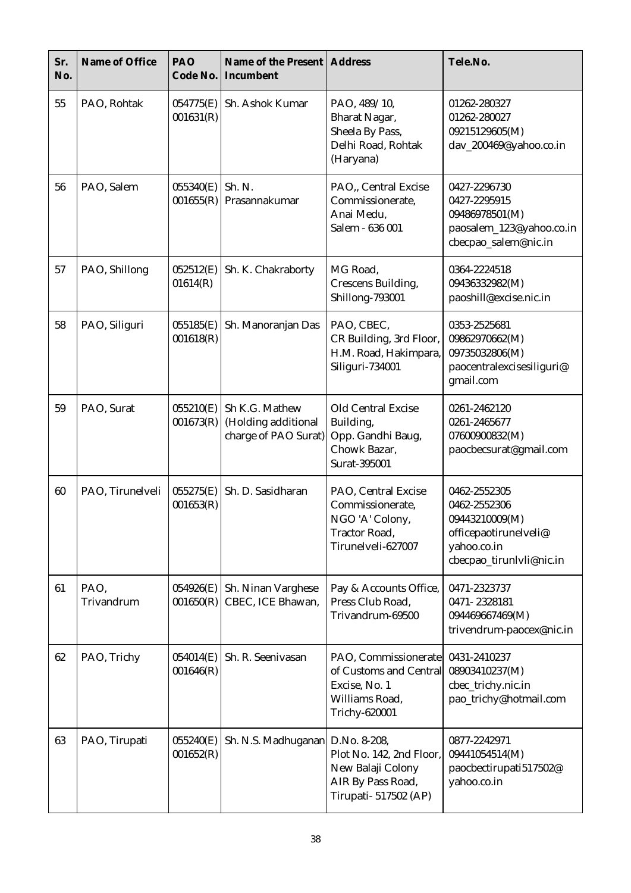| Sr. No. | Name of Office | PAO Code No. | Name of the Present Incumbent | Address | Tele.No. |
|---|---|---|---|---|---|
| 55 | PAO, Rohtak | 054775(E) 001631(R) | Sh. Ashok Kumar | PAO, 489/10, Bharat Nagar, Sheela By Pass, Delhi Road, Rohtak (Haryana) | 01262-280327 01262-280027 09215129605(M) dav_200469@yahoo.co.in |
| 56 | PAO, Salem | 055340(E) 001655(R) | Sh. N. Prasannakumar | PAO,, Central Excise Commissionerate, Anai Medu, Salem - 636 001 | 0427-2296730 0427-2295915 09486978501(M) paosalem_123@yahoo.co.in cbecpao_salem@nic.in |
| 57 | PAO, Shillong | 052512(E) 01614(R) | Sh. K. Chakraborty | MG Road, Crescens Building, Shillong-793001 | 0364-2224518 09436332982(M) paoshill@excise.nic.in |
| 58 | PAO, Siliguri | 055185(E) 001618(R) | Sh. Manoranjan Das | PAO, CBEC, CR Building, 3rd Floor, H.M. Road, Hakimpara, Siliguri-734001 | 0353-2525681 09862970662(M) 09735032806(M) paocentralexcisesiliguri@gmail.com |
| 59 | PAO, Surat | 055210(E) 001673(R) | Sh K.G. Mathew (Holding additional charge of PAO Surat) | Old Central Excise Building, Opp. Gandhi Baug, Chowk Bazar, Surat-395001 | 0261-2462120 0261-2465677 07600900832(M) paocbecsurat@gmail.com |
| 60 | PAO, Tirunelveli | 055275(E) 001653(R) | Sh. D. Sasidharan | PAO, Central Excise Commissionerate, NGO 'A' Colony, Tractor Road, Tirunelveli-627007 | 0462-2552305 0462-2552306 09443210009(M) officepaotirunelveli@yahoo.co.in cbecpao_tirunlvli@nic.in |
| 61 | PAO, Trivandrum | 054926(E) 001650(R) | Sh. Ninan Varghese CBEC, ICE Bhawan, | Pay & Accounts Office, Press Club Road, Trivandrum-69500 | 0471-2323737 0471- 2328181 094469667469(M) trivendrum-paocex@nic.in |
| 62 | PAO, Trichy | 054014(E) 001646(R) | Sh. R. Seenivasan | PAO, Commissionerate of Customs and Central Excise, No. 1 Williams Road, Trichy-620001 | 0431-2410237 08903410237(M) cbec_trichy.nic.in pao_trichy@hotmail.com |
| 63 | PAO, Tirupati | 055240(E) 001652(R) | Sh. N.S. Madhuganan | D.No. 8-208, Plot No. 142, 2nd Floor, New Balaji Colony AIR By Pass Road, Tirupati- 517502 (AP) | 0877-2242971 09441054514(M) paocbectirupati517502@yahoo.co.in |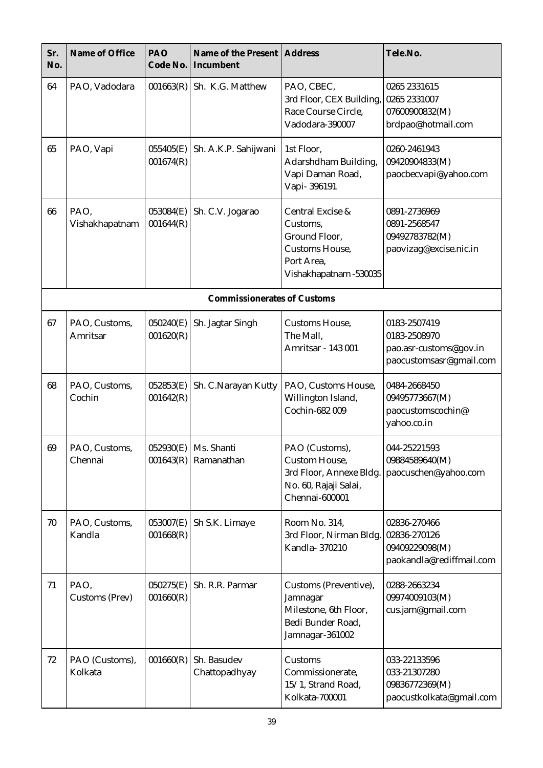| Sr. No. | Name of Office | PAO Code No. | Name of the Present Incumbent | Address | Tele.No. |
|---|---|---|---|---|---|
| 64 | PAO, Vadodara | 001663(R) | Sh. K.G. Matthew | PAO, CBEC, 3rd Floor, CEX Building, Race Course Circle, Vadodara-390007 | 0265 2331615 0265 2331007 07600900832(M) brdpao@hotmail.com |
| 65 | PAO, Vapi | 055405(E) 001674(R) | Sh. A.K.P. Sahijwani | 1st Floor, Adarshdham Building, Vapi Daman Road, Vapi- 396191 | 0260-2461943 09420904833(M) paocbecvapi@yahoo.com |
| 66 | PAO, Vishakhapatnam | 053084(E) 001644(R) | Sh. C.V. Jogarao | Central Excise & Customs, Ground Floor, Customs House, Port Area, Vishakhapatnam -530035 | 0891-2736969 0891-2568547 09492783782(M) paovizag@excise.nic.in |
| | | | **Commissionerates of Customs** | | |
| 67 | PAO, Customs, Amritsar | 050240(E) 001620(R) | Sh. Jagtar Singh | Customs House, The Mall, Amritsar - 143 001 | 0183-2507419 0183-2508970 pao.asr-customs@gov.in paocustomsasr@gmail.com |
| 68 | PAO, Customs, Cochin | 052853(E) 001642(R) | Sh. C.Narayan Kutty | PAO, Customs House, Willington Island, Cochin-682 009 | 0484-2668450 09495773667(M) paocustomscochin@ yahoo.co.in |
| 69 | PAO, Customs, Chennai | 052930(E) 001643(R) | Ms. Shanti Ramanathan | PAO (Customs), Custom House, 3rd Floor, Annexe Bldg. No. 60, Rajaji Salai, Chennai-600001 | 044-25221593 09884589640(M) paocuschen@yahoo.com |
| 70 | PAO, Customs, Kandla | 053007(E) 001668(R) | Sh S.K. Limaye | Room No. 314, 3rd Floor, Nirman Bldg. Kandla- 370210 | 02836-270466 02836-270126 09409229098(M) paokandla@rediffmail.com |
| 71 | PAO, Customs (Prev) | 050275(E) 001660(R) | Sh. R.R. Parmar | Customs (Preventive), Jamnagar Milestone, 6th Floor, Bedi Bunder Road, Jamnagar-361002 | 0288-2663234 09974009103(M) cus.jam@gmail.com |
| 72 | PAO (Customs), Kolkata | 001660(R) | Sh. Basudev Chattopadhyay | Customs Commissionerate, 15/1, Strand Road, Kolkata-700001 | 033-22133596 033-21307280 09836772369(M) paocustkolkata@gmail.com |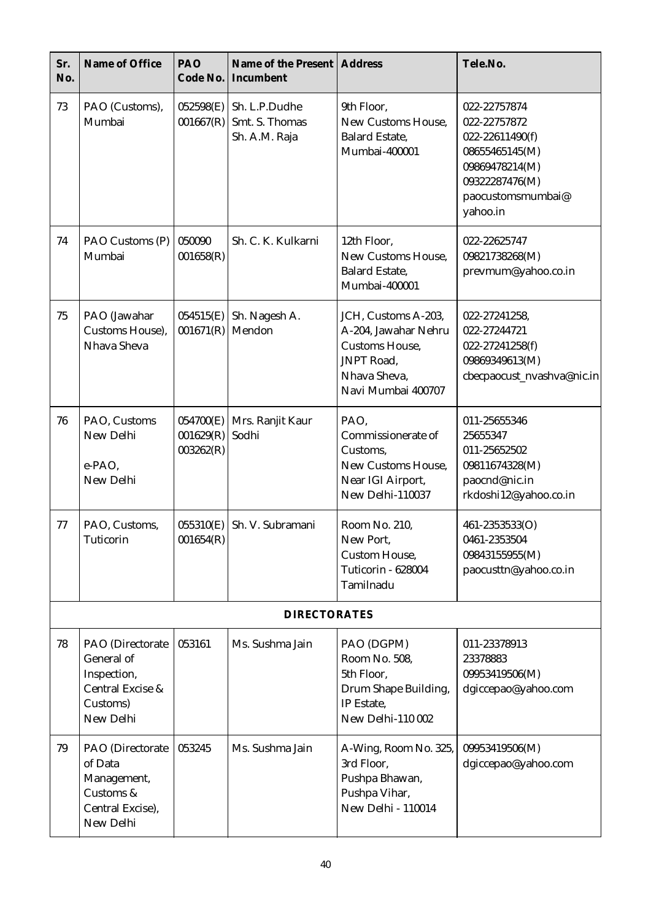| Sr. No. | Name of Office | PAO Code No. | Name of the Present Incumbent | Address | Tele.No. |
|---|---|---|---|---|---|
| 73 | PAO (Customs), Mumbai | 052598(E) 001667(R) | Sh. L.P.Dudhe Smt. S. Thomas Sh. A.M. Raja | 9th Floor, New Customs House, Balard Estate, Mumbai-400001 | 022-22757874 022-22757872 022-22611490(f) 08655465145(M) 09869478214(M) 09322287476(M) paocustomsmumbai@ yahoo.in |
| 74 | PAO Customs (P) Mumbai | 050090 001658(R) | Sh. C. K. Kulkarni | 12th Floor, New Customs House, Balard Estate, Mumbai-400001 | 022-22625747 09821738268(M) prevmum@yahoo.co.in |
| 75 | PAO (Jawahar Customs House), Nhava Sheva | 054515(E) 001671(R) | Sh. Nagesh A. Mendon | JCH, Customs A-203, A-204, Jawahar Nehru Customs House, JNPT Road, Nhava Sheva, Navi Mumbai 400707 | 022-27241258, 022-27244721 022-27241258(f) 09869349613(M) cbecpaocust_nvashva@nic.in |
| 76 | PAO, Customs New Delhi<br><br>e-PAO, New Delhi | 054700(E) 001629(R) 003262(R) | Mrs. Ranjit Kaur Sodhi | PAO, Commissionerate of Customs, New Customs House, Near IGI Airport, New Delhi-110037 | 011-25655346 25655347 011-25652502 09811674328(M) paocnd@nic.in rkdoshi12@yahoo.co.in |
| 77 | PAO, Customs, Tuticorin | 055310(E) 001654(R) | Sh. V. Subramani | Room No. 210, New Port, Custom House, Tuticorin - 628004 Tamilnadu | 461-2353533(O) 0461-2353504 09843155955(M) paocusttn@yahoo.co.in |
| | | | **DIRECTORATES** | | |
| 78 | PAO (Directorate General of Inspection, Central Excise & Customs) New Delhi | 053161 | Ms. Sushma Jain | PAO (DGPM) Room No. 508, 5th Floor, Drum Shape Building, IP Estate, New Delhi-110 002 | 011-23378913 23378883 09953419506(M) dgiccepao@yahoo.com |
| 79 | PAO (Directorate of Data Management, Customs & Central Excise), New Delhi | 053245 | Ms. Sushma Jain | A-Wing, Room No. 325, 3rd Floor, Pushpa Bhawan, Pushpa Vihar, New Delhi - 110014 | 09953419506(M) dgiccepao@yahoo.com |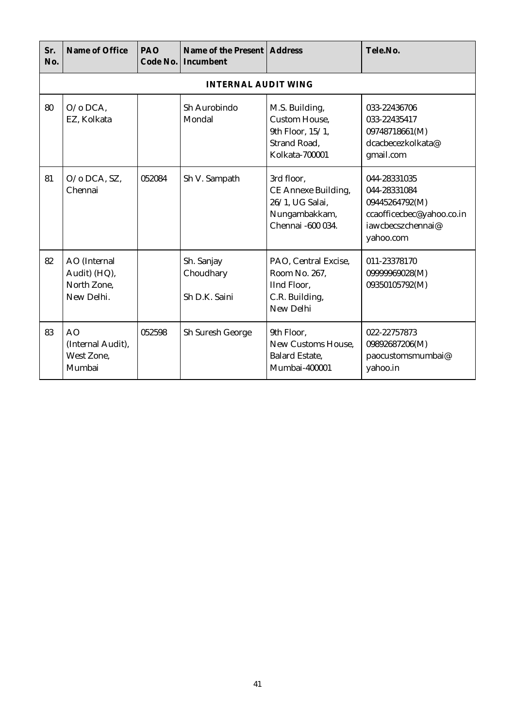| Sr. No. | Name of Office | PAO Code No. | Name of the Present Incumbent | Address | Tele.No. |
|---|---|---|---|---|---|
| **INTERNAL AUDIT WING** | | | | | |
| 80 | O/o DCA, EZ, Kolkata | | Sh Aurobindo Mondal | M.S. Building, Custom House, 9th Floor, 15/1, Strand Road, Kolkata-700001 | 033-22436706 033-22435417 09748718661(M) dcacbecezkolkata@ gmail.com |
| 81 | O/o DCA, SZ, Chennai | 052084 | Sh V. Sampath | 3rd floor, CE Annexe Building, 26/1, UG Salai, Nungambakkam, Chennai -600 034. | 044-28331035 044-28331084 09445264792(M) ccaofficecbec@yahoo.co.in iawcbecszchennai@ yahoo.com |
| 82 | AO (Internal Audit) (HQ), North Zone, New Delhi. | | Sh. Sanjay Choudhary Sh D.K. Saini | PAO, Central Excise, Room No. 267, IInd Floor, C.R. Building, New Delhi | 011-23378170 09999969028(M) 09350105792(M) |
| 83 | AO (Internal Audit), West Zone, Mumbai | 052598 | Sh Suresh George | 9th Floor, New Customs House, Balard Estate, Mumbai-400001 | 022-22757873 09892687206(M) paocustomsmumbai@ yahoo.in |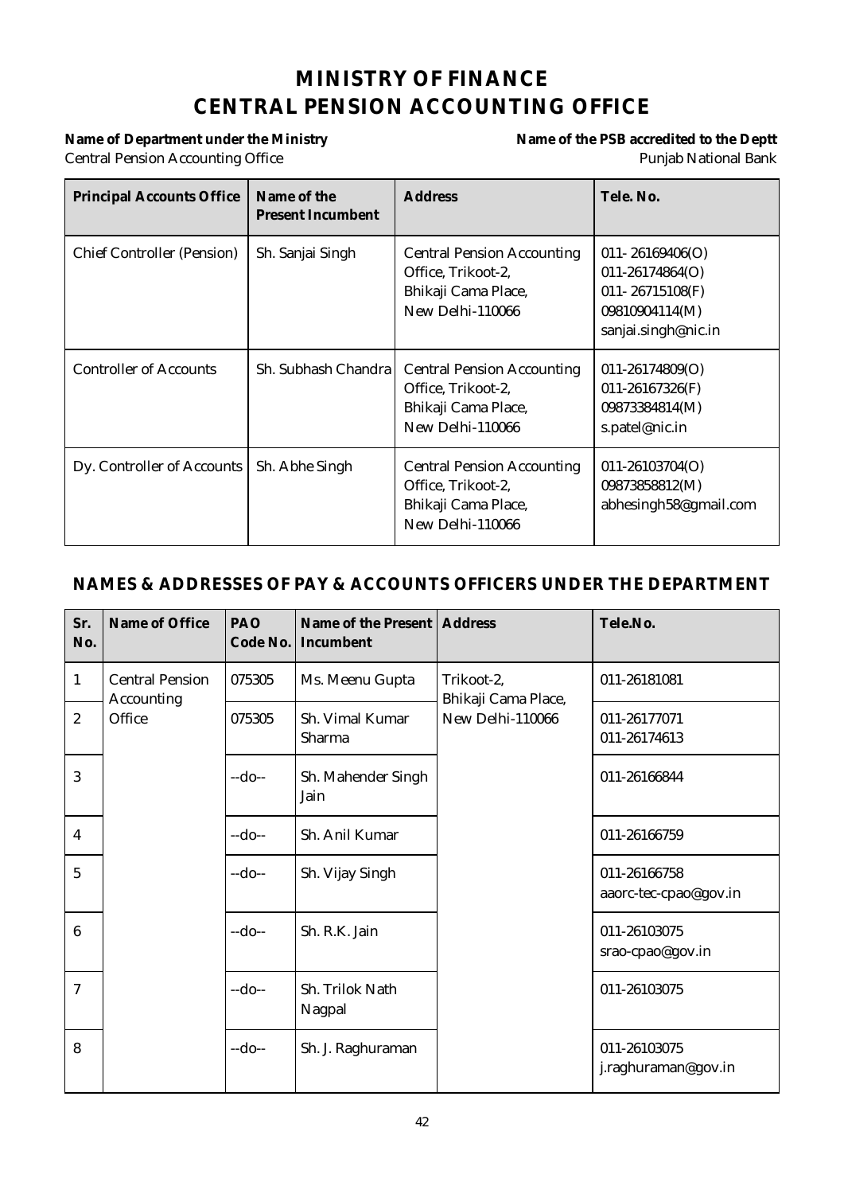# MINISTRY OF FINANCE
# CENTRAL PENSION ACCOUNTING OFFICE

**Name of Department under the Ministry**
Central Pension Accounting Office

**Name of the PSB accredited to the Deptt**
Punjab National Bank

| Principal Accounts Office | Name of the Present Incumbent | Address | Tele. No. |
|---|---|---|---|
| Chief Controller (Pension) | Sh. Sanjai Singh | Central Pension Accounting Office, Trikoot-2, Bhikaji Cama Place, New Delhi-110066 | 011- 26169406(O)<br>011-26174864(O)<br>011- 26715108(F)<br>09810904114(M)<br>sanjai.singh@nic.in |
| Controller of Accounts | Sh. Subhash Chandra | Central Pension Accounting Office, Trikoot-2, Bhikaji Cama Place, New Delhi-110066 | 011-26174809(O)<br>011-26167326(F)<br>09873384814(M)<br>s.patel@nic.in |
| Dy. Controller of Accounts | Sh. Abhe Singh | Central Pension Accounting Office, Trikoot-2, Bhikaji Cama Place, New Delhi-110066 | 011-26103704(O)<br>09873858812(M)<br>abhesingh58@gmail.com |

## NAMES & ADDRESSES OF PAY & ACCOUNTS OFFICERS UNDER THE DEPARTMENT

| Sr. No. | Name of Office | PAO Code No. | Name of the Present Incumbent | Address | Tele.No. |
|---|---|---|---|---|---|
| 1 | Central Pension Accounting Office | 075305 | Ms. Meenu Gupta | Trikoot-2, Bhikaji Cama Place, New Delhi-110066 | 011-26181081 |
| 2 | | 075305 | Sh. Vimal Kumar Sharma | | 011-26177071<br>011-26174613 |
| 3 | | --do-- | Sh. Mahender Singh Jain | | 011-26166844 |
| 4 | | --do-- | Sh. Anil Kumar | | 011-26166759 |
| 5 | | --do-- | Sh. Vijay Singh | | 011-26166758<br>aaorc-tec-cpao@gov.in |
| 6 | | --do-- | Sh. R.K. Jain | | 011-26103075<br>srao-cpao@gov.in |
| 7 | | --do-- | Sh. Trilok Nath Nagpal | | 011-26103075 |
| 8 | | --do-- | Sh. J. Raghuraman | | 011-26103075<br>j.raghuraman@gov.in |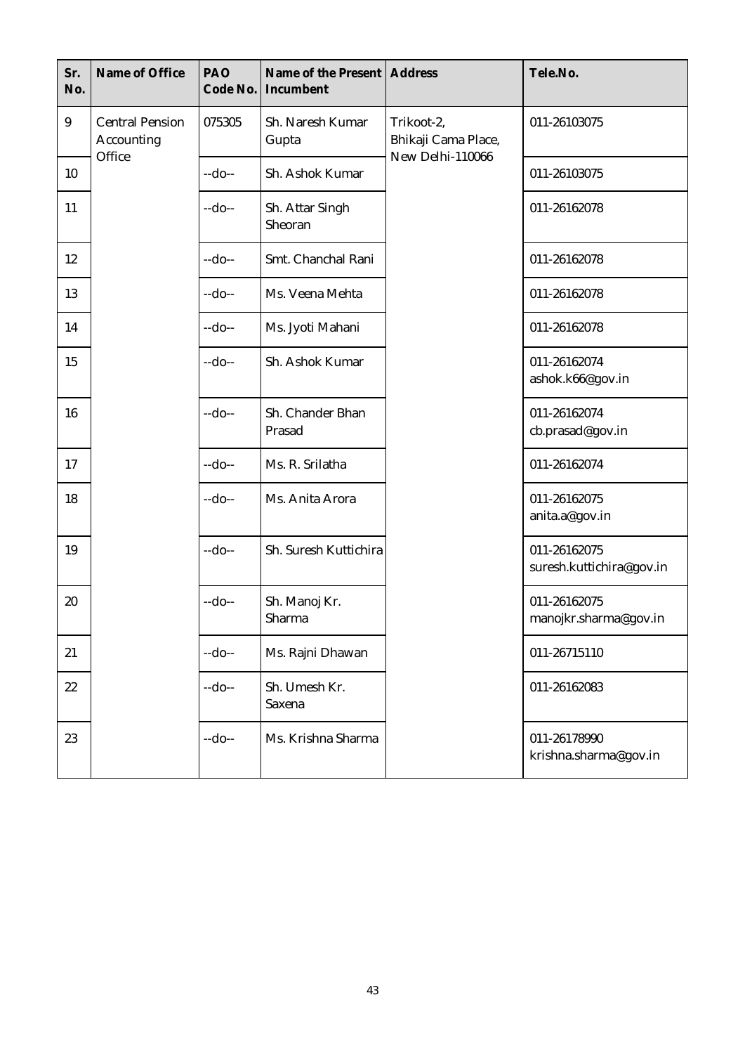| Sr. No. | Name of Office | PAO Code No. | Name of the Present Incumbent | Address | Tele.No. |
|---|---|---|---|---|---|
| 9 | Central Pension Accounting Office | 075305 | Sh. Naresh Kumar Gupta | Trikoot-2, Bhikaji Cama Place, New Delhi-110066 | 011-26103075 |
| 10 | | --do-- | Sh. Ashok Kumar | | 011-26103075 |
| 11 | | --do-- | Sh. Attar Singh Sheoran | | 011-26162078 |
| 12 | | --do-- | Smt. Chanchal Rani | | 011-26162078 |
| 13 | | --do-- | Ms. Veena Mehta | | 011-26162078 |
| 14 | | --do-- | Ms. Jyoti Mahani | | 011-26162078 |
| 15 | | --do-- | Sh. Ashok Kumar | | 011-26162074 ashok.k66@gov.in |
| 16 | | --do-- | Sh. Chander Bhan Prasad | | 011-26162074 cb.prasad@gov.in |
| 17 | | --do-- | Ms. R. Srilatha | | 011-26162074 |
| 18 | | --do-- | Ms. Anita Arora | | 011-26162075 anita.a@gov.in |
| 19 | | --do-- | Sh. Suresh Kuttichira | | 011-26162075 suresh.kuttichira@gov.in |
| 20 | | --do-- | Sh. Manoj Kr. Sharma | | 011-26162075 manojkr.sharma@gov.in |
| 21 | | --do-- | Ms. Rajni Dhawan | | 011-26715110 |
| 22 | | --do-- | Sh. Umesh Kr. Saxena | | 011-26162083 |
| 23 | | --do-- | Ms. Krishna Sharma | | 011-26178990 krishna.sharma@gov.in |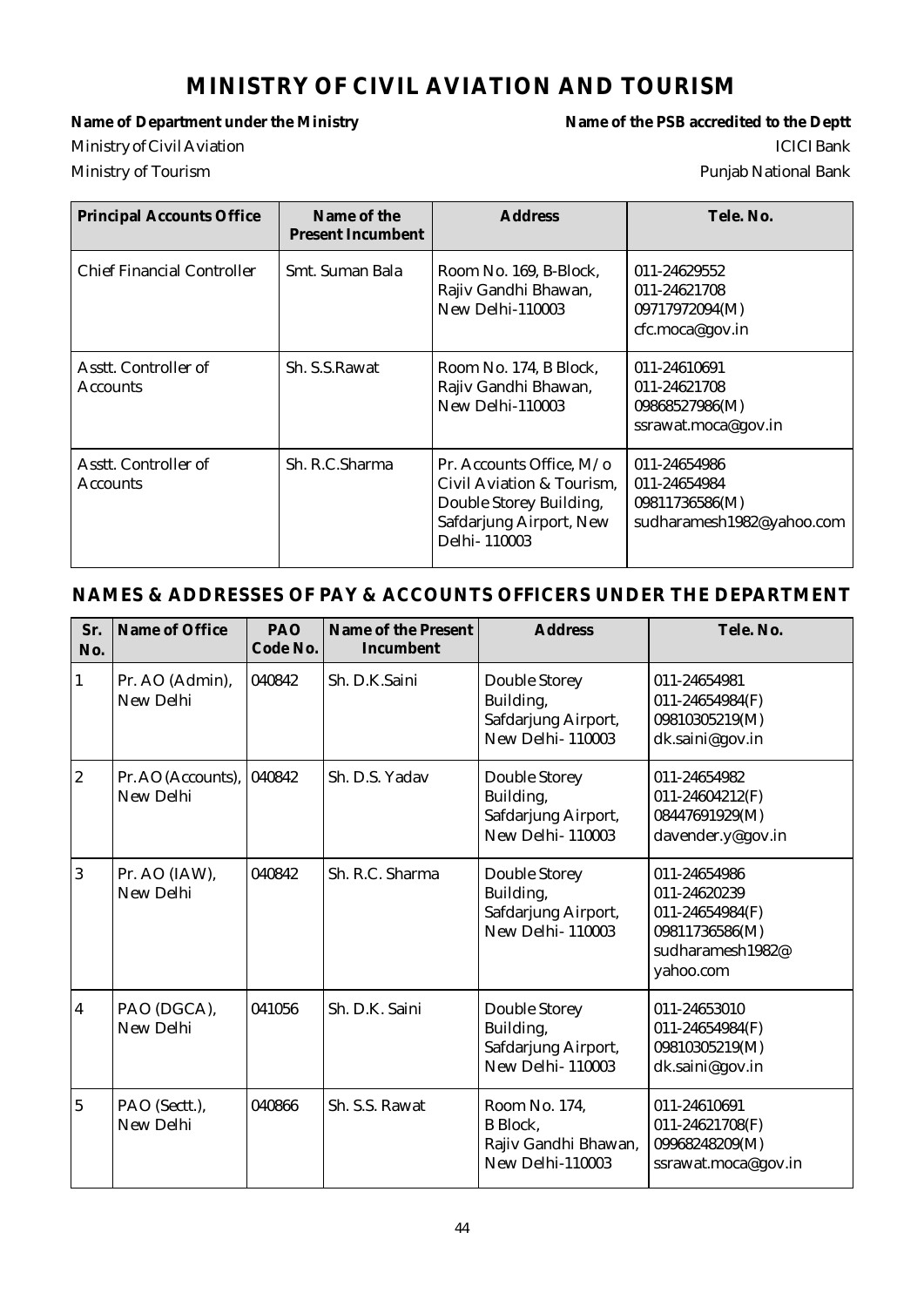# MINISTRY OF CIVIL AVIATION AND TOURISM

| **Name of Department under the Ministry** | **Name of the PSB accredited to the Deptt** |
|---|---|
| Ministry of Civil Aviation | ICICI Bank |
| Ministry of Tourism | Punjab National Bank |

| Principal Accounts Office | Name of the Present Incumbent | Address | Tele. No. |
|---|---|---|---|
| Chief Financial Controller | Smt. Suman Bala | Room No. 169, B-Block, Rajiv Gandhi Bhawan, New Delhi-110003 | 011-24629552<br>011-24621708<br>09717972094(M)<br>cfc.moca@gov.in |
| Asstt. Controller of Accounts | Sh. S.S.Rawat | Room No. 174, B Block, Rajiv Gandhi Bhawan, New Delhi-110003 | 011-24610691<br>011-24621708<br>09868527986(M)<br>ssrawat.moca@gov.in |
| Asstt. Controller of Accounts | Sh. R.C.Sharma | Pr. Accounts Office, M/o Civil Aviation & Tourism, Double Storey Building, Safdarjung Airport, New Delhi- 110003 | 011-24654986<br>011-24654984<br>09811736586(M)<br>sudharamesh1982@yahoo.com |

## NAMES & ADDRESSES OF PAY & ACCOUNTS OFFICERS UNDER THE DEPARTMENT

| Sr. No. | Name of Office | PAO Code No. | Name of the Present Incumbent | Address | Tele. No. |
|---|---|---|---|---|---|
| 1 | Pr. AO (Admin), New Delhi | 040842 | Sh. D.K.Saini | Double Storey Building, Safdarjung Airport, New Delhi- 110003 | 011-24654981<br>011-24654984(F)<br>09810305219(M)<br>dk.saini@gov.in |
| 2 | Pr. AO (Accounts), New Delhi | 040842 | Sh. D.S. Yadav | Double Storey Building, Safdarjung Airport, New Delhi- 110003 | 011-24654982<br>011-24604212(F)<br>08447691929(M)<br>davender.y@gov.in |
| 3 | Pr. AO (IAW), New Delhi | 040842 | Sh. R.C. Sharma | Double Storey Building, Safdarjung Airport, New Delhi- 110003 | 011-24654986<br>011-24620239<br>011-24654984(F)<br>09811736586(M)<br>sudharamesh1982@ yahoo.com |
| 4 | PAO (DGCA), New Delhi | 041056 | Sh. D.K. Saini | Double Storey Building, Safdarjung Airport, New Delhi- 110003 | 011-24653010<br>011-24654984(F)<br>09810305219(M)<br>dk.saini@gov.in |
| 5 | PAO (Sectt.), New Delhi | 040866 | Sh. S.S. Rawat | Room No. 174, B Block, Rajiv Gandhi Bhawan, New Delhi-110003 | 011-24610691<br>011-24621708(F)<br>09968248209(M)<br>ssrawat.moca@gov.in |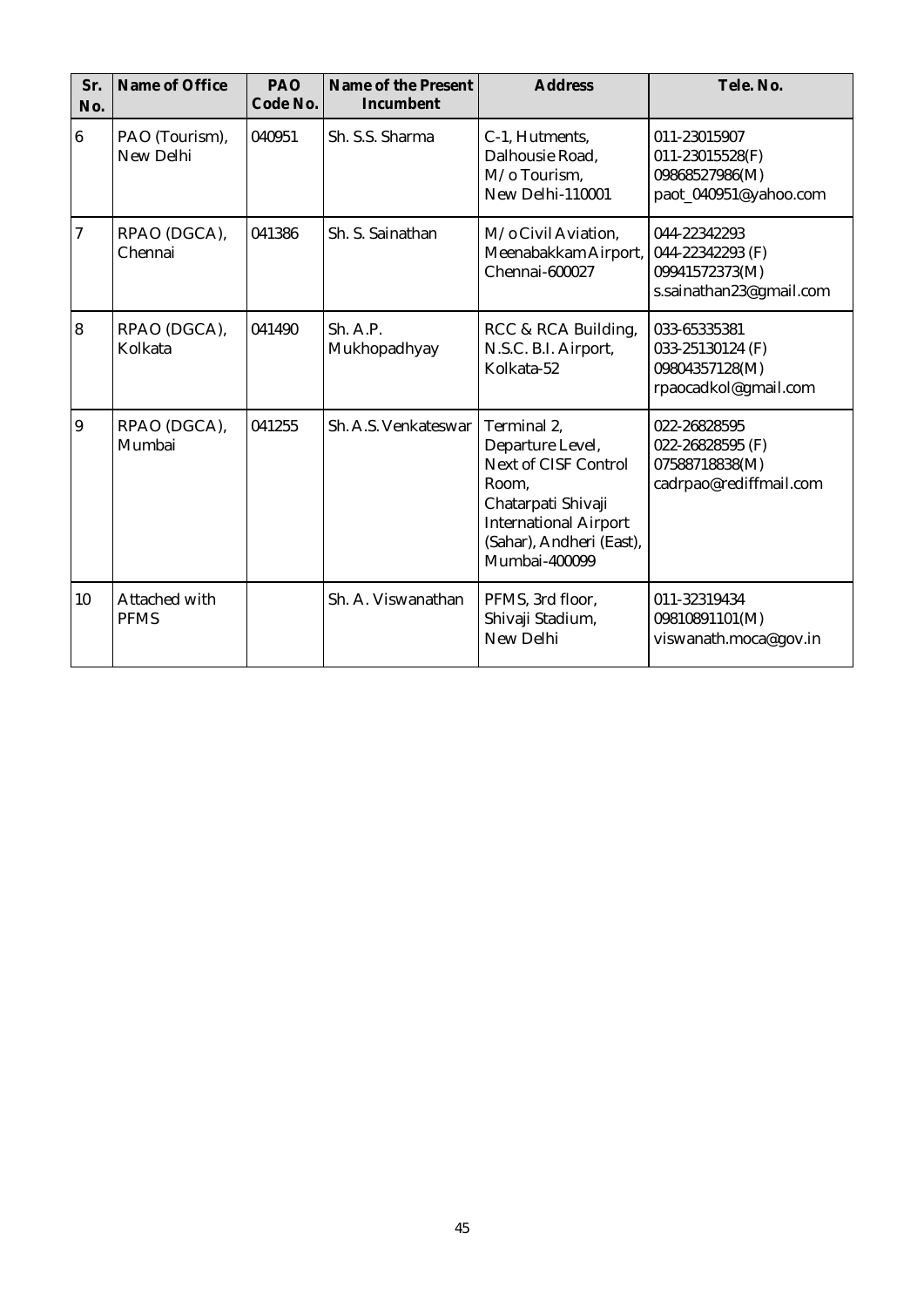| Sr. No. | Name of Office | PAO Code No. | Name of the Present Incumbent | Address | Tele. No. |
|---|---|---|---|---|---|
| 6 | PAO (Tourism), New Delhi | 040951 | Sh. S.S. Sharma | C-1, Hutments, Dalhousie Road, M/o Tourism, New Delhi-110001 | 011-23015907<br>011-23015528(F)<br>09868527986(M)<br>paot_040951@yahoo.com |
| 7 | RPAO (DGCA), Chennai | 041386 | Sh. S. Sainathan | M/o Civil Aviation, Meenabakkam Airport, Chennai-600027 | 044-22342293<br>044-22342293 (F)<br>09941572373(M)<br>s.sainathan23@gmail.com |
| 8 | RPAO (DGCA), Kolkata | 041490 | Sh. A.P. Mukhopadhyay | RCC & RCA Building, N.S.C. B.I. Airport, Kolkata-52 | 033-65335381<br>033-25130124 (F)<br>09804357128(M)<br>rpaocadkol@gmail.com |
| 9 | RPAO (DGCA), Mumbai | 041255 | Sh. A.S. Venkateswar | Terminal 2, Departure Level, Next of CISF Control Room, Chatarpati Shivaji International Airport (Sahar), Andheri (East), Mumbai-400099 | 022-26828595<br>022-26828595 (F)<br>07588718838(M)<br>cadrpao@rediffmail.com |
| 10 | Attached with PFMS | | Sh. A. Viswanathan | PFMS, 3rd floor, Shivaji Stadium, New Delhi | 011-32319434<br>09810891101(M)<br>viswanath.moca@gov.in |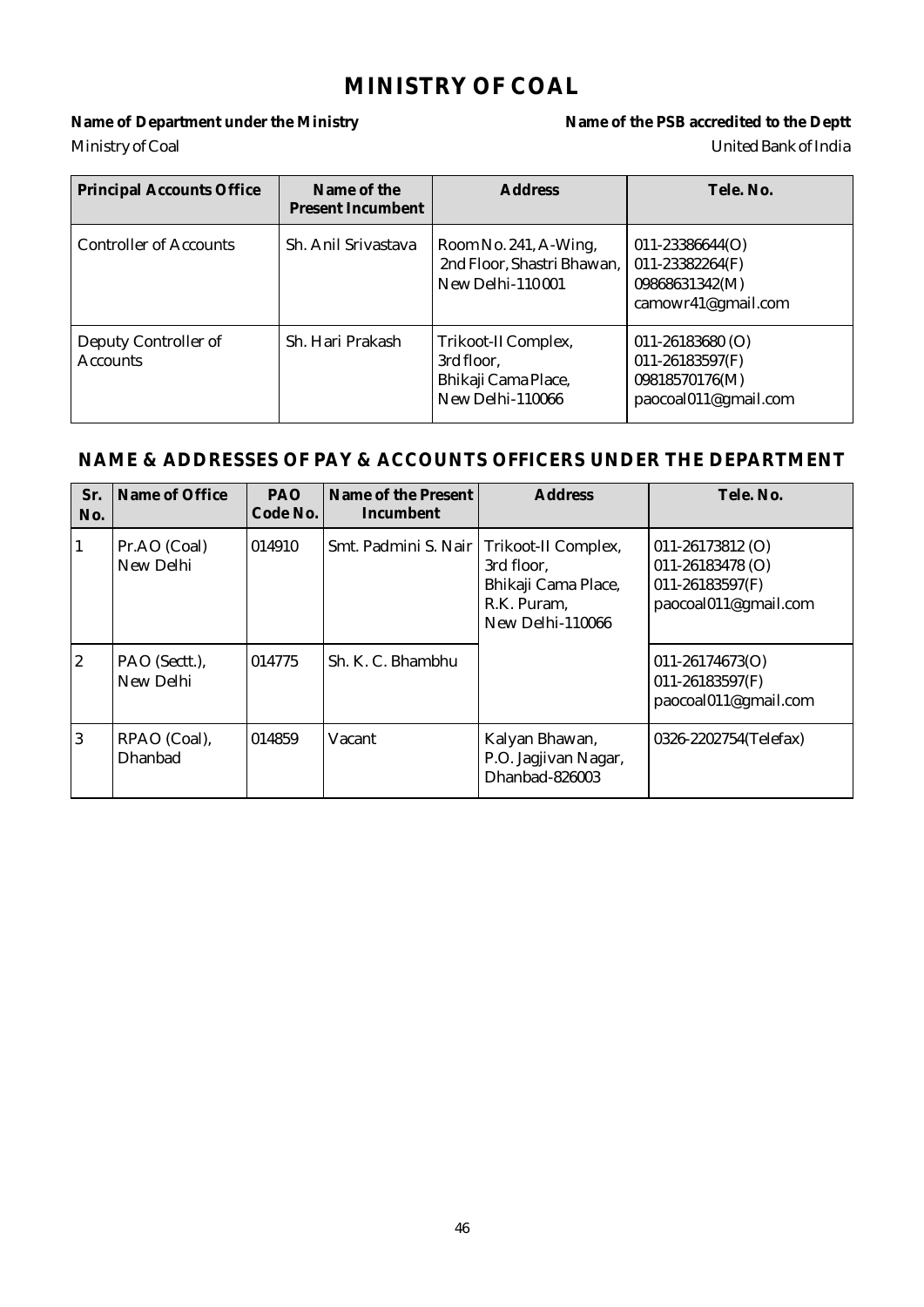# MINISTRY OF COAL

**Name of Department under the Ministry** | **Name of the PSB accredited to the Deptt**

Ministry of Coal | United Bank of India

| Principal Accounts Office | Name of the Present Incumbent | Address | Tele. No. |
|---|---|---|---|
| Controller of Accounts | Sh. Anil Srivastava | Room No. 241, A-Wing, 2nd Floor, Shastri Bhawan, New Delhi-110001 | 011-23386644(O)<br>011-23382264(F)<br>09868631342(M)<br>camowr41@gmail.com |
| Deputy Controller of Accounts | Sh. Hari Prakash | Trikoot-II Complex, 3rd floor, Bhikaji Cama Place, New Delhi-110066 | 011-26183680 (O)<br>011-26183597(F)<br>09818570176(M)<br>paocoal011@gmail.com |

## NAME & ADDRESSES OF PAY & ACCOUNTS OFFICERS UNDER THE DEPARTMENT

| Sr. No. | Name of Office | PAO Code No. | Name of the Present Incumbent | Address | Tele. No. |
|---|---|---|---|---|---|
| 1 | Pr.AO (Coal) New Delhi | 014910 | Smt. Padmini S. Nair | Trikoot-II Complex, 3rd floor, Bhikaji Cama Place, R.K. Puram, New Delhi-110066 | 011-26173812 (O)<br>011-26183478 (O)<br>011-26183597(F)<br>paocoal011@gmail.com |
| 2 | PAO (Sectt.), New Delhi | 014775 | Sh. K. C. Bhambhu | | 011-26174673(O)<br>011-26183597(F)<br>paocoal011@gmail.com |
| 3 | RPAO (Coal), Dhanbad | 014859 | Vacant | Kalyan Bhawan, P.O. Jagjivan Nagar, Dhanbad-826003 | 0326-2202754(Telefax) |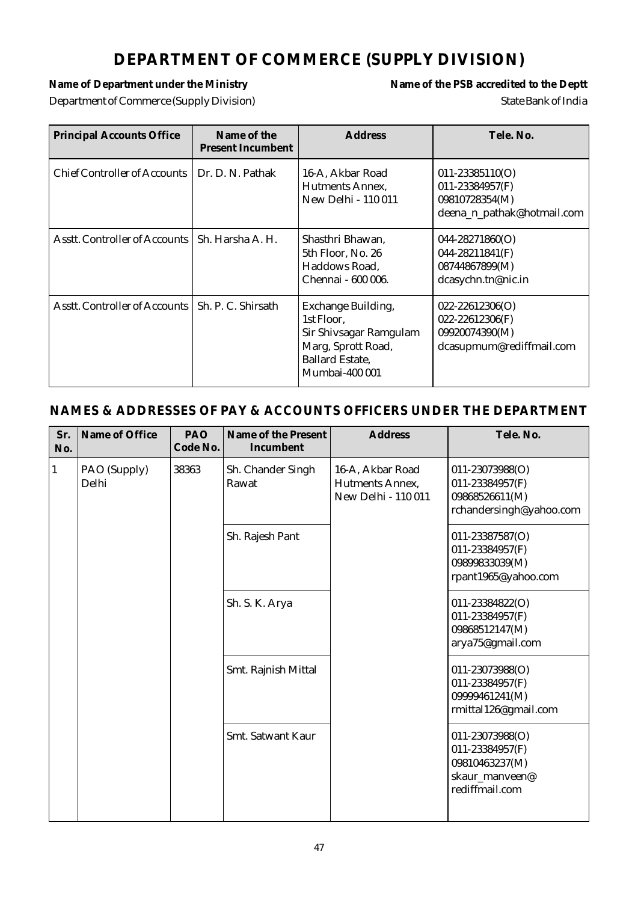# DEPARTMENT OF COMMERCE (SUPPLY DIVISION)

**Name of Department under the Ministry**
Department of Commerce (Supply Division)

**Name of the PSB accredited to the Deptt**
State Bank of India

| Principal Accounts Office | Name of the Present Incumbent | Address | Tele. No. |
|---|---|---|---|
| Chief Controller of Accounts | Dr. D. N. Pathak | 16-A, Akbar Road Hutments Annex, New Delhi - 110 011 | 011-23385110(O) 011-23384957(F) 09810728354(M) deena_n_pathak@hotmail.com |
| Asstt. Controller of Accounts | Sh. Harsha A. H. | Shasthri Bhawan, 5th Floor, No. 26 Haddows Road, Chennai - 600 006. | 044-28271860(O) 044-28211841(F) 08744867899(M) dcasychn.tn@nic.in |
| Asstt. Controller of Accounts | Sh. P. C. Shirsath | Exchange Building, 1st Floor, Sir Shivsagar Ramgulam Marg, Sprott Road, Ballard Estate, Mumbai-400 001 | 022-22612306(O) 022-22612306(F) 09920074390(M) dcasupmum@rediffmail.com |

## NAMES & ADDRESSES OF PAY & ACCOUNTS OFFICERS UNDER THE DEPARTMENT

| Sr. No. | Name of Office | PAO Code No. | Name of the Present Incumbent | Address | Tele. No. |
|---|---|---|---|---|---|
| 1 | PAO (Supply) Delhi | 38363 | Sh. Chander Singh Rawat | 16-A, Akbar Road Hutments Annex, New Delhi - 110 011 | 011-23073988(O) 011-23384957(F) 09868526611(M) rchandersingh@yahoo.com |
| | | | Sh. Rajesh Pant | | 011-23387587(O) 011-23384957(F) 09899833039(M) rpant1965@yahoo.com |
| | | | Sh. S. K. Arya | | 011-23384822(O) 011-23384957(F) 09868512147(M) arya75@gmail.com |
| | | | Smt. Rajnish Mittal | | 011-23073988(O) 011-23384957(F) 09999461241(M) rmittal126@gmail.com |
| | | | Smt. Satwant Kaur | | 011-23073988(O) 011-23384957(F) 09810463237(M) skaur_manveen@rediffmail.com |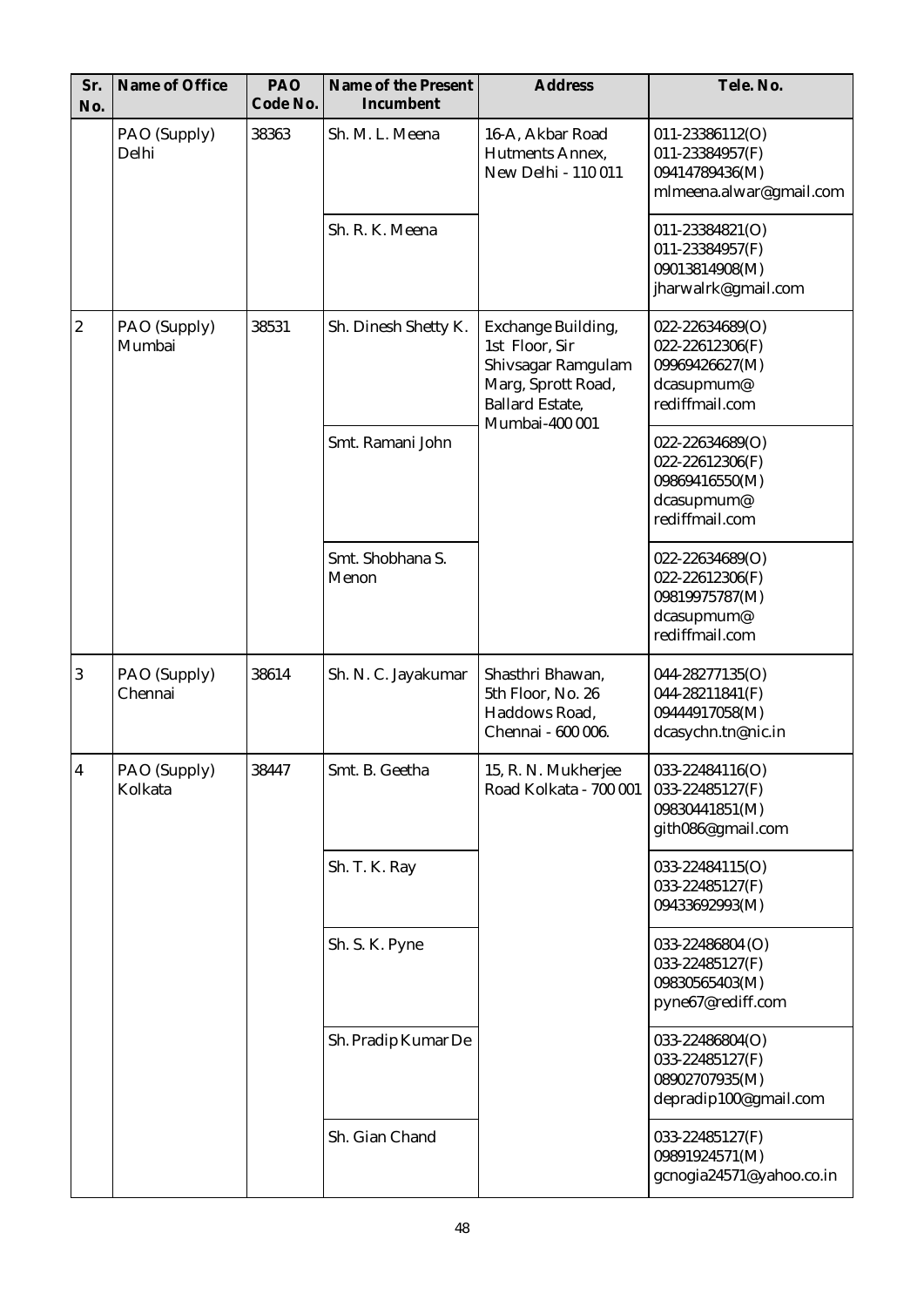| Sr. No. | Name of Office | PAO Code No. | Name of the Present Incumbent | Address | Tele. No. |
|---|---|---|---|---|---|
| | PAO (Supply) Delhi | 38363 | Sh. M. L. Meena | 16-A, Akbar Road Hutments Annex, New Delhi - 110 011 | 011-23386112(O) 011-23384957(F) 09414789436(M) mlmeena.alwar@gmail.com |
| | | | Sh. R. K. Meena | | 011-23384821(O) 011-23384957(F) 09013814908(M) jharwalrk@gmail.com |
| 2 | PAO (Supply) Mumbai | 38531 | Sh. Dinesh Shetty K. | Exchange Building, 1st Floor, Sir Shivsagar Ramgulam Marg, Sprott Road, Ballard Estate, Mumbai-400 001 | 022-22634689(O) 022-22612306(F) 09969426627(M) dcasupmum@ rediffmail.com |
| | | | Smt. Ramani John | | 022-22634689(O) 022-22612306(F) 09869416550(M) dcasupmum@ rediffmail.com |
| | | | Smt. Shobhana S. Menon | | 022-22634689(O) 022-22612306(F) 09819975787(M) dcasupmum@ rediffmail.com |
| 3 | PAO (Supply) Chennai | 38614 | Sh. N. C. Jayakumar | Shasthri Bhawan, 5th Floor, No. 26 Haddows Road, Chennai - 600 006. | 044-28277135(O) 044-28211841(F) 09444917058(M) dcasychn.tn@nic.in |
| 4 | PAO (Supply) Kolkata | 38447 | Smt. B. Geetha | 15, R. N. Mukherjee Road Kolkata - 700 001 | 033-22484116(O) 033-22485127(F) 09830441851(M) gith086@gmail.com |
| | | | Sh. T. K. Ray | | 033-22484115(O) 033-22485127(F) 09433692993(M) |
| | | | Sh. S. K. Pyne | | 033-22486804 (O) 033-22485127(F) 09830565403(M) pyne67@rediff.com |
| | | | Sh. Pradip Kumar De | | 033-22486804(O) 033-22485127(F) 08902707935(M) depradip100@gmail.com |
| | | | Sh. Gian Chand | | 033-22485127(F) 09891924571(M) gcnogia24571@yahoo.co.in |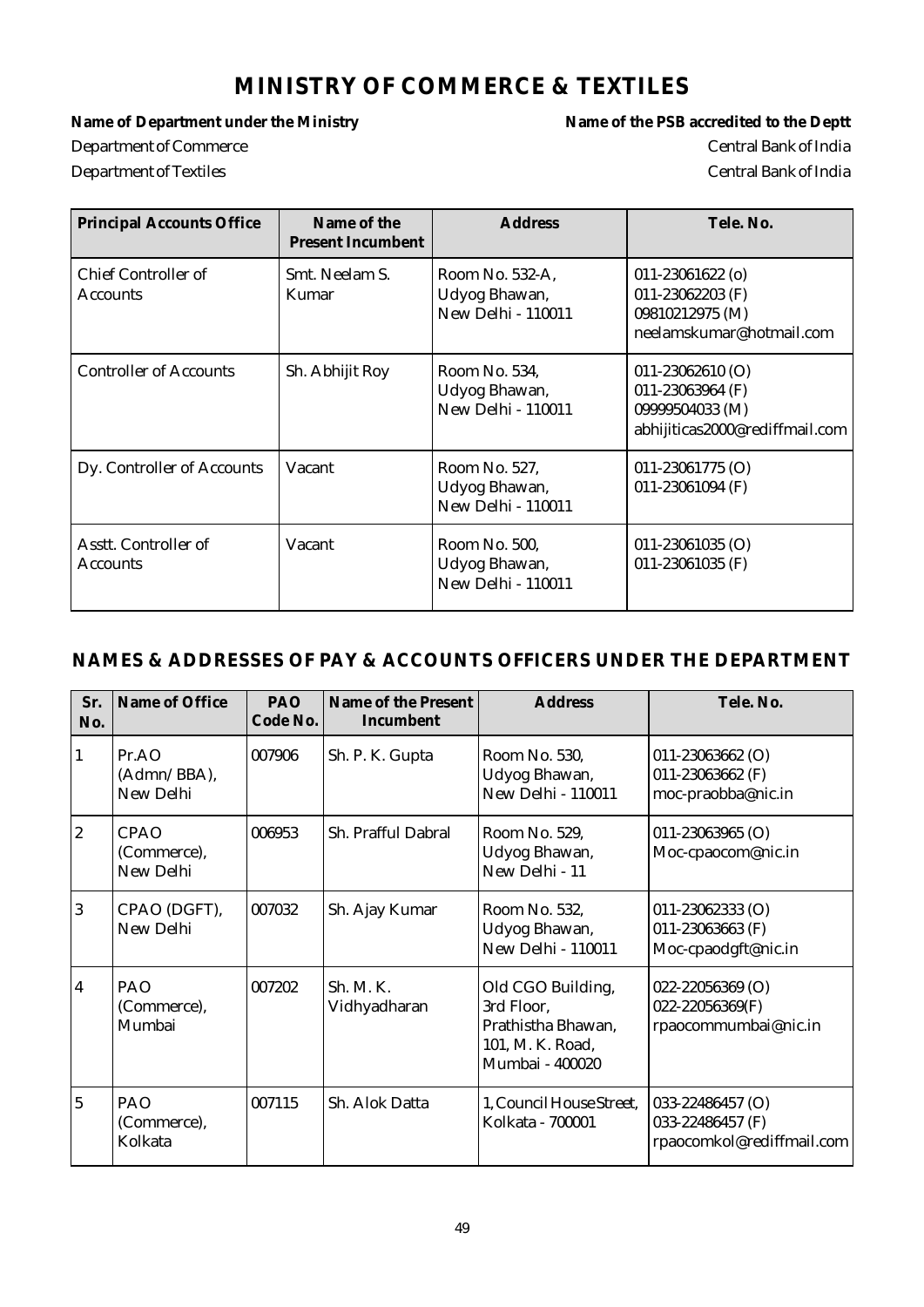# MINISTRY OF COMMERCE & TEXTILES

| Name of Department under the Ministry | Name of the PSB accredited to the Deptt |
|---|---|
| Department of Commerce | Central Bank of India |
| Department of Textiles | Central Bank of India |

| Principal Accounts Office | Name of the Present Incumbent | Address | Tele. No. |
|---|---|---|---|
| Chief Controller of Accounts | Smt. Neelam S. Kumar | Room No. 532-A, Udyog Bhawan, New Delhi - 110011 | 011-23061622 (o)<br>011-23062203 (F)<br>09810212975 (M)<br>neelamskumar@hotmail.com |
| Controller of Accounts | Sh. Abhijit Roy | Room No. 534, Udyog Bhawan, New Delhi - 110011 | 011-23062610 (O)<br>011-23063964 (F)<br>09999504033 (M)<br>abhijiticas2000@rediffmail.com |
| Dy. Controller of Accounts | Vacant | Room No. 527, Udyog Bhawan, New Delhi - 110011 | 011-23061775 (O)<br>011-23061094 (F) |
| Asstt. Controller of Accounts | Vacant | Room No. 500, Udyog Bhawan, New Delhi - 110011 | 011-23061035 (O)<br>011-23061035 (F) |

## NAMES & ADDRESSES OF PAY & ACCOUNTS OFFICERS UNDER THE DEPARTMENT

| Sr. No. | Name of Office | PAO Code No. | Name of the Present Incumbent | Address | Tele. No. |
|---|---|---|---|---|---|
| 1 | Pr.AO (Admn/BBA), New Delhi | 007906 | Sh. P. K. Gupta | Room No. 530, Udyog Bhawan, New Delhi - 110011 | 011-23063662 (O)<br>011-23063662 (F)<br>moc-praobba@nic.in |
| 2 | CPAO (Commerce), New Delhi | 006953 | Sh. Prafful Dabral | Room No. 529, Udyog Bhawan, New Delhi - 11 | 011-23063965 (O)<br>Moc-cpaocom@nic.in |
| 3 | CPAO (DGFT), New Delhi | 007032 | Sh. Ajay Kumar | Room No. 532, Udyog Bhawan, New Delhi - 110011 | 011-23062333 (O)<br>011-23063663 (F)<br>Moc-cpaodgft@nic.in |
| 4 | PAO (Commerce), Mumbai | 007202 | Sh. M. K. Vidhyadharan | Old CGO Building, 3rd Floor, Prathistha Bhawan, 101, M. K. Road, Mumbai - 400020 | 022-22056369 (O)<br>022-22056369(F)<br>rpaocommumbai@nic.in |
| 5 | PAO (Commerce), Kolkata | 007115 | Sh. Alok Datta | 1, Council House Street, Kolkata - 700001 | 033-22486457 (O)<br>033-22486457 (F)<br>rpaocomkol@rediffmail.com |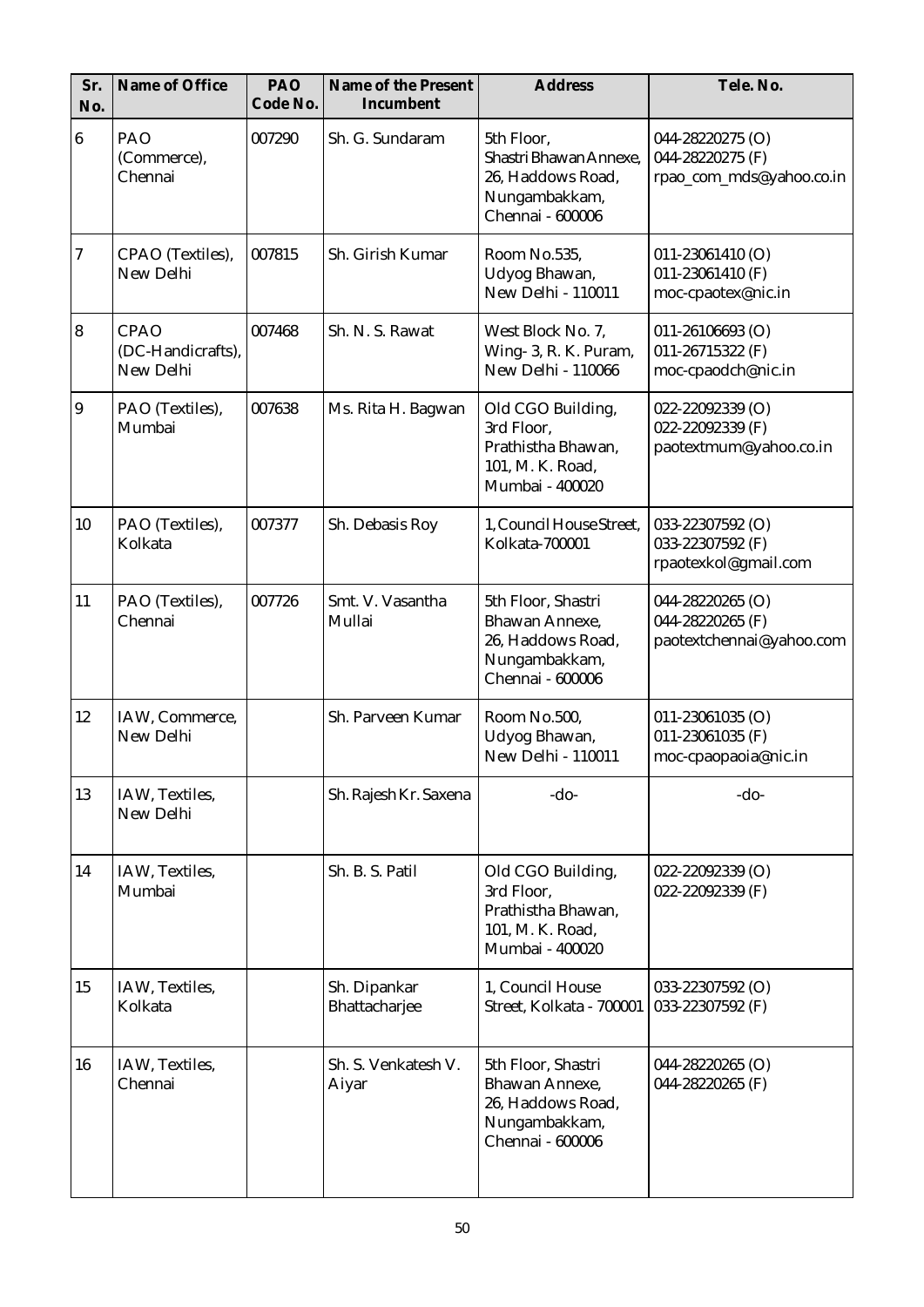| Sr. No. | Name of Office | PAO Code No. | Name of the Present Incumbent | Address | Tele. No. |
|---|---|---|---|---|---|
| 6 | PAO (Commerce), Chennai | 007290 | Sh. G. Sundaram | 5th Floor, Shastri Bhawan Annexe, 26, Haddows Road, Nungambakkam, Chennai - 600006 | 044-28220275 (O) 044-28220275 (F) rpao_com_mds@yahoo.co.in |
| 7 | CPAO (Textiles), New Delhi | 007815 | Sh. Girish Kumar | Room No.535, Udyog Bhawan, New Delhi - 110011 | 011-23061410 (O) 011-23061410 (F) moc-cpaotex@nic.in |
| 8 | CPAO (DC-Handicrafts), New Delhi | 007468 | Sh. N. S. Rawat | West Block No. 7, Wing- 3, R. K. Puram, New Delhi - 110066 | 011-26106693 (O) 011-26715322 (F) moc-cpaodch@nic.in |
| 9 | PAO (Textiles), Mumbai | 007638 | Ms. Rita H. Bagwan | Old CGO Building, 3rd Floor, Prathistha Bhawan, 101, M. K. Road, Mumbai - 400020 | 022-22092339 (O) 022-22092339 (F) paotextmum@yahoo.co.in |
| 10 | PAO (Textiles), Kolkata | 007377 | Sh. Debasis Roy | 1, Council House Street, Kolkata-700001 | 033-22307592 (O) 033-22307592 (F) rpaotexkol@gmail.com |
| 11 | PAO (Textiles), Chennai | 007726 | Smt. V. Vasantha Mullai | 5th Floor, Shastri Bhawan Annexe, 26, Haddows Road, Nungambakkam, Chennai - 600006 | 044-28220265 (O) 044-28220265 (F) paotextchennai@yahoo.com |
| 12 | IAW, Commerce, New Delhi | | Sh. Parveen Kumar | Room No.500, Udyog Bhawan, New Delhi - 110011 | 011-23061035 (O) 011-23061035 (F) moc-cpaopaoia@nic.in |
| 13 | IAW, Textiles, New Delhi | | Sh. Rajesh Kr. Saxena | -do- | -do- |
| 14 | IAW, Textiles, Mumbai | | Sh. B. S. Patil | Old CGO Building, 3rd Floor, Prathistha Bhawan, 101, M. K. Road, Mumbai - 400020 | 022-22092339 (O) 022-22092339 (F) |
| 15 | IAW, Textiles, Kolkata | | Sh. Dipankar Bhattacharjee | 1, Council House Street, Kolkata - 700001 | 033-22307592 (O) 033-22307592 (F) |
| 16 | IAW, Textiles, Chennai | | Sh. S. Venkatesh V. Aiyar | 5th Floor, Shastri Bhawan Annexe, 26, Haddows Road, Nungambakkam, Chennai - 600006 | 044-28220265 (O) 044-28220265 (F) |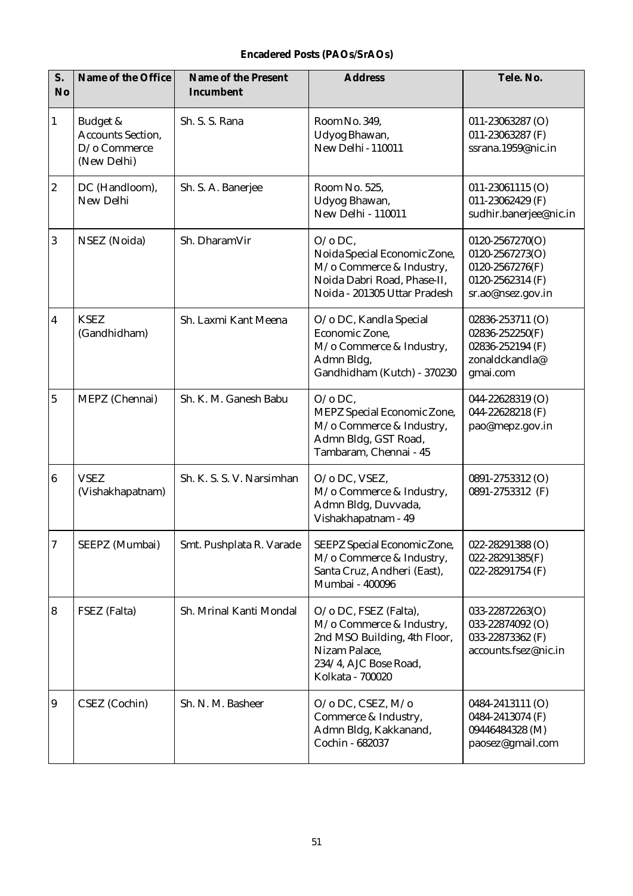**Encadered Posts (PAOs/SrAOs)**

| S. No | Name of the Office | Name of the Present Incumbent | Address | Tele. No. |
|---|---|---|---|---|
| 1 | Budget & Accounts Section, D/o Commerce (New Delhi) | Sh. S. S. Rana | Room No. 349, Udyog Bhawan, New Delhi - 110011 | 011-23063287 (O) 011-23063287 (F) ssrana.1959@nic.in |
| 2 | DC (Handloom), New Delhi | Sh. S. A. Banerjee | Room No. 525, Udyog Bhawan, New Delhi - 110011 | 011-23061115 (O) 011-23062429 (F) sudhir.banerjee@nic.in |
| 3 | NSEZ (Noida) | Sh. DharamVir | O/o DC, Noida Special Economic Zone, M/o Commerce & Industry, Noida Dabri Road, Phase-II, Noida - 201305 Uttar Pradesh | 0120-2567270(O) 0120-2567273(O) 0120-2567276(F) 0120-2562314 (F) sr.ao@nsez.gov.in |
| 4 | KSEZ (Gandhidham) | Sh. Laxmi Kant Meena | O/o DC, Kandla Special Economic Zone, M/o Commerce & Industry, Admn Bldg, Gandhidham (Kutch) - 370230 | 02836-253711 (O) 02836-252250(F) 02836-252194 (F) zonaldckandla@ gmai.com |
| 5 | MEPZ (Chennai) | Sh. K. M. Ganesh Babu | O/o DC, MEPZ Special Economic Zone, M/o Commerce & Industry, Admn Bldg, GST Road, Tambaram, Chennai - 45 | 044-22628319 (O) 044-22628218 (F) pao@mepz.gov.in |
| 6 | VSEZ (Vishakhapatnam) | Sh. K. S. S. V. Narsimhan | O/o DC, VSEZ, M/o Commerce & Industry, Admn Bldg, Duvvada, Vishakhapatnam - 49 | 0891-2753312 (O) 0891-2753312 (F) |
| 7 | SEEPZ (Mumbai) | Smt. Pushplata R. Varade | SEEPZ Special Economic Zone, M/o Commerce & Industry, Santa Cruz, Andheri (East), Mumbai - 400096 | 022-28291388 (O) 022-28291385(F) 022-28291754 (F) |
| 8 | FSEZ (Falta) | Sh. Mrinal Kanti Mondal | O/o DC, FSEZ (Falta), M/o Commerce & Industry, 2nd MSO Building, 4th Floor, Nizam Palace, 234/4, AJC Bose Road, Kolkata - 700020 | 033-22872263(O) 033-22874092 (O) 033-22873362 (F) accounts.fsez@nic.in |
| 9 | CSEZ (Cochin) | Sh. N. M. Basheer | O/o DC, CSEZ, M/o Commerce & Industry, Admn Bldg, Kakkanand, Cochin - 682037 | 0484-2413111 (O) 0484-2413074 (F) 09446484328 (M) paosez@gmail.com |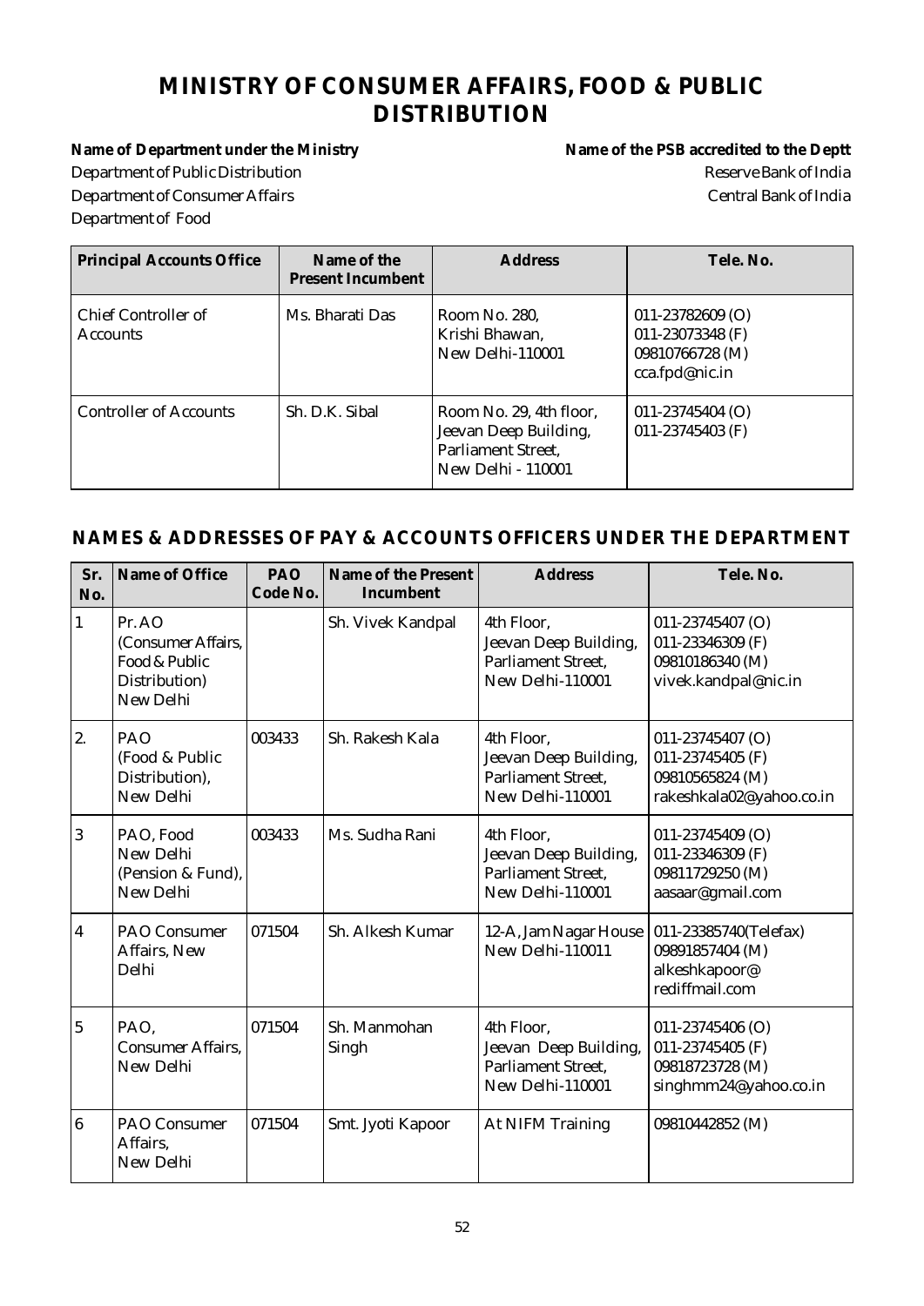# MINISTRY OF CONSUMER AFFAIRS, FOOD & PUBLIC DISTRIBUTION

| **Name of Department under the Ministry** | **Name of the PSB accredited to the Deptt** |
|---|---|
| Department of Public Distribution | Reserve Bank of India |
| Department of Consumer Affairs | Central Bank of India |
| Department of Food | |

| Principal Accounts Office | Name of the Present Incumbent | Address | Tele. No. |
|---|---|---|---|
| Chief Controller of Accounts | Ms. Bharati Das | Room No. 280, Krishi Bhawan, New Delhi-110001 | 011-23782609 (O) 011-23073348 (F) 09810766728 (M) cca.fpd@nic.in |
| Controller of Accounts | Sh. D.K. Sibal | Room No. 29, 4th floor, Jeevan Deep Building, Parliament Street, New Delhi - 110001 | 011-23745404 (O) 011-23745403 (F) |

## NAMES & ADDRESSES OF PAY & ACCOUNTS OFFICERS UNDER THE DEPARTMENT

| Sr. No. | Name of Office | PAO Code No. | Name of the Present Incumbent | Address | Tele. No. |
|---|---|---|---|---|---|
| 1 | Pr. AO (Consumer Affairs, Food & Public Distribution) New Delhi | | Sh. Vivek Kandpal | 4th Floor, Jeevan Deep Building, Parliament Street, New Delhi-110001 | 011-23745407 (O) 011-23346309 (F) 09810186340 (M) vivek.kandpal@nic.in |
| 2. | PAO (Food & Public Distribution), New Delhi | 003433 | Sh. Rakesh Kala | 4th Floor, Jeevan Deep Building, Parliament Street, New Delhi-110001 | 011-23745407 (O) 011-23745405 (F) 09810565824 (M) rakeshkala02@yahoo.co.in |
| 3 | PAO, Food New Delhi (Pension & Fund), New Delhi | 003433 | Ms. Sudha Rani | 4th Floor, Jeevan Deep Building, Parliament Street, New Delhi-110001 | 011-23745409 (O) 011-23346309 (F) 09811729250 (M) aasaar@gmail.com |
| 4 | PAO Consumer Affairs, New Delhi | 071504 | Sh. Alkesh Kumar | 12-A, Jam Nagar House New Delhi-110011 | 011-23385740(Telefax) 09891857404 (M) alkeshkapoor@ rediffmail.com |
| 5 | PAO, Consumer Affairs, New Delhi | 071504 | Sh. Manmohan Singh | 4th Floor, Jeevan Deep Building, Parliament Street, New Delhi-110001 | 011-23745406 (O) 011-23745405 (F) 09818723728 (M) singhmm24@yahoo.co.in |
| 6 | PAO Consumer Affairs, New Delhi | 071504 | Smt. Jyoti Kapoor | At NIFM Training | 09810442852 (M) |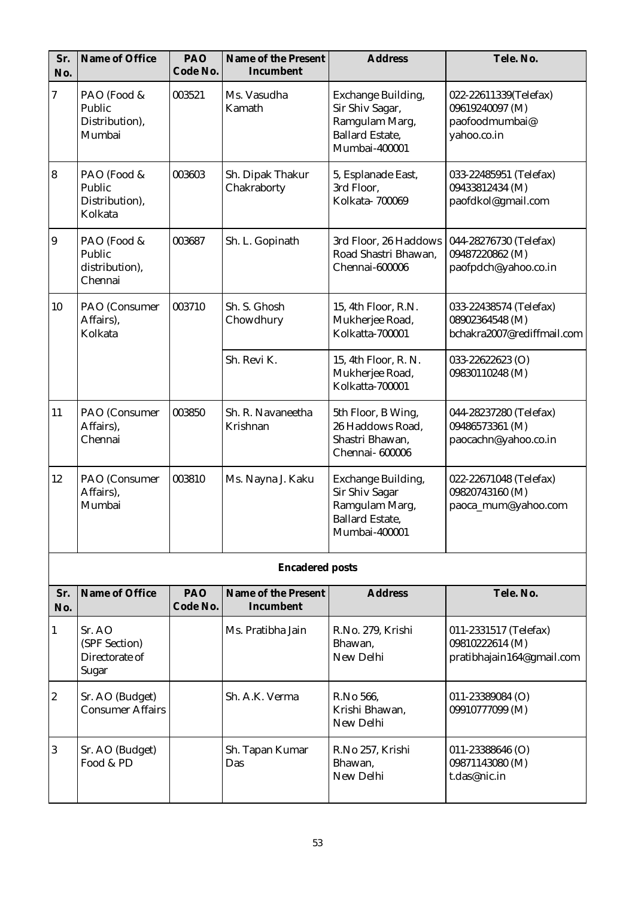| Sr. No. | Name of Office | PAO Code No. | Name of the Present Incumbent | Address | Tele. No. |
|---|---|---|---|---|---|
| 7 | PAO (Food & Public Distribution), Mumbai | 003521 | Ms. Vasudha Kamath | Exchange Building, Sir Shiv Sagar, Ramgulam Marg, Ballard Estate, Mumbai-400001 | 022-22611339(Telefax) 09619240097 (M) paofoodmumbai@ yahoo.co.in |
| 8 | PAO (Food & Public Distribution), Kolkata | 003603 | Sh. Dipak Thakur Chakraborty | 5, Esplanade East, 3rd Floor, Kolkata- 700069 | 033-22485951 (Telefax) 09433812434 (M) paofdkol@gmail.com |
| 9 | PAO (Food & Public distribution), Chennai | 003687 | Sh. L. Gopinath | 3rd Floor, 26 Haddows Road Shastri Bhawan, Chennai-600006 | 044-28276730 (Telefax) 09487220862 (M) paofpdch@yahoo.co.in |
| 10 | PAO (Consumer Affairs), Kolkata | 003710 | Sh. S. Ghosh Chowdhury | 15, 4th Floor, R.N. Mukherjee Road, Kolkatta-700001 | 033-22438574 (Telefax) 08902364548 (M) bchakra2007@rediffmail.com |
| | | | Sh. Revi K. | 15, 4th Floor, R. N. Mukherjee Road, Kolkatta-700001 | 033-22622623 (O) 09830110248 (M) |
| 11 | PAO (Consumer Affairs), Chennai | 003850 | Sh. R. Navaneetha Krishnan | 5th Floor, B Wing, 26 Haddows Road, Shastri Bhawan, Chennai- 600006 | 044-28237280 (Telefax) 09486573361 (M) paocachn@yahoo.co.in |
| 12 | PAO (Consumer Affairs), Mumbai | 003810 | Ms. Nayna J. Kaku | Exchange Building, Sir Shiv Sagar Ramgulam Marg, Ballard Estate, Mumbai-400001 | 022-22671048 (Telefax) 09820743160 (M) paoca_mum@yahoo.com |

**Encadered posts**

| Sr. No. | Name of Office | PAO Code No. | Name of the Present Incumbent | Address | Tele. No. |
|---|---|---|---|---|---|
| 1 | Sr. AO (SPF Section) Directorate of Sugar | | Ms. Pratibha Jain | R.No. 279, Krishi Bhawan, New Delhi | 011-2331517 (Telefax) 09810222614 (M) pratibhajain164@gmail.com |
| 2 | Sr. AO (Budget) Consumer Affairs | | Sh. A.K. Verma | R.No 566, Krishi Bhawan, New Delhi | 011-23389084 (O) 09910777099 (M) |
| 3 | Sr. AO (Budget) Food & PD | | Sh. Tapan Kumar Das | R.No 257, Krishi Bhawan, New Delhi | 011-23388646 (O) 09871143080 (M) t.das@nic.in |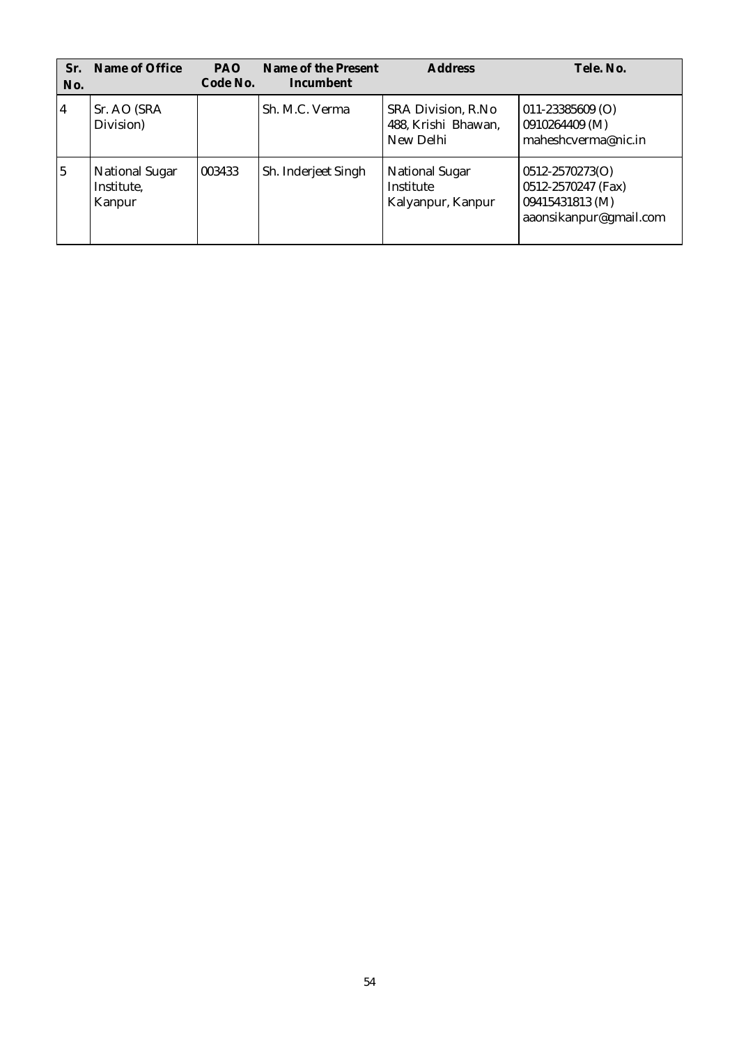| Sr. No. | Name of Office | PAO Code No. | Name of the Present Incumbent | Address | Tele. No. |
|---|---|---|---|---|---|
| 4 | Sr. AO (SRA Division) | | Sh. M.C. Verma | SRA Division, R.No 488, Krishi Bhawan, New Delhi | 011-23385609 (O)<br>0910264409 (M)<br>maheshcverma@nic.in |
| 5 | National Sugar Institute, Kanpur | 003433 | Sh. Inderjeet Singh | National Sugar Institute<br>Kalyanpur, Kanpur | 0512-2570273(O)<br>0512-2570247 (Fax)<br>09415431813 (M)<br>aaonsikanpur@gmail.com |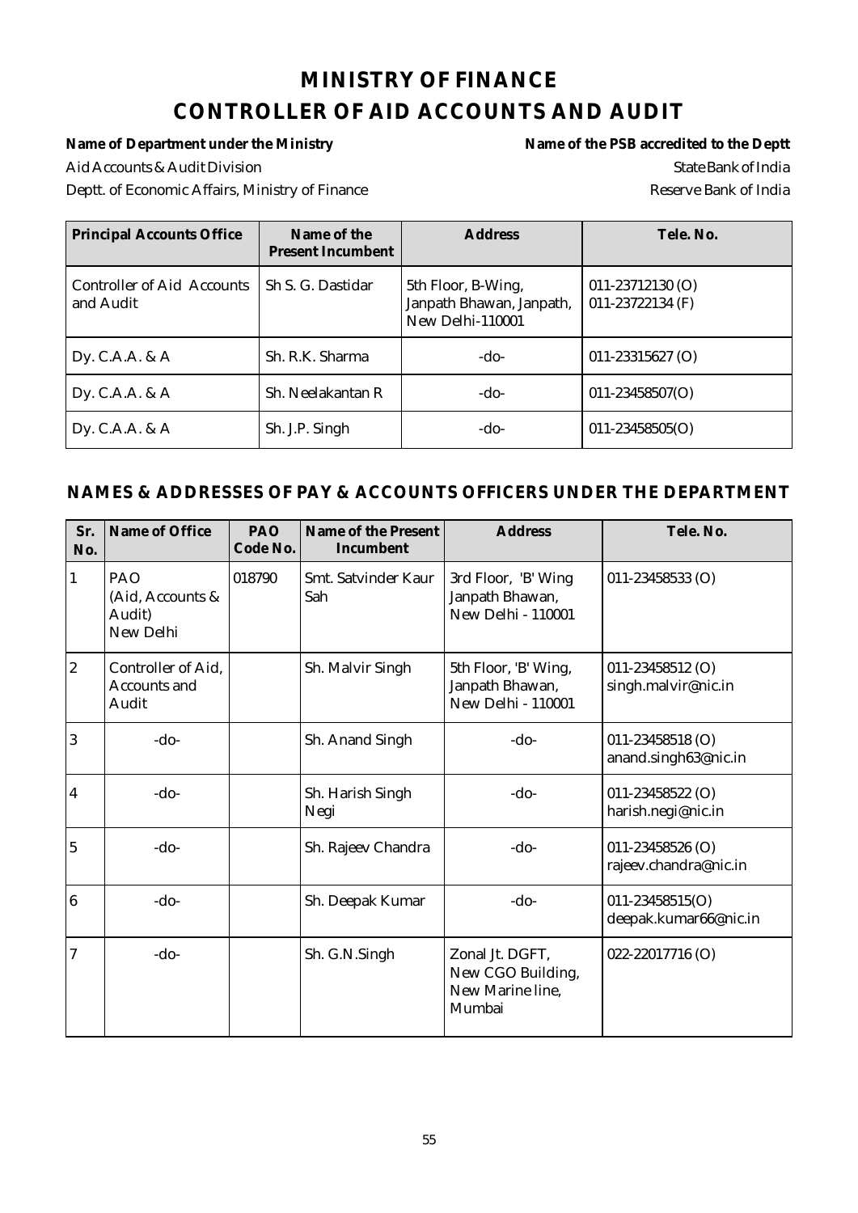# MINISTRY OF FINANCE

# CONTROLLER OF AID ACCOUNTS AND AUDIT

**Name of Department under the Ministry**

Aid Accounts & Audit Division

Deptt. of Economic Affairs, Ministry of Finance

**Name of the PSB accredited to the Deptt**

State Bank of India

Reserve Bank of India

| Principal Accounts Office | Name of the Present Incumbent | Address | Tele. No. |
|---|---|---|---|
| Controller of Aid Accounts and Audit | Sh S. G. Dastidar | 5th Floor, B-Wing, Janpath Bhawan, Janpath, New Delhi-110001 | 011-23712130 (O) 011-23722134 (F) |
| Dy. C.A.A. & A | Sh. R.K. Sharma | -do- | 011-23315627 (O) |
| Dy. C.A.A. & A | Sh. Neelakantan R | -do- | 011-23458507(O) |
| Dy. C.A.A. & A | Sh. J.P. Singh | -do- | 011-23458505(O) |

## NAMES & ADDRESSES OF PAY & ACCOUNTS OFFICERS UNDER THE DEPARTMENT

| Sr. No. | Name of Office | PAO Code No. | Name of the Present Incumbent | Address | Tele. No. |
|---|---|---|---|---|---|
| 1 | PAO (Aid, Accounts & Audit) New Delhi | 018790 | Smt. Satvinder Kaur Sah | 3rd Floor, 'B' Wing Janpath Bhawan, New Delhi - 110001 | 011-23458533 (O) |
| 2 | Controller of Aid, Accounts and Audit | | Sh. Malvir Singh | 5th Floor, 'B' Wing, Janpath Bhawan, New Delhi - 110001 | 011-23458512 (O) singh.malvir@nic.in |
| 3 | -do- | | Sh. Anand Singh | -do- | 011-23458518 (O) anand.singh63@nic.in |
| 4 | -do- | | Sh. Harish Singh Negi | -do- | 011-23458522 (O) harish.negi@nic.in |
| 5 | -do- | | Sh. Rajeev Chandra | -do- | 011-23458526 (O) rajeev.chandra@nic.in |
| 6 | -do- | | Sh. Deepak Kumar | -do- | 011-23458515(O) deepak.kumar66@nic.in |
| 7 | -do- | | Sh. G.N.Singh | Zonal Jt. DGFT, New CGO Building, New Marine line, Mumbai | 022-22017716 (O) |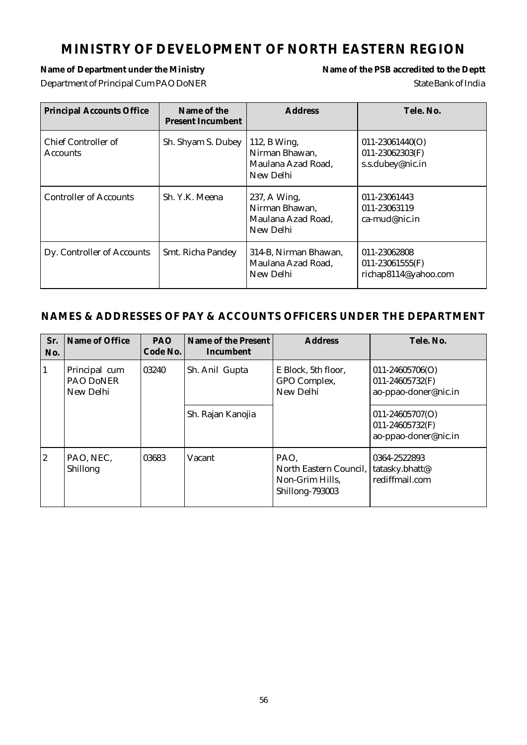# MINISTRY OF DEVELOPMENT OF NORTH EASTERN REGION

**Name of Department under the Ministry** — Department of Principal Cum PAO DoNER

**Name of the PSB accredited to the Deptt** — State Bank of India

| Principal Accounts Office | Name of the Present Incumbent | Address | Tele. No. |
|---|---|---|---|
| Chief Controller of Accounts | Sh. Shyam S. Dubey | 112, B Wing, Nirman Bhawan, Maulana Azad Road, New Delhi | 011-23061440(O) 011-23062303(F) s.s.dubey@nic.in |
| Controller of Accounts | Sh. Y.K. Meena | 237, A Wing, Nirman Bhawan, Maulana Azad Road, New Delhi | 011-23061443 011-23063119 ca-mud@nic.in |
| Dy. Controller of Accounts | Smt. Richa Pandey | 314-B, Nirman Bhawan, Maulana Azad Road, New Delhi | 011-23062808 011-23061555(F) richap8114@yahoo.com |

## NAMES & ADDRESSES OF PAY & ACCOUNTS OFFICERS UNDER THE DEPARTMENT

| Sr. No. | Name of Office | PAO Code No. | Name of the Present Incumbent | Address | Tele. No. |
|---|---|---|---|---|---|
| 1 | Principal cum PAO DoNER New Delhi | 03240 | Sh. Anil Gupta | E Block, 5th floor, GPO Complex, New Delhi | 011-24605706(O) 011-24605732(F) ao-ppao-doner@nic.in |
| | | | Sh. Rajan Kanojia | | 011-24605707(O) 011-24605732(F) ao-ppao-doner@nic.in |
| 2 | PAO, NEC, Shillong | 03683 | Vacant | PAO, North Eastern Council, Non-Grim Hills, Shillong-793003 | 0364-2522893 tatasky.bhatt@rediffmail.com |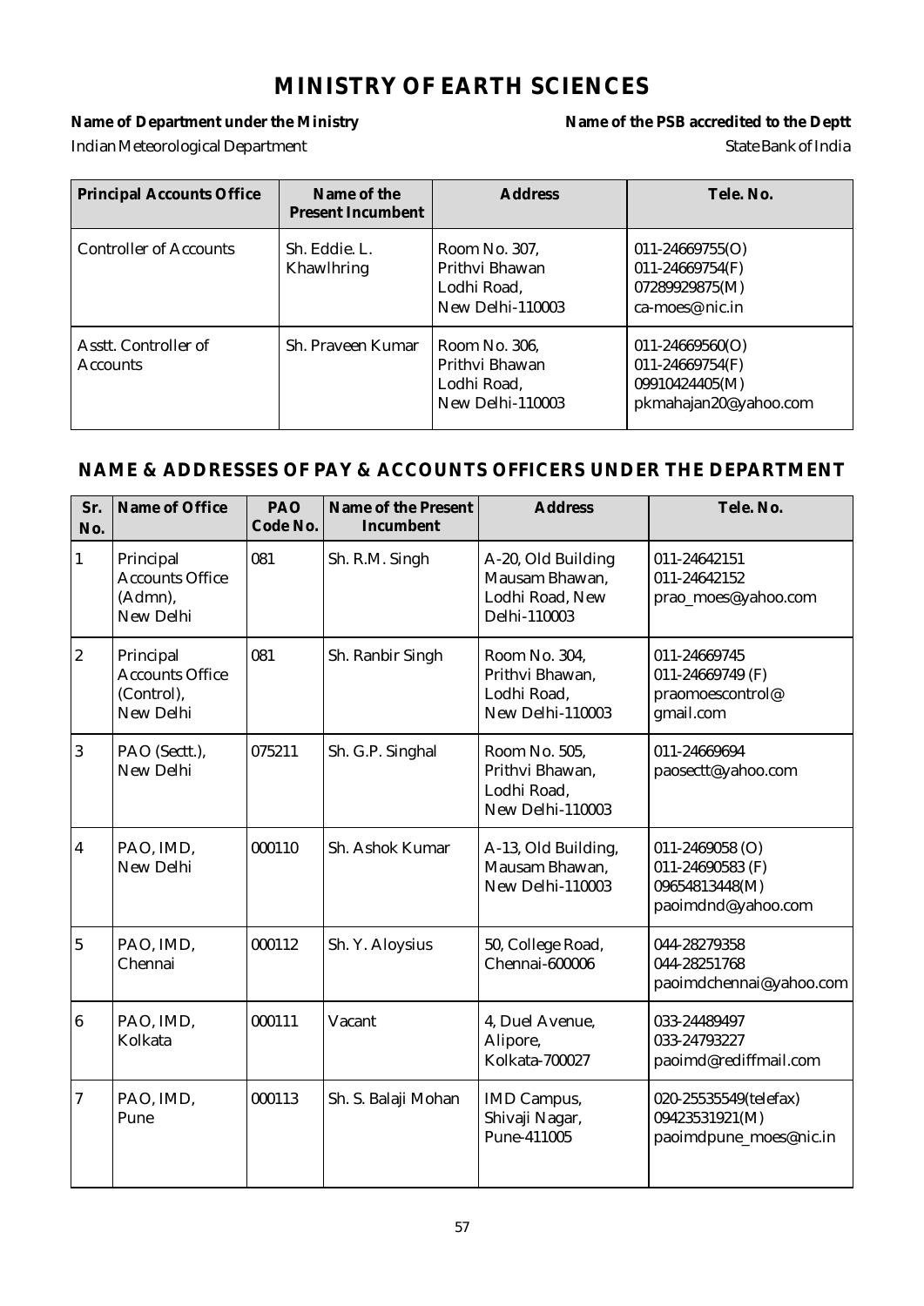# MINISTRY OF EARTH SCIENCES

**Name of Department under the Ministry** — Indian Meteorological Department

**Name of the PSB accredited to the Deptt** — State Bank of India

| Principal Accounts Office | Name of the Present Incumbent | Address | Tele. No. |
|---|---|---|---|
| Controller of Accounts | Sh. Eddie. L. Khawlhring | Room No. 307, Prithvi Bhawan Lodhi Road, New Delhi-110003 | 011-24669755(O) 011-24669754(F) 07289929875(M) ca-moes@nic.in |
| Asstt. Controller of Accounts | Sh. Praveen Kumar | Room No. 306, Prithvi Bhawan Lodhi Road, New Delhi-110003 | 011-24669560(O) 011-24669754(F) 09910424405(M) pkmahajan20@yahoo.com |

## NAME & ADDRESSES OF PAY & ACCOUNTS OFFICERS UNDER THE DEPARTMENT

| Sr. No. | Name of Office | PAO Code No. | Name of the Present Incumbent | Address | Tele. No. |
|---|---|---|---|---|---|
| 1 | Principal Accounts Office (Admn), New Delhi | 081 | Sh. R.M. Singh | A-20, Old Building Mausam Bhawan, Lodhi Road, New Delhi-110003 | 011-24642151 011-24642152 prao_moes@yahoo.com |
| 2 | Principal Accounts Office (Control), New Delhi | 081 | Sh. Ranbir Singh | Room No. 304, Prithvi Bhawan, Lodhi Road, New Delhi-110003 | 011-24669745 011-24669749 (F) praomoescontrol@ gmail.com |
| 3 | PAO (Sectt.), New Delhi | 075211 | Sh. G.P. Singhal | Room No. 505, Prithvi Bhawan, Lodhi Road, New Delhi-110003 | 011-24669694 paosectt@yahoo.com |
| 4 | PAO, IMD, New Delhi | 000110 | Sh. Ashok Kumar | A-13, Old Building, Mausam Bhawan, New Delhi-110003 | 011-2469058 (O) 011-24690583 (F) 09654813448(M) paoimdnd@yahoo.com |
| 5 | PAO, IMD, Chennai | 000112 | Sh. Y. Aloysius | 50, College Road, Chennai-600006 | 044-28279358 044-28251768 paoimdchennai@yahoo.com |
| 6 | PAO, IMD, Kolkata | 000111 | Vacant | 4, Duel Avenue, Alipore, Kolkata-700027 | 033-24489497 033-24793227 paoimd@rediffmail.com |
| 7 | PAO, IMD, Pune | 000113 | Sh. S. Balaji Mohan | IMD Campus, Shivaji Nagar, Pune-411005 | 020-25535549(telefax) 09423531921(M) paoimdpune_moes@nic.in |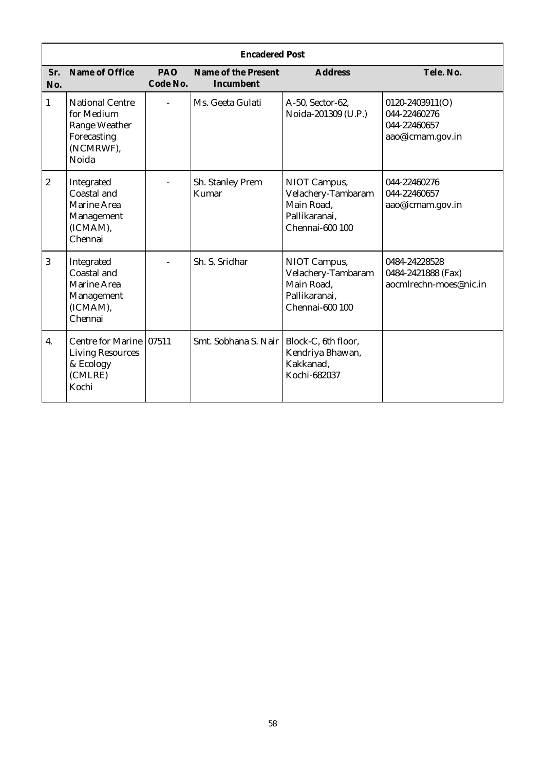| Encadered Post | | | | | |
|---|---|---|---|---|---|
| **Sr. No.** | **Name of Office** | **PAO Code No.** | **Name of the Present Incumbent** | **Address** | **Tele. No.** |
| 1 | National Centre for Medium Range Weather Forecasting (NCMRWF), Noida | - | Ms. Geeta Gulati | A-50, Sector-62, Noida-201309 (U.P.) | 0120-2403911(O) 044-22460276 044-22460657 aao@icmam.gov.in |
| 2 | Integrated Coastal and Marine Area Management (ICMAM), Chennai | - | Sh. Stanley Prem Kumar | NIOT Campus, Velachery-Tambaram Main Road, Pallikaranai, Chennai-600 100 | 044-22460276 044-22460657 aao@icmam.gov.in |
| 3 | Integrated Coastal and Marine Area Management (ICMAM), Chennai | - | Sh. S. Sridhar | NIOT Campus, Velachery-Tambaram Main Road, Pallikaranai, Chennai-600 100 | 0484-24228528 0484-2421888 (Fax) aocmlrechn-moes@nic.in |
| 4. | Centre for Marine Living Resources & Ecology (CMLRE) Kochi | 07511 | Smt. Sobhana S. Nair | Block-C, 6th floor, Kendriya Bhawan, Kakkanad, Kochi-682037 | |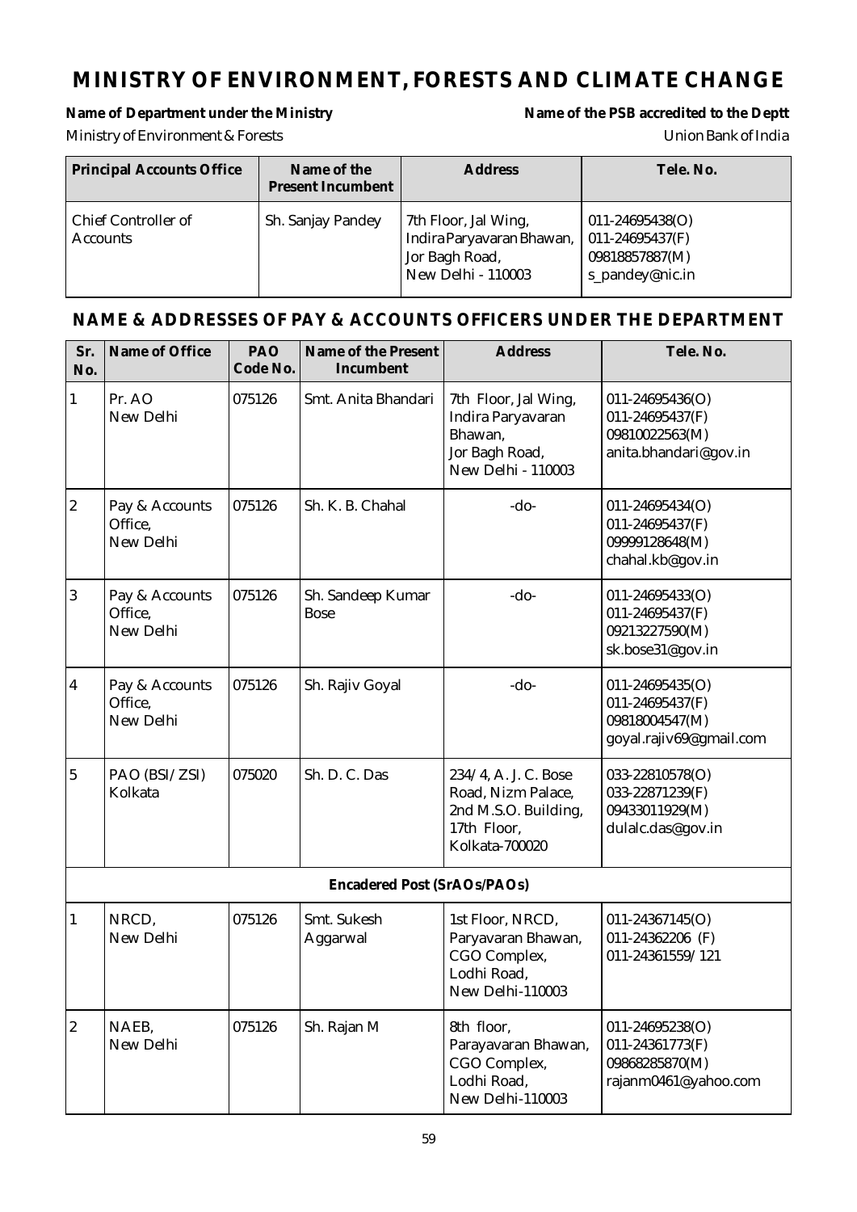# MINISTRY OF ENVIRONMENT, FORESTS AND CLIMATE CHANGE

**Name of Department under the Ministry** — Ministry of Environment & Forests

**Name of the PSB accredited to the Deptt** — Union Bank of India

| Principal Accounts Office | Name of the Present Incumbent | Address | Tele. No. |
|---|---|---|---|
| Chief Controller of Accounts | Sh. Sanjay Pandey | 7th Floor, Jal Wing, Indira Paryavaran Bhawan, Jor Bagh Road, New Delhi - 110003 | 011-24695438(O) 011-24695437(F) 09818857887(M) s_pandey@nic.in |

## NAME & ADDRESSES OF PAY & ACCOUNTS OFFICERS UNDER THE DEPARTMENT

| Sr. No. | Name of Office | PAO Code No. | Name of the Present Incumbent | Address | Tele. No. |
|---|---|---|---|---|---|
| 1 | Pr. AO New Delhi | 075126 | Smt. Anita Bhandari | 7th Floor, Jal Wing, Indira Paryavaran Bhawan, Jor Bagh Road, New Delhi - 110003 | 011-24695436(O) 011-24695437(F) 09810022563(M) anita.bhandari@gov.in |
| 2 | Pay & Accounts Office, New Delhi | 075126 | Sh. K. B. Chahal | -do- | 011-24695434(O) 011-24695437(F) 09999128648(M) chahal.kb@gov.in |
| 3 | Pay & Accounts Office, New Delhi | 075126 | Sh. Sandeep Kumar Bose | -do- | 011-24695433(O) 011-24695437(F) 09213227590(M) sk.bose31@gov.in |
| 4 | Pay & Accounts Office, New Delhi | 075126 | Sh. Rajiv Goyal | -do- | 011-24695435(O) 011-24695437(F) 09818004547(M) goyal.rajiv69@gmail.com |
| 5 | PAO (BSI/ZSI) Kolkata | 075020 | Sh. D. C. Das | 234/4, A. J. C. Bose Road, Nizm Palace, 2nd M.S.O. Building, 17th Floor, Kolkata-700020 | 033-22810578(O) 033-22871239(F) 09433011929(M) dulalc.das@gov.in |
| | | | **Encadered Post (SrAOs/PAOs)** | | |
| 1 | NRCD, New Delhi | 075126 | Smt. Sukesh Aggarwal | 1st Floor, NRCD, Paryavaran Bhawan, CGO Complex, Lodhi Road, New Delhi-110003 | 011-24367145(O) 011-24362206 (F) 011-24361559/121 |
| 2 | NAEB, New Delhi | 075126 | Sh. Rajan M | 8th floor, Parayavaran Bhawan, CGO Complex, Lodhi Road, New Delhi-110003 | 011-24695238(O) 011-24361773(F) 09868285870(M) rajanm0461@yahoo.com |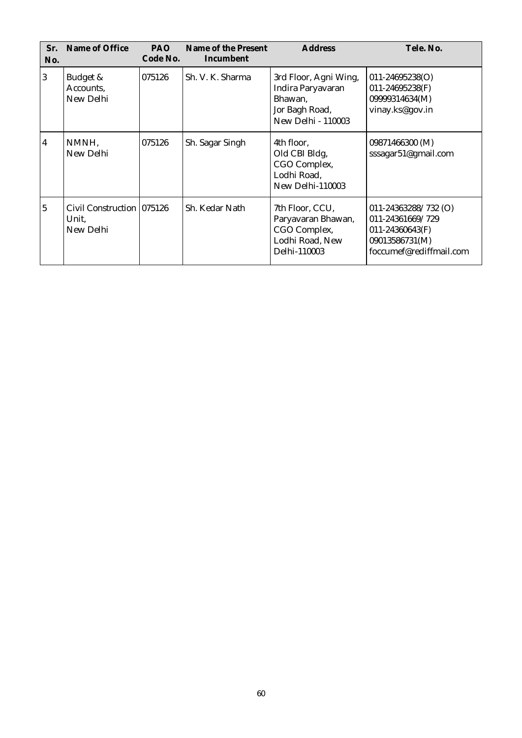| Sr. No. | Name of Office | PAO Code No. | Name of the Present Incumbent | Address | Tele. No. |
|---|---|---|---|---|---|
| 3 | Budget & Accounts, New Delhi | 075126 | Sh. V. K. Sharma | 3rd Floor, Agni Wing, Indira Paryavaran Bhawan, Jor Bagh Road, New Delhi - 110003 | 011-24695238(O)<br>011-24695238(F)<br>09999314634(M)<br>vinay.ks@gov.in |
| 4 | NMNH, New Delhi | 075126 | Sh. Sagar Singh | 4th floor, Old CBI Bldg, CGO Complex, Lodhi Road, New Delhi-110003 | 09871466300 (M)<br>sssagar51@gmail.com |
| 5 | Civil Construction Unit, New Delhi | 075126 | Sh. Kedar Nath | 7th Floor, CCU, Paryavaran Bhawan, CGO Complex, Lodhi Road, New Delhi-110003 | 011-24363288/ 732 (O)<br>011-24361669/ 729<br>011-24360643(F)<br>09013586731(M)<br>foccumef@rediffmail.com |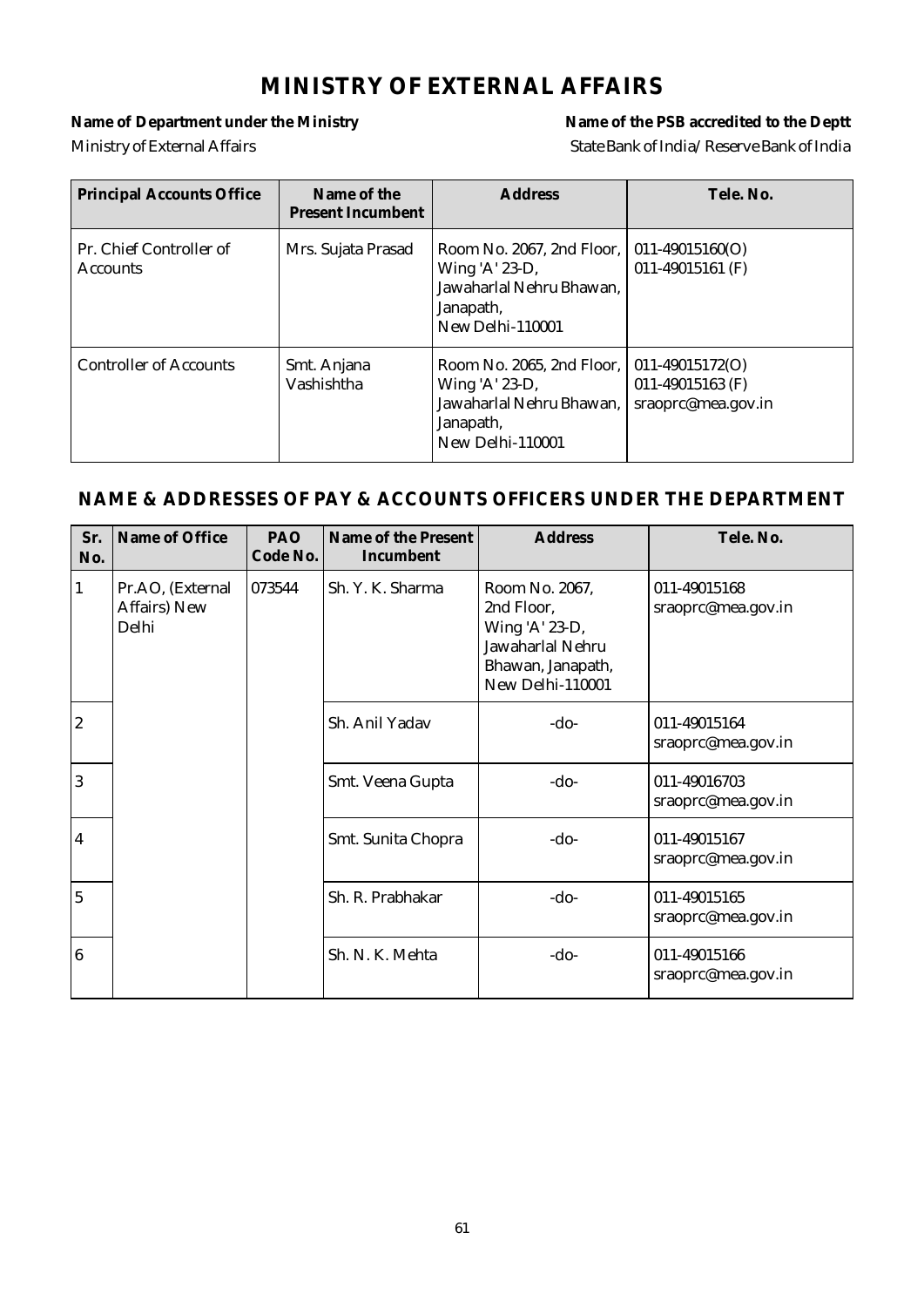# MINISTRY OF EXTERNAL AFFAIRS

**Name of Department under the Ministry**
Ministry of External Affairs

**Name of the PSB accredited to the Deptt**
State Bank of India/ Reserve Bank of India

| Principal Accounts Office | Name of the Present Incumbent | Address | Tele. No. |
|---|---|---|---|
| Pr. Chief Controller of Accounts | Mrs. Sujata Prasad | Room No. 2067, 2nd Floor, Wing 'A' 23-D, Jawaharlal Nehru Bhawan, Janapath, New Delhi-110001 | 011-49015160(O) 011-49015161 (F) |
| Controller of Accounts | Smt. Anjana Vashishtha | Room No. 2065, 2nd Floor, Wing 'A' 23-D, Jawaharlal Nehru Bhawan, Janapath, New Delhi-110001 | 011-49015172(O) 011-49015163 (F) sraoprc@mea.gov.in |

## NAME & ADDRESSES OF PAY & ACCOUNTS OFFICERS UNDER THE DEPARTMENT

| Sr. No. | Name of Office | PAO Code No. | Name of the Present Incumbent | Address | Tele. No. |
|---|---|---|---|---|---|
| 1 | Pr.AO, (External Affairs) New Delhi | 073544 | Sh. Y. K. Sharma | Room No. 2067, 2nd Floor, Wing 'A' 23-D, Jawaharlal Nehru Bhawan, Janapath, New Delhi-110001 | 011-49015168 sraoprc@mea.gov.in |
| 2 | | | Sh. Anil Yadav | -do- | 011-49015164 sraoprc@mea.gov.in |
| 3 | | | Smt. Veena Gupta | -do- | 011-49016703 sraoprc@mea.gov.in |
| 4 | | | Smt. Sunita Chopra | -do- | 011-49015167 sraoprc@mea.gov.in |
| 5 | | | Sh. R. Prabhakar | -do- | 011-49015165 sraoprc@mea.gov.in |
| 6 | | | Sh. N. K. Mehta | -do- | 011-49015166 sraoprc@mea.gov.in |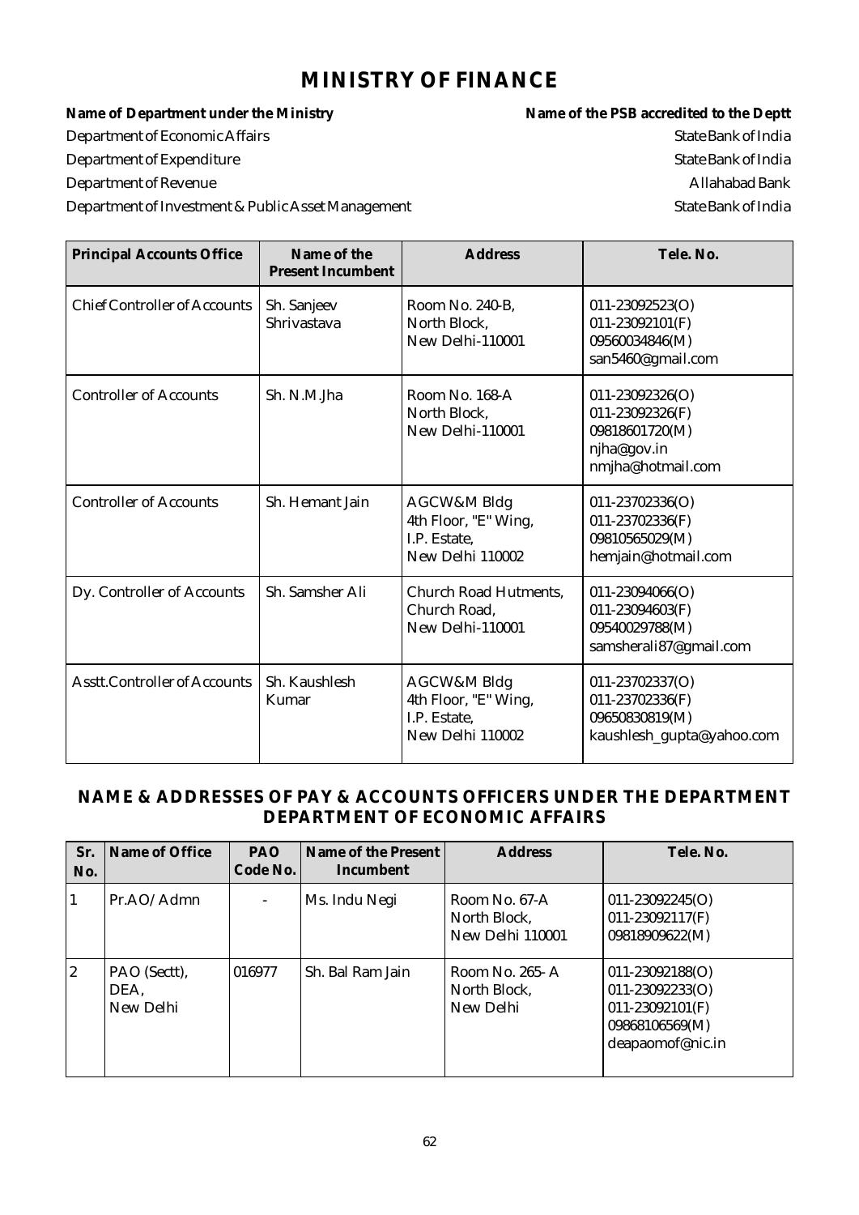# MINISTRY OF FINANCE

| Name of Department under the Ministry | Name of the PSB accredited to the Deptt |
|---|---|
| Department of Economic Affairs | State Bank of India |
| Department of Expenditure | State Bank of India |
| Department of Revenue | Allahabad Bank |
| Department of Investment & Public Asset Management | State Bank of India |

| Principal Accounts Office | Name of the Present Incumbent | Address | Tele. No. |
|---|---|---|---|
| Chief Controller of Accounts | Sh. Sanjeev Shrivastava | Room No. 240-B, North Block, New Delhi-110001 | 011-23092523(O) 011-23092101(F) 09560034846(M) san5460@gmail.com |
| Controller of Accounts | Sh. N.M.Jha | Room No. 168-A North Block, New Delhi-110001 | 011-23092326(O) 011-23092326(F) 09818601720(M) njha@gov.in nmjha@hotmail.com |
| Controller of Accounts | Sh. Hemant Jain | AGCW&M Bldg 4th Floor, "E" Wing, I.P. Estate, New Delhi 110002 | 011-23702336(O) 011-23702336(F) 09810565029(M) hemjain@hotmail.com |
| Dy. Controller of Accounts | Sh. Samsher Ali | Church Road Hutments, Church Road, New Delhi-110001 | 011-23094066(O) 011-23094603(F) 09540029788(M) samsherali87@gmail.com |
| Asstt.Controller of Accounts | Sh. Kaushlesh Kumar | AGCW&M Bldg 4th Floor, "E" Wing, I.P. Estate, New Delhi 110002 | 011-23702337(O) 011-23702336(F) 09650830819(M) kaushlesh_gupta@yahoo.com |

## NAME & ADDRESSES OF PAY & ACCOUNTS OFFICERS UNDER THE DEPARTMENT DEPARTMENT OF ECONOMIC AFFAIRS

| Sr. No. | Name of Office | PAO Code No. | Name of the Present Incumbent | Address | Tele. No. |
|---|---|---|---|---|---|
| 1 | Pr.AO/ Admn | - | Ms. Indu Negi | Room No. 67-A North Block, New Delhi 110001 | 011-23092245(O) 011-23092117(F) 09818909622(M) |
| 2 | PAO (Sectt), DEA, New Delhi | 016977 | Sh. Bal Ram Jain | Room No. 265- A North Block, New Delhi | 011-23092188(O) 011-23092233(O) 011-23092101(F) 09868106569(M) deapaomof@nic.in |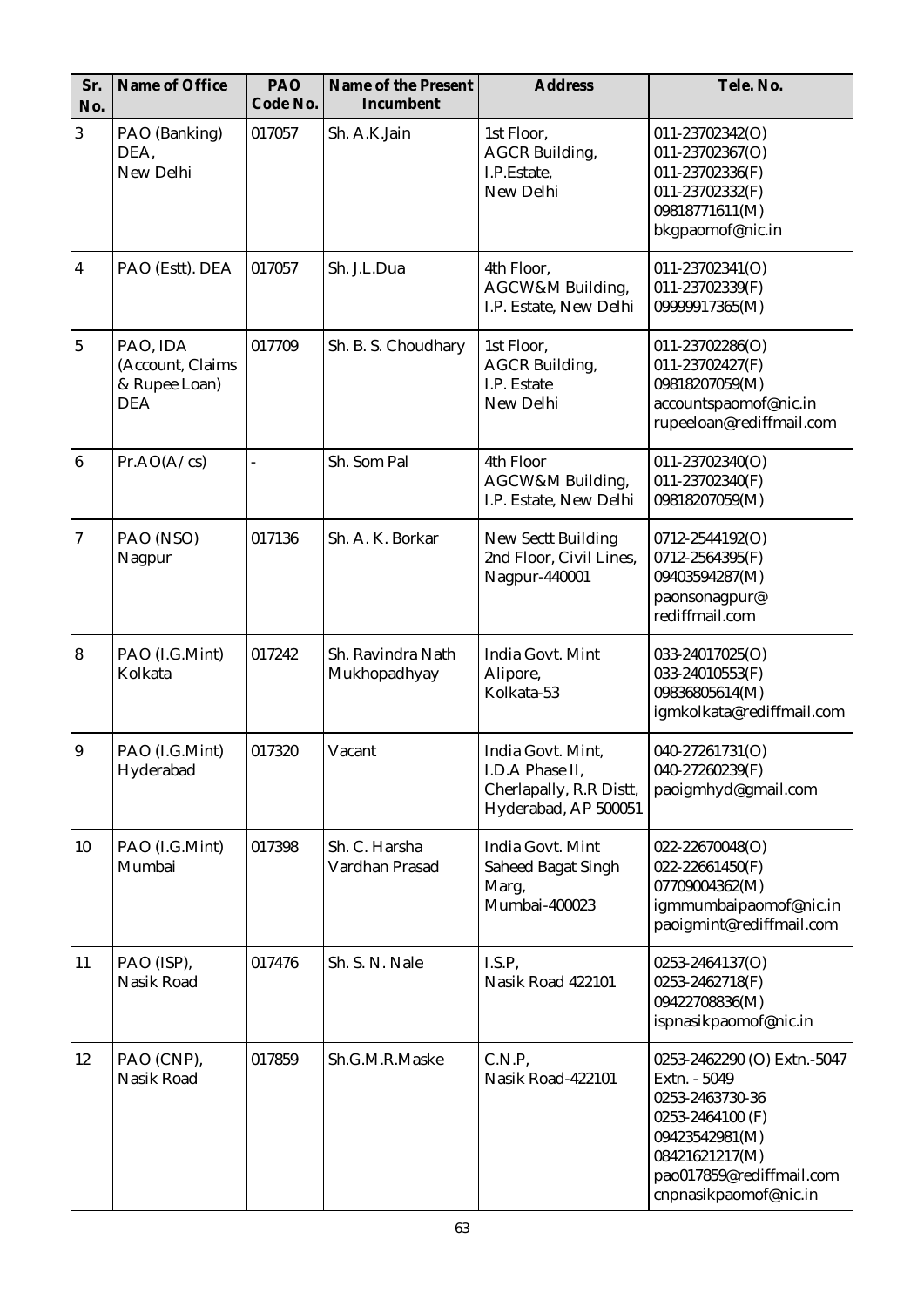| Sr. No. | Name of Office | PAO Code No. | Name of the Present Incumbent | Address | Tele. No. |
|---|---|---|---|---|---|
| 3 | PAO (Banking) DEA, New Delhi | 017057 | Sh. A.K.Jain | 1st Floor, AGCR Building, I.P.Estate, New Delhi | 011-23702342(O) 011-23702367(O) 011-23702336(F) 011-23702332(F) 09818771611(M) bkgpaomof@nic.in |
| 4 | PAO (Estt). DEA | 017057 | Sh. J.L.Dua | 4th Floor, AGCW&M Building, I.P. Estate, New Delhi | 011-23702341(O) 011-23702339(F) 09999917365(M) |
| 5 | PAO, IDA (Account, Claims & Rupee Loan) DEA | 017709 | Sh. B. S. Choudhary | 1st Floor, AGCR Building, I.P. Estate New Delhi | 011-23702286(O) 011-23702427(F) 09818207059(M) accountspaomof@nic.in rupeeloan@rediffmail.com |
| 6 | Pr.AO(A/cs) | - | Sh. Som Pal | 4th Floor AGCW&M Building, I.P. Estate, New Delhi | 011-23702340(O) 011-23702340(F) 09818207059(M) |
| 7 | PAO (NSO) Nagpur | 017136 | Sh. A. K. Borkar | New Sectt Building 2nd Floor, Civil Lines, Nagpur-440001 | 0712-2544192(O) 0712-2564395(F) 09403594287(M) paonsonagpur@ rediffmail.com |
| 8 | PAO (I.G.Mint) Kolkata | 017242 | Sh. Ravindra Nath Mukhopadhyay | India Govt. Mint Alipore, Kolkata-53 | 033-24017025(O) 033-24010553(F) 09836805614(M) igmkolkata@rediffmail.com |
| 9 | PAO (I.G.Mint) Hyderabad | 017320 | Vacant | India Govt. Mint, I.D.A Phase II, Cherlapally, R.R Distt, Hyderabad, AP 500051 | 040-27261731(O) 040-27260239(F) paoigmhyd@gmail.com |
| 10 | PAO (I.G.Mint) Mumbai | 017398 | Sh. C. Harsha Vardhan Prasad | India Govt. Mint Saheed Bagat Singh Marg, Mumbai-400023 | 022-22670048(O) 022-22661450(F) 07709004362(M) igmmumbaipaomof@nic.in paoigmint@rediffmail.com |
| 11 | PAO (ISP), Nasik Road | 017476 | Sh. S. N. Nale | I.S.P, Nasik Road 422101 | 0253-2464137(O) 0253-2462718(F) 09422708836(M) ispnasikpaomof@nic.in |
| 12 | PAO (CNP), Nasik Road | 017859 | Sh.G.M.R.Maske | C.N.P, Nasik Road-422101 | 0253-2462290 (O) Extn.-5047 Extn. - 5049 0253-2463730-36 0253-2464100 (F) 09423542981(M) 08421621217(M) pao017859@rediffmail.com cnpnasikpaomof@nic.in |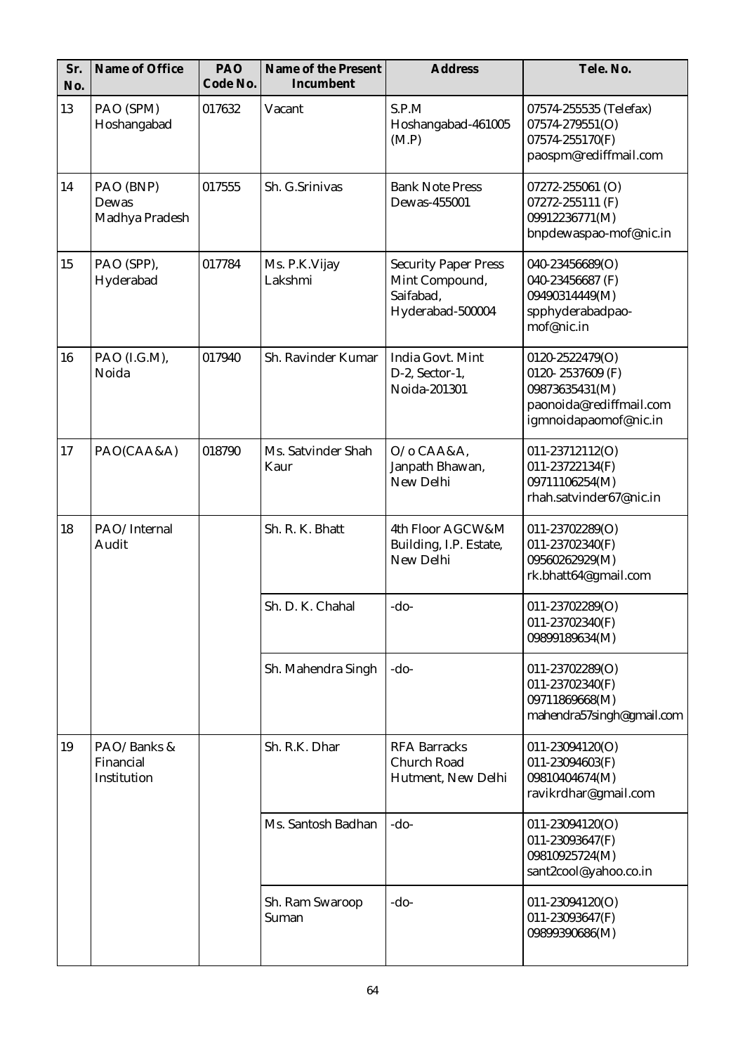| Sr. No. | Name of Office | PAO Code No. | Name of the Present Incumbent | Address | Tele. No. |
|---|---|---|---|---|---|
| 13 | PAO (SPM) Hoshangabad | 017632 | Vacant | S.P.M Hoshangabad-461005 (M.P) | 07574-255535 (Telefax) 07574-279551(O) 07574-255170(F) paospm@rediffmail.com |
| 14 | PAO (BNP) Dewas Madhya Pradesh | 017555 | Sh. G.Srinivas | Bank Note Press Dewas-455001 | 07272-255061 (O) 07272-255111 (F) 09912236771(M) bnpdewaspao-mof@nic.in |
| 15 | PAO (SPP), Hyderabad | 017784 | Ms. P.K.Vijay Lakshmi | Security Paper Press Mint Compound, Saifabad, Hyderabad-500004 | 040-23456689(O) 040-23456687 (F) 09490314449(M) spphyderabadpao-mof@nic.in |
| 16 | PAO (I.G.M), Noida | 017940 | Sh. Ravinder Kumar | India Govt. Mint D-2, Sector-1, Noida-201301 | 0120-2522479(O) 0120- 2537609 (F) 09873635431(M) paonoida@rediffmail.com igmnoidapaomof@nic.in |
| 17 | PAO(CAA&A) | 018790 | Ms. Satvinder Shah Kaur | O/o CAA&A, Janpath Bhawan, New Delhi | 011-23712112(O) 011-23722134(F) 09711106254(M) rhah.satvinder67@nic.in |
| 18 | PAO/Internal Audit | | Sh. R. K. Bhatt | 4th Floor AGCW&M Building, I.P. Estate, New Delhi | 011-23702289(O) 011-23702340(F) 09560262929(M) rk.bhatt64@gmail.com |
| | | | Sh. D. K. Chahal | -do- | 011-23702289(O) 011-23702340(F) 09899189634(M) |
| | | | Sh. Mahendra Singh | -do- | 011-23702289(O) 011-23702340(F) 09711869668(M) mahendra57singh@gmail.com |
| 19 | PAO/Banks & Financial Institution | | Sh. R.K. Dhar | RFA Barracks Church Road Hutment, New Delhi | 011-23094120(O) 011-23094603(F) 09810404674(M) ravikrdhar@gmail.com |
| | | | Ms. Santosh Badhan | -do- | 011-23094120(O) 011-23093647(F) 09810925724(M) sant2cool@yahoo.co.in |
| | | | Sh. Ram Swaroop Suman | -do- | 011-23094120(O) 011-23093647(F) 09899390686(M) |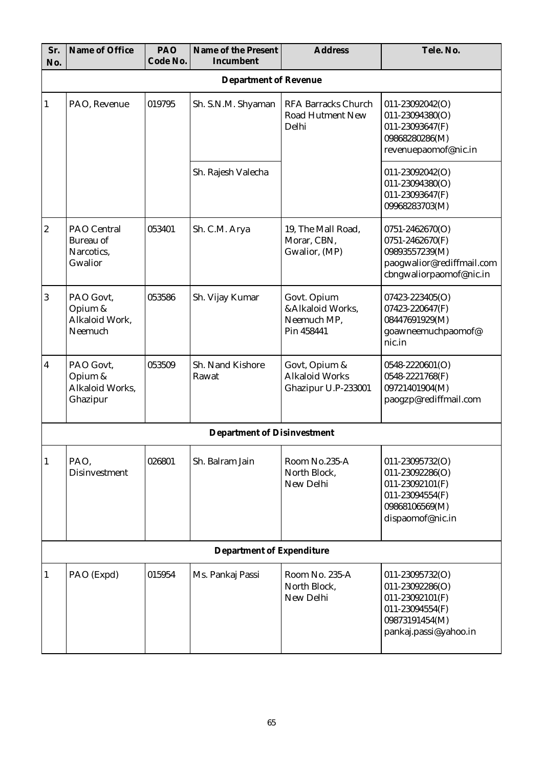| Sr. No. | Name of Office | PAO Code No. | Name of the Present Incumbent | Address | Tele. No. |
|---|---|---|---|---|---|
| **Department of Revenue** | | | | | |
| 1 | PAO, Revenue | 019795 | Sh. S.N.M. Shyaman | RFA Barracks Church Road Hutment New Delhi | 011-23092042(O)<br>011-23094380(O)<br>011-23093647(F)<br>09868280286(M)<br>revenuepaomof@nic.in |
| | | | Sh. Rajesh Valecha | | 011-23092042(O)<br>011-23094380(O)<br>011-23093647(F)<br>09968283703(M) |
| 2 | PAO Central Bureau of Narcotics, Gwalior | 053401 | Sh. C.M. Arya | 19, The Mall Road, Morar, CBN, Gwalior, (MP) | 0751-2462670(O)<br>0751-2462670(F)<br>09893557239(M)<br>paogwalior@rediffmail.com<br>cbngwaliorpaomof@nic.in |
| 3 | PAO Govt, Opium & Alkaloid Work, Neemuch | 053586 | Sh. Vijay Kumar | Govt. Opium &Alkaloid Works, Neemuch MP, Pin 458441 | 07423-223405(O)<br>07423-220647(F)<br>08447691929(M)<br>goawneemuchpaomof@ nic.in |
| 4 | PAO Govt, Opium & Alkaloid Works, Ghazipur | 053509 | Sh. Nand Kishore Rawat | Govt, Opium & Alkaloid Works Ghazipur U.P-233001 | 0548-2220601(O)<br>0548-2221768(F)<br>09721401904(M)<br>paogzp@rediffmail.com |
| **Department of Disinvestment** | | | | | |
| 1 | PAO, Disinvestment | 026801 | Sh. Balram Jain | Room No.235-A North Block, New Delhi | 011-23095732(O)<br>011-23092286(O)<br>011-23092101(F)<br>011-23094554(F)<br>09868106569(M)<br>dispaomof@nic.in |
| **Department of Expenditure** | | | | | |
| 1 | PAO (Expd) | 015954 | Ms. Pankaj Passi | Room No. 235-A North Block, New Delhi | 011-23095732(O)<br>011-23092286(O)<br>011-23092101(F)<br>011-23094554(F)<br>09873191454(M)<br>pankaj.passi@yahoo.in |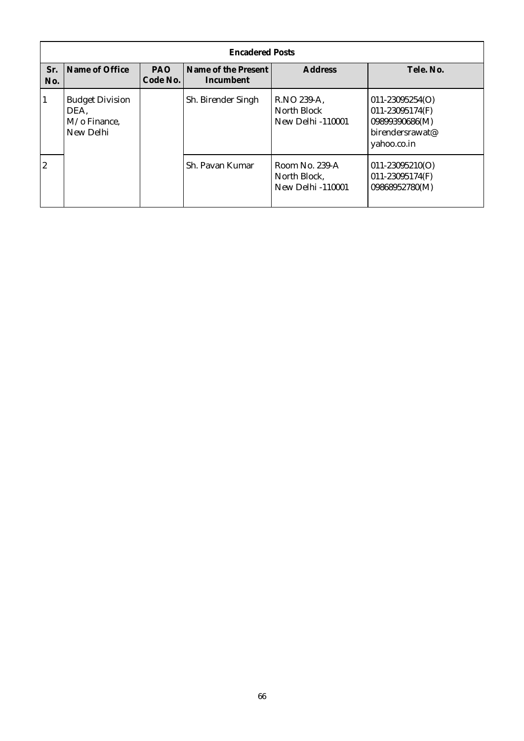| Encadered Posts | | | | | |
|---|---|---|---|---|---|
| Sr. No. | Name of Office | PAO Code No. | Name of the Present Incumbent | Address | Tele. No. |
| 1 | Budget Division DEA, M/o Finance, New Delhi | | Sh. Birender Singh | R.NO 239-A, North Block New Delhi -110001 | 011-23095254(O) 011-23095174(F) 09899390686(M) birendersrawat@ yahoo.co.in |
| 2 | | | Sh. Pavan Kumar | Room No. 239-A North Block, New Delhi -110001 | 011-23095210(O) 011-23095174(F) 09868952780(M) |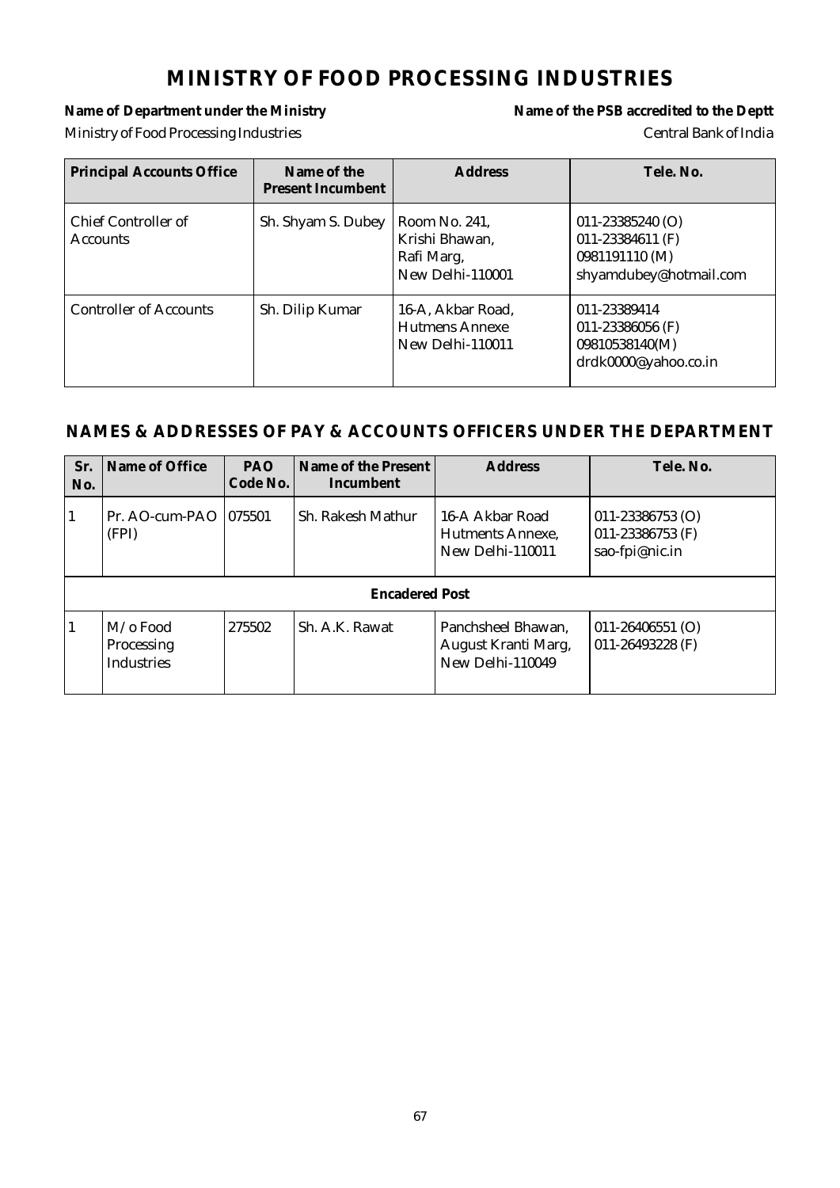# MINISTRY OF FOOD PROCESSING INDUSTRIES

**Name of Department under the Ministry** — Ministry of Food Processing Industries

**Name of the PSB accredited to the Deptt** — Central Bank of India

| Principal Accounts Office | Name of the Present Incumbent | Address | Tele. No. |
|---|---|---|---|
| Chief Controller of Accounts | Sh. Shyam S. Dubey | Room No. 241, Krishi Bhawan, Rafi Marg, New Delhi-110001 | 011-23385240 (O) 011-23384611 (F) 0981191110 (M) shyamdubey@hotmail.com |
| Controller of Accounts | Sh. Dilip Kumar | 16-A, Akbar Road, Hutmens Annexe New Delhi-110011 | 011-23389414 011-23386056 (F) 09810538140(M) drdk0000@yahoo.co.in |

## NAMES & ADDRESSES OF PAY & ACCOUNTS OFFICERS UNDER THE DEPARTMENT

| Sr. No. | Name of Office | PAO Code No. | Name of the Present Incumbent | Address | Tele. No. |
|---|---|---|---|---|---|
| 1 | Pr. AO-cum-PAO (FPI) | 075501 | Sh. Rakesh Mathur | 16-A Akbar Road Hutments Annexe, New Delhi-110011 | 011-23386753 (O) 011-23386753 (F) sao-fpi@nic.in |
| | | | **Encadered Post** | | |
| 1 | M/o Food Processing Industries | 275502 | Sh. A.K. Rawat | Panchsheel Bhawan, August Kranti Marg, New Delhi-110049 | 011-26406551 (O) 011-26493228 (F) |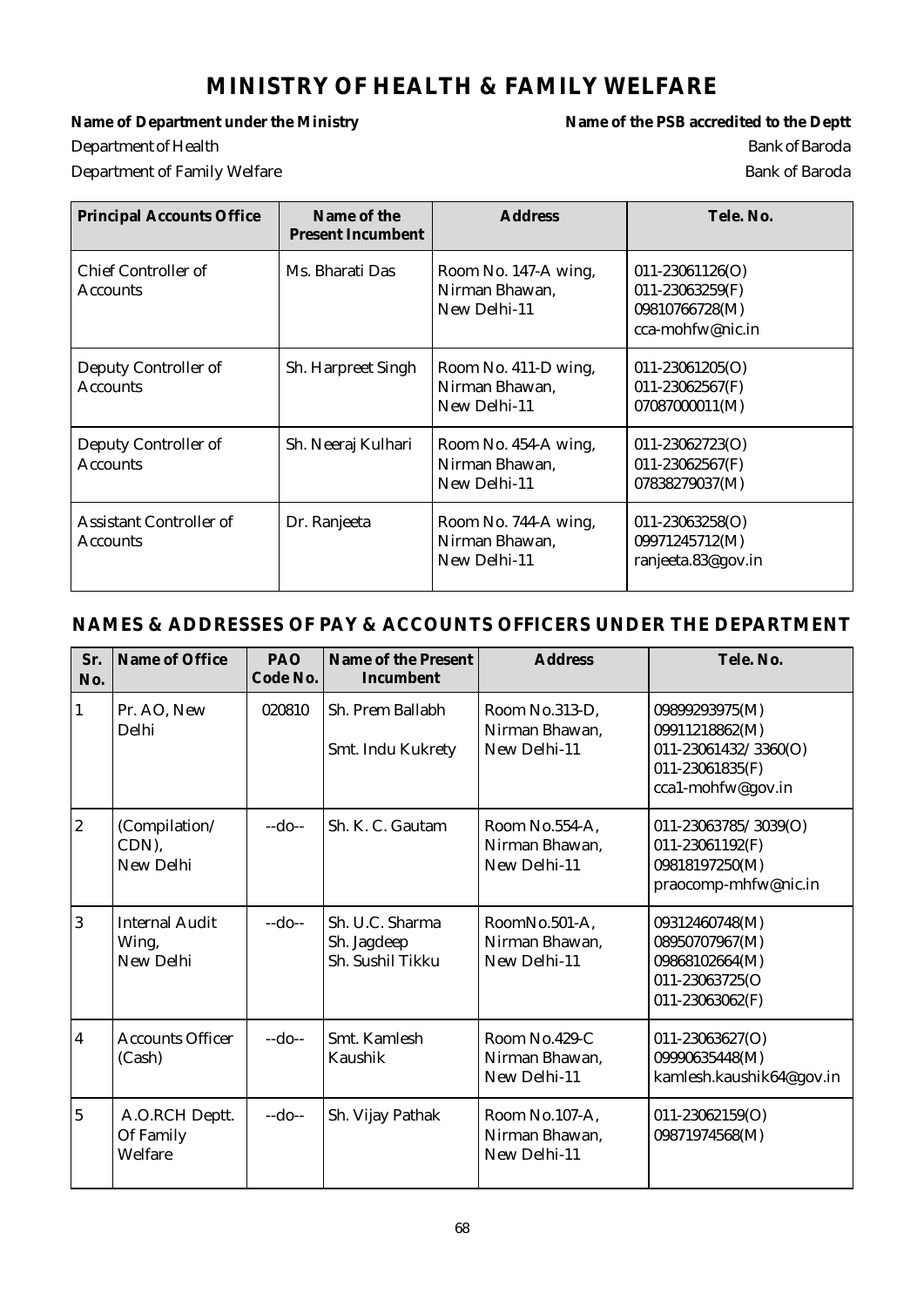# MINISTRY OF HEALTH & FAMILY WELFARE

| **Name of Department under the Ministry** | **Name of the PSB accredited to the Deptt** |
|---|---|
| Department of Health | Bank of Baroda |
| Department of Family Welfare | Bank of Baroda |

| Principal Accounts Office | Name of the Present Incumbent | Address | Tele. No. |
|---|---|---|---|
| Chief Controller of Accounts | Ms. Bharati Das | Room No. 147-A wing, Nirman Bhawan, New Delhi-11 | 011-23061126(O) 011-23063259(F) 09810766728(M) cca-mohfw@nic.in |
| Deputy Controller of Accounts | Sh. Harpreet Singh | Room No. 411-D wing, Nirman Bhawan, New Delhi-11 | 011-23061205(O) 011-23062567(F) 07087000011(M) |
| Deputy Controller of Accounts | Sh. Neeraj Kulhari | Room No. 454-A wing, Nirman Bhawan, New Delhi-11 | 011-23062723(O) 011-23062567(F) 07838279037(M) |
| Assistant Controller of Accounts | Dr. Ranjeeta | Room No. 744-A wing, Nirman Bhawan, New Delhi-11 | 011-23063258(O) 09971245712(M) ranjeeta.83@gov.in |

## NAMES & ADDRESSES OF PAY & ACCOUNTS OFFICERS UNDER THE DEPARTMENT

| Sr. No. | Name of Office | PAO Code No. | Name of the Present Incumbent | Address | Tele. No. |
|---|---|---|---|---|---|
| 1 | Pr. AO, New Delhi | 020810 | Sh. Prem Ballabh<br>Smt. Indu Kukrety | Room No.313-D, Nirman Bhawan, New Delhi-11 | 09899293975(M) 09911218862(M) 011-23061432/3360(O) 011-23061835(F) cca1-mohfw@gov.in |
| 2 | (Compilation/ CDN), New Delhi | --do-- | Sh. K. C. Gautam | Room No.554-A, Nirman Bhawan, New Delhi-11 | 011-23063785/3039(O) 011-23061192(F) 09818197250(M) praocomp-mhfw@nic.in |
| 3 | Internal Audit Wing, New Delhi | --do-- | Sh. U.C. Sharma<br>Sh. Jagdeep<br>Sh. Sushil Tikku | RoomNo.501-A, Nirman Bhawan, New Delhi-11 | 09312460748(M) 08950707967(M) 09868102664(M) 011-23063725(O 011-23063062(F) |
| 4 | Accounts Officer (Cash) | --do-- | Smt. Kamlesh Kaushik | Room No.429-C Nirman Bhawan, New Delhi-11 | 011-23063627(O) 09990635448(M) kamlesh.kaushik64@gov.in |
| 5 | A.O.RCH Deptt. Of Family Welfare | --do-- | Sh. Vijay Pathak | Room No.107-A, Nirman Bhawan, New Delhi-11 | 011-23062159(O) 09871974568(M) |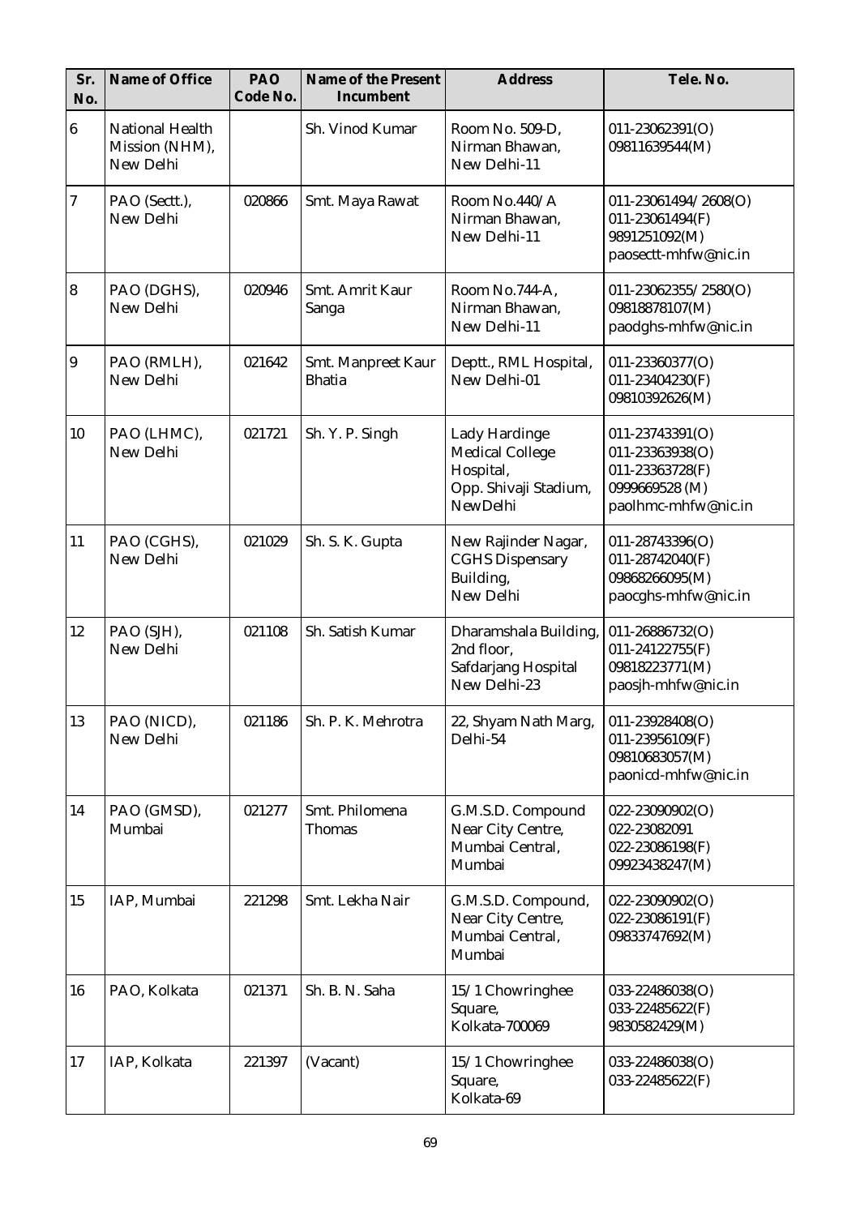| Sr. No. | Name of Office | PAO Code No. | Name of the Present Incumbent | Address | Tele. No. |
|---|---|---|---|---|---|
| 6 | National Health Mission (NHM), New Delhi | | Sh. Vinod Kumar | Room No. 509-D, Nirman Bhawan, New Delhi-11 | 011-23062391(O) 09811639544(M) |
| 7 | PAO (Sectt.), New Delhi | 020866 | Smt. Maya Rawat | Room No.440/A Nirman Bhawan, New Delhi-11 | 011-23061494/2608(O) 011-23061494(F) 9891251092(M) paosectt-mhfw@nic.in |
| 8 | PAO (DGHS), New Delhi | 020946 | Smt. Amrit Kaur Sanga | Room No.744-A, Nirman Bhawan, New Delhi-11 | 011-23062355/2580(O) 09818878107(M) paodghs-mhfw@nic.in |
| 9 | PAO (RMLH), New Delhi | 021642 | Smt. Manpreet Kaur Bhatia | Deptt., RML Hospital, New Delhi-01 | 011-23360377(O) 011-23404230(F) 09810392626(M) |
| 10 | PAO (LHMC), New Delhi | 021721 | Sh. Y. P. Singh | Lady Hardinge Medical College Hospital, Opp. Shivaji Stadium, NewDelhi | 011-23743391(O) 011-23363938(O) 011-23363728(F) 0999669528 (M) paolhmc-mhfw@nic.in |
| 11 | PAO (CGHS), New Delhi | 021029 | Sh. S. K. Gupta | New Rajinder Nagar, CGHS Dispensary Building, New Delhi | 011-28743396(O) 011-28742040(F) 09868266095(M) paocghs-mhfw@nic.in |
| 12 | PAO (SJH), New Delhi | 021108 | Sh. Satish Kumar | Dharamshala Building, 2nd floor, Safdarjang Hospital New Delhi-23 | 011-26886732(O) 011-24122755(F) 09818223771(M) paosjh-mhfw@nic.in |
| 13 | PAO (NICD), New Delhi | 021186 | Sh. P. K. Mehrotra | 22, Shyam Nath Marg, Delhi-54 | 011-23928408(O) 011-23956109(F) 09810683057(M) paonicd-mhfw@nic.in |
| 14 | PAO (GMSD), Mumbai | 021277 | Smt. Philomena Thomas | G.M.S.D. Compound Near City Centre, Mumbai Central, Mumbai | 022-23090902(O) 022-23082091 022-23086198(F) 09923438247(M) |
| 15 | IAP, Mumbai | 221298 | Smt. Lekha Nair | G.M.S.D. Compound, Near City Centre, Mumbai Central, Mumbai | 022-23090902(O) 022-23086191(F) 09833747692(M) |
| 16 | PAO, Kolkata | 021371 | Sh. B. N. Saha | 15/1 Chowringhee Square, Kolkata-700069 | 033-22486038(O) 033-22485622(F) 9830582429(M) |
| 17 | IAP, Kolkata | 221397 | (Vacant) | 15/1 Chowringhee Square, Kolkata-69 | 033-22486038(O) 033-22485622(F) |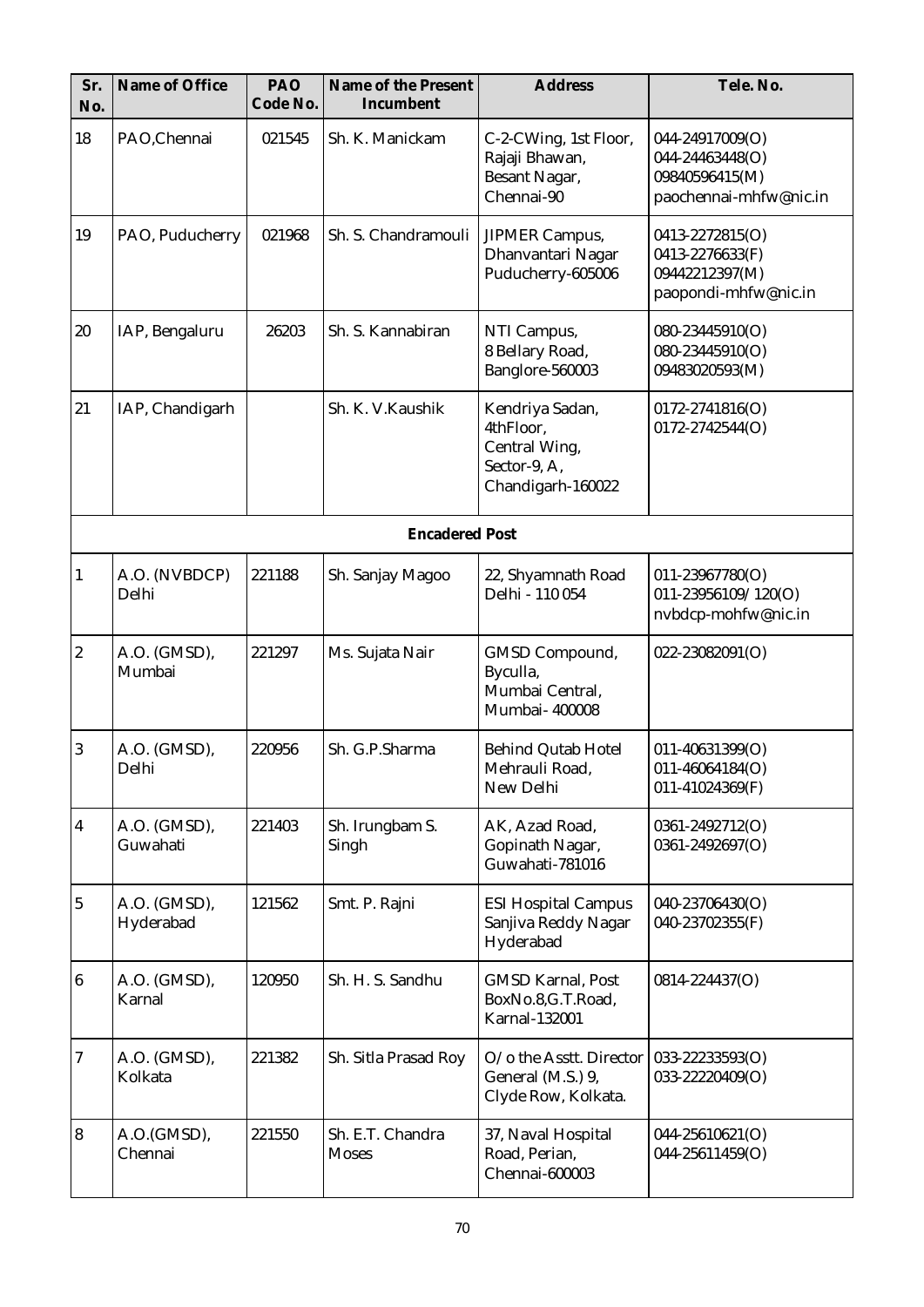| Sr. No. | Name of Office | PAO Code No. | Name of the Present Incumbent | Address | Tele. No. |
|---|---|---|---|---|---|
| 18 | PAO,Chennai | 021545 | Sh. K. Manickam | C-2-CWing, 1st Floor, Rajaji Bhawan, Besant Nagar, Chennai-90 | 044-24917009(O) 044-24463448(O) 09840596415(M) paochennai-mhfw@nic.in |
| 19 | PAO, Puducherry | 021968 | Sh. S. Chandramouli | JIPMER Campus, Dhanvantari Nagar Puducherry-605006 | 0413-2272815(O) 0413-2276633(F) 09442212397(M) paopondi-mhfw@nic.in |
| 20 | IAP, Bengaluru | 26203 | Sh. S. Kannabiran | NTI Campus, 8 Bellary Road, Banglore-560003 | 080-23445910(O) 080-23445910(O) 09483020593(M) |
| 21 | IAP, Chandigarh | | Sh. K. V.Kaushik | Kendriya Sadan, 4thFloor, Central Wing, Sector-9, A, Chandigarh-160022 | 0172-2741816(O) 0172-2742544(O) |
| | | | **Encadered Post** | | |
| 1 | A.O. (NVBDCP) Delhi | 221188 | Sh. Sanjay Magoo | 22, Shyamnath Road Delhi - 110 054 | 011-23967780(O) 011-23956109/120(O) nvbdcp-mohfw@nic.in |
| 2 | A.O. (GMSD), Mumbai | 221297 | Ms. Sujata Nair | GMSD Compound, Byculla, Mumbai Central, Mumbai- 400008 | 022-23082091(O) |
| 3 | A.O. (GMSD), Delhi | 220956 | Sh. G.P.Sharma | Behind Qutab Hotel Mehrauli Road, New Delhi | 011-40631399(O) 011-46064184(O) 011-41024369(F) |
| 4 | A.O. (GMSD), Guwahati | 221403 | Sh. Irungbam S. Singh | AK, Azad Road, Gopinath Nagar, Guwahati-781016 | 0361-2492712(O) 0361-2492697(O) |
| 5 | A.O. (GMSD), Hyderabad | 121562 | Smt. P. Rajni | ESI Hospital Campus Sanjiva Reddy Nagar Hyderabad | 040-23706430(O) 040-23702355(F) |
| 6 | A.O. (GMSD), Karnal | 120950 | Sh. H. S. Sandhu | GMSD Karnal, Post BoxNo.8,G.T.Road, Karnal-132001 | 0814-224437(O) |
| 7 | A.O. (GMSD), Kolkata | 221382 | Sh. Sitla Prasad Roy | O/o the Asstt. Director General (M.S.) 9, Clyde Row, Kolkata. | 033-22233593(O) 033-22220409(O) |
| 8 | A.O.(GMSD), Chennai | 221550 | Sh. E.T. Chandra Moses | 37, Naval Hospital Road, Perian, Chennai-600003 | 044-25610621(O) 044-25611459(O) |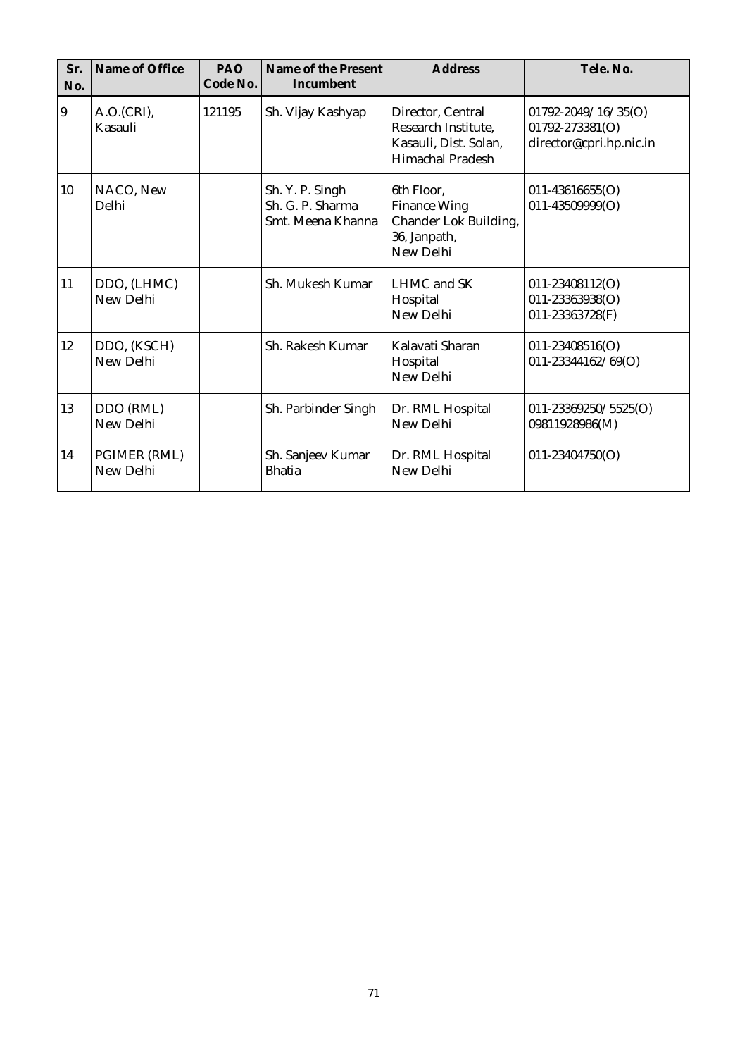| Sr. No. | Name of Office | PAO Code No. | Name of the Present Incumbent | Address | Tele. No. |
|---|---|---|---|---|---|
| 9 | A.O.(CRI), Kasauli | 121195 | Sh. Vijay Kashyap | Director, Central Research Institute, Kasauli, Dist. Solan, Himachal Pradesh | 01792-2049/16/35(O) 01792-273381(O) director@cpri.hp.nic.in |
| 10 | NACO, New Delhi | | Sh. Y. P. Singh Sh. G. P. Sharma Smt. Meena Khanna | 6th Floor, Finance Wing Chander Lok Building, 36, Janpath, New Delhi | 011-43616655(O) 011-43509999(O) |
| 11 | DDO, (LHMC) New Delhi | | Sh. Mukesh Kumar | LHMC and SK Hospital New Delhi | 011-23408112(O) 011-23363938(O) 011-23363728(F) |
| 12 | DDO, (KSCH) New Delhi | | Sh. Rakesh Kumar | Kalavati Sharan Hospital New Delhi | 011-23408516(O) 011-23344162/69(O) |
| 13 | DDO (RML) New Delhi | | Sh. Parbinder Singh | Dr. RML Hospital New Delhi | 011-23369250/5525(O) 09811928986(M) |
| 14 | PGIMER (RML) New Delhi | | Sh. Sanjeev Kumar Bhatia | Dr. RML Hospital New Delhi | 011-23404750(O) |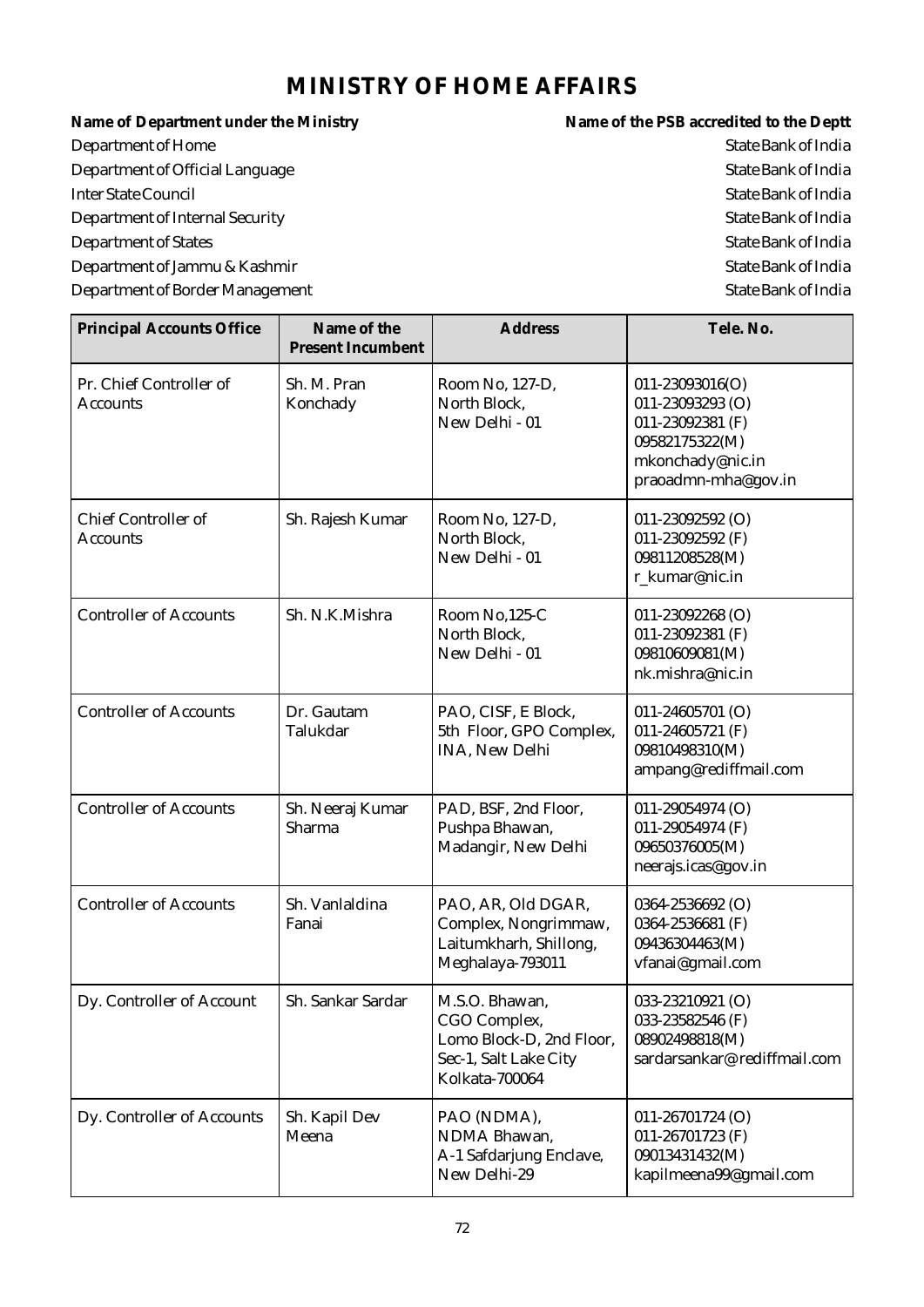# MINISTRY OF HOME AFFAIRS

| Name of Department under the Ministry | Name of the PSB accredited to the Deptt |
|---|---|
| Department of Home | State Bank of India |
| Department of Official Language | State Bank of India |
| Inter State Council | State Bank of India |
| Department of Internal Security | State Bank of India |
| Department of States | State Bank of India |
| Department of Jammu & Kashmir | State Bank of India |
| Department of Border Management | State Bank of India |

| Principal Accounts Office | Name of the Present Incumbent | Address | Tele. No. |
|---|---|---|---|
| Pr. Chief Controller of Accounts | Sh. M. Pran Konchady | Room No, 127-D, North Block, New Delhi - 01 | 011-23093016(O) 011-23093293 (O) 011-23092381 (F) 09582175322(M) mkonchady@nic.in praoadmn-mha@gov.in |
| Chief Controller of Accounts | Sh. Rajesh Kumar | Room No, 127-D, North Block, New Delhi - 01 | 011-23092592 (O) 011-23092592 (F) 09811208528(M) r_kumar@nic.in |
| Controller of Accounts | Sh. N.K.Mishra | Room No,125-C North Block, New Delhi - 01 | 011-23092268 (O) 011-23092381 (F) 09810609081(M) nk.mishra@nic.in |
| Controller of Accounts | Dr. Gautam Talukdar | PAO, CISF, E Block, 5th Floor, GPO Complex, INA, New Delhi | 011-24605701 (O) 011-24605721 (F) 09810498310(M) ampang@rediffmail.com |
| Controller of Accounts | Sh. Neeraj Kumar Sharma | PAD, BSF, 2nd Floor, Pushpa Bhawan, Madangir, New Delhi | 011-29054974 (O) 011-29054974 (F) 09650376005(M) neerajs.icas@gov.in |
| Controller of Accounts | Sh. Vanlaldina Fanai | PAO, AR, Old DGAR, Complex, Nongrimmaw, Laitumkharh, Shillong, Meghalaya-793011 | 0364-2536692 (O) 0364-2536681 (F) 09436304463(M) vfanai@gmail.com |
| Dy. Controller of Account | Sh. Sankar Sardar | M.S.O. Bhawan, CGO Complex, Lomo Block-D, 2nd Floor, Sec-1, Salt Lake City Kolkata-700064 | 033-23210921 (O) 033-23582546 (F) 08902498818(M) sardarsankar@rediffmail.com |
| Dy. Controller of Accounts | Sh. Kapil Dev Meena | PAO (NDMA), NDMA Bhawan, A-1 Safdarjung Enclave, New Delhi-29 | 011-26701724 (O) 011-26701723 (F) 09013431432(M) kapilmeena99@gmail.com |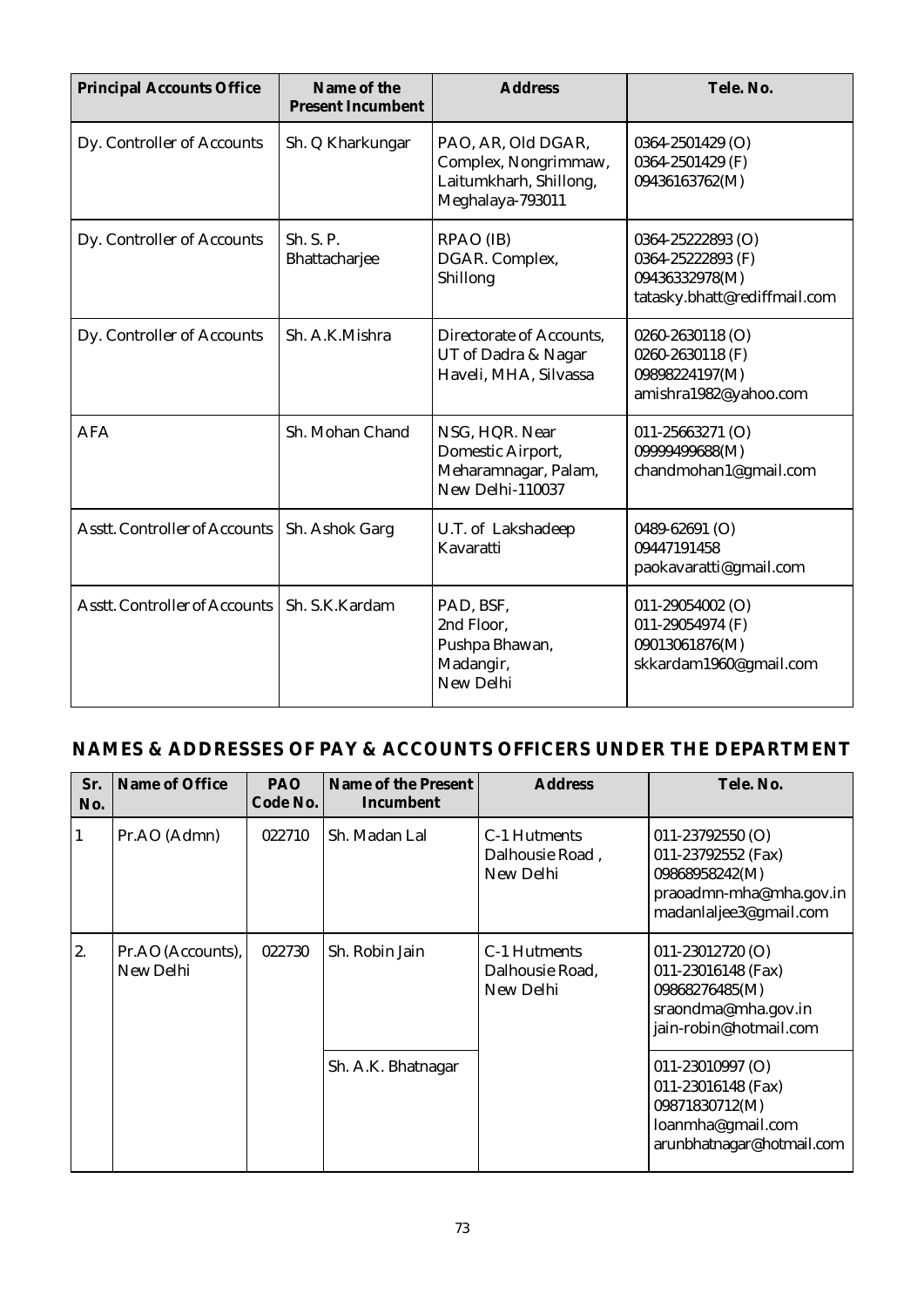| Principal Accounts Office | Name of the Present Incumbent | Address | Tele. No. |
|---|---|---|---|
| Dy. Controller of Accounts | Sh. Q Kharkungar | PAO, AR, Old DGAR, Complex, Nongrimmaw, Laitumkharh, Shillong, Meghalaya-793011 | 0364-2501429 (O)<br>0364-2501429 (F)<br>09436163762(M) |
| Dy. Controller of Accounts | Sh. S. P. Bhattacharjee | RPAO (IB)<br>DGAR. Complex, Shillong | 0364-25222893 (O)<br>0364-25222893 (F)<br>09436332978(M)<br>tatasky.bhatt@rediffmail.com |
| Dy. Controller of Accounts | Sh. A.K.Mishra | Directorate of Accounts, UT of Dadra & Nagar Haveli, MHA, Silvassa | 0260-2630118 (O)<br>0260-2630118 (F)<br>09898224197(M)<br>amishra1982@yahoo.com |
| AFA | Sh. Mohan Chand | NSG, HQR. Near Domestic Airport, Meharamnagar, Palam, New Delhi-110037 | 011-25663271 (O)<br>09999499688(M)<br>chandmohan1@gmail.com |
| Asstt. Controller of Accounts | Sh. Ashok Garg | U.T. of Lakshadeep Kavaratti | 0489-62691 (O)<br>09447191458<br>paokavaratti@gmail.com |
| Asstt. Controller of Accounts | Sh. S.K.Kardam | PAD, BSF,<br>2nd Floor,<br>Pushpa Bhawan,<br>Madangir,<br>New Delhi | 011-29054002 (O)<br>011-29054974 (F)<br>09013061876(M)<br>skkardam1960@gmail.com |

## NAMES & ADDRESSES OF PAY & ACCOUNTS OFFICERS UNDER THE DEPARTMENT

| Sr. No. | Name of Office | PAO Code No. | Name of the Present Incumbent | Address | Tele. No. |
|---|---|---|---|---|---|
| 1 | Pr.AO (Admn) | 022710 | Sh. Madan Lal | C-1 Hutments Dalhousie Road , New Delhi | 011-23792550 (O)<br>011-23792552 (Fax)<br>09868958242(M)<br>praoadmn-mha@mha.gov.in<br>madanlaljee3@gmail.com |
| 2. | Pr.AO (Accounts), New Delhi | 022730 | Sh. Robin Jain | C-1 Hutments Dalhousie Road, New Delhi | 011-23012720 (O)<br>011-23016148 (Fax)<br>09868276485(M)<br>sraondma@mha.gov.in<br>jain-robin@hotmail.com |
| | | | Sh. A.K. Bhatnagar | | 011-23010997 (O)<br>011-23016148 (Fax)<br>09871830712(M)<br>loanmha@gmail.com<br>arunbhatnagar@hotmail.com |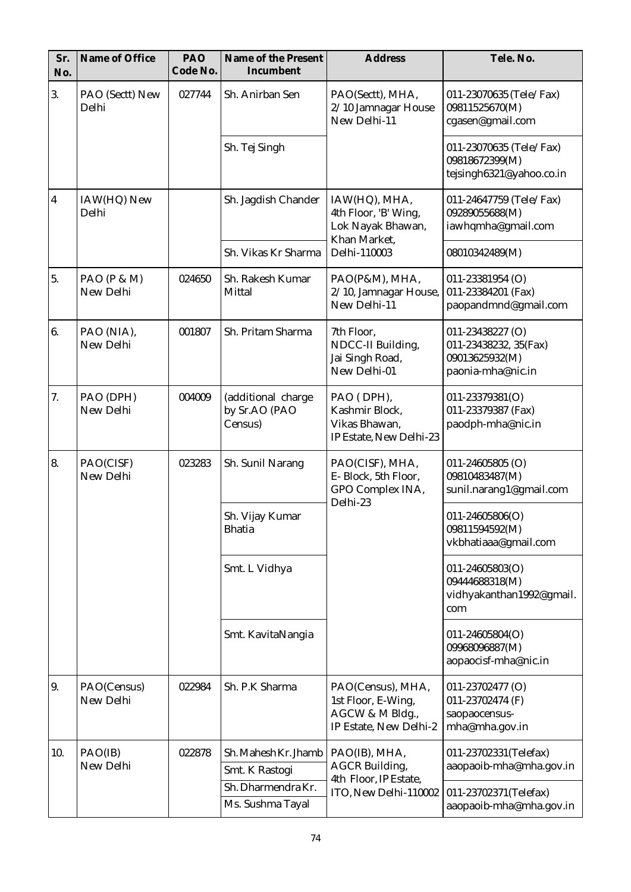| Sr. No. | Name of Office | PAO Code No. | Name of the Present Incumbent | Address | Tele. No. |
|---|---|---|---|---|---|
| 3. | PAO (Sectt) New Delhi | 027744 | Sh. Anirban Sen | PAO(Sectt), MHA, 2/10 Jamnagar House New Delhi-11 | 011-23070635 (Tele/Fax) 09811525670(M) cgasen@gmail.com |
| | | | Sh. Tej Singh | | 011-23070635 (Tele/Fax) 09818672399(M) tejsingh6321@yahoo.co.in |
| 4 | IAW(HQ) New Delhi | | Sh. Jagdish Chander | IAW(HQ), MHA, 4th Floor, 'B' Wing, Lok Nayak Bhawan, Khan Market, Delhi-110003 | 011-24647759 (Tele/Fax) 09289055688(M) iawhqmha@gmail.com |
| | | | Sh. Vikas Kr Sharma | | 08010342489(M) |
| 5. | PAO (P & M) New Delhi | 024650 | Sh. Rakesh Kumar Mittal | PAO(P&M), MHA, 2/10, Jamnagar House, New Delhi-11 | 011-23381954 (O) 011-23384201 (Fax) paopandmnd@gmail.com |
| 6. | PAO (NIA), New Delhi | 001807 | Sh. Pritam Sharma | 7th Floor, NDCC-II Building, Jai Singh Road, New Delhi-01 | 011-23438227 (O) 011-23438232, 35(Fax) 09013625932(M) paonia-mha@nic.in |
| 7. | PAO (DPH) New Delhi | 004009 | (additional charge by Sr.AO (PAO Census) | PAO ( DPH), Kashmir Block, Vikas Bhawan, IP Estate, New Delhi-23 | 011-23379381(O) 011-23379387 (Fax) paodph-mha@nic.in |
| 8. | PAO(CISF) New Delhi | 023283 | Sh. Sunil Narang | PAO(CISF), MHA, E- Block, 5th Floor, GPO Complex INA, Delhi-23 | 011-24605805 (O) 09810483487(M) sunil.narang1@gmail.com |
| | | | Sh. Vijay Kumar Bhatia | | 011-24605806(O) 09811594592(M) vkbhatiaaa@gmail.com |
| | | | Smt. L Vidhya | | 011-24605803(O) 09444688318(M) vidhyakanthan1992@gmail.com |
| | | | Smt. KavitaNangia | | 011-24605804(O) 09968096887(M) aopaocisf-mha@nic.in |
| 9. | PAO(Census) New Delhi | 022984 | Sh. P.K Sharma | PAO(Census), MHA, 1st Floor, E-Wing, AGCW & M Bldg., IP Estate, New Delhi-2 | 011-23702477 (O) 011-23702474 (F) saopaocensus-mha@mha.gov.in |
| 10. | PAO(IB) New Delhi | 022878 | Sh. Mahesh Kr. Jhamb | PAO(IB), MHA, AGCR Building, 4th Floor, IP Estate, ITO, New Delhi-110002 | 011-23702331(Telefax) aaopaoib-mha@mha.gov.in |
| | | | Smt. K Rastogi | | |
| | | | Sh. Dharmendra Kr. | | 011-23702371(Telefax) aaopaoib-mha@mha.gov.in |
| | | | Ms. Sushma Tayal | | |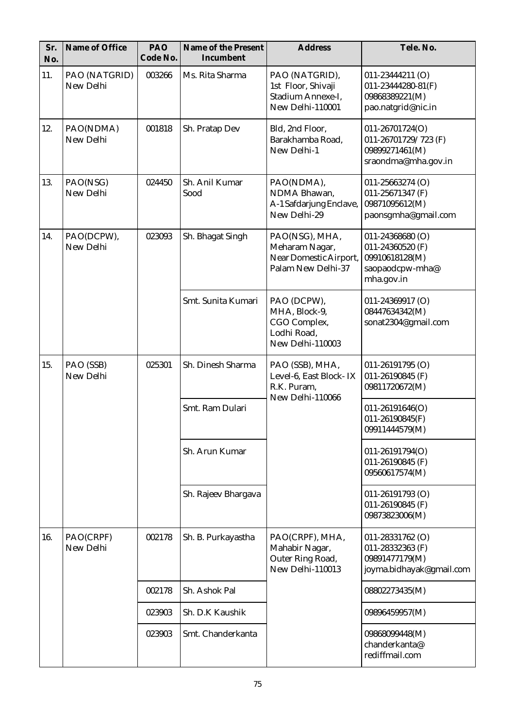| Sr. No. | Name of Office | PAO Code No. | Name of the Present Incumbent | Address | Tele. No. |
|---|---|---|---|---|---|
| 11. | PAO (NATGRID) New Delhi | 003266 | Ms. Rita Sharma | PAO (NATGRID), 1st Floor, Shivaji Stadium Annexe-I, New Delhi-110001 | 011-23444211 (O) 011-23444280-81(F) 09868389221(M) pao.natgrid@nic.in |
| 12. | PAO(NDMA) New Delhi | 001818 | Sh. Pratap Dev | Bld, 2nd Floor, Barakhamba Road, New Delhi-1 | 011-26701724(O) 011-26701729/ 723 (F) 09899271461(M) sraondma@mha.gov.in |
| 13. | PAO(NSG) New Delhi | 024450 | Sh. Anil Kumar Sood | PAO(NDMA), NDMA Bhawan, A-1 Safdarjung Enclave, New Delhi-29 | 011-25663274 (O) 011-25671347 (F) 09871095612(M) paonsgmha@gmail.com |
| 14. | PAO(DCPW), New Delhi | 023093 | Sh. Bhagat Singh | PAO(NSG), MHA, Meharam Nagar, Near Domestic Airport, Palam New Delhi-37 | 011-24368680 (O) 011-24360520 (F) 09910618128(M) saopaodcpw-mha@ mha.gov.in |
| | | | Smt. Sunita Kumari | PAO (DCPW), MHA, Block-9, CGO Complex, Lodhi Road, New Delhi-110003 | 011-24369917 (O) 08447634342(M) sonat2304@gmail.com |
| 15. | PAO (SSB) New Delhi | 025301 | Sh. Dinesh Sharma | PAO (SSB), MHA, Level-6, East Block- IX R.K. Puram, New Delhi-110066 | 011-26191795 (O) 011-26190845 (F) 09811720672(M) |
| | | | Smt. Ram Dulari | | 011-26191646(O) 011-26190845(F) 09911444579(M) |
| | | | Sh. Arun Kumar | | 011-26191794(O) 011-26190845 (F) 09560617574(M) |
| | | | Sh. Rajeev Bhargava | | 011-26191793 (O) 011-26190845 (F) 09873823006(M) |
| 16. | PAO(CRPF) New Delhi | 002178 | Sh. B. Purkayastha | PAO(CRPF), MHA, Mahabir Nagar, Outer Ring Road, New Delhi-110013 | 011-28331762 (O) 011-28332363 (F) 09891477179(M) joyma.bidhayak@gmail.com |
| | | 002178 | Sh. Ashok Pal | | 08802273435(M) |
| | | 023903 | Sh. D.K Kaushik | | 09896459957(M) |
| | | 023903 | Smt. Chanderkanta | | 09868099448(M) chanderkanta@ rediffmail.com |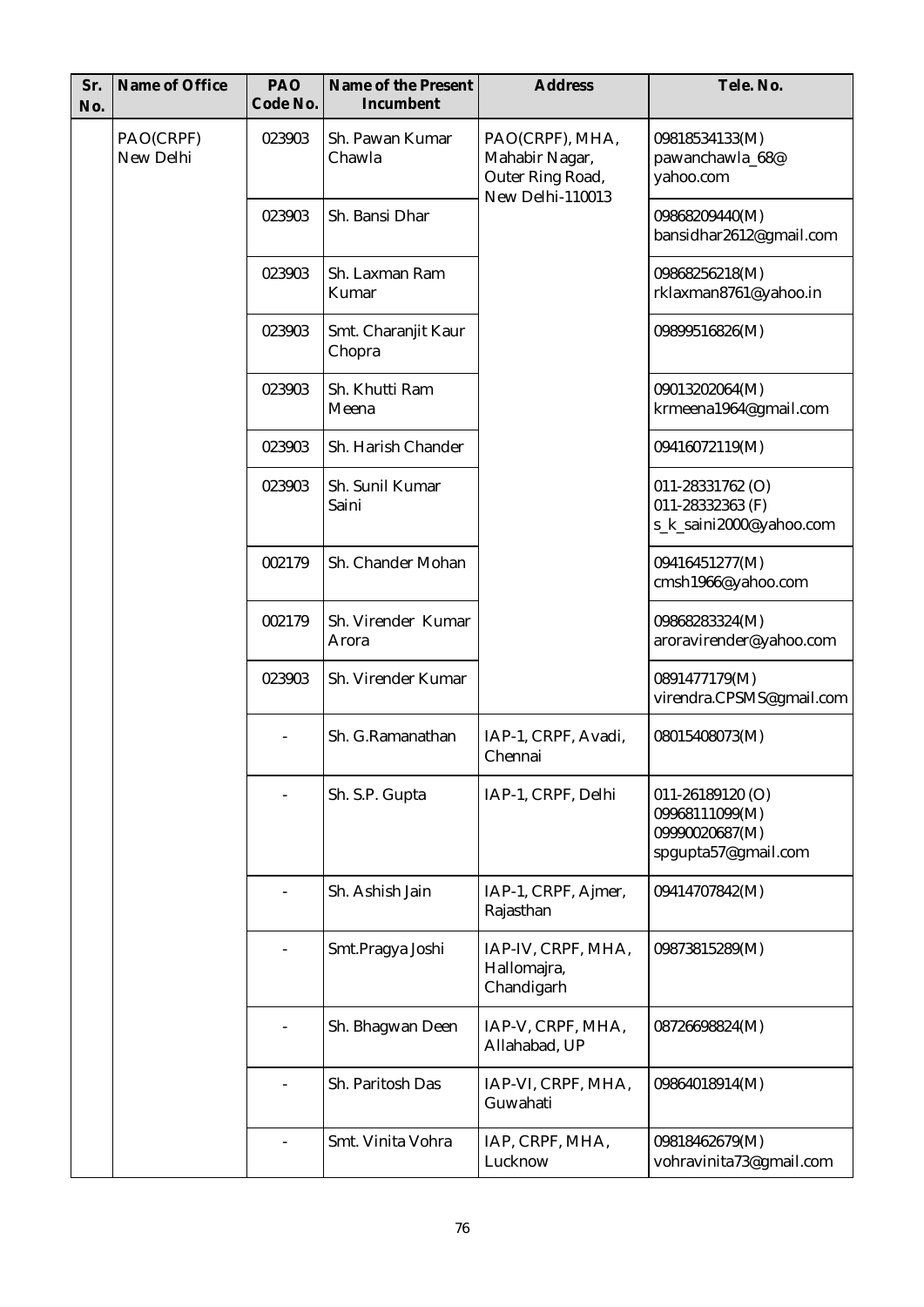| Sr. No. | Name of Office | PAO Code No. | Name of the Present Incumbent | Address | Tele. No. |
|---|---|---|---|---|---|
| | PAO(CRPF) New Delhi | 023903 | Sh. Pawan Kumar Chawla | PAO(CRPF), MHA, Mahabir Nagar, Outer Ring Road, New Delhi-110013 | 09818534133(M) pawanchawla_68@ yahoo.com |
| | | 023903 | Sh. Bansi Dhar | | 09868209440(M) bansidhar2612@gmail.com |
| | | 023903 | Sh. Laxman Ram Kumar | | 09868256218(M) rklaxman8761@yahoo.in |
| | | 023903 | Smt. Charanjit Kaur Chopra | | 09899516826(M) |
| | | 023903 | Sh. Khutti Ram Meena | | 09013202064(M) krmeena1964@gmail.com |
| | | 023903 | Sh. Harish Chander | | 09416072119(M) |
| | | 023903 | Sh. Sunil Kumar Saini | | 011-28331762 (O) 011-28332363 (F) s_k_saini2000@yahoo.com |
| | | 002179 | Sh. Chander Mohan | | 09416451277(M) cmsh1966@yahoo.com |
| | | 002179 | Sh. Virender Kumar Arora | | 09868283324(M) aroravirender@yahoo.com |
| | | 023903 | Sh. Virender Kumar | | 0891477179(M) virendra.CPSMS@gmail.com |
| | | - | Sh. G.Ramanathan | IAP-1, CRPF, Avadi, Chennai | 08015408073(M) |
| | | - | Sh. S.P. Gupta | IAP-1, CRPF, Delhi | 011-26189120 (O) 09968111099(M) 09990020687(M) spgupta57@gmail.com |
| | | - | Sh. Ashish Jain | IAP-1, CRPF, Ajmer, Rajasthan | 09414707842(M) |
| | | - | Smt.Pragya Joshi | IAP-IV, CRPF, MHA, Hallomajra, Chandigarh | 09873815289(M) |
| | | - | Sh. Bhagwan Deen | IAP-V, CRPF, MHA, Allahabad, UP | 08726698824(M) |
| | | - | Sh. Paritosh Das | IAP-VI, CRPF, MHA, Guwahati | 09864018914(M) |
| | | - | Smt. Vinita Vohra | IAP, CRPF, MHA, Lucknow | 09818462679(M) vohravinita73@gmail.com |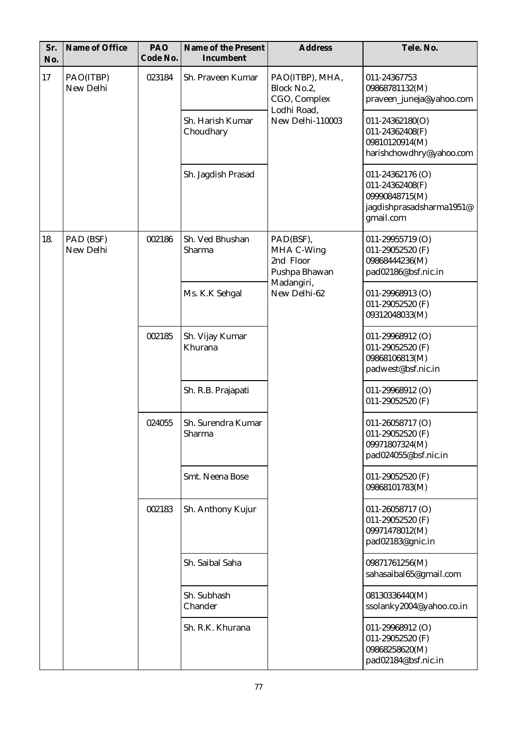| Sr. No. | Name of Office | PAO Code No. | Name of the Present Incumbent | Address | Tele. No. |
|---|---|---|---|---|---|
| 17 | PAO(ITBP) New Delhi | 023184 | Sh. Praveen Kumar | PAO(ITBP), MHA, Block No.2, CGO, Complex Lodhi Road, New Delhi-110003 | 011-24367753<br>09868781132(M)<br>praveen_juneja@yahoo.com |
| | | | Sh. Harish Kumar Choudhary | | 011-24362180(O)<br>011-24362408(F)<br>09810120914(M)<br>harishchowdhry@yahoo.com |
| | | | Sh. Jagdish Prasad | | 011-24362176 (O)<br>011-24362408(F)<br>09990848715(M)<br>jagdishprasadsharma1951@gmail.com |
| 18. | PAD (BSF) New Delhi | 002186 | Sh. Ved Bhushan Sharma | PAD(BSF), MHA C-Wing 2nd Floor Pushpa Bhawan Madangiri, New Delhi-62 | 011-29955719 (O)<br>011-29052520 (F)<br>09868444236(M)<br>pad02186@bsf.nic.in |
| | | | Ms. K.K Sehgal | | 011-29968913 (O)<br>011-29052520 (F)<br>09312048033(M) |
| | | 002185 | Sh. Vijay Kumar Khurana | | 011-29968912 (O)<br>011-29052520 (F)<br>09868106813(M)<br>padwest@bsf.nic.in |
| | | | Sh. R.B. Prajapati | | 011-29968912 (O)<br>011-29052520 (F) |
| | | 024055 | Sh. Surendra Kumar Sharma | | 011-26058717 (O)<br>011-29052520 (F)<br>09971807324(M)<br>pad024055@bsf.nic.in |
| | | | Smt. Neena Bose | | 011-29052520 (F)<br>09868101783(M) |
| | | 002183 | Sh. Anthony Kujur | | 011-26058717 (O)<br>011-29052520 (F)<br>09971478012(M)<br>pad02183@gnic.in |
| | | | Sh. Saibal Saha | | 09871761256(M)<br>sahasaibal65@gmail.com |
| | | | Sh. Subhash Chander | | 08130336440(M)<br>ssolanky2004@yahoo.co.in |
| | | | Sh. R.K. Khurana | | 011-29968912 (O)<br>011-29052520 (F)<br>09868258620(M)<br>pad02184@bsf.nic.in |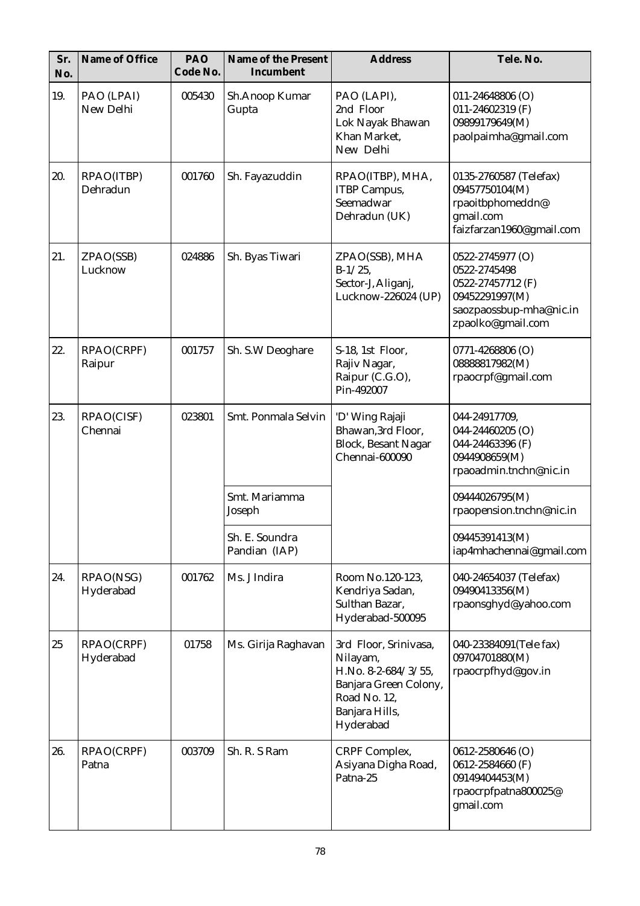| Sr. No. | Name of Office | PAO Code No. | Name of the Present Incumbent | Address | Tele. No. |
|---|---|---|---|---|---|
| 19. | PAO (LPAI) New Delhi | 005430 | Sh.Anoop Kumar Gupta | PAO (LAPI), 2nd Floor Lok Nayak Bhawan Khan Market, New Delhi | 011-24648806 (O) 011-24602319 (F) 09899179649(M) paolpaimha@gmail.com |
| 20. | RPAO(ITBP) Dehradun | 001760 | Sh. Fayazuddin | RPAO(ITBP), MHA, ITBP Campus, Seemadwar Dehradun (UK) | 0135-2760587 (Telefax) 09457750104(M) rpaoitbphomeddn@ gmail.com faizfarzan1960@gmail.com |
| 21. | ZPAO(SSB) Lucknow | 024886 | Sh. Byas Tiwari | ZPAO(SSB), MHA B-1/25, Sector-J, Aliganj, Lucknow-226024 (UP) | 0522-2745977 (O) 0522-2745498 0522-27457712 (F) 09452291997(M) saozpaossbup-mha@nic.in zpaolko@gmail.com |
| 22. | RPAO(CRPF) Raipur | 001757 | Sh. S.W Deoghare | S-18, 1st Floor, Rajiv Nagar, Raipur (C.G.O), Pin-492007 | 0771-4268806 (O) 08888817982(M) rpaocrpf@gmail.com |
| 23. | RPAO(CISF) Chennai | 023801 | Smt. Ponmala Selvin | 'D' Wing Rajaji Bhawan, 3rd Floor, Block, Besant Nagar Chennai-600090 | 044-24917709, 044-24460205 (O) 044-24463396 (F) 0944908659(M) rpaoadmin.tnchn@nic.in |
| | | | Smt. Mariamma Joseph | | 09444026795(M) rpaopension.tnchn@nic.in |
| | | | Sh. E. Soundra Pandian (IAP) | | 09445391413(M) iap4mhachennai@gmail.com |
| 24. | RPAO(NSG) Hyderabad | 001762 | Ms. J Indira | Room No.120-123, Kendriya Sadan, Sulthan Bazar, Hyderabad-500095 | 040-24654037 (Telefax) 09490413356(M) rpaonsghyd@yahoo.com |
| 25 | RPAO(CRPF) Hyderabad | 01758 | Ms. Girija Raghavan | 3rd Floor, Srinivasa, Nilayam, H.No. 8-2-684/3/55, Banjara Green Colony, Road No. 12, Banjara Hills, Hyderabad | 040-23384091(Tele fax) 09704701880(M) rpaocrpfhyd@gov.in |
| 26. | RPAO(CRPF) Patna | 003709 | Sh. R. S Ram | CRPF Complex, Asiyana Digha Road, Patna-25 | 0612-2580646 (O) 0612-2584660 (F) 09149404453(M) rpaocrpfpatna800025@ gmail.com |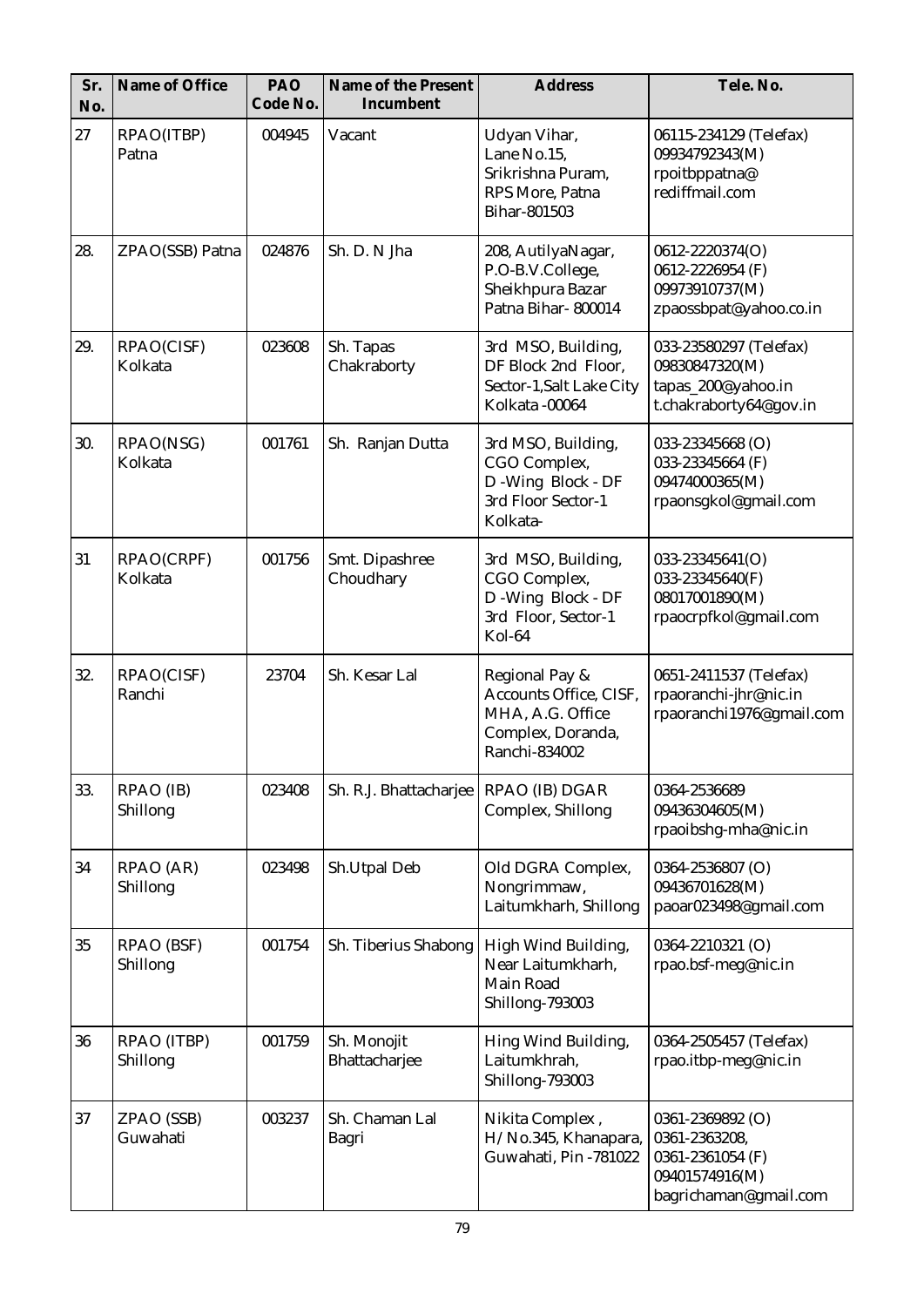| Sr. No. | Name of Office | PAO Code No. | Name of the Present Incumbent | Address | Tele. No. |
|---|---|---|---|---|---|
| 27 | RPAO(ITBP) Patna | 004945 | Vacant | Udyan Vihar, Lane No.15, Srikrishna Puram, RPS More, Patna Bihar-801503 | 06115-234129 (Telefax) 09934792343(M) rpoitbppatna@ rediffmail.com |
| 28. | ZPAO(SSB) Patna | 024876 | Sh. D. N Jha | 208, AutilyaNagar, P.O-B.V.College, Sheikhpura Bazar Patna Bihar- 800014 | 0612-2220374(O) 0612-2226954 (F) 09973910737(M) zpaossbpat@yahoo.co.in |
| 29. | RPAO(CISF) Kolkata | 023608 | Sh. Tapas Chakraborty | 3rd MSO, Building, DF Block 2nd Floor, Sector-1,Salt Lake City Kolkata -00064 | 033-23580297 (Telefax) 09830847320(M) tapas_200@yahoo.in t.chakraborty64@gov.in |
| 30. | RPAO(NSG) Kolkata | 001761 | Sh. Ranjan Dutta | 3rd MSO, Building, CGO Complex, D -Wing Block - DF 3rd Floor Sector-1 Kolkata- | 033-23345668 (O) 033-23345664 (F) 09474000365(M) rpaonsgkol@gmail.com |
| 31 | RPAO(CRPF) Kolkata | 001756 | Smt. Dipashree Choudhary | 3rd MSO, Building, CGO Complex, D -Wing Block - DF 3rd Floor, Sector-1 Kol-64 | 033-23345641(O) 033-23345640(F) 08017001890(M) rpaocrpfkol@gmail.com |
| 32. | RPAO(CISF) Ranchi | 23704 | Sh. Kesar Lal | Regional Pay & Accounts Office, CISF, MHA, A.G. Office Complex, Doranda, Ranchi-834002 | 0651-2411537 (Telefax) rpaoranchi-jhr@nic.in rpaoranchi1976@gmail.com |
| 33. | RPAO (IB) Shillong | 023408 | Sh. R.J. Bhattacharjee | RPAO (IB) DGAR Complex, Shillong | 0364-2536689 09436304605(M) rpaoibshg-mha@nic.in |
| 34 | RPAO (AR) Shillong | 023498 | Sh.Utpal Deb | Old DGRA Complex, Nongrimmaw, Laitumkharh, Shillong | 0364-2536807 (O) 09436701628(M) paoar023498@gmail.com |
| 35 | RPAO (BSF) Shillong | 001754 | Sh. Tiberius Shabong | High Wind Building, Near Laitumkharh, Main Road Shillong-793003 | 0364-2210321 (O) rpao.bsf-meg@nic.in |
| 36 | RPAO (ITBP) Shillong | 001759 | Sh. Monojit Bhattacharjee | Hing Wind Building, Laitumkhrah, Shillong-793003 | 0364-2505457 (Telefax) rpao.itbp-meg@nic.in |
| 37 | ZPAO (SSB) Guwahati | 003237 | Sh. Chaman Lal Bagri | Nikita Complex , H/No.345, Khanapara, Guwahati, Pin -781022 | 0361-2369892 (O) 0361-2363208, 0361-2361054 (F) 09401574916(M) bagrichaman@gmail.com |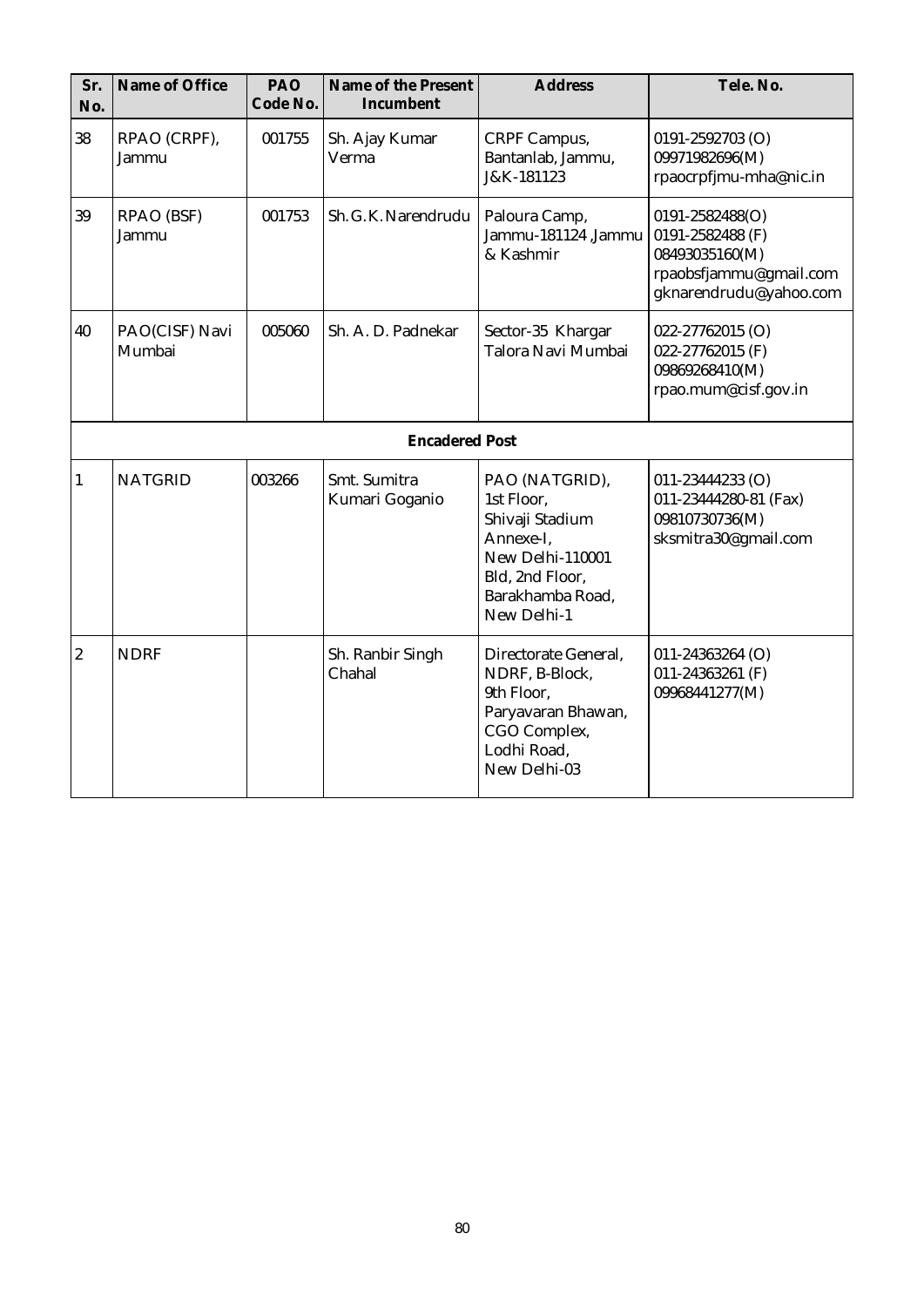| Sr. No. | Name of Office | PAO Code No. | Name of the Present Incumbent | Address | Tele. No. |
|---|---|---|---|---|---|
| 38 | RPAO (CRPF), Jammu | 001755 | Sh. Ajay Kumar Verma | CRPF Campus, Bantanlab, Jammu, J&K-181123 | 0191-2592703 (O)<br>09971982696(M)<br>rpaocrpfjmu-mha@nic.in |
| 39 | RPAO (BSF) Jammu | 001753 | Sh.G.K.Narendrudu | Paloura Camp, Jammu-181124 ,Jammu & Kashmir | 0191-2582488(O)<br>0191-2582488 (F)<br>08493035160(M)<br>rpaobsfjammu@gmail.com<br>gknarendrudu@yahoo.com |
| 40 | PAO(CISF) Navi Mumbai | 005060 | Sh. A. D. Padnekar | Sector-35 Khargar Talora Navi Mumbai | 022-27762015 (O)<br>022-27762015 (F)<br>09869268410(M)<br>rpao.mum@cisf.gov.in |
| | | | **Encadered Post** | | |
| 1 | NATGRID | 003266 | Smt. Sumitra Kumari Goganio | PAO (NATGRID), 1st Floor, Shivaji Stadium Annexe-I, New Delhi-110001 Bld, 2nd Floor, Barakhamba Road, New Delhi-1 | 011-23444233 (O)<br>011-23444280-81 (Fax)<br>09810730736(M)<br>sksmitra30@gmail.com |
| 2 | NDRF | | Sh. Ranbir Singh Chahal | Directorate General, NDRF, B-Block, 9th Floor, Paryavaran Bhawan, CGO Complex, Lodhi Road, New Delhi-03 | 011-24363264 (O)<br>011-24363261 (F)<br>09968441277(M) |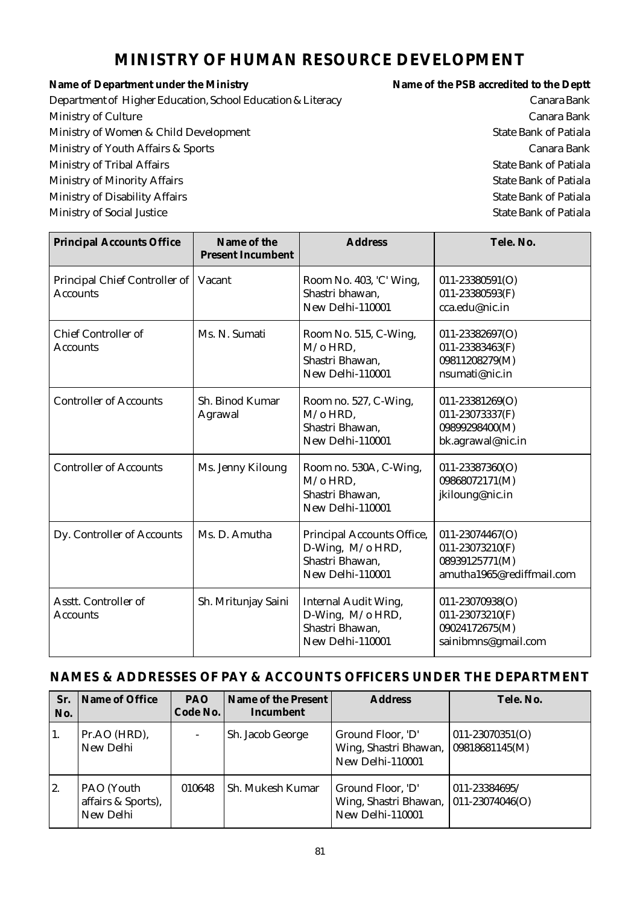# MINISTRY OF HUMAN RESOURCE DEVELOPMENT

| Name of Department under the Ministry | Name of the PSB accredited to the Deptt |
|---|---|
| Department of Higher Education, School Education & Literacy | Canara Bank |
| Ministry of Culture | Canara Bank |
| Ministry of Women & Child Development | State Bank of Patiala |
| Ministry of Youth Affairs & Sports | Canara Bank |
| Ministry of Tribal Affairs | State Bank of Patiala |
| Ministry of Minority Affairs | State Bank of Patiala |
| Ministry of Disability Affairs | State Bank of Patiala |
| Ministry of Social Justice | State Bank of Patiala |

| Principal Accounts Office | Name of the Present Incumbent | Address | Tele. No. |
|---|---|---|---|
| Principal Chief Controller of Accounts | Vacant | Room No. 403, 'C' Wing, Shastri bhawan, New Delhi-110001 | 011-23380591(O) 011-23380593(F) cca.edu@nic.in |
| Chief Controller of Accounts | Ms. N. Sumati | Room No. 515, C-Wing, M/o HRD, Shastri Bhawan, New Delhi-110001 | 011-23382697(O) 011-23383463(F) 09811208279(M) nsumati@nic.in |
| Controller of Accounts | Sh. Binod Kumar Agrawal | Room no. 527, C-Wing, M/o HRD, Shastri Bhawan, New Delhi-110001 | 011-23381269(O) 011-23073337(F) 09899298400(M) bk.agrawal@nic.in |
| Controller of Accounts | Ms. Jenny Kiloung | Room no. 530A, C-Wing, M/o HRD, Shastri Bhawan, New Delhi-110001 | 011-23387360(O) 09868072171(M) jkiloung@nic.in |
| Dy. Controller of Accounts | Ms. D. Amutha | Principal Accounts Office, D-Wing, M/o HRD, Shastri Bhawan, New Delhi-110001 | 011-23074467(O) 011-23073210(F) 08939125771(M) amutha1965@rediffmail.com |
| Asstt. Controller of Accounts | Sh. Mritunjay Saini | Internal Audit Wing, D-Wing, M/o HRD, Shastri Bhawan, New Delhi-110001 | 011-23070938(O) 011-23073210(F) 09024172675(M) sainibmns@gmail.com |

## NAMES & ADDRESSES OF PAY & ACCOUNTS OFFICERS UNDER THE DEPARTMENT

| Sr. No. | Name of Office | PAO Code No. | Name of the Present Incumbent | Address | Tele. No. |
|---|---|---|---|---|---|
| 1. | Pr.AO (HRD), New Delhi | - | Sh. Jacob George | Ground Floor, 'D' Wing, Shastri Bhawan, New Delhi-110001 | 011-23070351(O) 09818681145(M) |
| 2. | PAO (Youth affairs & Sports), New Delhi | 010648 | Sh. Mukesh Kumar | Ground Floor, 'D' Wing, Shastri Bhawan, New Delhi-110001 | 011-23384695/ 011-23074046(O) |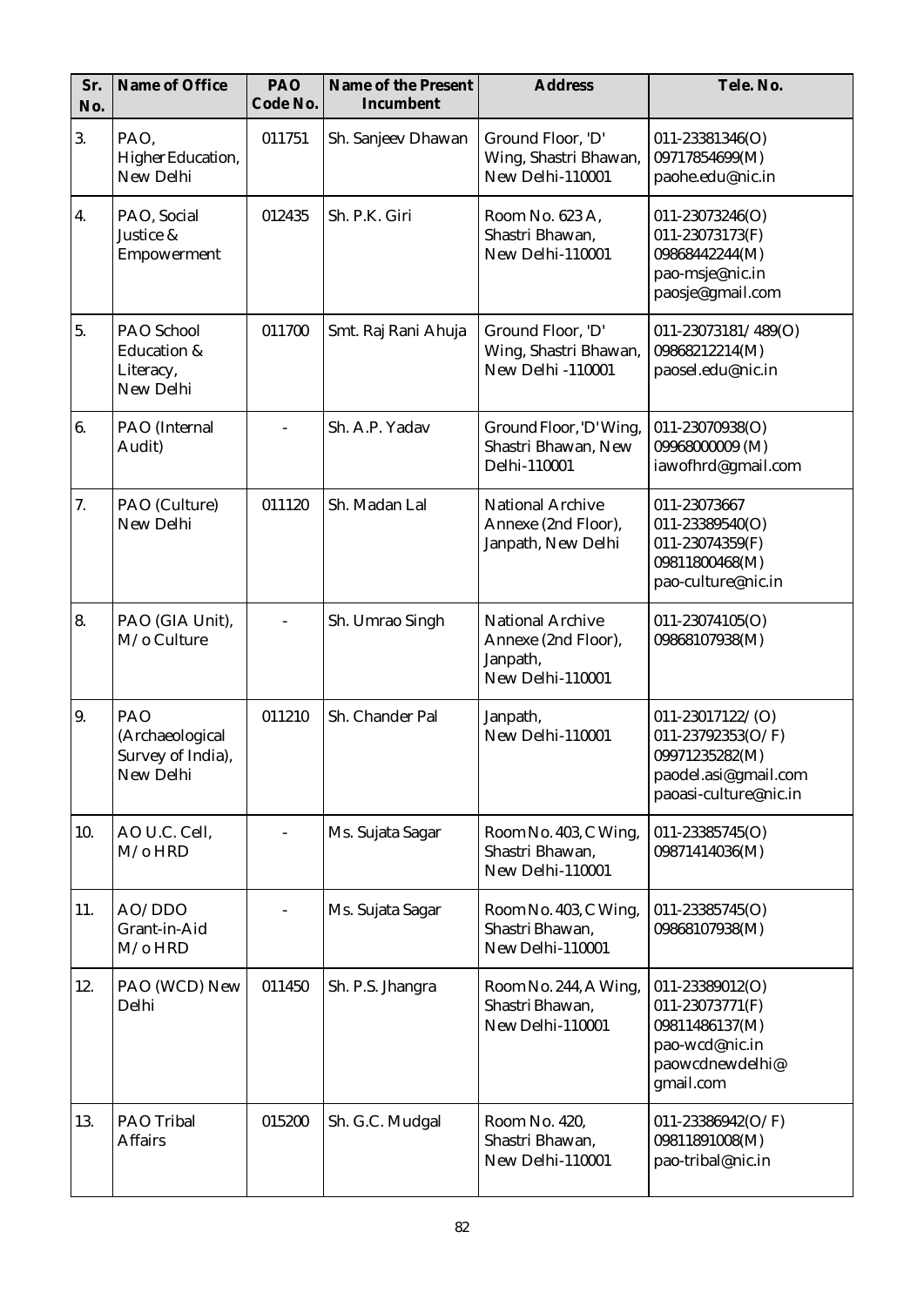| Sr. No. | Name of Office | PAO Code No. | Name of the Present Incumbent | Address | Tele. No. |
|---|---|---|---|---|---|
| 3. | PAO, Higher Education, New Delhi | 011751 | Sh. Sanjeev Dhawan | Ground Floor, 'D' Wing, Shastri Bhawan, New Delhi-110001 | 011-23381346(O) 09717854699(M) paohe.edu@nic.in |
| 4. | PAO, Social Justice & Empowerment | 012435 | Sh. P.K. Giri | Room No. 623 A, Shastri Bhawan, New Delhi-110001 | 011-23073246(O) 011-23073173(F) 09868442244(M) pao-msje@nic.in paosje@gmail.com |
| 5. | PAO School Education & Literacy, New Delhi | 011700 | Smt. Raj Rani Ahuja | Ground Floor, 'D' Wing, Shastri Bhawan, New Delhi -110001 | 011-23073181/489(O) 09868212214(M) paosel.edu@nic.in |
| 6. | PAO (Internal Audit) | - | Sh. A.P. Yadav | Ground Floor, 'D' Wing, Shastri Bhawan, New Delhi-110001 | 011-23070938(O) 09968000009 (M) iawofhrd@gmail.com |
| 7. | PAO (Culture) New Delhi | 011120 | Sh. Madan Lal | National Archive Annexe (2nd Floor), Janpath, New Delhi | 011-23073667 011-23389540(O) 011-23074359(F) 09811800468(M) pao-culture@nic.in |
| 8. | PAO (GIA Unit), M/o Culture | - | Sh. Umrao Singh | National Archive Annexe (2nd Floor), Janpath, New Delhi-110001 | 011-23074105(O) 09868107938(M) |
| 9. | PAO (Archaeological Survey of India), New Delhi | 011210 | Sh. Chander Pal | Janpath, New Delhi-110001 | 011-23017122/(O) 011-23792353(O/F) 09971235282(M) paodel.asi@gmail.com paoasi-culture@nic.in |
| 10. | AO U.C. Cell, M/o HRD | - | Ms. Sujata Sagar | Room No. 403, C Wing, Shastri Bhawan, New Delhi-110001 | 011-23385745(O) 09871414036(M) |
| 11. | AO/DDO Grant-in-Aid M/o HRD | - | Ms. Sujata Sagar | Room No. 403, C Wing, Shastri Bhawan, New Delhi-110001 | 011-23385745(O) 09868107938(M) |
| 12. | PAO (WCD) New Delhi | 011450 | Sh. P.S. Jhangra | Room No. 244, A Wing, Shastri Bhawan, New Delhi-110001 | 011-23389012(O) 011-23073771(F) 09811486137(M) pao-wcd@nic.in paowcdnewdelhi@ gmail.com |
| 13. | PAO Tribal Affairs | 015200 | Sh. G.C. Mudgal | Room No. 420, Shastri Bhawan, New Delhi-110001 | 011-23386942(O/F) 09811891008(M) pao-tribal@nic.in |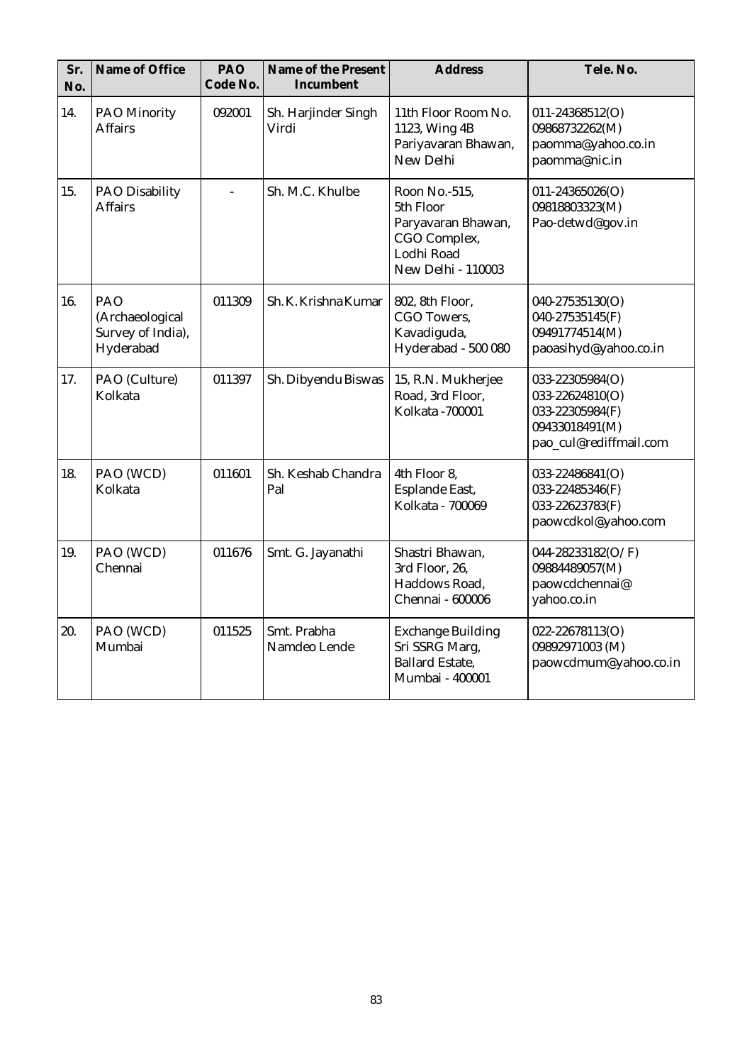| Sr. No. | Name of Office | PAO Code No. | Name of the Present Incumbent | Address | Tele. No. |
|---|---|---|---|---|---|
| 14. | PAO Minority Affairs | 092001 | Sh. Harjinder Singh Virdi | 11th Floor Room No. 1123, Wing 4B Pariyavaran Bhawan, New Delhi | 011-24368512(O) 09868732262(M) paomma@yahoo.co.in paomma@nic.in |
| 15. | PAO Disability Affairs | - | Sh. M.C. Khulbe | Roon No.-515, 5th Floor Paryavaran Bhawan, CGO Complex, Lodhi Road New Delhi - 110003 | 011-24365026(O) 09818803323(M) Pao-detwd@gov.in |
| 16. | PAO (Archaeological Survey of India), Hyderabad | 011309 | Sh. K. Krishna Kumar | 802, 8th Floor, CGO Towers, Kavadiguda, Hyderabad - 500 080 | 040-27535130(O) 040-27535145(F) 09491774514(M) paoasihyd@yahoo.co.in |
| 17. | PAO (Culture) Kolkata | 011397 | Sh. Dibyendu Biswas | 15, R.N. Mukherjee Road, 3rd Floor, Kolkata -700001 | 033-22305984(O) 033-22624810(O) 033-22305984(F) 09433018491(M) pao_cul@rediffmail.com |
| 18. | PAO (WCD) Kolkata | 011601 | Sh. Keshab Chandra Pal | 4th Floor 8, Esplande East, Kolkata - 700069 | 033-22486841(O) 033-22485346(F) 033-22623783(F) paowcdkol@yahoo.com |
| 19. | PAO (WCD) Chennai | 011676 | Smt. G. Jayanathi | Shastri Bhawan, 3rd Floor, 26, Haddows Road, Chennai - 600006 | 044-28233182(O/F) 09884489057(M) paowcdchennai@ yahoo.co.in |
| 20. | PAO (WCD) Mumbai | 011525 | Smt. Prabha Namdeo Lende | Exchange Building Sri SSRG Marg, Ballard Estate, Mumbai - 400001 | 022-22678113(O) 09892971003 (M) paowcdmum@yahoo.co.in |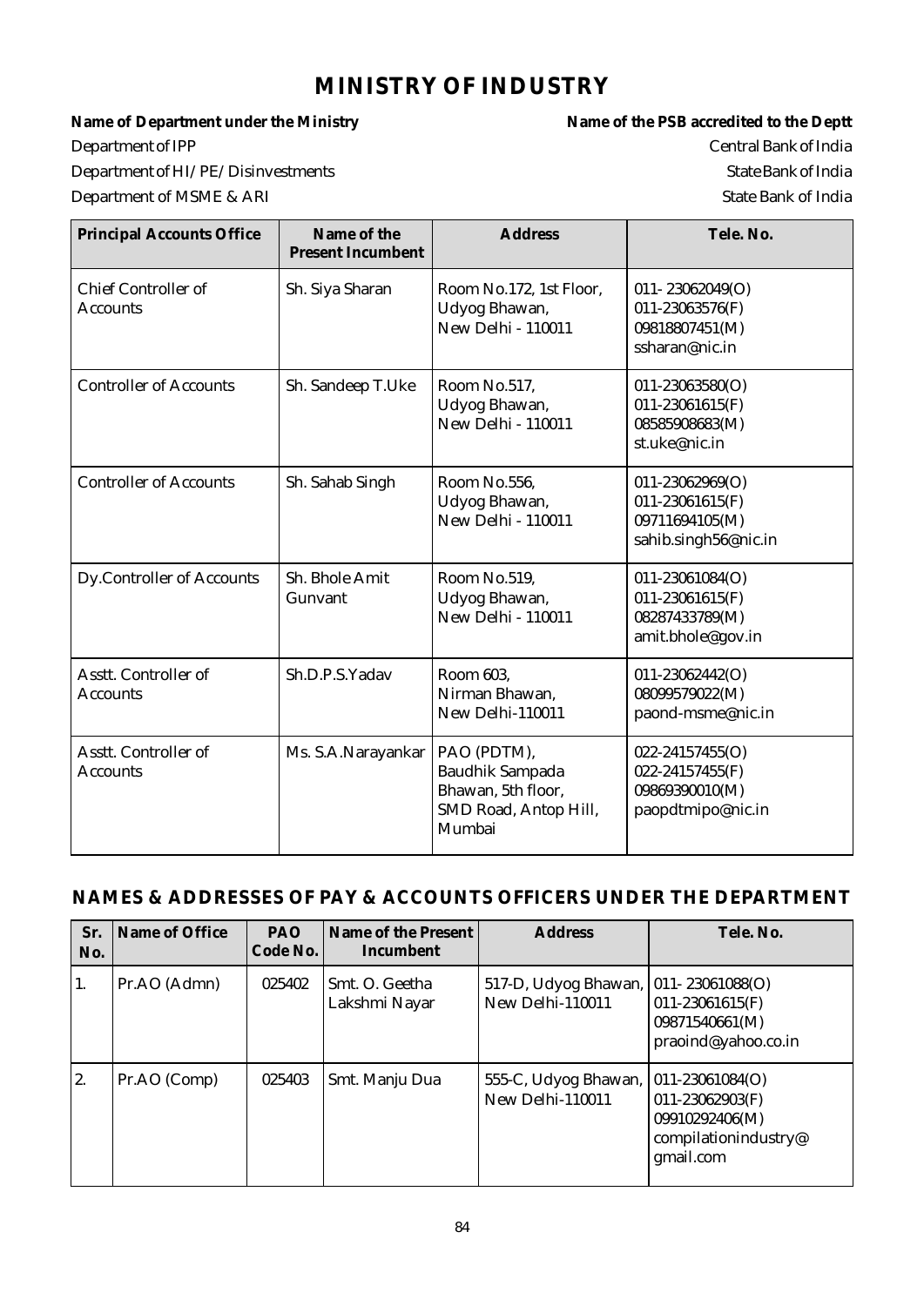# MINISTRY OF INDUSTRY

| Name of Department under the Ministry | Name of the PSB accredited to the Deptt |
|---|---|
| Department of IPP | Central Bank of India |
| Department of HI/PE/Disinvestments | State Bank of India |
| Department of MSME & ARI | State Bank of India |

| Principal Accounts Office | Name of the Present Incumbent | Address | Tele. No. |
|---|---|---|---|
| Chief Controller of Accounts | Sh. Siya Sharan | Room No.172, 1st Floor, Udyog Bhawan, New Delhi - 110011 | 011- 23062049(O) 011-23063576(F) 09818807451(M) ssharan@nic.in |
| Controller of Accounts | Sh. Sandeep T.Uke | Room No.517, Udyog Bhawan, New Delhi - 110011 | 011-23063580(O) 011-23061615(F) 08585908683(M) st.uke@nic.in |
| Controller of Accounts | Sh. Sahab Singh | Room No.556, Udyog Bhawan, New Delhi - 110011 | 011-23062969(O) 011-23061615(F) 09711694105(M) sahib.singh56@nic.in |
| Dy.Controller of Accounts | Sh. Bhole Amit Gunvant | Room No.519, Udyog Bhawan, New Delhi - 110011 | 011-23061084(O) 011-23061615(F) 08287433789(M) amit.bhole@gov.in |
| Asstt. Controller of Accounts | Sh.D.P.S.Yadav | Room 603, Nirman Bhawan, New Delhi-110011 | 011-23062442(O) 08099579022(M) paond-msme@nic.in |
| Asstt. Controller of Accounts | Ms. S.A.Narayankar | PAO (PDTM), Baudhik Sampada Bhawan, 5th floor, SMD Road, Antop Hill, Mumbai | 022-24157455(O) 022-24157455(F) 09869390010(M) paopdtmipo@nic.in |

## NAMES & ADDRESSES OF PAY & ACCOUNTS OFFICERS UNDER THE DEPARTMENT

| Sr. No. | Name of Office | PAO Code No. | Name of the Present Incumbent | Address | Tele. No. |
|---|---|---|---|---|---|
| 1. | Pr.AO (Admn) | 025402 | Smt. O. Geetha Lakshmi Nayar | 517-D, Udyog Bhawan, New Delhi-110011 | 011- 23061088(O) 011-23061615(F) 09871540661(M) praoind@yahoo.co.in |
| 2. | Pr.AO (Comp) | 025403 | Smt. Manju Dua | 555-C, Udyog Bhawan, New Delhi-110011 | 011-23061084(O) 011-23062903(F) 09910292406(M) compilationindustry@gmail.com |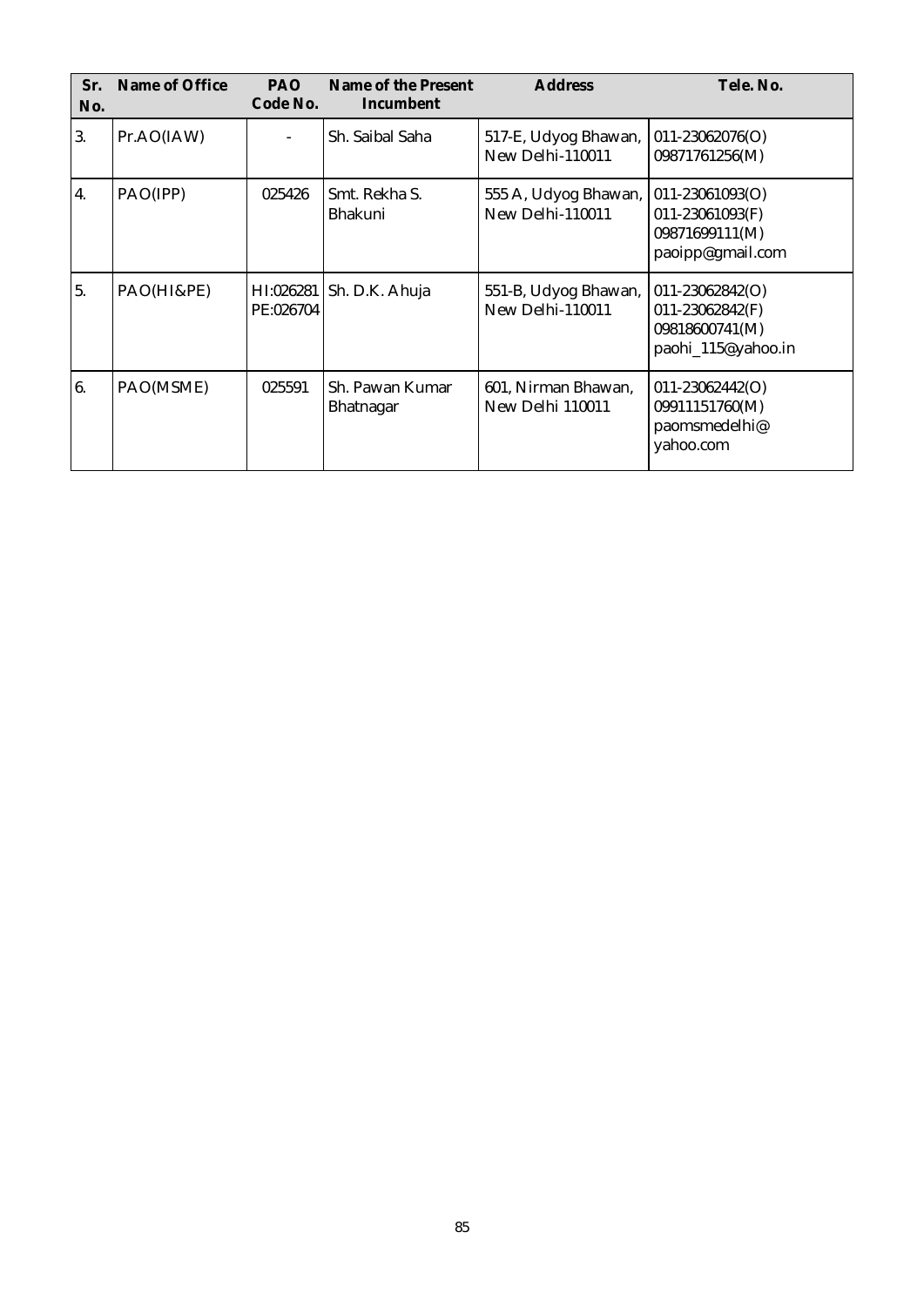| Sr. No. | Name of Office | PAO Code No. | Name of the Present Incumbent | Address | Tele. No. |
|---|---|---|---|---|---|
| 3. | Pr.AO(IAW) | - | Sh. Saibal Saha | 517-E, Udyog Bhawan, New Delhi-110011 | 011-23062076(O) 09871761256(M) |
| 4. | PAO(IPP) | 025426 | Smt. Rekha S. Bhakuni | 555 A, Udyog Bhawan, New Delhi-110011 | 011-23061093(O) 011-23061093(F) 09871699111(M) paoipp@gmail.com |
| 5. | PAO(HI&PE) | HI:026281 PE:026704 | Sh. D.K. Ahuja | 551-B, Udyog Bhawan, New Delhi-110011 | 011-23062842(O) 011-23062842(F) 09818600741(M) paohi_115@yahoo.in |
| 6. | PAO(MSME) | 025591 | Sh. Pawan Kumar Bhatnagar | 601, Nirman Bhawan, New Delhi 110011 | 011-23062442(O) 09911151760(M) paomsmedelhi@ yahoo.com |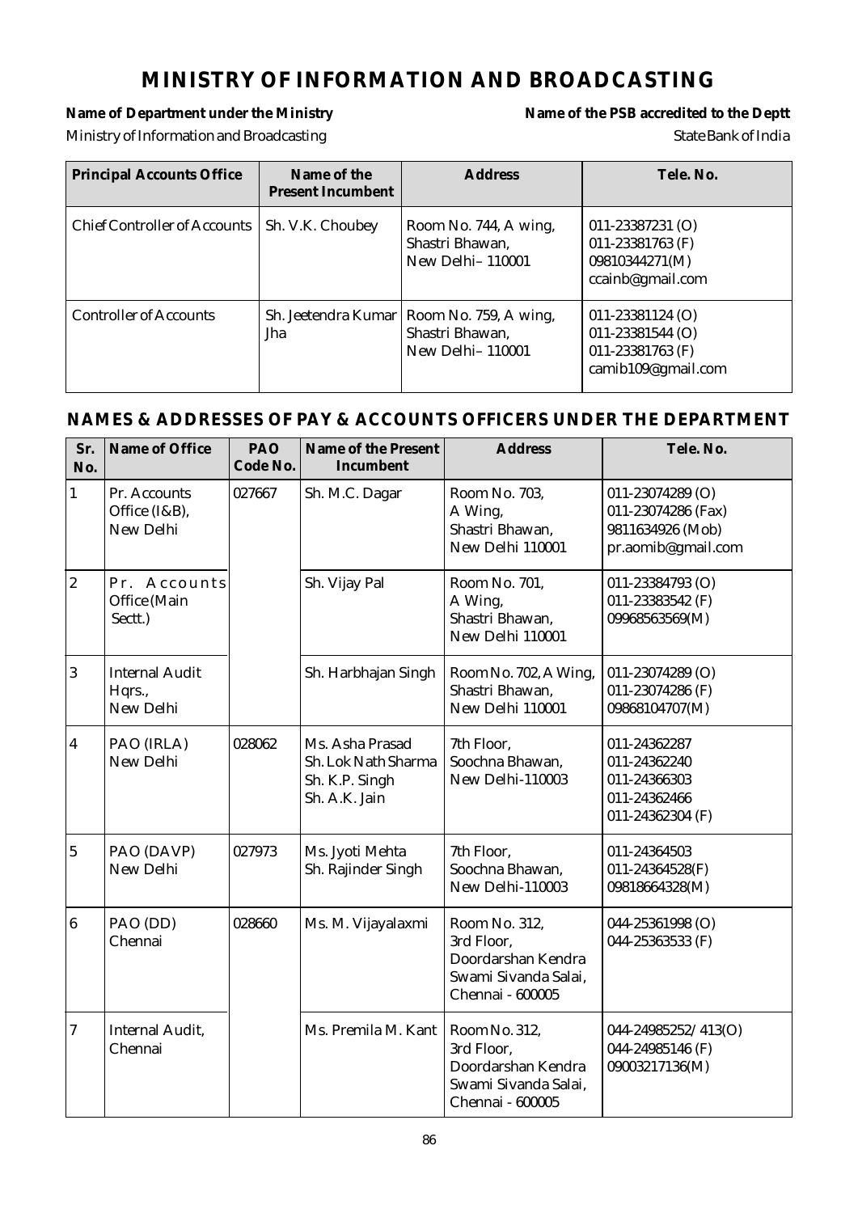# MINISTRY OF INFORMATION AND BROADCASTING

**Name of Department under the Ministry** — Ministry of Information and Broadcasting

**Name of the PSB accredited to the Deptt** — State Bank of India

| Principal Accounts Office | Name of the Present Incumbent | Address | Tele. No. |
|---|---|---|---|
| Chief Controller of Accounts | Sh. V.K. Choubey | Room No. 744, A wing, Shastri Bhawan, New Delhi– 110001 | 011-23387231 (O) 011-23381763 (F) 09810344271(M) ccainb@gmail.com |
| Controller of Accounts | Sh. Jeetendra Kumar Jha | Room No. 759, A wing, Shastri Bhawan, New Delhi– 110001 | 011-23381124 (O) 011-23381544 (O) 011-23381763 (F) camib109@gmail.com |

## NAMES & ADDRESSES OF PAY & ACCOUNTS OFFICERS UNDER THE DEPARTMENT

| Sr. No. | Name of Office | PAO Code No. | Name of the Present Incumbent | Address | Tele. No. |
|---|---|---|---|---|---|
| 1 | Pr. Accounts Office (I&B), New Delhi | 027667 | Sh. M.C. Dagar | Room No. 703, A Wing, Shastri Bhawan, New Delhi 110001 | 011-23074289 (O) 011-23074286 (Fax) 9811634926 (Mob) pr.aomib@gmail.com |
| 2 | Pr. Accounts Office (Main Sectt.) | | Sh. Vijay Pal | Room No. 701, A Wing, Shastri Bhawan, New Delhi 110001 | 011-23384793 (O) 011-23383542 (F) 09968563569(M) |
| 3 | Internal Audit Hqrs., New Delhi | | Sh. Harbhajan Singh | Room No. 702, A Wing, Shastri Bhawan, New Delhi 110001 | 011-23074289 (O) 011-23074286 (F) 09868104707(M) |
| 4 | PAO (IRLA) New Delhi | 028062 | Ms. Asha Prasad Sh. Lok Nath Sharma Sh. K.P. Singh Sh. A.K. Jain | 7th Floor, Soochna Bhawan, New Delhi-110003 | 011-24362287 011-24362240 011-24366303 011-24362466 011-24362304 (F) |
| 5 | PAO (DAVP) New Delhi | 027973 | Ms. Jyoti Mehta Sh. Rajinder Singh | 7th Floor, Soochna Bhawan, New Delhi-110003 | 011-24364503 011-24364528(F) 09818664328(M) |
| 6 | PAO (DD) Chennai | 028660 | Ms. M. Vijayalaxmi | Room No. 312, 3rd Floor, Doordarshan Kendra Swami Sivanda Salai, Chennai - 600005 | 044-25361998 (O) 044-25363533 (F) |
| 7 | Internal Audit, Chennai | | Ms. Premila M. Kant | Room No. 312, 3rd Floor, Doordarshan Kendra Swami Sivanda Salai, Chennai - 600005 | 044-24985252/413(O) 044-24985146 (F) 09003217136(M) |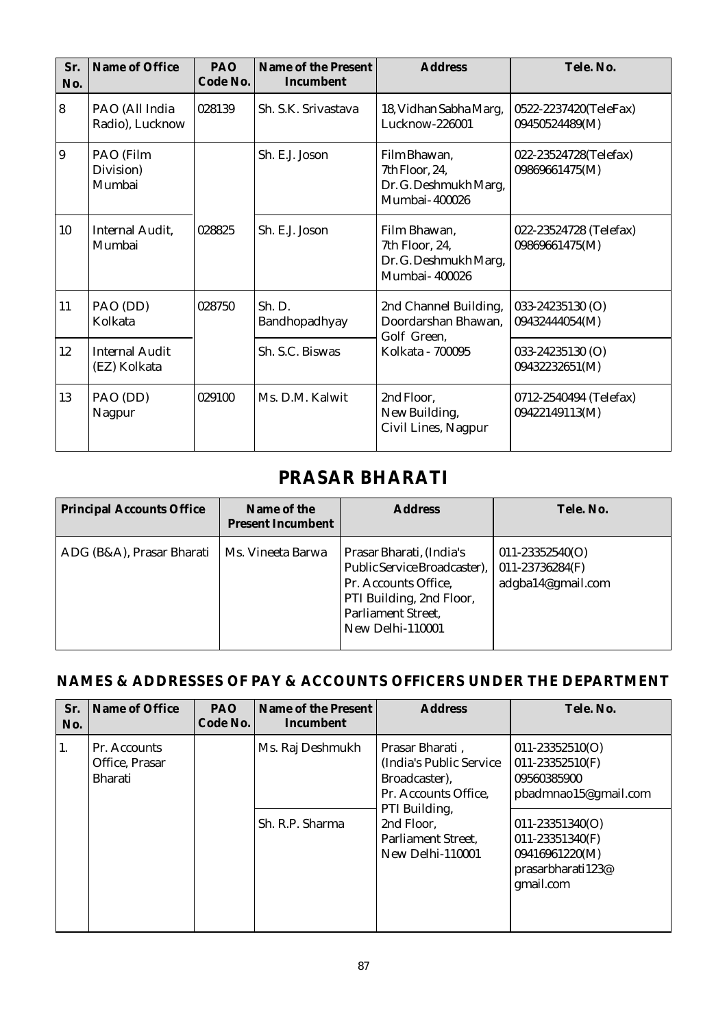| Sr. No. | Name of Office | PAO Code No. | Name of the Present Incumbent | Address | Tele. No. |
|---|---|---|---|---|---|
| 8 | PAO (All India Radio), Lucknow | 028139 | Sh. S.K. Srivastava | 18, Vidhan Sabha Marg, Lucknow-226001 | 0522-2237420(TeleFax) 09450524489(M) |
| 9 | PAO (Film Division) Mumbai | 028825 | Sh. E.J. Joson | Film Bhawan, 7th Floor, 24, Dr. G. Deshmukh Marg, Mumbai- 400026 | 022-23524728(Telefax) 09869661475(M) |
| 10 | Internal Audit, Mumbai | | Sh. E.J. Joson | Film Bhawan, 7th Floor, 24, Dr. G. Deshmukh Marg, Mumbai- 400026 | 022-23524728 (Telefax) 09869661475(M) |
| 11 | PAO (DD) Kolkata | 028750 | Sh. D. Bandhopadhyay | 2nd Channel Building, Doordarshan Bhawan, Golf Green, Kolkata - 700095 | 033-24235130 (O) 09432444054(M) |
| 12 | Internal Audit (EZ) Kolkata | | Sh. S.C. Biswas | | 033-24235130 (O) 09432232651(M) |
| 13 | PAO (DD) Nagpur | 029100 | Ms. D.M. Kalwit | 2nd Floor, New Building, Civil Lines, Nagpur | 0712-2540494 (Telefax) 09422149113(M) |

## PRASAR BHARATI

| Principal Accounts Office | Name of the Present Incumbent | Address | Tele. No. |
|---|---|---|---|
| ADG (B&A), Prasar Bharati | Ms. Vineeta Barwa | Prasar Bharati, (India's Public Service Broadcaster), Pr. Accounts Office, PTI Building, 2nd Floor, Parliament Street, New Delhi-110001 | 011-23352540(O) 011-23736284(F) adgba14@gmail.com |

### NAMES & ADDRESSES OF PAY & ACCOUNTS OFFICERS UNDER THE DEPARTMENT

| Sr. No. | Name of Office | PAO Code No. | Name of the Present Incumbent | Address | Tele. No. |
|---|---|---|---|---|---|
| 1. | Pr. Accounts Office, Prasar Bharati | | Ms. Raj Deshmukh | Prasar Bharati , (India's Public Service Broadcaster), Pr. Accounts Office, PTI Building, 2nd Floor, Parliament Street, New Delhi-110001 | 011-23352510(O) 011-23352510(F) 09560385900 pbadmnao15@gmail.com |
| | | | Sh. R.P. Sharma | | 011-23351340(O) 011-23351340(F) 09416961220(M) prasarbharati123@gmail.com |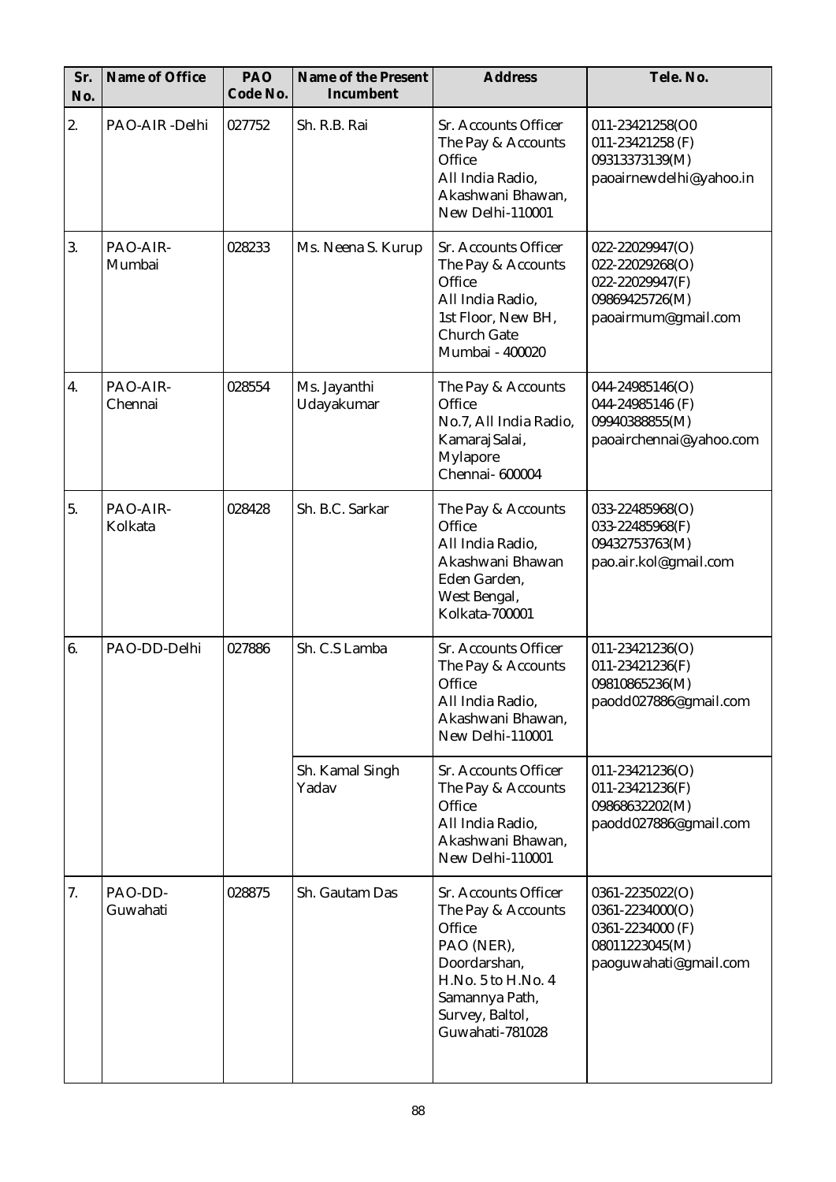| Sr. No. | Name of Office | PAO Code No. | Name of the Present Incumbent | Address | Tele. No. |
|---|---|---|---|---|---|
| 2. | PAO-AIR -Delhi | 027752 | Sh. R.B. Rai | Sr. Accounts Officer The Pay & Accounts Office All India Radio, Akashwani Bhawan, New Delhi-110001 | 011-23421258(O0 011-23421258 (F) 09313373139(M) paoairnewdelhi@yahoo.in |
| 3. | PAO-AIR-Mumbai | 028233 | Ms. Neena S. Kurup | Sr. Accounts Officer The Pay & Accounts Office All India Radio, 1st Floor, New BH, Church Gate Mumbai - 400020 | 022-22029947(O) 022-22029268(O) 022-22029947(F) 09869425726(M) paoairmum@gmail.com |
| 4. | PAO-AIR-Chennai | 028554 | Ms. Jayanthi Udayakumar | The Pay & Accounts Office No.7, All India Radio, Kamaraj Salai, Mylapore Chennai- 600004 | 044-24985146(O) 044-24985146 (F) 09940388855(M) paoairchennai@yahoo.com |
| 5. | PAO-AIR-Kolkata | 028428 | Sh. B.C. Sarkar | The Pay & Accounts Office All India Radio, Akashwani Bhawan Eden Garden, West Bengal, Kolkata-700001 | 033-22485968(O) 033-22485968(F) 09432753763(M) pao.air.kol@gmail.com |
| 6. | PAO-DD-Delhi | 027886 | Sh. C.S Lamba | Sr. Accounts Officer The Pay & Accounts Office All India Radio, Akashwani Bhawan, New Delhi-110001 | 011-23421236(O) 011-23421236(F) 09810865236(M) paodd027886@gmail.com |
| | | | Sh. Kamal Singh Yadav | Sr. Accounts Officer The Pay & Accounts Office All India Radio, Akashwani Bhawan, New Delhi-110001 | 011-23421236(O) 011-23421236(F) 09868632202(M) paodd027886@gmail.com |
| 7. | PAO-DD-Guwahati | 028875 | Sh. Gautam Das | Sr. Accounts Officer The Pay & Accounts Office PAO (NER), Doordarshan, H.No. 5 to H.No. 4 Samannya Path, Survey, Baltol, Guwahati-781028 | 0361-2235022(O) 0361-2234000(O) 0361-2234000 (F) 08011223045(M) paoguwahati@gmail.com |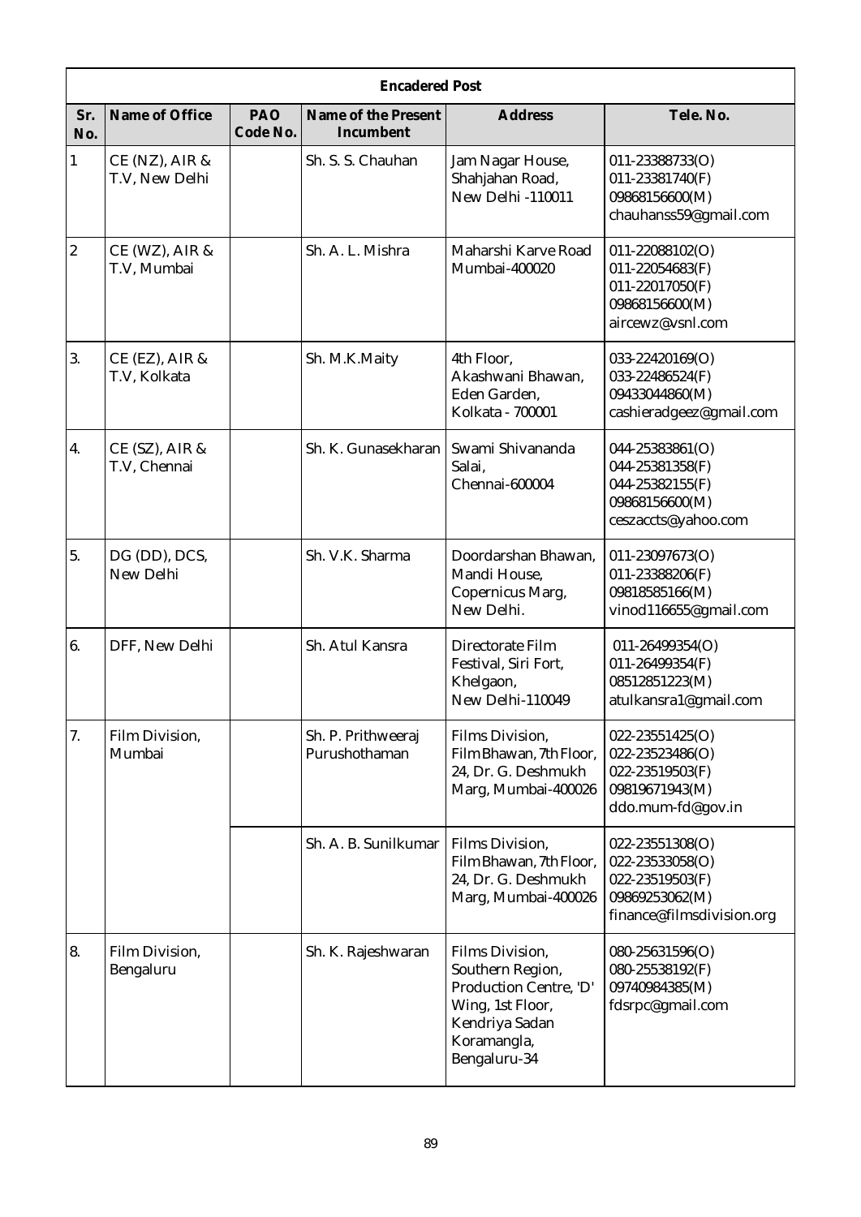| Encadered Post | | | | | |
|---|---|---|---|---|---|
| **Sr. No.** | **Name of Office** | **PAO Code No.** | **Name of the Present Incumbent** | **Address** | **Tele. No.** |
| 1 | CE (NZ), AIR & T.V, New Delhi | | Sh. S. S. Chauhan | Jam Nagar House, Shahjahan Road, New Delhi -110011 | 011-23388733(O)<br>011-23381740(F)<br>09868156600(M)<br>chauhanss59@gmail.com |
| 2 | CE (WZ), AIR & T.V, Mumbai | | Sh. A. L. Mishra | Maharshi Karve Road Mumbai-400020 | 011-22088102(O)<br>011-22054683(F)<br>011-22017050(F)<br>09868156600(M)<br>aircewz@vsnl.com |
| 3. | CE (EZ), AIR & T.V, Kolkata | | Sh. M.K.Maity | 4th Floor, Akashwani Bhawan, Eden Garden, Kolkata - 700001 | 033-22420169(O)<br>033-22486524(F)<br>09433044860(M)<br>cashieradgeez@gmail.com |
| 4. | CE (SZ), AIR & T.V, Chennai | | Sh. K. Gunasekharan | Swami Shivananda Salai, Chennai-600004 | 044-25383861(O)<br>044-25381358(F)<br>044-25382155(F)<br>09868156600(M)<br>ceszaccts@yahoo.com |
| 5. | DG (DD), DCS, New Delhi | | Sh. V.K. Sharma | Doordarshan Bhawan, Mandi House, Copernicus Marg, New Delhi. | 011-23097673(O)<br>011-23388206(F)<br>09818585166(M)<br>vinod116655@gmail.com |
| 6. | DFF, New Delhi | | Sh. Atul Kansra | Directorate Film Festival, Siri Fort, Khelgaon, New Delhi-110049 | 011-26499354(O)<br>011-26499354(F)<br>08512851223(M)<br>atulkansra1@gmail.com |
| 7. | Film Division, Mumbai | | Sh. P. Prithweeraj Purushothaman | Films Division, Film Bhawan, 7th Floor, 24, Dr. G. Deshmukh Marg, Mumbai-400026 | 022-23551425(O)<br>022-23523486(O)<br>022-23519503(F)<br>09819671943(M)<br>ddo.mum-fd@gov.in |
| | | | Sh. A. B. Sunilkumar | Films Division, Film Bhawan, 7th Floor, 24, Dr. G. Deshmukh Marg, Mumbai-400026 | 022-23551308(O)<br>022-23533058(O)<br>022-23519503(F)<br>09869253062(M)<br>finance@filmsdivision.org |
| 8. | Film Division, Bengaluru | | Sh. K. Rajeshwaran | Films Division, Southern Region, Production Centre, 'D' Wing, 1st Floor, Kendriya Sadan Koramangla, Bengaluru-34 | 080-25631596(O)<br>080-25538192(F)<br>09740984385(M)<br>fdsrpc@gmail.com |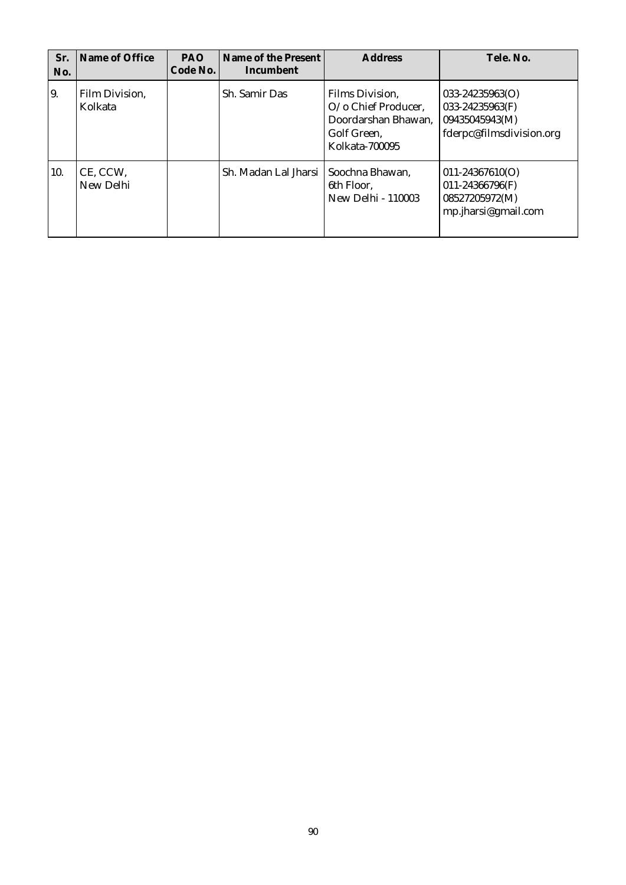| Sr. No. | Name of Office | PAO Code No. | Name of the Present Incumbent | Address | Tele. No. |
|---|---|---|---|---|---|
| 9. | Film Division, Kolkata | | Sh. Samir Das | Films Division, O/o Chief Producer, Doordarshan Bhawan, Golf Green, Kolkata-700095 | 033-24235963(O) 033-24235963(F) 09435045943(M) fderpc@filmsdivision.org |
| 10. | CE, CCW, New Delhi | | Sh. Madan Lal Jharsi | Soochna Bhawan, 6th Floor, New Delhi - 110003 | 011-24367610(O) 011-24366796(F) 08527205972(M) mp.jharsi@gmail.com |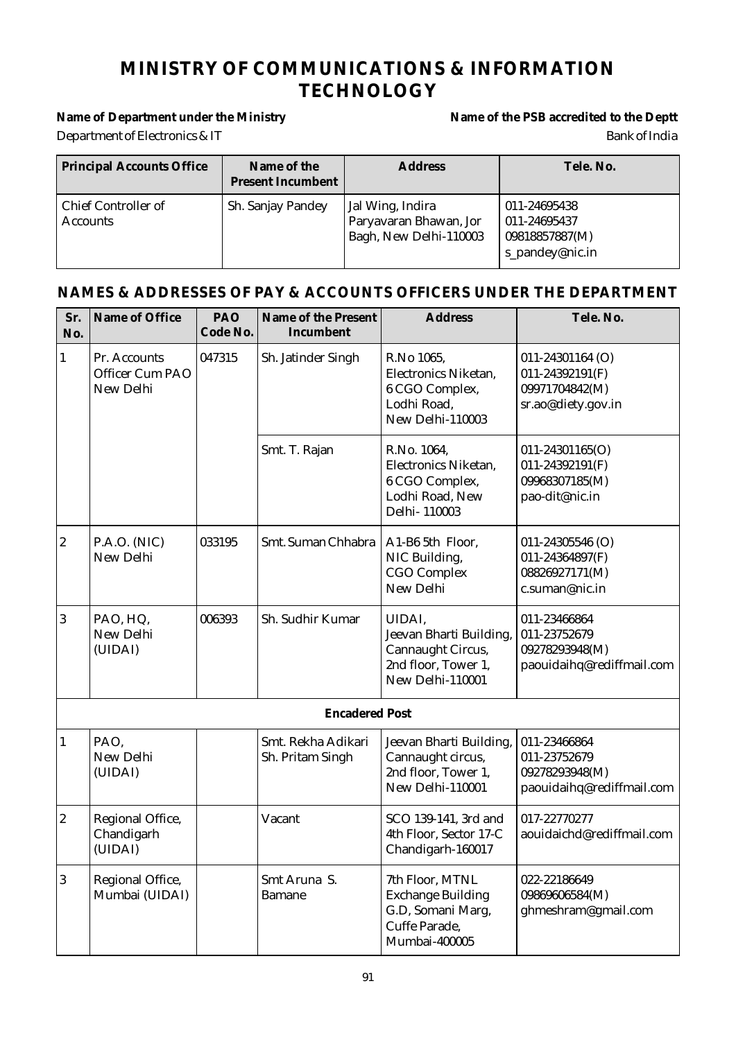# MINISTRY OF COMMUNICATIONS & INFORMATION TECHNOLOGY

**Name of Department under the Ministry** — Department of Electronics & IT

**Name of the PSB accredited to the Deptt** — Bank of India

| Principal Accounts Office | Name of the Present Incumbent | Address | Tele. No. |
|---|---|---|---|
| Chief Controller of Accounts | Sh. Sanjay Pandey | Jal Wing, Indira Paryavaran Bhawan, Jor Bagh, New Delhi-110003 | 011-24695438<br>011-24695437<br>09818857887(M)<br>s_pandey@nic.in |

## NAMES & ADDRESSES OF PAY & ACCOUNTS OFFICERS UNDER THE DEPARTMENT

| Sr. No. | Name of Office | PAO Code No. | Name of the Present Incumbent | Address | Tele. No. |
|---|---|---|---|---|---|
| 1 | Pr. Accounts Officer Cum PAO New Delhi | 047315 | Sh. Jatinder Singh | R.No 1065, Electronics Niketan, 6 CGO Complex, Lodhi Road, New Delhi-110003 | 011-24301164 (O)<br>011-24392191(F)<br>09971704842(M)<br>sr.ao@diety.gov.in |
| | | | Smt. T. Rajan | R.No. 1064, Electronics Niketan, 6 CGO Complex, Lodhi Road, New Delhi- 110003 | 011-24301165(O)<br>011-24392191(F)<br>09968307185(M)<br>pao-dit@nic.in |
| 2 | P.A.O. (NIC) New Delhi | 033195 | Smt. Suman Chhabra | A1-B6 5th Floor, NIC Building, CGO Complex New Delhi | 011-24305546 (O)<br>011-24364897(F)<br>08826927171(M)<br>c.suman@nic.in |
| 3 | PAO, HQ, New Delhi (UIDAI) | 006393 | Sh. Sudhir Kumar | UIDAI, Jeevan Bharti Building, Cannaught Circus, 2nd floor, Tower 1, New Delhi-110001 | 011-23466864<br>011-23752679<br>09278293948(M)<br>paouidaihq@rediffmail.com |
| | | | **Encadered Post** | | |
| 1 | PAO, New Delhi (UIDAI) | | Smt. Rekha Adikari<br>Sh. Pritam Singh | Jeevan Bharti Building, Cannaught circus, 2nd floor, Tower 1, New Delhi-110001 | 011-23466864<br>011-23752679<br>09278293948(M)<br>paouidaihq@rediffmail.com |
| 2 | Regional Office, Chandigarh (UIDAI) | | Vacant | SCO 139-141, 3rd and 4th Floor, Sector 17-C Chandigarh-160017 | 017-22770277<br>aouidaichd@rediffmail.com |
| 3 | Regional Office, Mumbai (UIDAI) | | Smt Aruna S. Bamane | 7th Floor, MTNL Exchange Building G.D, Somani Marg, Cuffe Parade, Mumbai-400005 | 022-22186649<br>09869606584(M)<br>ghmeshram@gmail.com |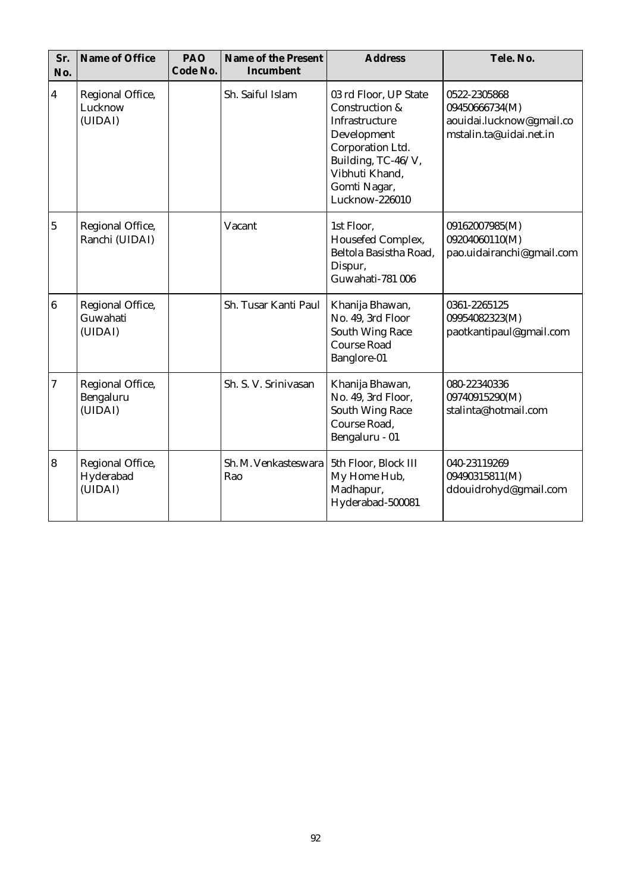| Sr. No. | Name of Office | PAO Code No. | Name of the Present Incumbent | Address | Tele. No. |
|---|---|---|---|---|---|
| 4 | Regional Office, Lucknow (UIDAI) | | Sh. Saiful Islam | 03 rd Floor, UP State Construction & Infrastructure Development Corporation Ltd. Building, TC-46/V, Vibhuti Khand, Gomti Nagar, Lucknow-226010 | 0522-2305868 09450666734(M) aouidai.lucknow@gmail.co mstalin.ta@uidai.net.in |
| 5 | Regional Office, Ranchi (UIDAI) | | Vacant | 1st Floor, Housefed Complex, Beltola Basistha Road, Dispur, Guwahati-781 006 | 09162007985(M) 09204060110(M) pao.uidairanchi@gmail.com |
| 6 | Regional Office, Guwahati (UIDAI) | | Sh. Tusar Kanti Paul | Khanija Bhawan, No. 49, 3rd Floor South Wing Race Course Road Banglore-01 | 0361-2265125 09954082323(M) paotkantipaul@gmail.com |
| 7 | Regional Office, Bengaluru (UIDAI) | | Sh. S. V. Srinivasan | Khanija Bhawan, No. 49, 3rd Floor, South Wing Race Course Road, Bengaluru - 01 | 080-22340336 09740915290(M) stalinta@hotmail.com |
| 8 | Regional Office, Hyderabad (UIDAI) | | Sh. M. Venkasteswara Rao | 5th Floor, Block III My Home Hub, Madhapur, Hyderabad-500081 | 040-23119269 09490315811(M) ddouidrohyd@gmail.com |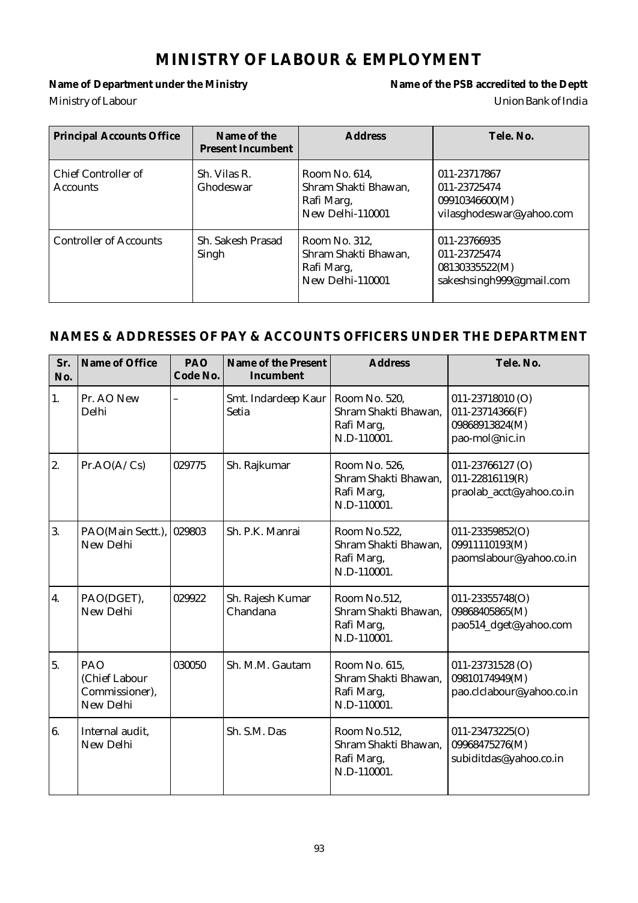# MINISTRY OF LABOUR & EMPLOYMENT

**Name of Department under the Ministry** — Ministry of Labour

**Name of the PSB accredited to the Deptt** — Union Bank of India

| Principal Accounts Office | Name of the Present Incumbent | Address | Tele. No. |
|---|---|---|---|
| Chief Controller of Accounts | Sh. Vilas R. Ghodeswar | Room No. 614, Shram Shakti Bhawan, Rafi Marg, New Delhi-110001 | 011-23717867<br>011-23725474<br>09910346600(M)<br>vilasghodeswar@yahoo.com |
| Controller of Accounts | Sh. Sakesh Prasad Singh | Room No. 312, Shram Shakti Bhawan, Rafi Marg, New Delhi-110001 | 011-23766935<br>011-23725474<br>08130335522(M)<br>sakeshsingh999@gmail.com |

## NAMES & ADDRESSES OF PAY & ACCOUNTS OFFICERS UNDER THE DEPARTMENT

| Sr. No. | Name of Office | PAO Code No. | Name of the Present Incumbent | Address | Tele. No. |
|---|---|---|---|---|---|
| 1. | Pr. AO New Delhi | – | Smt. Indardeep Kaur Setia | Room No. 520, Shram Shakti Bhawan, Rafi Marg, N.D-110001. | 011-23718010 (O)<br>011-23714366(F)<br>09868913824(M)<br>pao-mol@nic.in |
| 2. | Pr.AO(A/Cs) | 029775 | Sh. Rajkumar | Room No. 526, Shram Shakti Bhawan, Rafi Marg, N.D-110001. | 011-23766127 (O)<br>011-22816119(R)<br>praolab_acct@yahoo.co.in |
| 3. | PAO(Main Sectt.), New Delhi | 029803 | Sh. P.K. Manrai | Room No.522, Shram Shakti Bhawan, Rafi Marg, N.D-110001. | 011-23359852(O)<br>09911110193(M)<br>paomslabour@yahoo.co.in |
| 4. | PAO(DGET), New Delhi | 029922 | Sh. Rajesh Kumar Chandana | Room No.512, Shram Shakti Bhawan, Rafi Marg, N.D-110001. | 011-23355748(O)<br>09868405865(M)<br>pao514_dget@yahoo.com |
| 5. | PAO (Chief Labour Commissioner), New Delhi | 030050 | Sh. M.M. Gautam | Room No. 615, Shram Shakti Bhawan, Rafi Marg, N.D-110001. | 011-23731528 (O)<br>09810174949(M)<br>pao.clclabour@yahoo.co.in |
| 6. | Internal audit, New Delhi | | Sh. S.M. Das | Room No.512, Shram Shakti Bhawan, Rafi Marg, N.D-110001. | 011-23473225(O)<br>09968475276(M)<br>subiditdas@yahoo.co.in |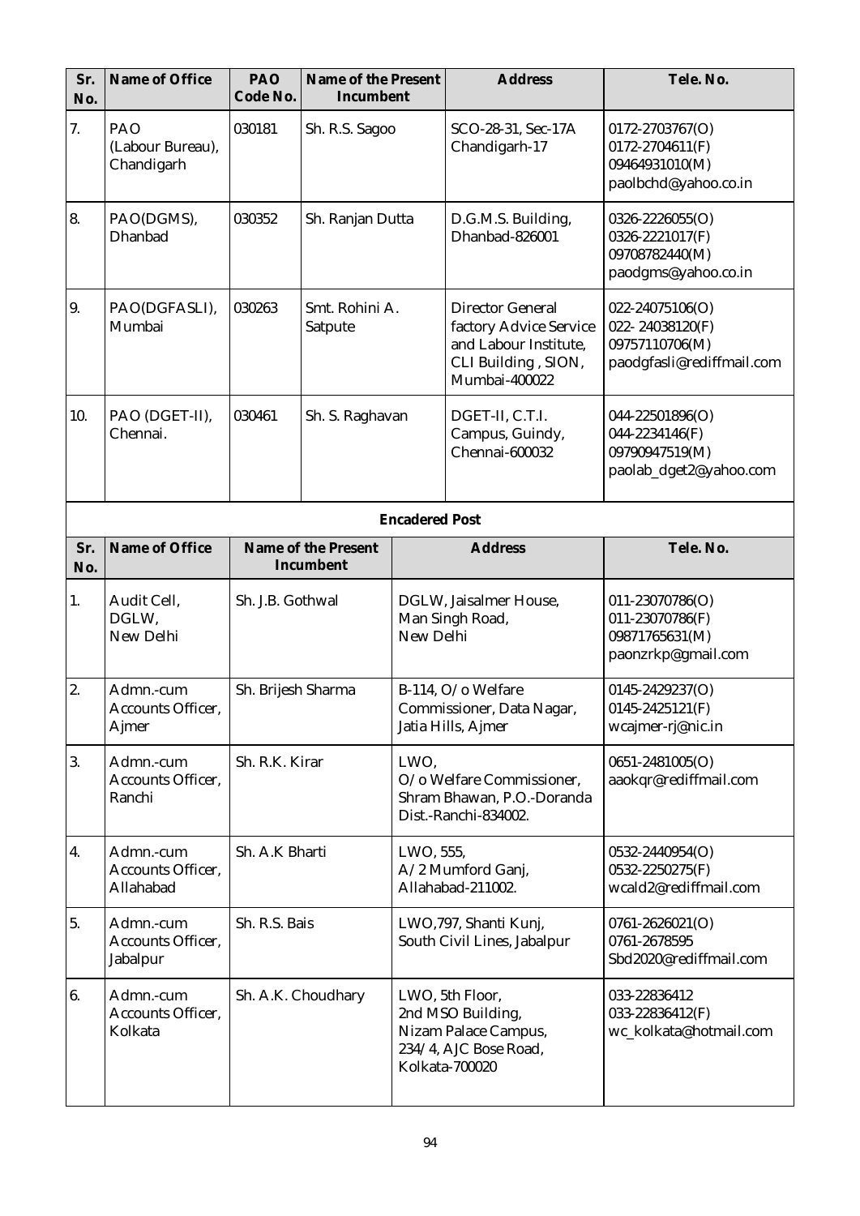| Sr. No. | Name of Office | PAO Code No. | Name of the Present Incumbent | Address | Tele. No. |
|---|---|---|---|---|---|
| 7. | PAO (Labour Bureau), Chandigarh | 030181 | Sh. R.S. Sagoo | SCO-28-31, Sec-17A Chandigarh-17 | 0172-2703767(O)<br>0172-2704611(F)<br>09464931010(M)<br>paolbchd@yahoo.co.in |
| 8. | PAO(DGMS), Dhanbad | 030352 | Sh. Ranjan Dutta | D.G.M.S. Building, Dhanbad-826001 | 0326-2226055(O)<br>0326-2221017(F)<br>09708782440(M)<br>paodgms@yahoo.co.in |
| 9. | PAO(DGFASLI), Mumbai | 030263 | Smt. Rohini A. Satpute | Director General factory Advice Service and Labour Institute, CLI Building , SION, Mumbai-400022 | 022-24075106(O)<br>022- 24038120(F)<br>09757110706(M)<br>paodgfasli@rediffmail.com |
| 10. | PAO (DGET-II), Chennai. | 030461 | Sh. S. Raghavan | DGET-II, C.T.I. Campus, Guindy, Chennai-600032 | 044-22501896(O)<br>044-2234146(F)<br>09790947519(M)<br>paolab_dget2@yahoo.com |

**Encadered Post**

| Sr. No. | Name of Office | Name of the Present Incumbent | Address | Tele. No. |
|---|---|---|---|---|
| 1. | Audit Cell, DGLW, New Delhi | Sh. J.B. Gothwal | DGLW, Jaisalmer House, Man Singh Road, New Delhi | 011-23070786(O)<br>011-23070786(F)<br>09871765631(M)<br>paonzrkp@gmail.com |
| 2. | Admn.-cum Accounts Officer, Ajmer | Sh. Brijesh Sharma | B-114, O/o Welfare Commissioner, Data Nagar, Jatia Hills, Ajmer | 0145-2429237(O)<br>0145-2425121(F)<br>wcajmer-rj@nic.in |
| 3. | Admn.-cum Accounts Officer, Ranchi | Sh. R.K. Kirar | LWO, O/o Welfare Commissioner, Shram Bhawan, P.O.-Doranda Dist.-Ranchi-834002. | 0651-2481005(O)<br>aaokqr@rediffmail.com |
| 4. | Admn.-cum Accounts Officer, Allahabad | Sh. A.K Bharti | LWO, 555, A/2 Mumford Ganj, Allahabad-211002. | 0532-2440954(O)<br>0532-2250275(F)<br>wcald2@rediffmail.com |
| 5. | Admn.-cum Accounts Officer, Jabalpur | Sh. R.S. Bais | LWO,797, Shanti Kunj, South Civil Lines, Jabalpur | 0761-2626021(O)<br>0761-2678595<br>Sbd2020@rediffmail.com |
| 6. | Admn.-cum Accounts Officer, Kolkata | Sh. A.K. Choudhary | LWO, 5th Floor, 2nd MSO Building, Nizam Palace Campus, 234/4, AJC Bose Road, Kolkata-700020 | 033-22836412<br>033-22836412(F)<br>wc_kolkata@hotmail.com |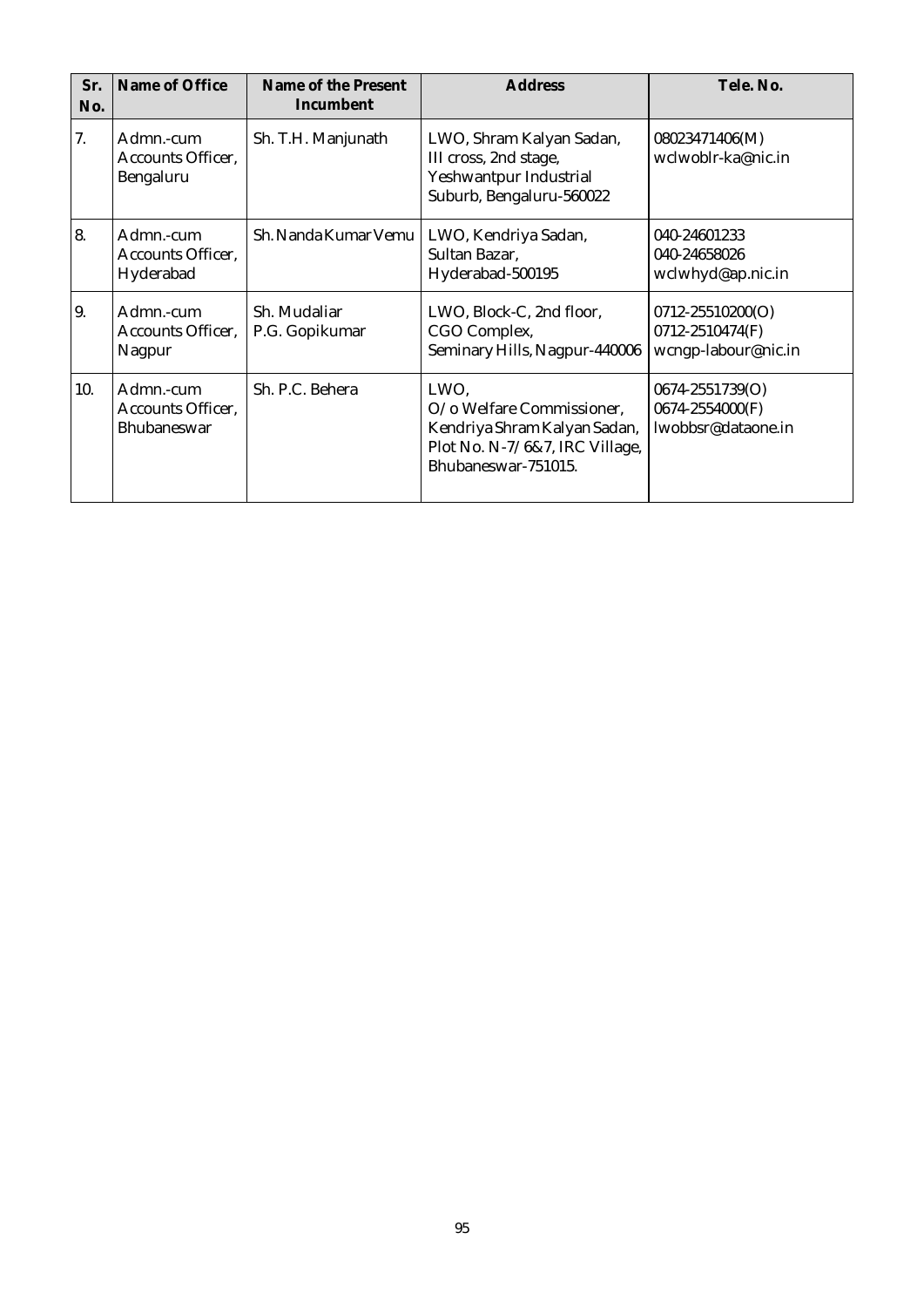| Sr. No. | Name of Office | Name of the Present Incumbent | Address | Tele. No. |
|---|---|---|---|---|
| 7. | Admn.-cum Accounts Officer, Bengaluru | Sh. T.H. Manjunath | LWO, Shram Kalyan Sadan, III cross, 2nd stage, Yeshwantpur Industrial Suburb, Bengaluru-560022 | 08023471406(M) wclwoblr-ka@nic.in |
| 8. | Admn.-cum Accounts Officer, Hyderabad | Sh. Nanda Kumar Vemu | LWO, Kendriya Sadan, Sultan Bazar, Hyderabad-500195 | 040-24601233 040-24658026 wclwhyd@ap.nic.in |
| 9. | Admn.-cum Accounts Officer, Nagpur | Sh. Mudaliar P.G. Gopikumar | LWO, Block-C, 2nd floor, CGO Complex, Seminary Hills, Nagpur-440006 | 0712-25510200(O) 0712-2510474(F) wcngp-labour@nic.in |
| 10. | Admn.-cum Accounts Officer, Bhubaneswar | Sh. P.C. Behera | LWO, O/o Welfare Commissioner, Kendriya Shram Kalyan Sadan, Plot No. N-7/6&7, IRC Village, Bhubaneswar-751015. | 0674-2551739(O) 0674-2554000(F) lwobbsr@dataone.in |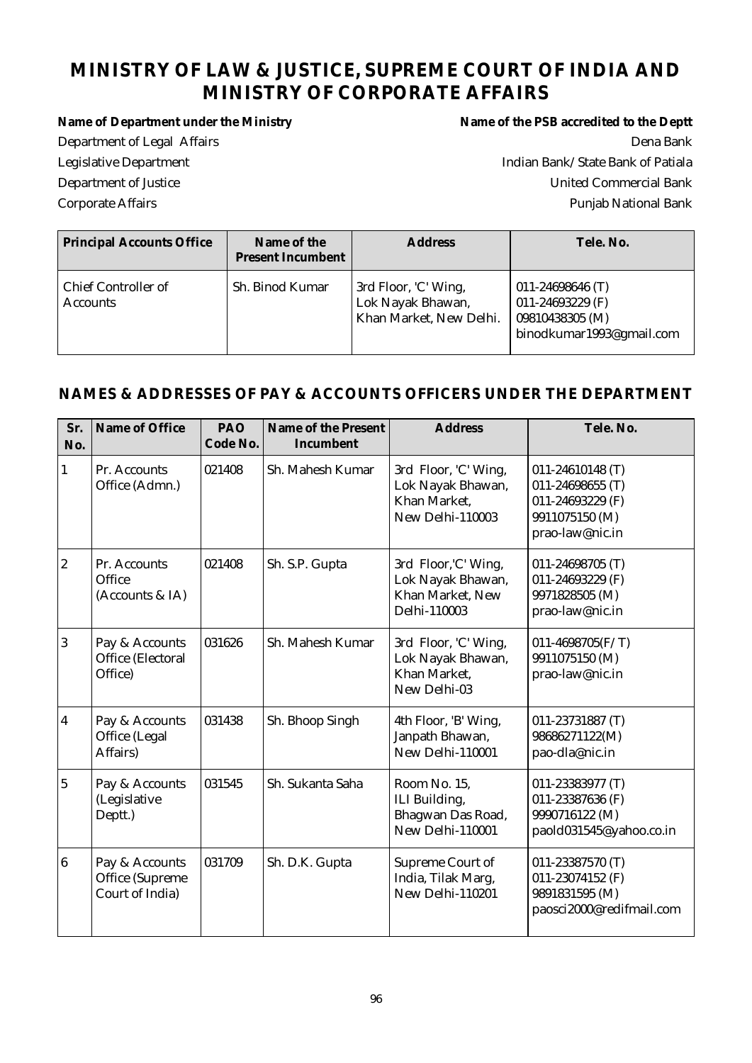# MINISTRY OF LAW & JUSTICE, SUPREME COURT OF INDIA AND MINISTRY OF CORPORATE AFFAIRS

| Name of Department under the Ministry | Name of the PSB accredited to the Deptt |
|---|---|
| Department of Legal Affairs | Dena Bank |
| Legislative Department | Indian Bank/State Bank of Patiala |
| Department of Justice | United Commercial Bank |
| Corporate Affairs | Punjab National Bank |

| Principal Accounts Office | Name of the Present Incumbent | Address | Tele. No. |
|---|---|---|---|
| Chief Controller of Accounts | Sh. Binod Kumar | 3rd Floor, 'C' Wing, Lok Nayak Bhawan, Khan Market, New Delhi. | 011-24698646 (T) 011-24693229 (F) 09810438305 (M) binodkumar1993@gmail.com |

## NAMES & ADDRESSES OF PAY & ACCOUNTS OFFICERS UNDER THE DEPARTMENT

| Sr. No. | Name of Office | PAO Code No. | Name of the Present Incumbent | Address | Tele. No. |
|---|---|---|---|---|---|
| 1 | Pr. Accounts Office (Admn.) | 021408 | Sh. Mahesh Kumar | 3rd Floor, 'C' Wing, Lok Nayak Bhawan, Khan Market, New Delhi-110003 | 011-24610148 (T) 011-24698655 (T) 011-24693229 (F) 9911075150 (M) prao-law@nic.in |
| 2 | Pr. Accounts Office (Accounts & IA) | 021408 | Sh. S.P. Gupta | 3rd Floor,'C' Wing, Lok Nayak Bhawan, Khan Market, New Delhi-110003 | 011-24698705 (T) 011-24693229 (F) 9971828505 (M) prao-law@nic.in |
| 3 | Pay & Accounts Office (Electoral Office) | 031626 | Sh. Mahesh Kumar | 3rd Floor, 'C' Wing, Lok Nayak Bhawan, Khan Market, New Delhi-03 | 011-4698705(F/T) 9911075150 (M) prao-law@nic.in |
| 4 | Pay & Accounts Office (Legal Affairs) | 031438 | Sh. Bhoop Singh | 4th Floor, 'B' Wing, Janpath Bhawan, New Delhi-110001 | 011-23731887 (T) 98686271122(M) pao-dla@nic.in |
| 5 | Pay & Accounts (Legislative Deptt.) | 031545 | Sh. Sukanta Saha | Room No. 15, ILI Building, Bhagwan Das Road, New Delhi-110001 | 011-23383977 (T) 011-23387636 (F) 9990716122 (M) paold031545@yahoo.co.in |
| 6 | Pay & Accounts Office (Supreme Court of India) | 031709 | Sh. D.K. Gupta | Supreme Court of India, Tilak Marg, New Delhi-110201 | 011-23387570 (T) 011-23074152 (F) 9891831595 (M) paosci2000@redifmail.com |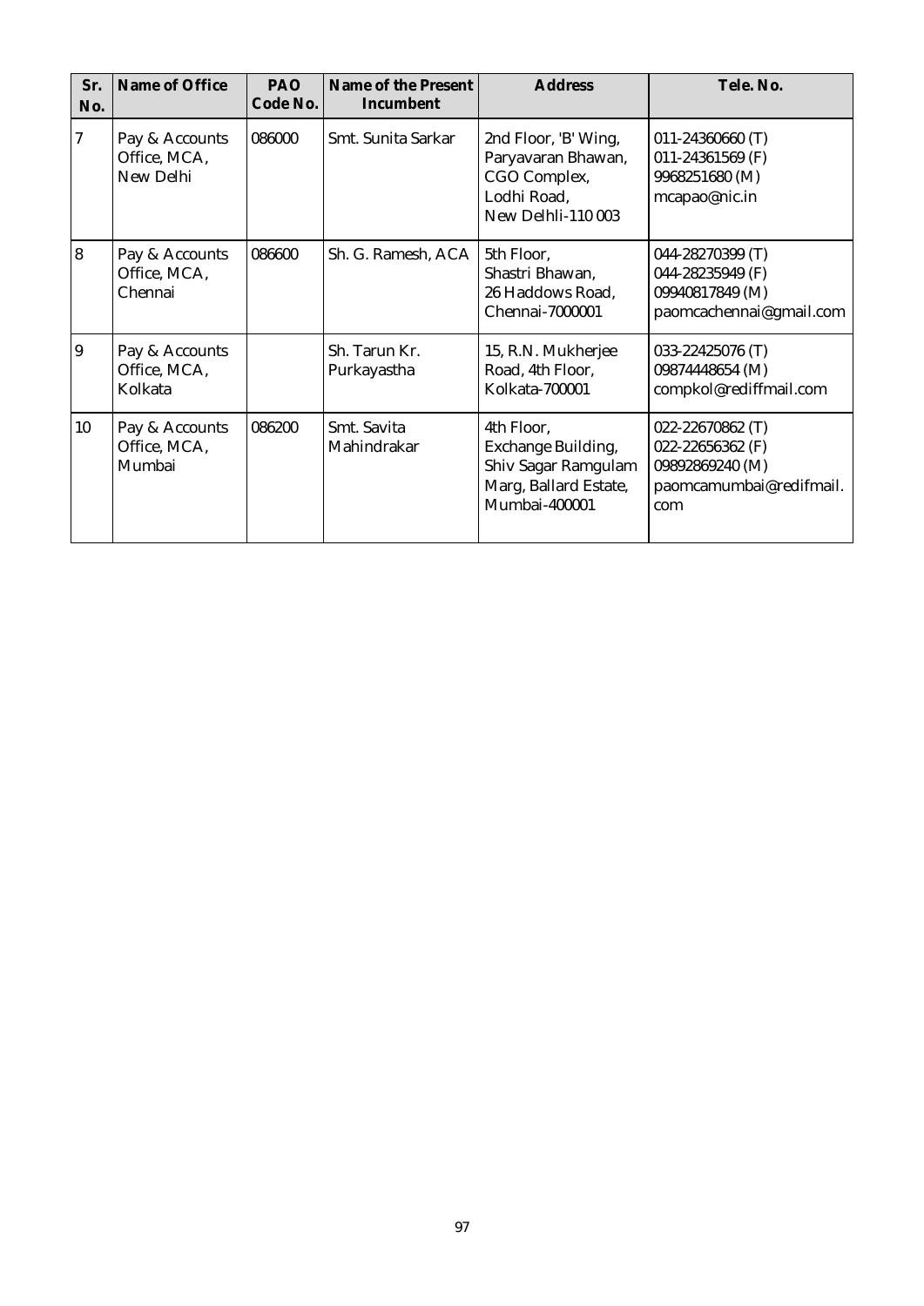| Sr. No. | Name of Office | PAO Code No. | Name of the Present Incumbent | Address | Tele. No. |
|---|---|---|---|---|---|
| 7 | Pay & Accounts Office, MCA, New Delhi | 086000 | Smt. Sunita Sarkar | 2nd Floor, 'B' Wing, Paryavaran Bhawan, CGO Complex, Lodhi Road, New Delhli-110 003 | 011-24360660 (T) 011-24361569 (F) 9968251680 (M) mcapao@nic.in |
| 8 | Pay & Accounts Office, MCA, Chennai | 086600 | Sh. G. Ramesh, ACA | 5th Floor, Shastri Bhawan, 26 Haddows Road, Chennai-7000001 | 044-28270399 (T) 044-28235949 (F) 09940817849 (M) paomcachennai@gmail.com |
| 9 | Pay & Accounts Office, MCA, Kolkata | | Sh. Tarun Kr. Purkayastha | 15, R.N. Mukherjee Road, 4th Floor, Kolkata-700001 | 033-22425076 (T) 09874448654 (M) compkol@rediffmail.com |
| 10 | Pay & Accounts Office, MCA, Mumbai | 086200 | Smt. Savita Mahindrakar | 4th Floor, Exchange Building, Shiv Sagar Ramgulam Marg, Ballard Estate, Mumbai-400001 | 022-22670862 (T) 022-22656362 (F) 09892869240 (M) paomcamumbai@redifmail.com |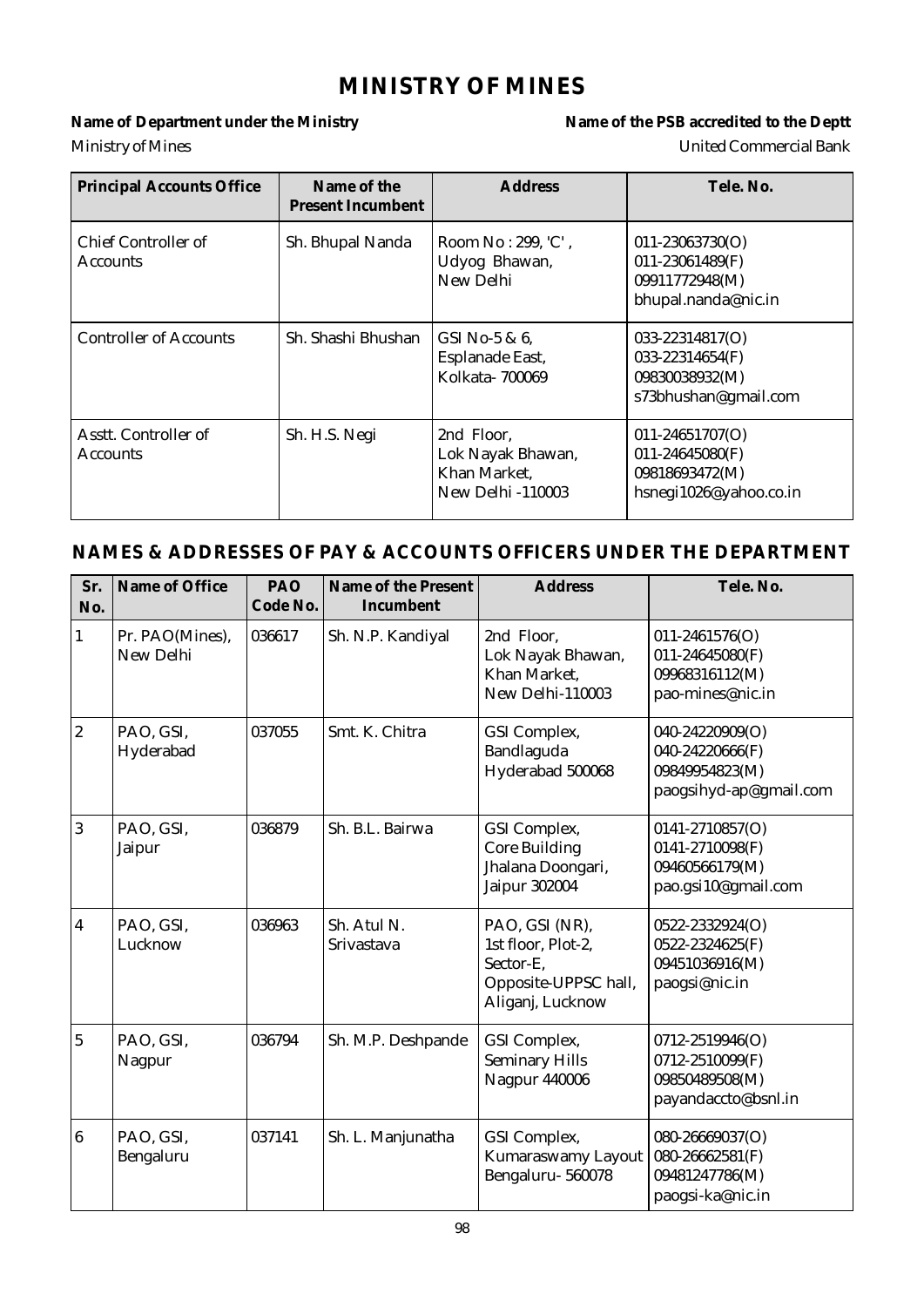# MINISTRY OF MINES

**Name of Department under the Ministry** — Ministry of Mines

**Name of the PSB accredited to the Deptt** — United Commercial Bank

| Principal Accounts Office | Name of the Present Incumbent | Address | Tele. No. |
|---|---|---|---|
| Chief Controller of Accounts | Sh. Bhupal Nanda | Room No : 299, 'C' , Udyog Bhawan, New Delhi | 011-23063730(O) 011-23061489(F) 09911772948(M) bhupal.nanda@nic.in |
| Controller of Accounts | Sh. Shashi Bhushan | GSI No-5 & 6, Esplanade East, Kolkata- 700069 | 033-22314817(O) 033-22314654(F) 09830038932(M) s73bhushan@gmail.com |
| Asstt. Controller of Accounts | Sh. H.S. Negi | 2nd Floor, Lok Nayak Bhawan, Khan Market, New Delhi -110003 | 011-24651707(O) 011-24645080(F) 09818693472(M) hsnegi1026@yahoo.co.in |

## NAMES & ADDRESSES OF PAY & ACCOUNTS OFFICERS UNDER THE DEPARTMENT

| Sr. No. | Name of Office | PAO Code No. | Name of the Present Incumbent | Address | Tele. No. |
|---|---|---|---|---|---|
| 1 | Pr. PAO(Mines), New Delhi | 036617 | Sh. N.P. Kandiyal | 2nd Floor, Lok Nayak Bhawan, Khan Market, New Delhi-110003 | 011-2461576(O) 011-24645080(F) 09968316112(M) pao-mines@nic.in |
| 2 | PAO, GSI, Hyderabad | 037055 | Smt. K. Chitra | GSI Complex, Bandlaguda Hyderabad 500068 | 040-24220909(O) 040-24220666(F) 09849954823(M) paogsihyd-ap@gmail.com |
| 3 | PAO, GSI, Jaipur | 036879 | Sh. B.L. Bairwa | GSI Complex, Core Building Jhalana Doongari, Jaipur 302004 | 0141-2710857(O) 0141-2710098(F) 09460566179(M) pao.gsi10@gmail.com |
| 4 | PAO, GSI, Lucknow | 036963 | Sh. Atul N. Srivastava | PAO, GSI (NR), 1st floor, Plot-2, Sector-E, Opposite-UPPSC hall, Aliganj, Lucknow | 0522-2332924(O) 0522-2324625(F) 09451036916(M) paogsi@nic.in |
| 5 | PAO, GSI, Nagpur | 036794 | Sh. M.P. Deshpande | GSI Complex, Seminary Hills Nagpur 440006 | 0712-2519946(O) 0712-2510099(F) 09850489508(M) payandaccto@bsnl.in |
| 6 | PAO, GSI, Bengaluru | 037141 | Sh. L. Manjunatha | GSI Complex, Kumaraswamy Layout Bengaluru- 560078 | 080-26669037(O) 080-26662581(F) 09481247786(M) paogsi-ka@nic.in |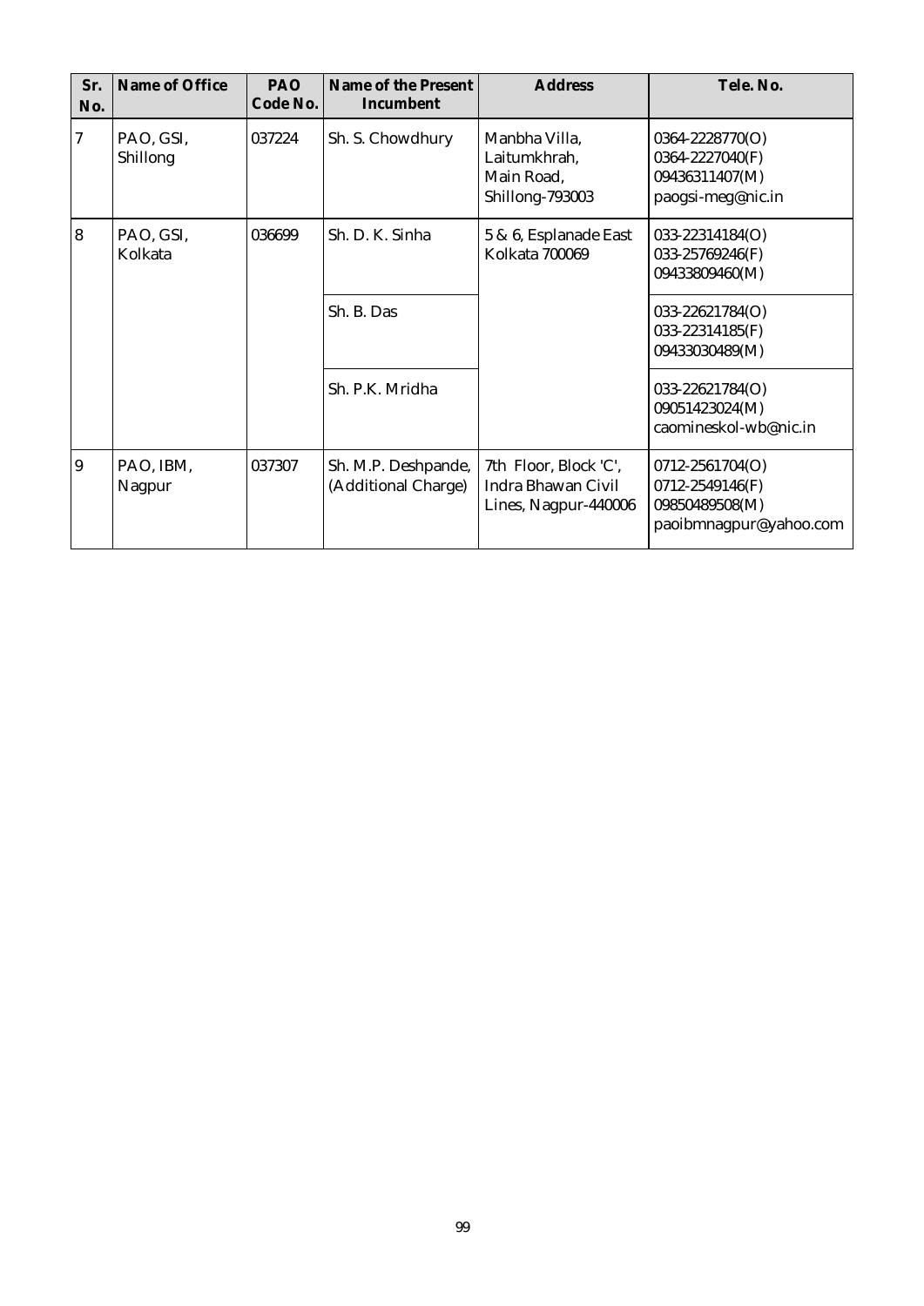| Sr. No. | Name of Office | PAO Code No. | Name of the Present Incumbent | Address | Tele. No. |
|---|---|---|---|---|---|
| 7 | PAO, GSI, Shillong | 037224 | Sh. S. Chowdhury | Manbha Villa, Laitumkhrah, Main Road, Shillong-793003 | 0364-2228770(O) 0364-2227040(F) 09436311407(M) paogsi-meg@nic.in |
| 8 | PAO, GSI, Kolkata | 036699 | Sh. D. K. Sinha | 5 & 6, Esplanade East Kolkata 700069 | 033-22314184(O) 033-25769246(F) 09433809460(M) |
| | | | Sh. B. Das | | 033-22621784(O) 033-22314185(F) 09433030489(M) |
| | | | Sh. P.K. Mridha | | 033-22621784(O) 09051423024(M) caomineskol-wb@nic.in |
| 9 | PAO, IBM, Nagpur | 037307 | Sh. M.P. Deshpande, (Additional Charge) | 7th Floor, Block 'C', Indra Bhawan Civil Lines, Nagpur-440006 | 0712-2561704(O) 0712-2549146(F) 09850489508(M) paoibmnagpur@yahoo.com |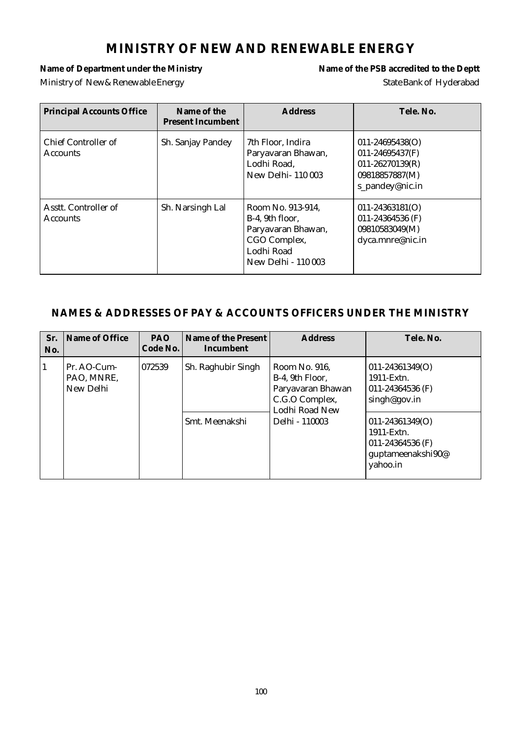# MINISTRY OF NEW AND RENEWABLE ENERGY

**Name of Department under the Ministry** — Ministry of New & Renewable Energy

**Name of the PSB accredited to the Deptt** — State Bank of Hyderabad

| Principal Accounts Office | Name of the Present Incumbent | Address | Tele. No. |
|---|---|---|---|
| Chief Controller of Accounts | Sh. Sanjay Pandey | 7th Floor, Indira Paryavaran Bhawan, Lodhi Road, New Delhi- 110 003 | 011-24695438(O) 011-24695437(F) 011-26270139(R) 09818857887(M) s_pandey@nic.in |
| Asstt. Controller of Accounts | Sh. Narsingh Lal | Room No. 913-914, B-4, 9th floor, Paryavaran Bhawan, CGO Complex, Lodhi Road New Delhi - 110 003 | 011-24363181(O) 011-24364536 (F) 09810583049(M) dyca.mnre@nic.in |

## NAMES & ADDRESSES OF PAY & ACCOUNTS OFFICERS UNDER THE MINISTRY

| Sr. No. | Name of Office | PAO Code No. | Name of the Present Incumbent | Address | Tele. No. |
|---|---|---|---|---|---|
| 1 | Pr. AO-Cum-PAO, MNRE, New Delhi | 072539 | Sh. Raghubir Singh | Room No. 916, B-4, 9th Floor, Paryavaran Bhawan C.G.O Complex, Lodhi Road New Delhi - 110003 | 011-24361349(O) 1911-Extn. 011-24364536 (F) singh@gov.in |
| | | | Smt. Meenakshi | | 011-24361349(O) 1911-Extn. 011-24364536 (F) guptameenakshi90@yahoo.in |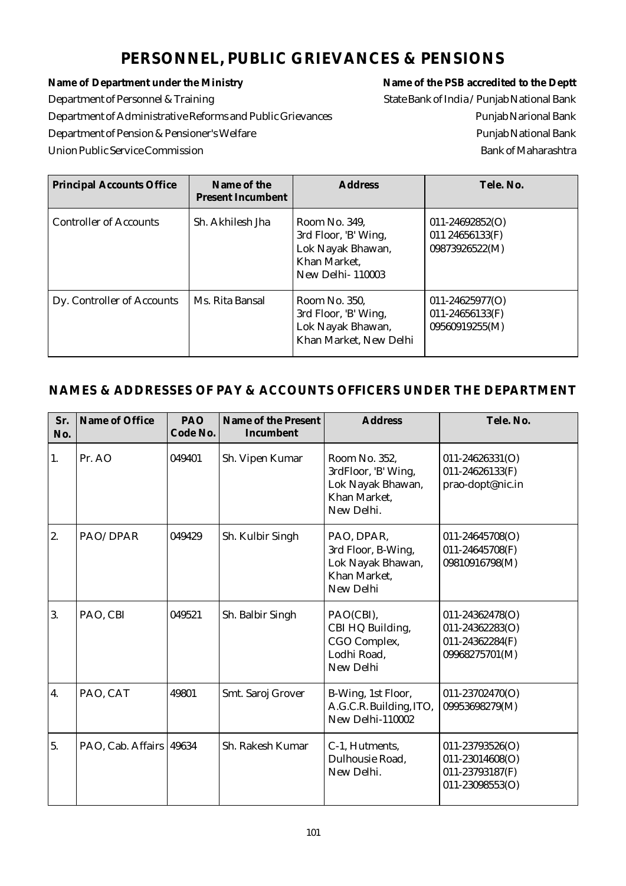# PERSONNEL, PUBLIC GRIEVANCES & PENSIONS

| Name of Department under the Ministry | Name of the PSB accredited to the Deptt |
|---|---|
| Department of Personnel & Training | State Bank of India / Punjab National Bank |
| Department of Administrative Reforms and Public Grievances | Punjab Narional Bank |
| Department of Pension & Pensioner's Welfare | Punjab National Bank |
| Union Public Service Commission | Bank of Maharashtra |

| Principal Accounts Office | Name of the Present Incumbent | Address | Tele. No. |
|---|---|---|---|
| Controller of Accounts | Sh. Akhilesh Jha | Room No. 349, 3rd Floor, 'B' Wing, Lok Nayak Bhawan, Khan Market, New Delhi- 110003 | 011-24692852(O) 011 24656133(F) 09873926522(M) |
| Dy. Controller of Accounts | Ms. Rita Bansal | Room No. 350, 3rd Floor, 'B' Wing, Lok Nayak Bhawan, Khan Market, New Delhi | 011-24625977(O) 011-24656133(F) 09560919255(M) |

## NAMES & ADDRESSES OF PAY & ACCOUNTS OFFICERS UNDER THE DEPARTMENT

| Sr. No. | Name of Office | PAO Code No. | Name of the Present Incumbent | Address | Tele. No. |
|---|---|---|---|---|---|
| 1. | Pr. AO | 049401 | Sh. Vipen Kumar | Room No. 352, 3rdFloor, 'B' Wing, Lok Nayak Bhawan, Khan Market, New Delhi. | 011-24626331(O) 011-24626133(F) prao-dopt@nic.in |
| 2. | PAO/DPAR | 049429 | Sh. Kulbir Singh | PAO, DPAR, 3rd Floor, B-Wing, Lok Nayak Bhawan, Khan Market, New Delhi | 011-24645708(O) 011-24645708(F) 09810916798(M) |
| 3. | PAO, CBI | 049521 | Sh. Balbir Singh | PAO(CBI), CBI HQ Building, CGO Complex, Lodhi Road, New Delhi | 011-24362478(O) 011-24362283(O) 011-24362284(F) 09968275701(M) |
| 4. | PAO, CAT | 49801 | Smt. Saroj Grover | B-Wing, 1st Floor, A.G.C.R. Building, ITO, New Delhi-110002 | 011-23702470(O) 09953698279(M) |
| 5. | PAO, Cab. Affairs | 49634 | Sh. Rakesh Kumar | C-1, Hutments, Dulhousie Road, New Delhi. | 011-23793526(O) 011-23014608(O) 011-23793187(F) 011-23098553(O) |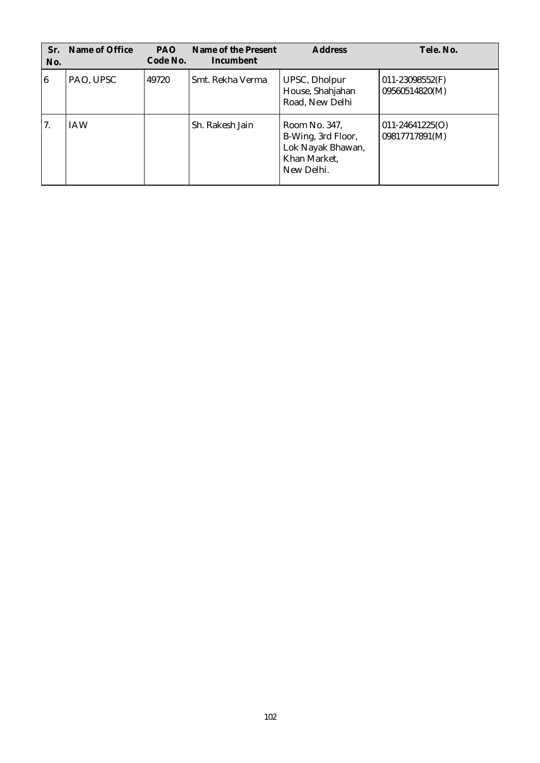| Sr. No. | Name of Office | PAO Code No. | Name of the Present Incumbent | Address | Tele. No. |
|---|---|---|---|---|---|
| 6 | PAO, UPSC | 49720 | Smt. Rekha Verma | UPSC, Dholpur House, Shahjahan Road, New Delhi | 011-23098552(F) 09560514820(M) |
| 7. | IAW | | Sh. Rakesh Jain | Room No. 347, B-Wing, 3rd Floor, Lok Nayak Bhawan, Khan Market, New Delhi. | 011-24641225(O) 09817717891(M) |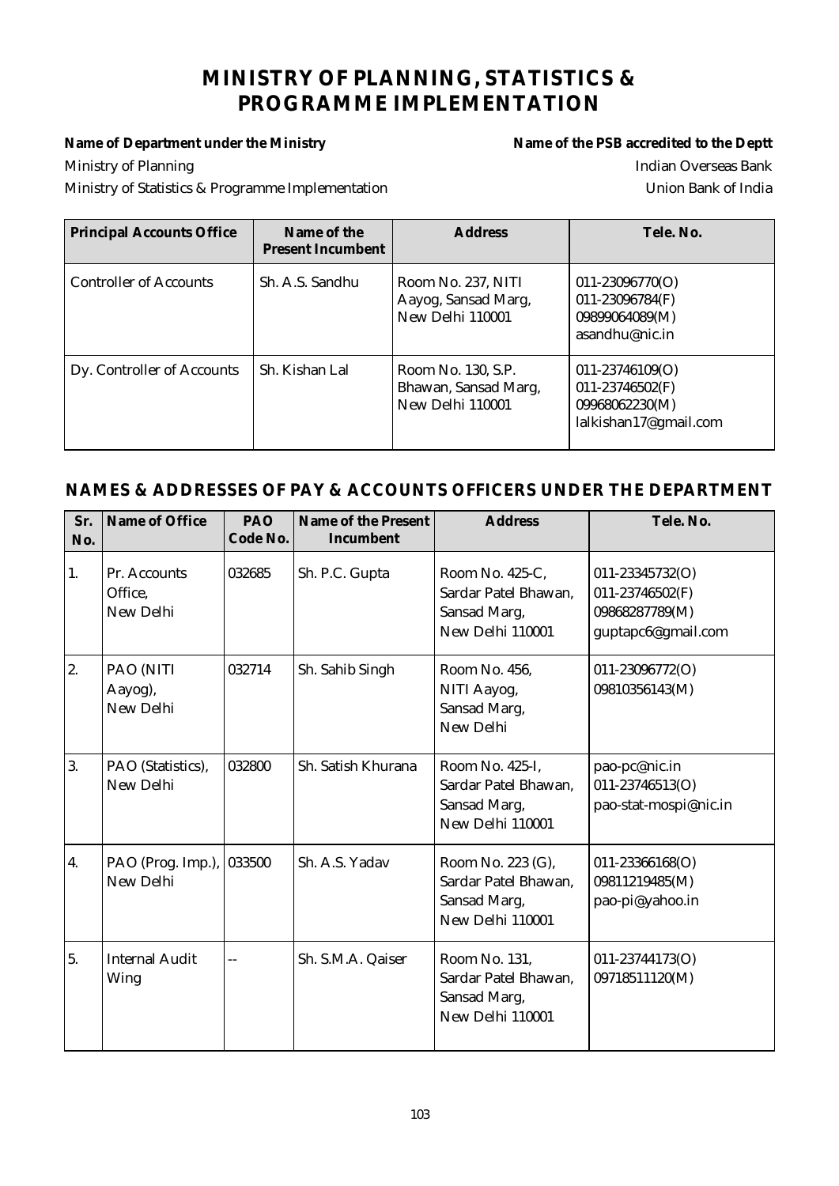# MINISTRY OF PLANNING, STATISTICS & PROGRAMME IMPLEMENTATION

| Name of Department under the Ministry | Name of the PSB accredited to the Deptt |
|---|---|
| Ministry of Planning | Indian Overseas Bank |
| Ministry of Statistics & Programme Implementation | Union Bank of India |

| Principal Accounts Office | Name of the Present Incumbent | Address | Tele. No. |
|---|---|---|---|
| Controller of Accounts | Sh. A.S. Sandhu | Room No. 237, NITI Aayog, Sansad Marg, New Delhi 110001 | 011-23096770(O) 011-23096784(F) 09899064089(M) asandhu@nic.in |
| Dy. Controller of Accounts | Sh. Kishan Lal | Room No. 130, S.P. Bhawan, Sansad Marg, New Delhi 110001 | 011-23746109(O) 011-23746502(F) 09968062230(M) lalkishan17@gmail.com |

## NAMES & ADDRESSES OF PAY & ACCOUNTS OFFICERS UNDER THE DEPARTMENT

| Sr. No. | Name of Office | PAO Code No. | Name of the Present Incumbent | Address | Tele. No. |
|---|---|---|---|---|---|
| 1. | Pr. Accounts Office, New Delhi | 032685 | Sh. P.C. Gupta | Room No. 425-C, Sardar Patel Bhawan, Sansad Marg, New Delhi 110001 | 011-23345732(O) 011-23746502(F) 09868287789(M) guptapc6@gmail.com |
| 2. | PAO (NITI Aayog), New Delhi | 032714 | Sh. Sahib Singh | Room No. 456, NITI Aayog, Sansad Marg, New Delhi | 011-23096772(O) 09810356143(M) |
| 3. | PAO (Statistics), New Delhi | 032800 | Sh. Satish Khurana | Room No. 425-I, Sardar Patel Bhawan, Sansad Marg, New Delhi 110001 | pao-pc@nic.in 011-23746513(O) pao-stat-mospi@nic.in |
| 4. | PAO (Prog. Imp.), New Delhi | 033500 | Sh. A.S. Yadav | Room No. 223 (G), Sardar Patel Bhawan, Sansad Marg, New Delhi 110001 | 011-23366168(O) 09811219485(M) pao-pi@yahoo.in |
| 5. | Internal Audit Wing | -- | Sh. S.M.A. Qaiser | Room No. 131, Sardar Patel Bhawan, Sansad Marg, New Delhi 110001 | 011-23744173(O) 09718511120(M) |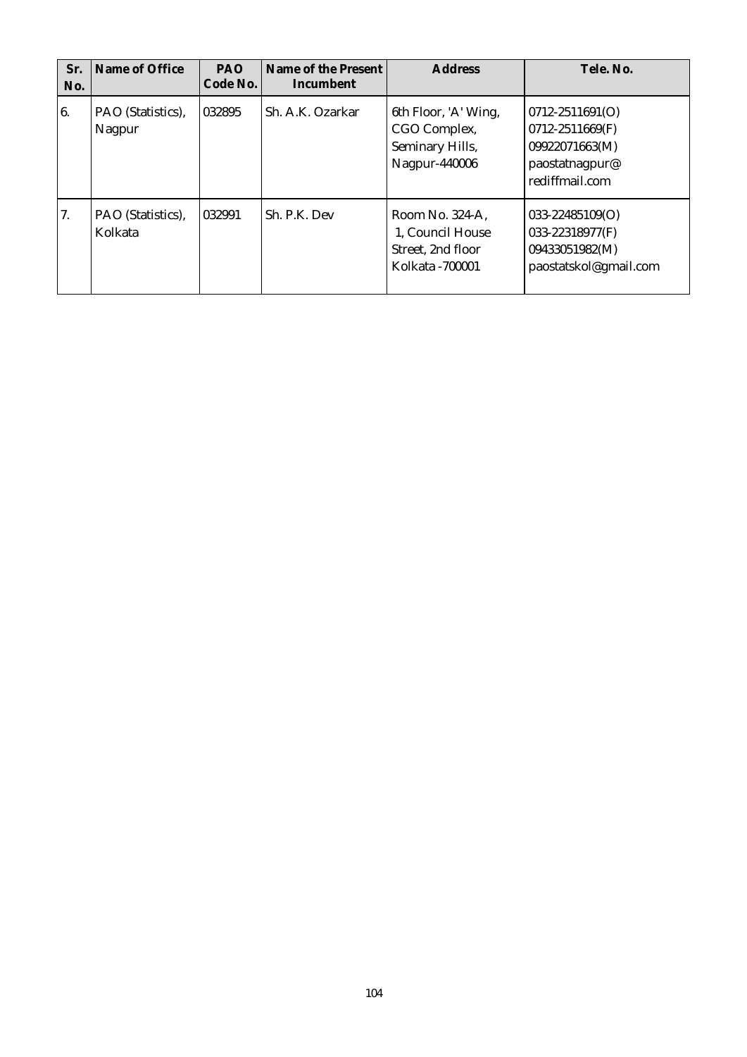| Sr. No. | Name of Office | PAO Code No. | Name of the Present Incumbent | Address | Tele. No. |
|---|---|---|---|---|---|
| 6. | PAO (Statistics), Nagpur | 032895 | Sh. A.K. Ozarkar | 6th Floor, 'A' Wing, CGO Complex, Seminary Hills, Nagpur-440006 | 0712-2511691(O) 0712-2511669(F) 09922071663(M) paostatnagpur@ rediffmail.com |
| 7. | PAO (Statistics), Kolkata | 032991 | Sh. P.K. Dev | Room No. 324-A, 1, Council House Street, 2nd floor Kolkata -700001 | 033-22485109(O) 033-22318977(F) 09433051982(M) paostatskol@gmail.com |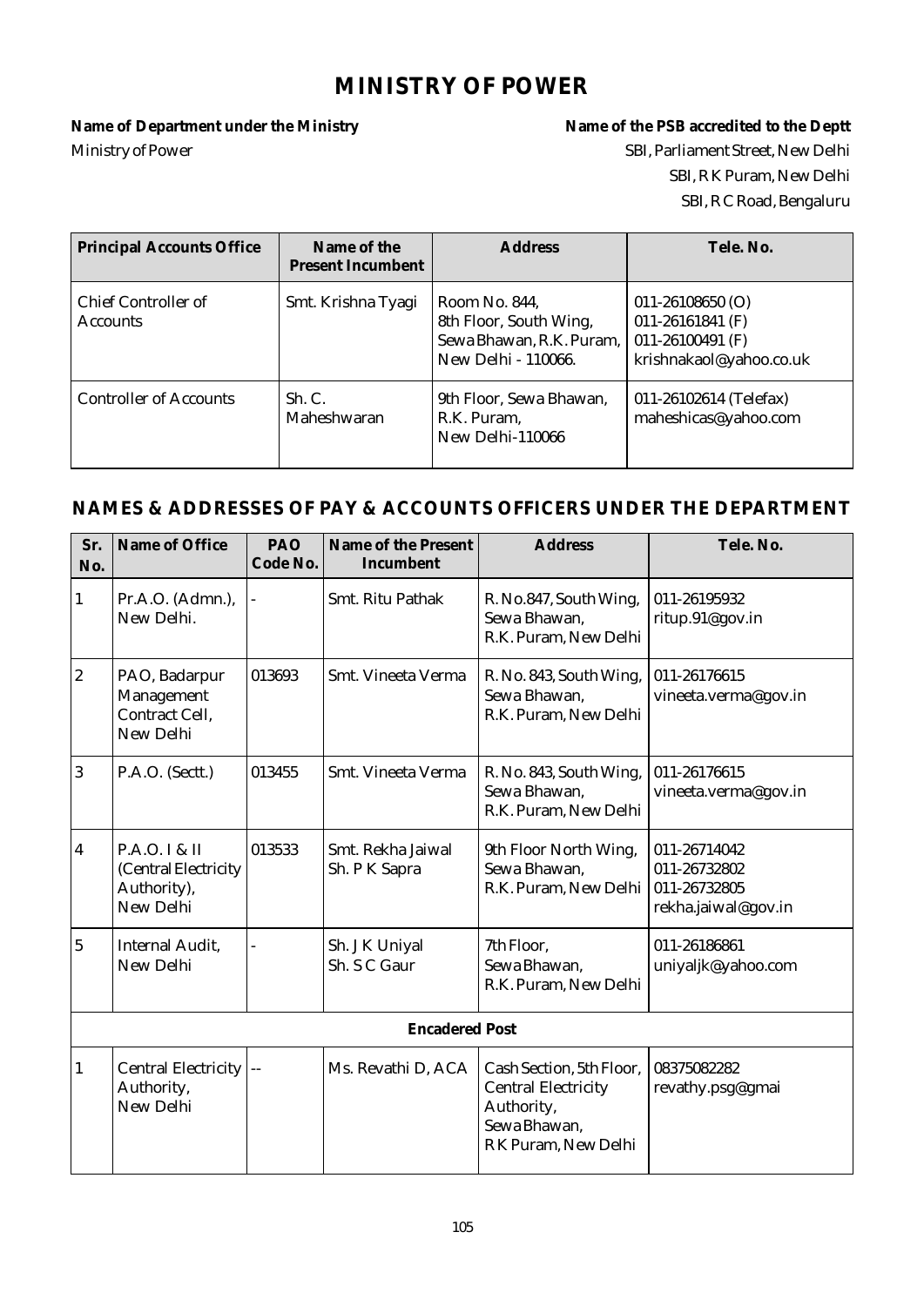# MINISTRY OF POWER

**Name of Department under the Ministry**

Ministry of Power

**Name of the PSB accredited to the Deptt**

SBI, Parliament Street, New Delhi
SBI, R K Puram, New Delhi
SBI, R C Road, Bengaluru

| Principal Accounts Office | Name of the Present Incumbent | Address | Tele. No. |
|---|---|---|---|
| Chief Controller of Accounts | Smt. Krishna Tyagi | Room No. 844, 8th Floor, South Wing, Sewa Bhawan, R.K. Puram, New Delhi - 110066. | 011-26108650 (O) 011-26161841 (F) 011-26100491 (F) krishnakaol@yahoo.co.uk |
| Controller of Accounts | Sh. C. Maheshwaran | 9th Floor, Sewa Bhawan, R.K. Puram, New Delhi-110066 | 011-26102614 (Telefax) maheshicas@yahoo.com |

## NAMES & ADDRESSES OF PAY & ACCOUNTS OFFICERS UNDER THE DEPARTMENT

| Sr. No. | Name of Office | PAO Code No. | Name of the Present Incumbent | Address | Tele. No. |
|---|---|---|---|---|---|
| 1 | Pr.A.O. (Admn.), New Delhi. | - | Smt. Ritu Pathak | R. No.847, South Wing, Sewa Bhawan, R.K. Puram, New Delhi | 011-26195932 ritup.91@gov.in |
| 2 | PAO, Badarpur Management Contract Cell, New Delhi | 013693 | Smt. Vineeta Verma | R. No. 843, South Wing, Sewa Bhawan, R.K. Puram, New Delhi | 011-26176615 vineeta.verma@gov.in |
| 3 | P.A.O. (Sectt.) | 013455 | Smt. Vineeta Verma | R. No. 843, South Wing, Sewa Bhawan, R.K. Puram, New Delhi | 011-26176615 vineeta.verma@gov.in |
| 4 | P.A.O. I & II (Central Electricity Authority), New Delhi | 013533 | Smt. Rekha Jaiwal Sh. P K Sapra | 9th Floor North Wing, Sewa Bhawan, R.K. Puram, New Delhi | 011-26714042 011-26732802 011-26732805 rekha.jaiwal@gov.in |
| 5 | Internal Audit, New Delhi | - | Sh. J K Uniyal Sh. S C Gaur | 7th Floor, Sewa Bhawan, R.K. Puram, New Delhi | 011-26186861 uniyaljk@yahoo.com |
| | | | **Encadered Post** | | |
| 1 | Central Electricity Authority, New Delhi | -- | Ms. Revathi D, ACA | Cash Section, 5th Floor, Central Electricity Authority, Sewa Bhawan, RK Puram, New Delhi | 08375082282 revathy.psg@gmai |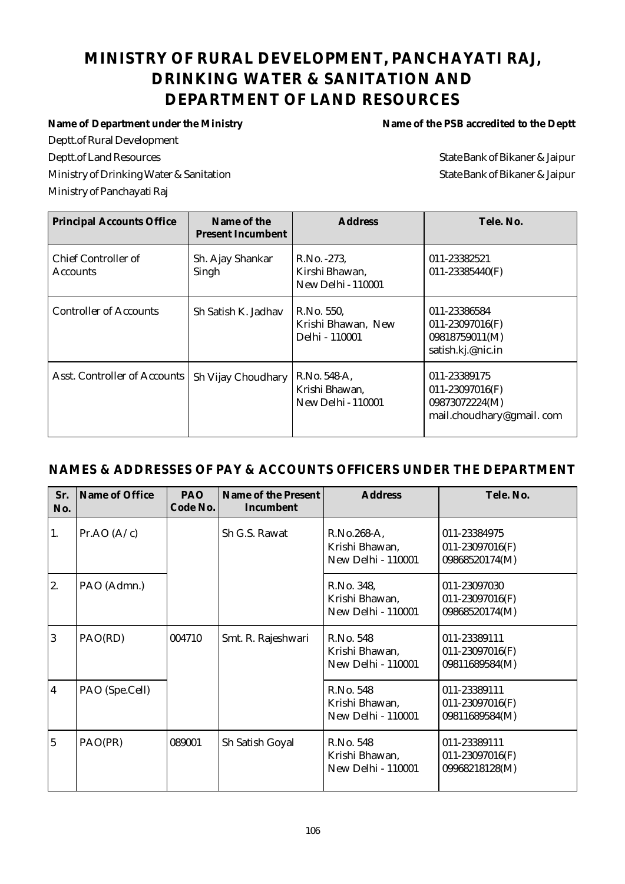# MINISTRY OF RURAL DEVELOPMENT, PANCHAYATI RAJ, DRINKING WATER & SANITATION AND DEPARTMENT OF LAND RESOURCES

| Name of Department under the Ministry | Name of the PSB accredited to the Deptt |
|---|---|
| Deptt.of Rural Development | |
| Deptt.of Land Resources | State Bank of Bikaner & Jaipur |
| Ministry of Drinking Water & Sanitation | State Bank of Bikaner & Jaipur |
| Ministry of Panchayati Raj | |

| Principal Accounts Office | Name of the Present Incumbent | Address | Tele. No. |
|---|---|---|---|
| Chief Controller of Accounts | Sh. Ajay Shankar Singh | R.No. -273, Kirshi Bhawan, New Delhi - 110001 | 011-23382521 011-23385440(F) |
| Controller of Accounts | Sh Satish K. Jadhav | R.No. 550, Krishi Bhawan, New Delhi - 110001 | 011-23386584 011-23097016(F) 09818759011(M) satish.kj.@nic.in |
| Asst. Controller of Accounts | Sh Vijay Choudhary | R.No. 548-A, Krishi Bhawan, New Delhi - 110001 | 011-23389175 011-23097016(F) 09873072224(M) mail.choudhary@gmail. com |

## NAMES & ADDRESSES OF PAY & ACCOUNTS OFFICERS UNDER THE DEPARTMENT

| Sr. No. | Name of Office | PAO Code No. | Name of the Present Incumbent | Address | Tele. No. |
|---|---|---|---|---|---|
| 1. | Pr.AO (A/c) | | Sh G.S. Rawat | R.No.268-A, Krishi Bhawan, New Delhi - 110001 | 011-23384975 011-23097016(F) 09868520174(M) |
| 2. | PAO (Admn.) | | | R.No. 348, Krishi Bhawan, New Delhi - 110001 | 011-23097030 011-23097016(F) 09868520174(M) |
| 3 | PAO(RD) | 004710 | Smt. R. Rajeshwari | R.No. 548 Krishi Bhawan, New Delhi - 110001 | 011-23389111 011-23097016(F) 09811689584(M) |
| 4 | PAO (Spe.Cell) | | | R.No. 548 Krishi Bhawan, New Delhi - 110001 | 011-23389111 011-23097016(F) 09811689584(M) |
| 5 | PAO(PR) | 089001 | Sh Satish Goyal | R.No. 548 Krishi Bhawan, New Delhi - 110001 | 011-23389111 011-23097016(F) 09968218128(M) |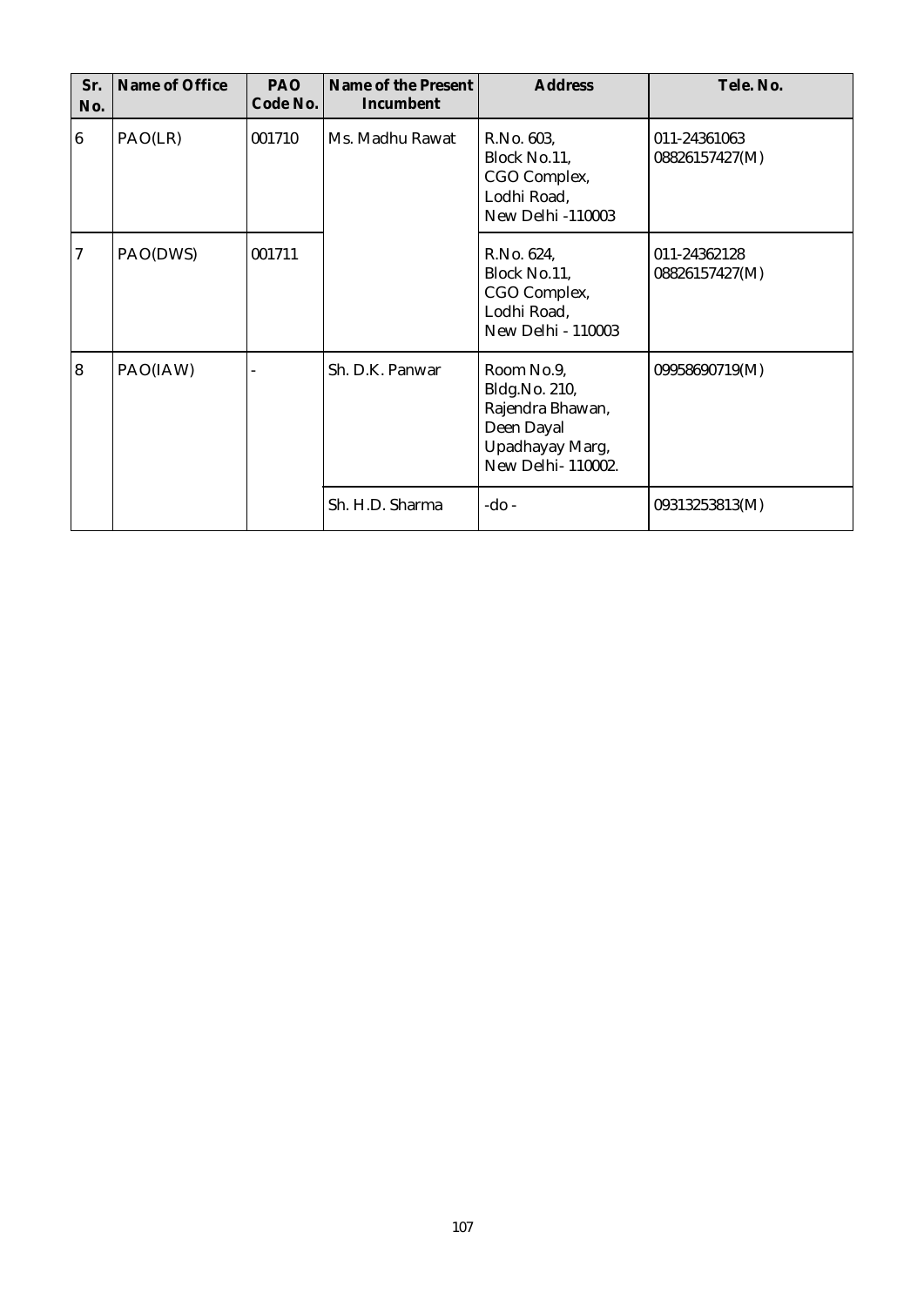| Sr. No. | Name of Office | PAO Code No. | Name of the Present Incumbent | Address | Tele. No. |
|---|---|---|---|---|---|
| 6 | PAO(LR) | 001710 | Ms. Madhu Rawat | R.No. 603, Block No.11, CGO Complex, Lodhi Road, New Delhi -110003 | 011-24361063 08826157427(M) |
| 7 | PAO(DWS) | 001711 | | R.No. 624, Block No.11, CGO Complex, Lodhi Road, New Delhi - 110003 | 011-24362128 08826157427(M) |
| 8 | PAO(IAW) | - | Sh. D.K. Panwar | Room No.9, Bldg.No. 210, Rajendra Bhawan, Deen Dayal Upadhayay Marg, New Delhi- 110002. | 09958690719(M) |
| | | | Sh. H.D. Sharma | -do - | 09313253813(M) |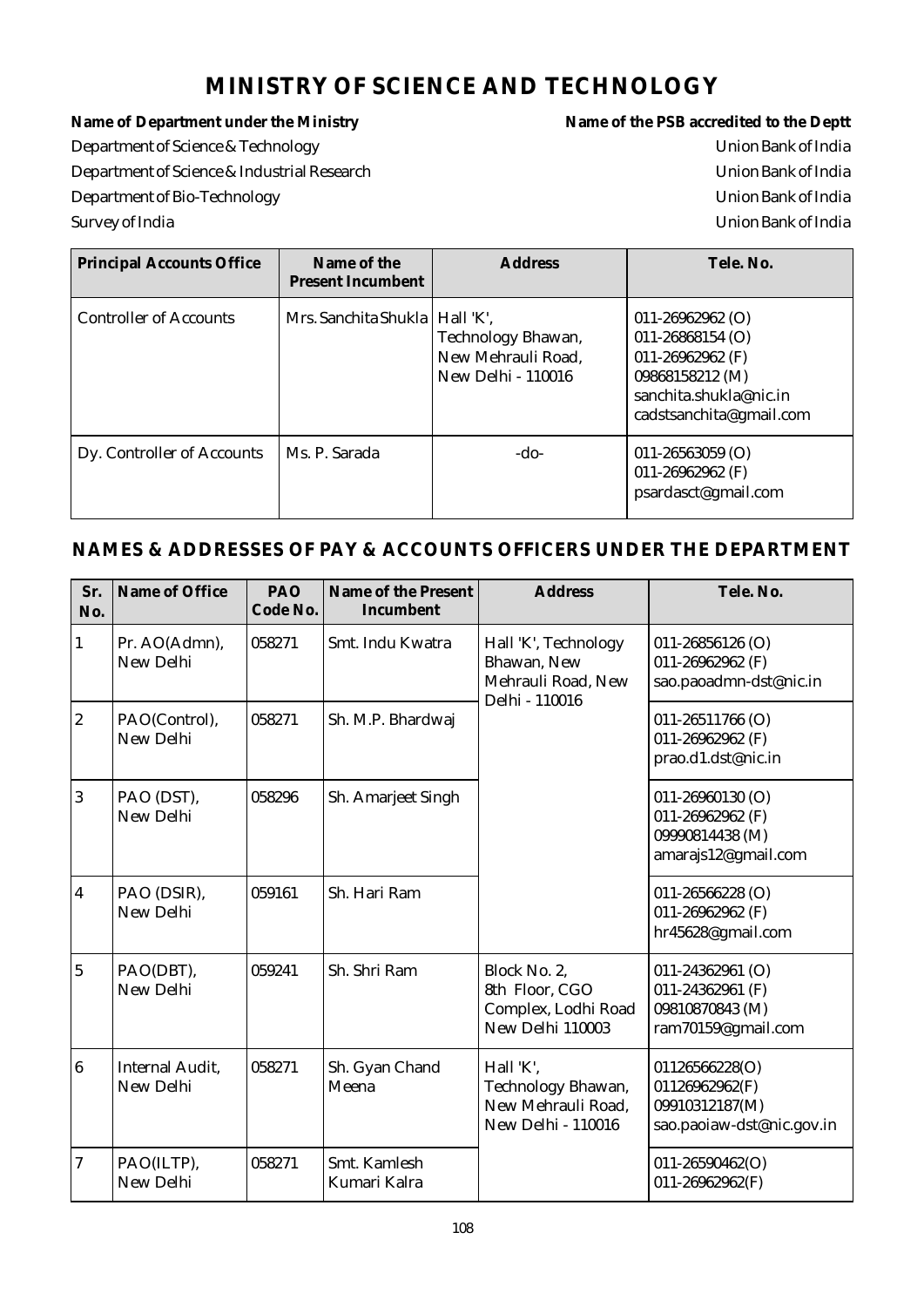# MINISTRY OF SCIENCE AND TECHNOLOGY

| Name of Department under the Ministry | Name of the PSB accredited to the Deptt |
|---|---|
| Department of Science & Technology | Union Bank of India |
| Department of Science & Industrial Research | Union Bank of India |
| Department of Bio-Technology | Union Bank of India |
| Survey of India | Union Bank of India |

| Principal Accounts Office | Name of the Present Incumbent | Address | Tele. No. |
|---|---|---|---|
| Controller of Accounts | Mrs. Sanchita Shukla | Hall 'K', Technology Bhawan, New Mehrauli Road, New Delhi - 110016 | 011-26962962 (O)<br>011-26868154 (O)<br>011-26962962 (F)<br>09868158212 (M)<br>sanchita.shukla@nic.in<br>cadstsanchita@gmail.com |
| Dy. Controller of Accounts | Ms. P. Sarada | -do- | 011-26563059 (O)<br>011-26962962 (F)<br>psardasct@gmail.com |

## NAMES & ADDRESSES OF PAY & ACCOUNTS OFFICERS UNDER THE DEPARTMENT

| Sr. No. | Name of Office | PAO Code No. | Name of the Present Incumbent | Address | Tele. No. |
|---|---|---|---|---|---|
| 1 | Pr. AO(Admn), New Delhi | 058271 | Smt. Indu Kwatra | Hall 'K', Technology Bhawan, New Mehrauli Road, New Delhi - 110016 | 011-26856126 (O)<br>011-26962962 (F)<br>sao.paoadmn-dst@nic.in |
| 2 | PAO(Control), New Delhi | 058271 | Sh. M.P. Bhardwaj | | 011-26511766 (O)<br>011-26962962 (F)<br>prao.d1.dst@nic.in |
| 3 | PAO (DST), New Delhi | 058296 | Sh. Amarjeet Singh | | 011-26960130 (O)<br>011-26962962 (F)<br>09990814438 (M)<br>amarajs12@gmail.com |
| 4 | PAO (DSIR), New Delhi | 059161 | Sh. Hari Ram | | 011-26566228 (O)<br>011-26962962 (F)<br>hr45628@gmail.com |
| 5 | PAO(DBT), New Delhi | 059241 | Sh. Shri Ram | Block No. 2, 8th Floor, CGO Complex, Lodhi Road New Delhi 110003 | 011-24362961 (O)<br>011-24362961 (F)<br>09810870843 (M)<br>ram70159@gmail.com |
| 6 | Internal Audit, New Delhi | 058271 | Sh. Gyan Chand Meena | Hall 'K', Technology Bhawan, New Mehrauli Road, New Delhi - 110016 | 01126566228(O)<br>01126962962(F)<br>09910312187(M)<br>sao.paoiaw-dst@nic.gov.in |
| 7 | PAO(ILTP), New Delhi | 058271 | Smt. Kamlesh Kumari Kalra | | 011-26590462(O)<br>011-26962962(F) |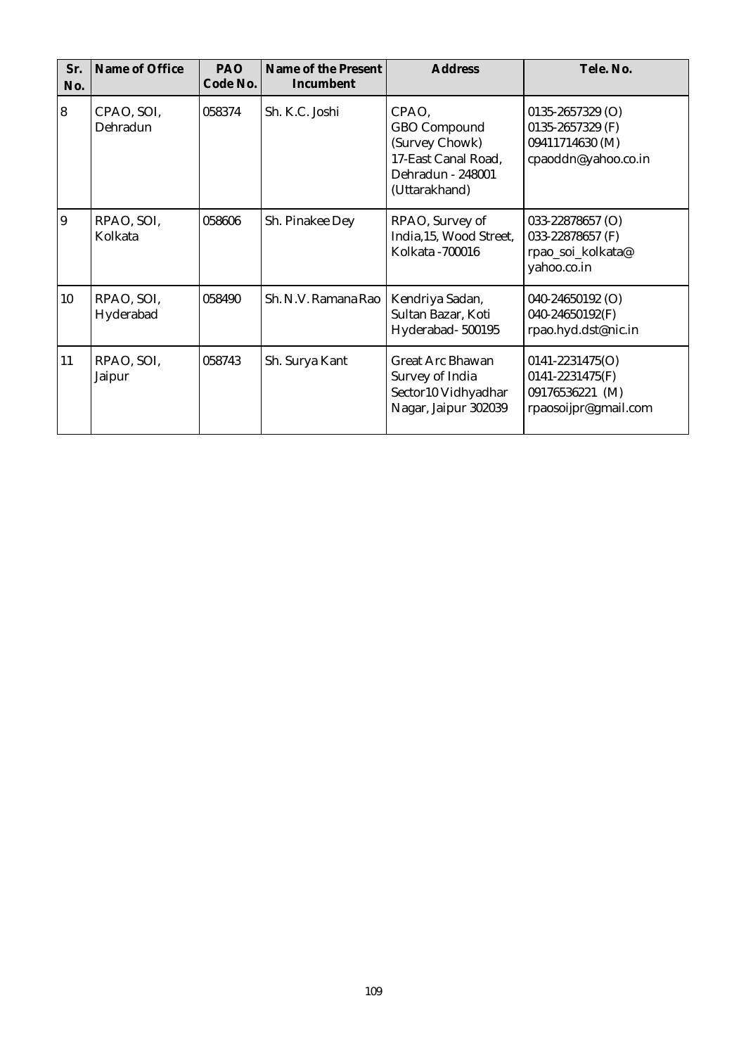| Sr. No. | Name of Office | PAO Code No. | Name of the Present Incumbent | Address | Tele. No. |
|---|---|---|---|---|---|
| 8 | CPAO, SOI, Dehradun | 058374 | Sh. K.C. Joshi | CPAO, GBO Compound (Survey Chowk) 17-East Canal Road, Dehradun - 248001 (Uttarakhand) | 0135-2657329 (O) 0135-2657329 (F) 09411714630 (M) cpaoddn@yahoo.co.in |
| 9 | RPAO, SOI, Kolkata | 058606 | Sh. Pinakee Dey | RPAO, Survey of India,15, Wood Street, Kolkata -700016 | 033-22878657 (O) 033-22878657 (F) rpao_soi_kolkata@ yahoo.co.in |
| 10 | RPAO, SOI, Hyderabad | 058490 | Sh. N.V. Ramana Rao | Kendriya Sadan, Sultan Bazar, Koti Hyderabad- 500195 | 040-24650192 (O) 040-24650192(F) rpao.hyd.dst@nic.in |
| 11 | RPAO, SOI, Jaipur | 058743 | Sh. Surya Kant | Great Arc Bhawan Survey of India Sector10 Vidhyadhar Nagar, Jaipur 302039 | 0141-2231475(O) 0141-2231475(F) 09176536221 (M) rpaosoijpr@gmail.com |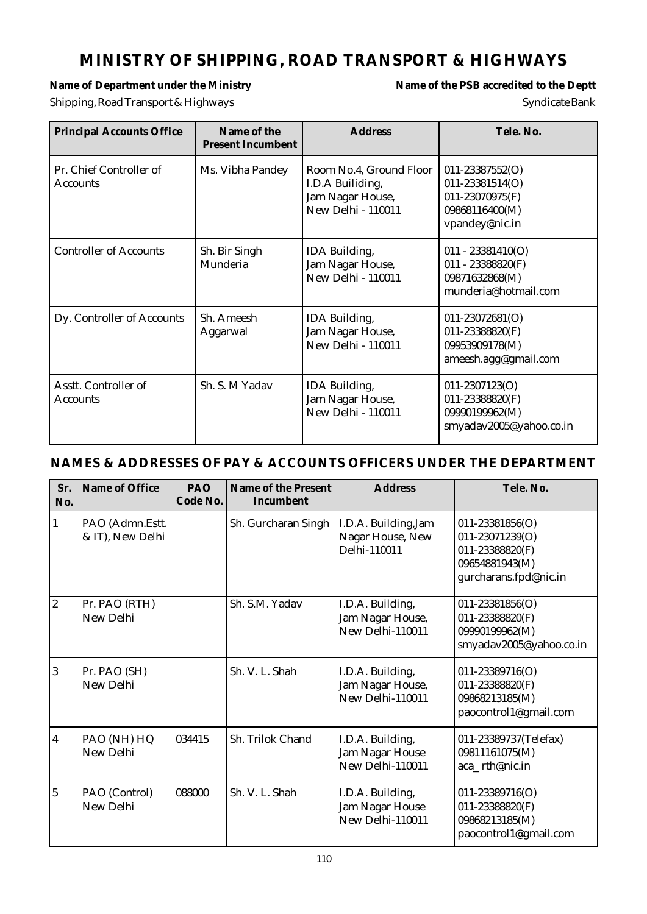# MINISTRY OF SHIPPING, ROAD TRANSPORT & HIGHWAYS

**Name of Department under the Ministry**

Shipping, Road Transport & Highways

**Name of the PSB accredited to the Deptt**

Syndicate Bank

| Principal Accounts Office | Name of the Present Incumbent | Address | Tele. No. |
|---|---|---|---|
| Pr. Chief Controller of Accounts | Ms. Vibha Pandey | Room No.4, Ground Floor I.D.A Builiding, Jam Nagar House, New Delhi - 110011 | 011-23387552(O) 011-23381514(O) 011-23070975(F) 09868116400(M) vpandey@nic.in |
| Controller of Accounts | Sh. Bir Singh Munderia | IDA Building, Jam Nagar House, New Delhi - 110011 | 011 - 23381410(O) 011 - 23388820(F) 09871632868(M) munderia@hotmail.com |
| Dy. Controller of Accounts | Sh. Ameesh Aggarwal | IDA Building, Jam Nagar House, New Delhi - 110011 | 011-23072681(O) 011-23388820(F) 09953909178(M) ameesh.agg@gmail.com |
| Asstt. Controller of Accounts | Sh. S. M Yadav | IDA Building, Jam Nagar House, New Delhi - 110011 | 011-2307123(O) 011-23388820(F) 09990199962(M) smyadav2005@yahoo.co.in |

## NAMES & ADDRESSES OF PAY & ACCOUNTS OFFICERS UNDER THE DEPARTMENT

| Sr. No. | Name of Office | PAO Code No. | Name of the Present Incumbent | Address | Tele. No. |
|---|---|---|---|---|---|
| 1 | PAO (Admn.Estt. & IT), New Delhi | | Sh. Gurcharan Singh | I.D.A. Building,Jam Nagar House, New Delhi-110011 | 011-23381856(O) 011-23071239(O) 011-23388820(F) 09654881943(M) gurcharans.fpd@nic.in |
| 2 | Pr. PAO (RTH) New Delhi | | Sh. S.M. Yadav | I.D.A. Building, Jam Nagar House, New Delhi-110011 | 011-23381856(O) 011-23388820(F) 09990199962(M) smyadav2005@yahoo.co.in |
| 3 | Pr. PAO (SH) New Delhi | | Sh. V. L. Shah | I.D.A. Building, Jam Nagar House, New Delhi-110011 | 011-23389716(O) 011-23388820(F) 09868213185(M) paocontrol1@gmail.com |
| 4 | PAO (NH) HQ New Delhi | 034415 | Sh. Trilok Chand | I.D.A. Building, Jam Nagar House New Delhi-110011 | 011-23389737(Telefax) 09811161075(M) aca_rth@nic.in |
| 5 | PAO (Control) New Delhi | 088000 | Sh. V. L. Shah | I.D.A. Building, Jam Nagar House New Delhi-110011 | 011-23389716(O) 011-23388820(F) 09868213185(M) paocontrol1@gmail.com |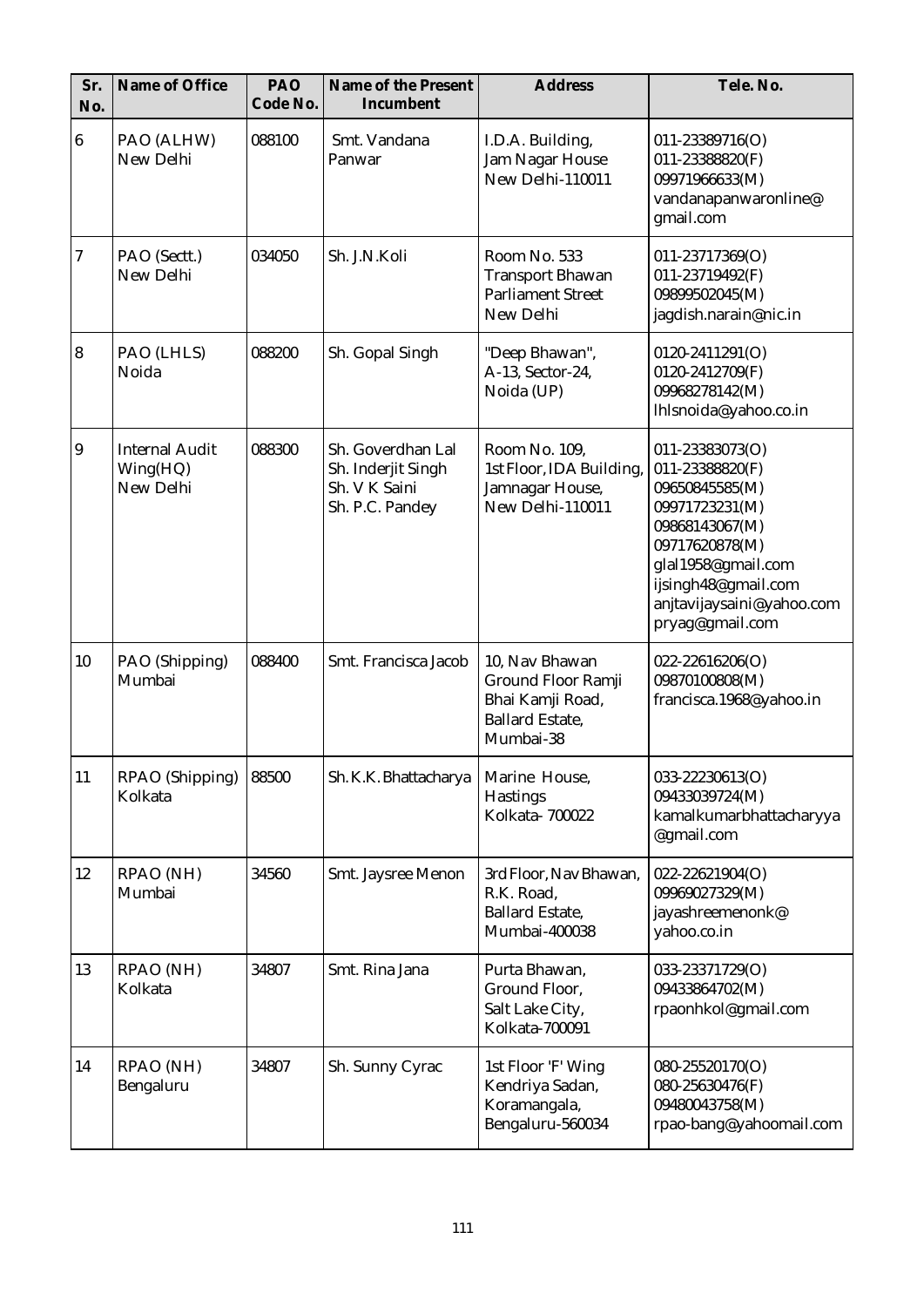| Sr. No. | Name of Office | PAO Code No. | Name of the Present Incumbent | Address | Tele. No. |
|---|---|---|---|---|---|
| 6 | PAO (ALHW) New Delhi | 088100 | Smt. Vandana Panwar | I.D.A. Building, Jam Nagar House New Delhi-110011 | 011-23389716(O) 011-23388820(F) 09971966633(M) vandanapanwaronline@gmail.com |
| 7 | PAO (Sectt.) New Delhi | 034050 | Sh. J.N.Koli | Room No. 533 Transport Bhawan Parliament Street New Delhi | 011-23717369(O) 011-23719492(F) 09899502045(M) jagdish.narain@nic.in |
| 8 | PAO (LHLS) Noida | 088200 | Sh. Gopal Singh | "Deep Bhawan", A-13, Sector-24, Noida (UP) | 0120-2411291(O) 0120-2412709(F) 09968278142(M) lhlsnoida@yahoo.co.in |
| 9 | Internal Audit Wing(HQ) New Delhi | 088300 | Sh. Goverdhan Lal Sh. Inderjit Singh Sh. V K Saini Sh. P.C. Pandey | Room No. 109, 1st Floor, IDA Building, Jamnagar House, New Delhi-110011 | 011-23383073(O) 011-23388820(F) 09650845585(M) 09971723231(M) 09868143067(M) 09717620878(M) glal1958@gmail.com ijsingh48@gmail.com anjtavijaysaini@yahoo.com pryag@gmail.com |
| 10 | PAO (Shipping) Mumbai | 088400 | Smt. Francisca Jacob | 10, Nav Bhawan Ground Floor Ramji Bhai Kamji Road, Ballard Estate, Mumbai-38 | 022-22616206(O) 09870100808(M) francisca.1968@yahoo.in |
| 11 | RPAO (Shipping) Kolkata | 88500 | Sh.K.K. Bhattacharya | Marine House, Hastings Kolkata- 700022 | 033-22230613(O) 09433039724(M) kamalkumarbhattacharyya@gmail.com |
| 12 | RPAO (NH) Mumbai | 34560 | Smt. Jaysree Menon | 3rd Floor, Nav Bhawan, R.K. Road, Ballard Estate, Mumbai-400038 | 022-22621904(O) 09969027329(M) jayashreemenonk@yahoo.co.in |
| 13 | RPAO (NH) Kolkata | 34807 | Smt. Rina Jana | Purta Bhawan, Ground Floor, Salt Lake City, Kolkata-700091 | 033-23371729(O) 09433864702(M) rpaonhkol@gmail.com |
| 14 | RPAO (NH) Bengaluru | 34807 | Sh. Sunny Cyrac | 1st Floor 'F' Wing Kendriya Sadan, Koramangala, Bengaluru-560034 | 080-25520170(O) 080-25630476(F) 09480043758(M) rpao-bang@yahoomail.com |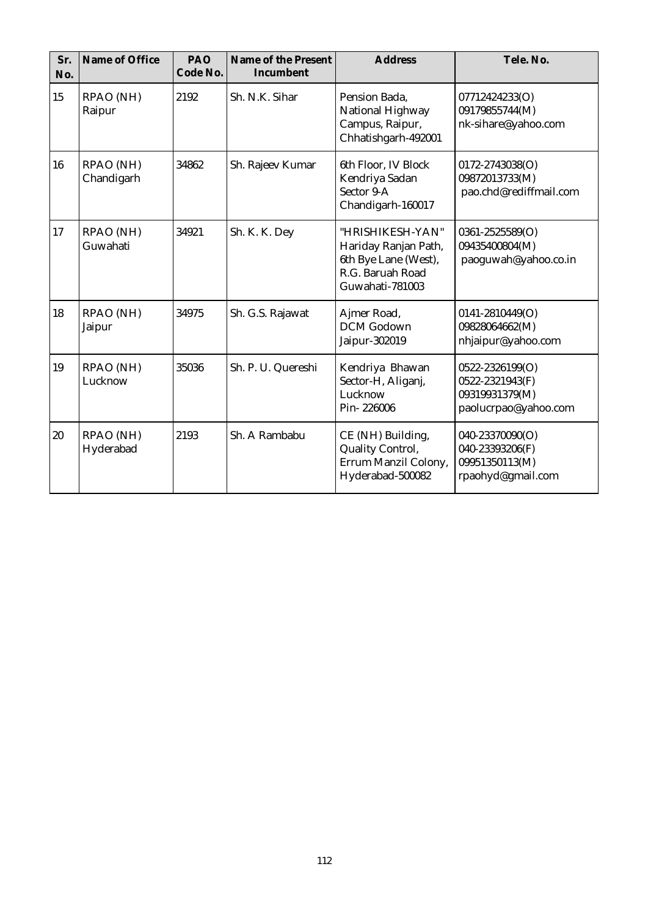| Sr. No. | Name of Office | PAO Code No. | Name of the Present Incumbent | Address | Tele. No. |
|---|---|---|---|---|---|
| 15 | RPAO (NH) Raipur | 2192 | Sh. N.K. Sihar | Pension Bada, National Highway Campus, Raipur, Chhatishgarh-492001 | 07712424233(O)<br>09179855744(M)<br>nk-sihare@yahoo.com |
| 16 | RPAO (NH) Chandigarh | 34862 | Sh. Rajeev Kumar | 6th Floor, IV Block Kendriya Sadan Sector 9-A Chandigarh-160017 | 0172-2743038(O)<br>09872013733(M)<br>pao.chd@rediffmail.com |
| 17 | RPAO (NH) Guwahati | 34921 | Sh. K. K. Dey | "HRISHIKESH-YAN" Hariday Ranjan Path, 6th Bye Lane (West), R.G. Baruah Road Guwahati-781003 | 0361-2525589(O)<br>09435400804(M)<br>paoguwah@yahoo.co.in |
| 18 | RPAO (NH) Jaipur | 34975 | Sh. G.S. Rajawat | Ajmer Road, DCM Godown Jaipur-302019 | 0141-2810449(O)<br>09828064662(M)<br>nhjaipur@yahoo.com |
| 19 | RPAO (NH) Lucknow | 35036 | Sh. P. U. Quereshi | Kendriya Bhawan Sector-H, Aliganj, Lucknow Pin- 226006 | 0522-2326199(O)<br>0522-2321943(F)<br>09319931379(M)<br>paolucrpao@yahoo.com |
| 20 | RPAO (NH) Hyderabad | 2193 | Sh. A Rambabu | CE (NH) Building, Quality Control, Errum Manzil Colony, Hyderabad-500082 | 040-23370090(O)<br>040-23393206(F)<br>09951350113(M)<br>rpaohyd@gmail.com |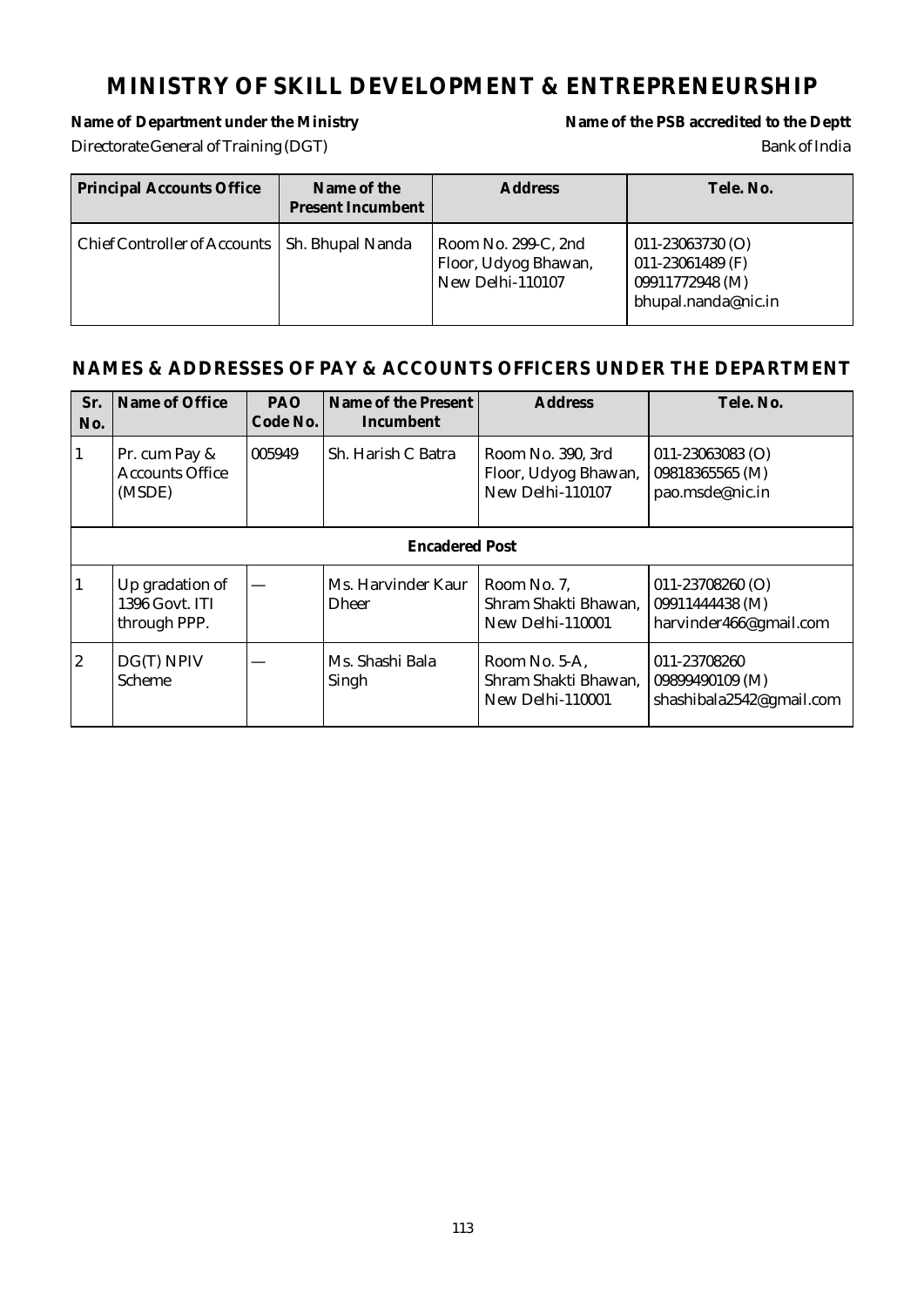# MINISTRY OF SKILL DEVELOPMENT & ENTREPRENEURSHIP

**Name of Department under the Ministry** | **Name of the PSB accredited to the Deptt**

Directorate General of Training (DGT) | Bank of India

| Principal Accounts Office | Name of the Present Incumbent | Address | Tele. No. |
|---|---|---|---|
| Chief Controller of Accounts | Sh. Bhupal Nanda | Room No. 299-C, 2nd Floor, Udyog Bhawan, New Delhi-110107 | 011-23063730 (O)<br>011-23061489 (F)<br>09911772948 (M)<br>bhupal.nanda@nic.in |

## NAMES & ADDRESSES OF PAY & ACCOUNTS OFFICERS UNDER THE DEPARTMENT

| Sr. No. | Name of Office | PAO Code No. | Name of the Present Incumbent | Address | Tele. No. |
|---|---|---|---|---|---|
| 1 | Pr. cum Pay & Accounts Office (MSDE) | 005949 | Sh. Harish C Batra | Room No. 390, 3rd Floor, Udyog Bhawan, New Delhi-110107 | 011-23063083 (O)<br>09818365565 (M)<br>pao.msde@nic.in |
| | | | **Encadered Post** | | |
| 1 | Up gradation of 1396 Govt. ITI through PPP. | — | Ms. Harvinder Kaur Dheer | Room No. 7, Shram Shakti Bhawan, New Delhi-110001 | 011-23708260 (O)<br>09911444438 (M)<br>harvinder466@gmail.com |
| 2 | DG(T) NPIV Scheme | — | Ms. Shashi Bala Singh | Room No. 5-A, Shram Shakti Bhawan, New Delhi-110001 | 011-23708260<br>09899490109 (M)<br>shashibala2542@gmail.com |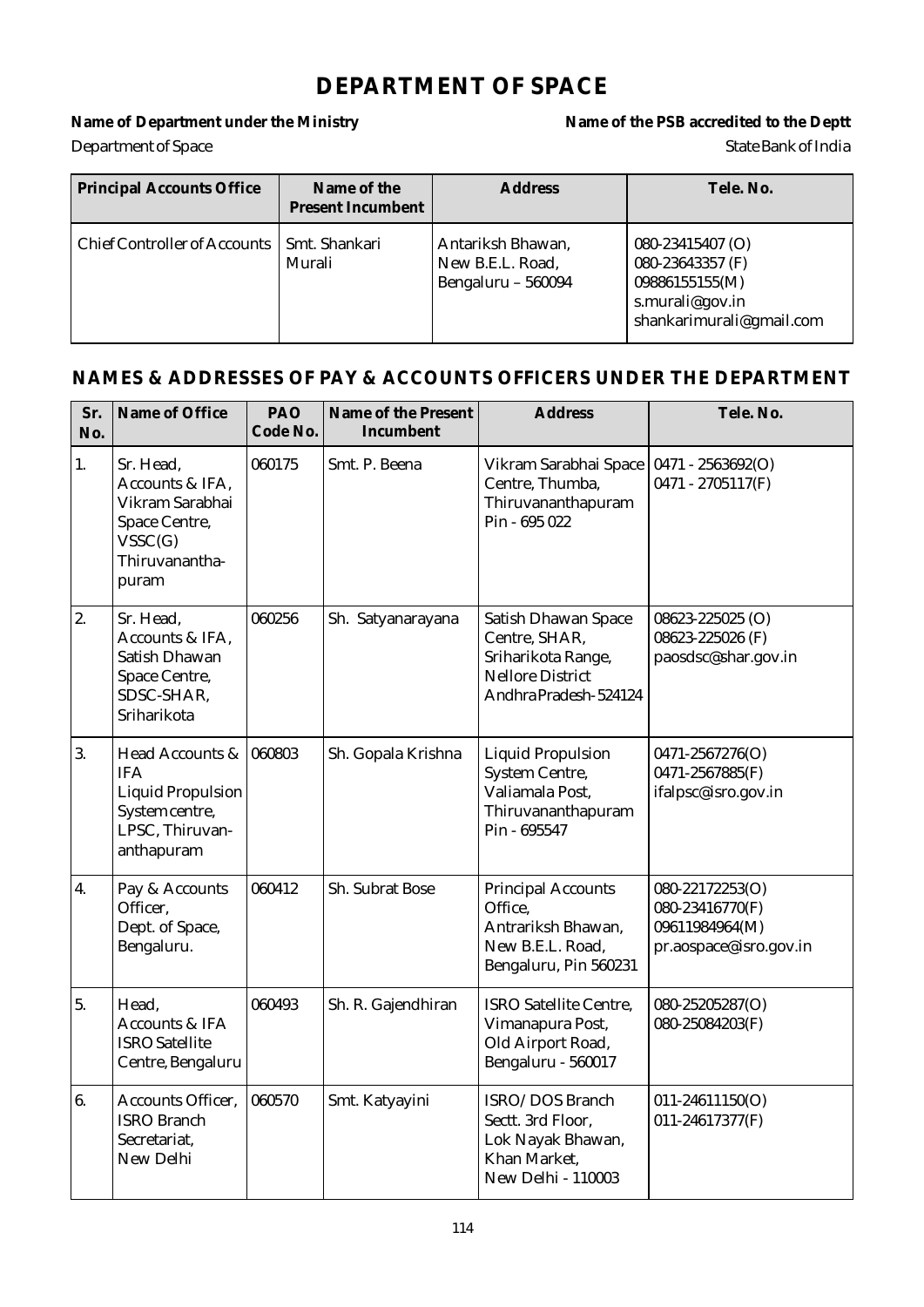# DEPARTMENT OF SPACE

**Name of Department under the Ministry** — Department of Space

**Name of the PSB accredited to the Deptt** — State Bank of India

| Principal Accounts Office | Name of the Present Incumbent | Address | Tele. No. |
|---|---|---|---|
| Chief Controller of Accounts | Smt. Shankari Murali | Antariksh Bhawan, New B.E.L. Road, Bengaluru – 560094 | 080-23415407 (O)<br>080-23643357 (F)<br>09886155155(M)<br>s.murali@gov.in<br>shankarimurali@gmail.com |

## NAMES & ADDRESSES OF PAY & ACCOUNTS OFFICERS UNDER THE DEPARTMENT

| Sr. No. | Name of Office | PAO Code No. | Name of the Present Incumbent | Address | Tele. No. |
|---|---|---|---|---|---|
| 1. | Sr. Head, Accounts & IFA, Vikram Sarabhai Space Centre, VSSC(G) Thiruvananthapuram | 060175 | Smt. P. Beena | Vikram Sarabhai Space Centre, Thumba, Thiruvananthapuram Pin - 695 022 | 0471 - 2563692(O)<br>0471 - 2705117(F) |
| 2. | Sr. Head, Accounts & IFA, Satish Dhawan Space Centre, SDSC-SHAR, Sriharikota | 060256 | Sh. Satyanarayana | Satish Dhawan Space Centre, SHAR, Sriharikota Range, Nellore District Andhra Pradesh-524124 | 08623-225025 (O)<br>08623-225026 (F)<br>paosdsc@shar.gov.in |
| 3. | Head Accounts & IFA Liquid Propulsion System centre, LPSC, Thiruvananthapuram | 060803 | Sh. Gopala Krishna | Liquid Propulsion System Centre, Valiamala Post, Thiruvananthapuram Pin - 695547 | 0471-2567276(O)<br>0471-2567885(F)<br>ifalpsc@isro.gov.in |
| 4. | Pay & Accounts Officer, Dept. of Space, Bengaluru. | 060412 | Sh. Subrat Bose | Principal Accounts Office, Antrariksh Bhawan, New B.E.L. Road, Bengaluru, Pin 560231 | 080-22172253(O)<br>080-23416770(F)<br>09611984964(M)<br>pr.aospace@isro.gov.in |
| 5. | Head, Accounts & IFA ISRO Satellite Centre, Bengaluru | 060493 | Sh. R. Gajendhiran | ISRO Satellite Centre, Vimanapura Post, Old Airport Road, Bengaluru - 560017 | 080-25205287(O)<br>080-25084203(F) |
| 6. | Accounts Officer, ISRO Branch Secretariat, New Delhi | 060570 | Smt. Katyayini | ISRO/ DOS Branch Sectt. 3rd Floor, Lok Nayak Bhawan, Khan Market, New Delhi - 110003 | 011-24611150(O)<br>011-24617377(F) |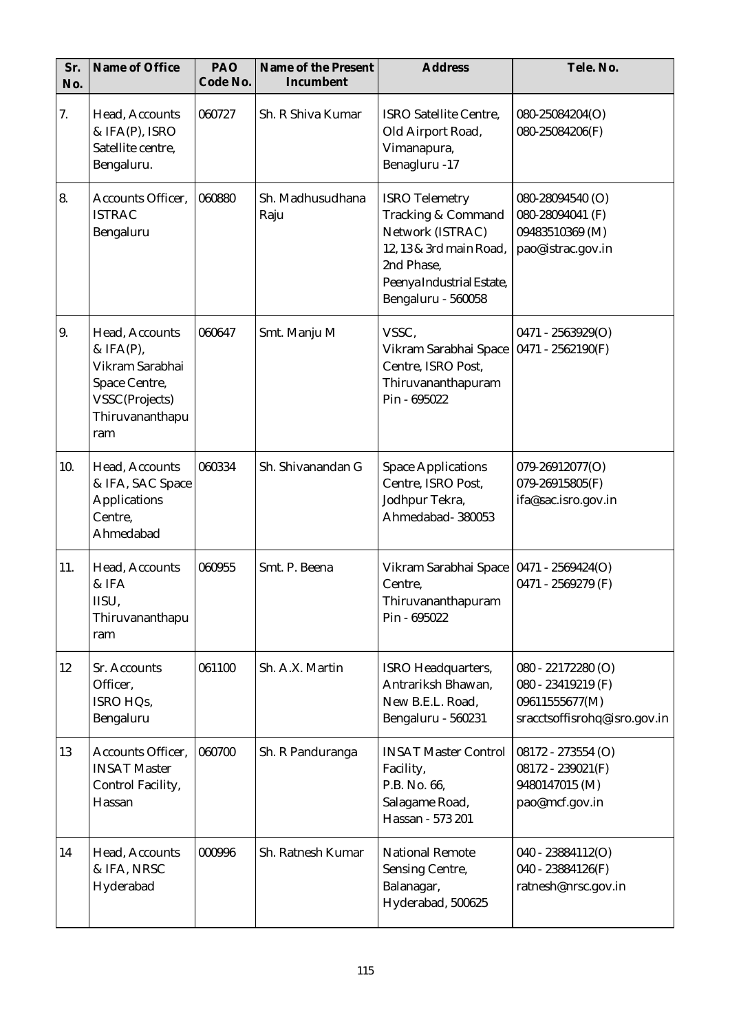| Sr. No. | Name of Office | PAO Code No. | Name of the Present Incumbent | Address | Tele. No. |
|---|---|---|---|---|---|
| 7. | Head, Accounts & IFA(P), ISRO Satellite centre, Bengaluru. | 060727 | Sh. R Shiva Kumar | ISRO Satellite Centre, Old Airport Road, Vimanapura, Benagluru -17 | 080-25084204(O) 080-25084206(F) |
| 8. | Accounts Officer, ISTRAC Bengaluru | 060880 | Sh. Madhusudhana Raju | ISRO Telemetry Tracking & Command Network (ISTRAC) 12, 13 & 3rd main Road, 2nd Phase, PeenyaIndustrial Estate, Bengaluru - 560058 | 080-28094540 (O) 080-28094041 (F) 09483510369 (M) pao@istrac.gov.in |
| 9. | Head, Accounts & IFA(P), Vikram Sarabhai Space Centre, VSSC(Projects) Thiruvananthapuram | 060647 | Smt. Manju M | VSSC, Vikram Sarabhai Space Centre, ISRO Post, Thiruvananthapuram Pin - 695022 | 0471 - 2563929(O) 0471 - 2562190(F) |
| 10. | Head, Accounts & IFA, SAC Space Applications Centre, Ahmedabad | 060334 | Sh. Shivanandan G | Space Applications Centre, ISRO Post, Jodhpur Tekra, Ahmedabad- 380053 | 079-26912077(O) 079-26915805(F) ifa@sac.isro.gov.in |
| 11. | Head, Accounts & IFA IISU, Thiruvananthapuram | 060955 | Smt. P. Beena | Vikram Sarabhai Space Centre, Thiruvananthapuram Pin - 695022 | 0471 - 2569424(O) 0471 - 2569279 (F) |
| 12 | Sr. Accounts Officer, ISRO HQs, Bengaluru | 061100 | Sh. A.X. Martin | ISRO Headquarters, Antrariksh Bhawan, New B.E.L. Road, Bengaluru - 560231 | 080 - 22172280 (O) 080 - 23419219 (F) 09611555677(M) sracctsoffisrohq@isro.gov.in |
| 13 | Accounts Officer, INSAT Master Control Facility, Hassan | 060700 | Sh. R Panduranga | INSAT Master Control Facility, P.B. No. 66, Salagame Road, Hassan - 573 201 | 08172 - 273554 (O) 08172 - 239021(F) 9480147015 (M) pao@mcf.gov.in |
| 14 | Head, Accounts & IFA, NRSC Hyderabad | 000996 | Sh. Ratnesh Kumar | National Remote Sensing Centre, Balanagar, Hyderabad, 500625 | 040 - 23884112(O) 040 - 23884126(F) ratnesh@nrsc.gov.in |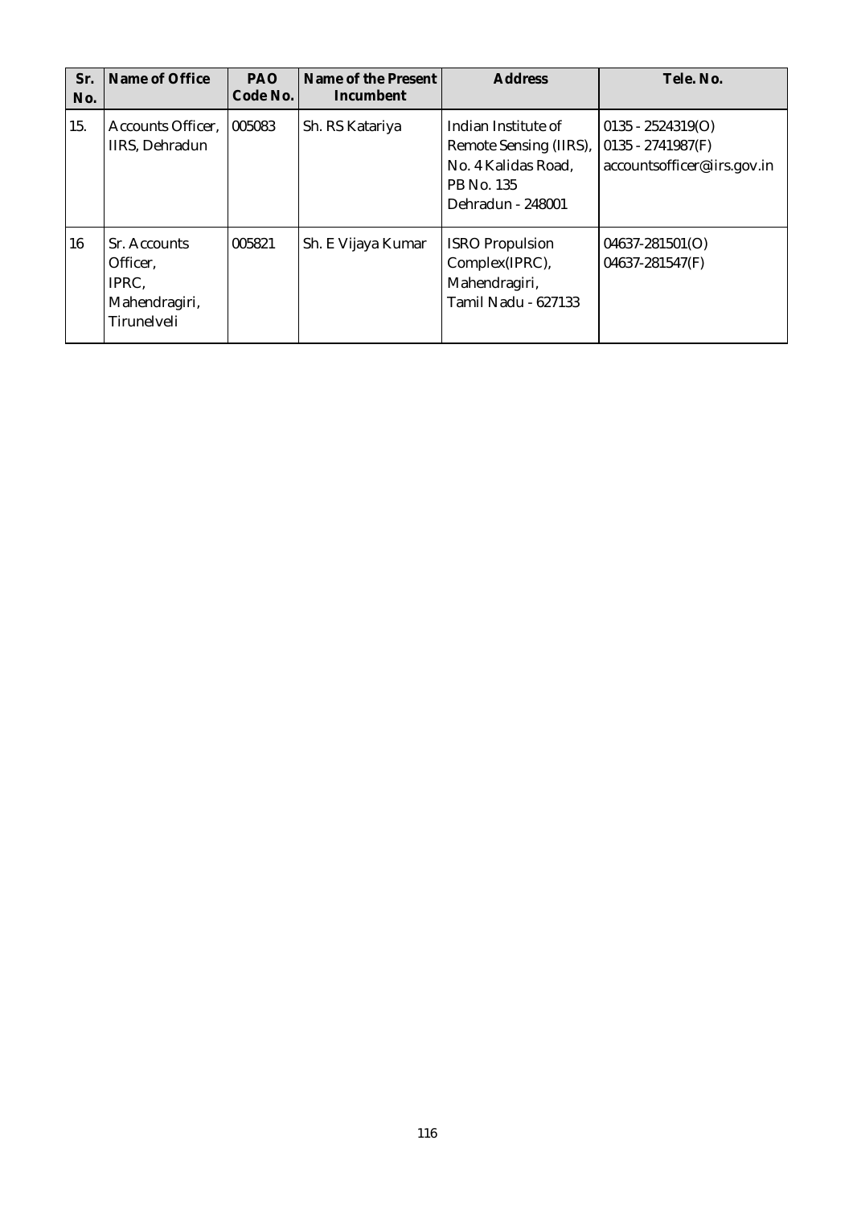| Sr. No. | Name of Office | PAO Code No. | Name of the Present Incumbent | Address | Tele. No. |
|---|---|---|---|---|---|
| 15. | Accounts Officer, IIRS, Dehradun | 005083 | Sh. RS Katariya | Indian Institute of Remote Sensing (IIRS), No. 4 Kalidas Road, PB No. 135 Dehradun - 248001 | 0135 - 2524319(O) 0135 - 2741987(F) accountsofficer@iirs.gov.in |
| 16 | Sr. Accounts Officer, IPRC, Mahendragiri, Tirunelveli | 005821 | Sh. E Vijaya Kumar | ISRO Propulsion Complex(IPRC), Mahendragiri, Tamil Nadu - 627133 | 04637-281501(O) 04637-281547(F) |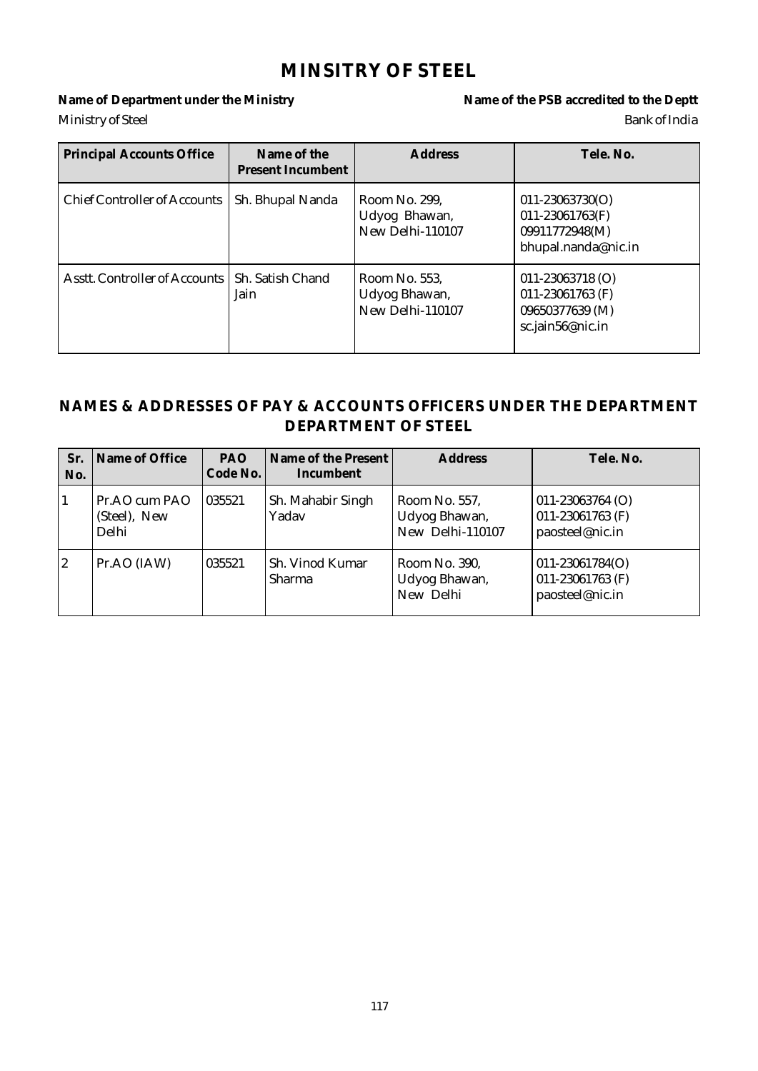# MINSITRY OF STEEL

**Name of Department under the Ministry** — Ministry of Steel

**Name of the PSB accredited to the Deptt** — Bank of India

| Principal Accounts Office | Name of the Present Incumbent | Address | Tele. No. |
|---|---|---|---|
| Chief Controller of Accounts | Sh. Bhupal Nanda | Room No. 299, Udyog Bhawan, New Delhi-110107 | 011-23063730(O) 011-23061763(F) 09911772948(M) bhupal.nanda@nic.in |
| Asstt. Controller of Accounts | Sh. Satish Chand Jain | Room No. 553, Udyog Bhawan, New Delhi-110107 | 011-23063718 (O) 011-23061763 (F) 09650377639 (M) sc.jain56@nic.in |

## NAMES & ADDRESSES OF PAY & ACCOUNTS OFFICERS UNDER THE DEPARTMENT DEPARTMENT OF STEEL

| Sr. No. | Name of Office | PAO Code No. | Name of the Present Incumbent | Address | Tele. No. |
|---|---|---|---|---|---|
| 1 | Pr.AO cum PAO (Steel), New Delhi | 035521 | Sh. Mahabir Singh Yadav | Room No. 557, Udyog Bhawan, New Delhi-110107 | 011-23063764 (O) 011-23061763 (F) paosteel@nic.in |
| 2 | Pr.AO (IAW) | 035521 | Sh. Vinod Kumar Sharma | Room No. 390, Udyog Bhawan, New Delhi | 011-23061784(O) 011-23061763 (F) paosteel@nic.in |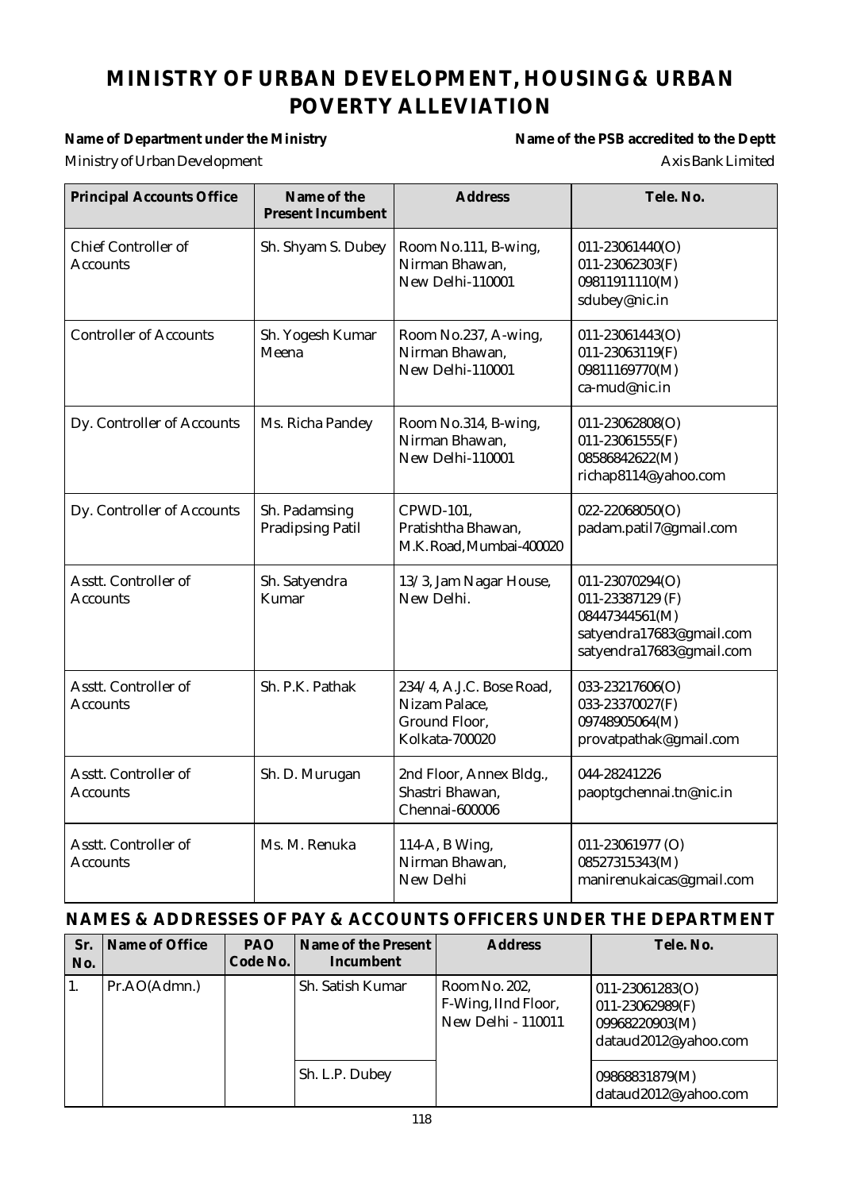# MINISTRY OF URBAN DEVELOPMENT, HOUSING & URBAN POVERTY ALLEVIATION

**Name of Department under the Ministry** — Ministry of Urban Development

**Name of the PSB accredited to the Deptt** — Axis Bank Limited

| Principal Accounts Office | Name of the Present Incumbent | Address | Tele. No. |
|---|---|---|---|
| Chief Controller of Accounts | Sh. Shyam S. Dubey | Room No.111, B-wing, Nirman Bhawan, New Delhi-110001 | 011-23061440(O)<br>011-23062303(F)<br>09811911110(M)<br>sdubey@nic.in |
| Controller of Accounts | Sh. Yogesh Kumar Meena | Room No.237, A-wing, Nirman Bhawan, New Delhi-110001 | 011-23061443(O)<br>011-23063119(F)<br>09811169770(M)<br>ca-mud@nic.in |
| Dy. Controller of Accounts | Ms. Richa Pandey | Room No.314, B-wing, Nirman Bhawan, New Delhi-110001 | 011-23062808(O)<br>011-23061555(F)<br>08586842622(M)<br>richap8114@yahoo.com |
| Dy. Controller of Accounts | Sh. Padamsing Pradipsing Patil | CPWD-101, Pratishtha Bhawan, M.K. Road, Mumbai-400020 | 022-22068050(O)<br>padam.patil7@gmail.com |
| Asstt. Controller of Accounts | Sh. Satyendra Kumar | 13/3, Jam Nagar House, New Delhi. | 011-23070294(O)<br>011-23387129 (F)<br>08447344561(M)<br>satyendra17683@gmail.com<br>satyendra17683@gmail.com |
| Asstt. Controller of Accounts | Sh. P.K. Pathak | 234/4, A.J.C. Bose Road, Nizam Palace, Ground Floor, Kolkata-700020 | 033-23217606(O)<br>033-23370027(F)<br>09748905064(M)<br>provatpathak@gmail.com |
| Asstt. Controller of Accounts | Sh. D. Murugan | 2nd Floor, Annex Bldg., Shastri Bhawan, Chennai-600006 | 044-28241226<br>paoptgchennai.tn@nic.in |
| Asstt. Controller of Accounts | Ms. M. Renuka | 114-A, B Wing, Nirman Bhawan, New Delhi | 011-23061977 (O)<br>08527315343(M)<br>manirenukaicas@gmail.com |

## NAMES & ADDRESSES OF PAY & ACCOUNTS OFFICERS UNDER THE DEPARTMENT

| Sr. No. | Name of Office | PAO Code No. | Name of the Present Incumbent | Address | Tele. No. |
|---|---|---|---|---|---|
| 1. | Pr.AO(Admn.) | | Sh. Satish Kumar | Room No. 202, F-Wing, IInd Floor, New Delhi - 110011 | 011-23061283(O)<br>011-23062989(F)<br>09968220903(M)<br>dataud2012@yahoo.com |
| | | | Sh. L.P. Dubey | | 09868831879(M)<br>dataud2012@yahoo.com |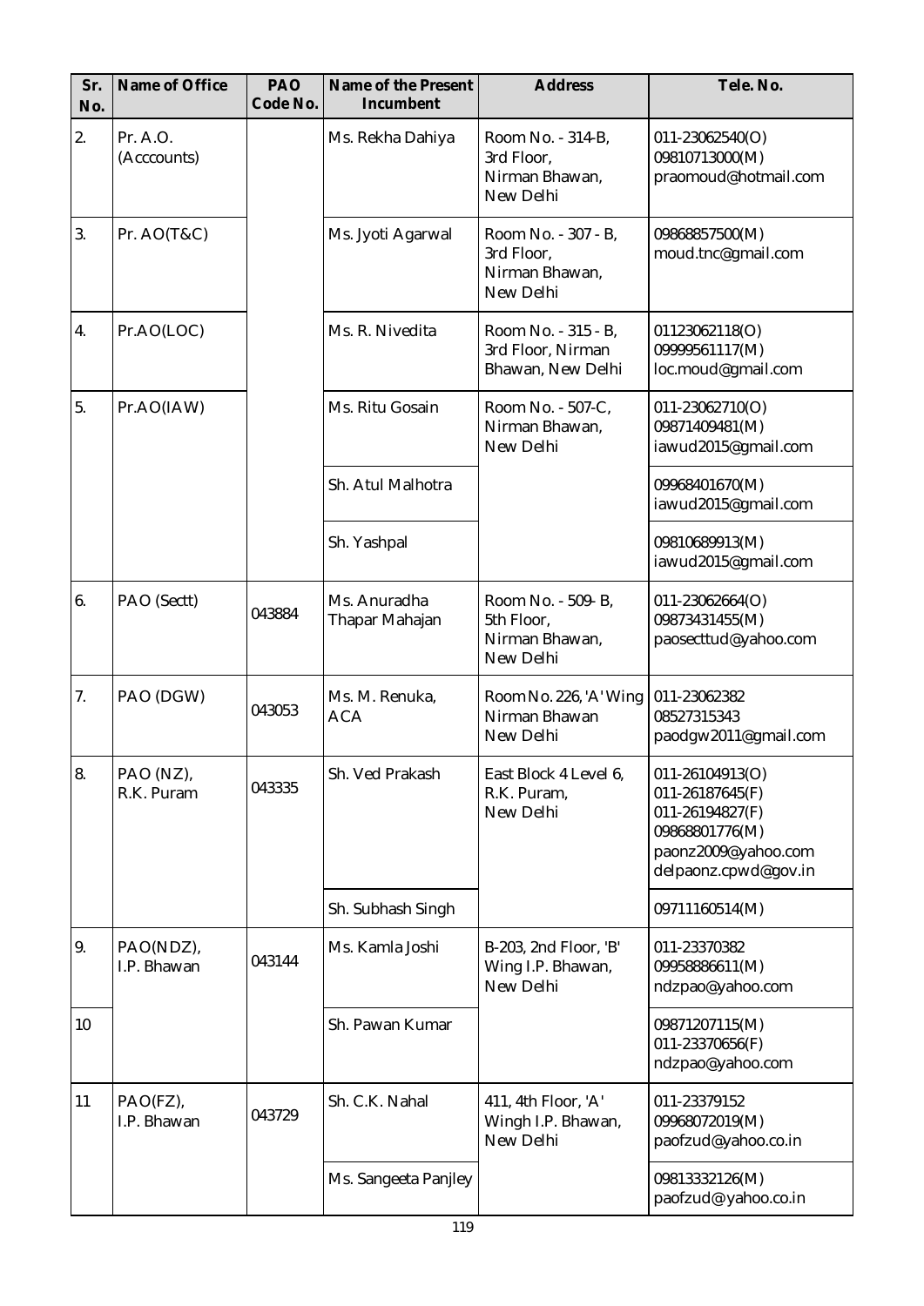| Sr. No. | Name of Office | PAO Code No. | Name of the Present Incumbent | Address | Tele. No. |
|---|---|---|---|---|---|
| 2. | Pr. A.O. (Acccounts) | | Ms. Rekha Dahiya | Room No. - 314-B, 3rd Floor, Nirman Bhawan, New Delhi | 011-23062540(O) 09810713000(M) praomoud@hotmail.com |
| 3. | Pr. AO(T&C) | | Ms. Jyoti Agarwal | Room No. - 307 - B, 3rd Floor, Nirman Bhawan, New Delhi | 09868857500(M) moud.tnc@gmail.com |
| 4. | Pr.AO(LOC) | | Ms. R. Nivedita | Room No. - 315 - B, 3rd Floor, Nirman Bhawan, New Delhi | 01123062118(O) 09999561117(M) loc.moud@gmail.com |
| 5. | Pr.AO(IAW) | | Ms. Ritu Gosain | Room No. - 507-C, Nirman Bhawan, New Delhi | 011-23062710(O) 09871409481(M) iawud2015@gmail.com |
| | | | Sh. Atul Malhotra | | 09968401670(M) iawud2015@gmail.com |
| | | | Sh. Yashpal | | 09810689913(M) iawud2015@gmail.com |
| 6. | PAO (Sectt) | 043884 | Ms. Anuradha Thapar Mahajan | Room No. - 509- B, 5th Floor, Nirman Bhawan, New Delhi | 011-23062664(O) 09873431455(M) paosecttud@yahoo.com |
| 7. | PAO (DGW) | 043053 | Ms. M. Renuka, ACA | Room No. 226, 'A' Wing Nirman Bhawan New Delhi | 011-23062382 08527315343 paodgw2011@gmail.com |
| 8. | PAO (NZ), R.K. Puram | 043335 | Sh. Ved Prakash | East Block 4 Level 6, R.K. Puram, New Delhi | 011-26104913(O) 011-26187645(F) 011-26194827(F) 09868801776(M) paonz2009@yahoo.com delpaonz.cpwd@gov.in |
| | | | Sh. Subhash Singh | | 09711160514(M) |
| 9. | PAO(NDZ), I.P. Bhawan | 043144 | Ms. Kamla Joshi | B-203, 2nd Floor, 'B' Wing I.P. Bhawan, New Delhi | 011-23370382 09958886611(M) ndzpao@yahoo.com |
| 10 | | | Sh. Pawan Kumar | | 09871207115(M) 011-23370656(F) ndzpao@yahoo.com |
| 11 | PAO(FZ), I.P. Bhawan | 043729 | Sh. C.K. Nahal | 411, 4th Floor, 'A' Wingh I.P. Bhawan, New Delhi | 011-23379152 09968072019(M) paofzud@yahoo.co.in |
| | | | Ms. Sangeeta Panjley | | 09813332126(M) paofzud@yahoo.co.in |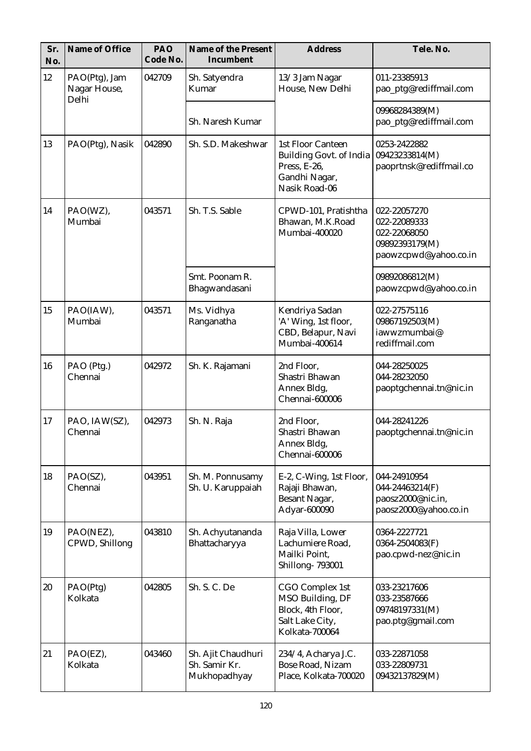| Sr. No. | Name of Office | PAO Code No. | Name of the Present Incumbent | Address | Tele. No. |
|---|---|---|---|---|---|
| 12 | PAO(Ptg), Jam Nagar House, Delhi | 042709 | Sh. Satyendra Kumar | 13/3 Jam Nagar House, New Delhi | 011-23385913 pao_ptg@rediffmail.com |
| | | | Sh. Naresh Kumar | | 09968284389(M) pao_ptg@rediffmail.com |
| 13 | PAO(Ptg), Nasik | 042890 | Sh. S.D. Makeshwar | 1st Floor Canteen Building Govt. of India Press, E-26, Gandhi Nagar, Nasik Road-06 | 0253-2422882 09423233814(M) paoprtnsk@rediffmail.co |
| 14 | PAO(WZ), Mumbai | 043571 | Sh. T.S. Sable | CPWD-101, Pratishtha Bhawan, M.K.Road Mumbai-400020 | 022-22057270 022-22089333 022-22068050 09892393179(M) paowzcpwd@yahoo.co.in |
| | | | Smt. Poonam R. Bhagwandasani | | 09892086812(M) paowzcpwd@yahoo.co.in |
| 15 | PAO(IAW), Mumbai | 043571 | Ms. Vidhya Ranganatha | Kendriya Sadan 'A' Wing, 1st floor, CBD, Belapur, Navi Mumbai-400614 | 022-27575116 09867192503(M) iawwzmumbai@ rediffmail.com |
| 16 | PAO (Ptg.) Chennai | 042972 | Sh. K. Rajamani | 2nd Floor, Shastri Bhawan Annex Bldg, Chennai-600006 | 044-28250025 044-28232050 paoptgchennai.tn@nic.in |
| 17 | PAO, IAW(SZ), Chennai | 042973 | Sh. N. Raja | 2nd Floor, Shastri Bhawan Annex Bldg, Chennai-600006 | 044-28241226 paoptgchennai.tn@nic.in |
| 18 | PAO(SZ), Chennai | 043951 | Sh. M. Ponnusamy Sh. U. Karuppaiah | E-2, C-Wing, 1st Floor, Rajaji Bhawan, Besant Nagar, Adyar-600090 | 044-24910954 044-24463214(F) paosz2000@nic.in, paosz2000@yahoo.co.in |
| 19 | PAO(NEZ), CPWD, Shillong | 043810 | Sh. Achyutananda Bhattacharyya | Raja Villa, Lower Lachumiere Road, Mailki Point, Shillong- 793001 | 0364-2227721 0364-2504083(F) pao.cpwd-nez@nic.in |
| 20 | PAO(Ptg) Kolkata | 042805 | Sh. S. C. De | CGO Complex 1st MSO Building, DF Block, 4th Floor, Salt Lake City, Kolkata-700064 | 033-23217606 033-23587666 09748197331(M) pao.ptg@gmail.com |
| 21 | PAO(EZ), Kolkata | 043460 | Sh. Ajit Chaudhuri Sh. Samir Kr. Mukhopadhyay | 234/4, Acharya J.C. Bose Road, Nizam Place, Kolkata-700020 | 033-22871058 033-22809731 09432137829(M) |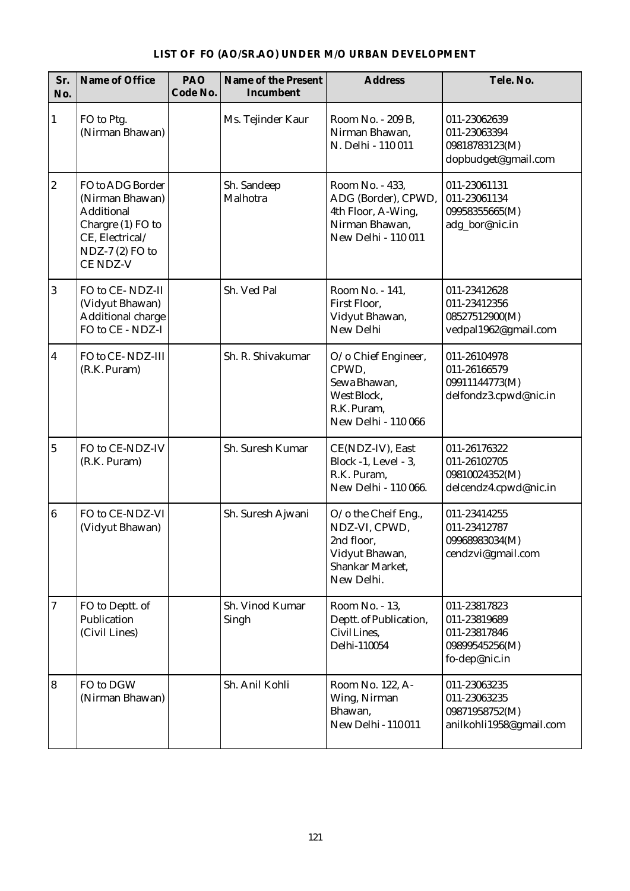## LIST OF FO (AO/SR.AO) UNDER M/O URBAN DEVELOPMENT

| Sr. No. | Name of Office | PAO Code No. | Name of the Present Incumbent | Address | Tele. No. |
|---|---|---|---|---|---|
| 1 | FO to Ptg. (Nirman Bhawan) | | Ms. Tejinder Kaur | Room No. - 209 B, Nirman Bhawan, N. Delhi - 110 011 | 011-23062639<br>011-23063394<br>09818783123(M)<br>dopbudget@gmail.com |
| 2 | FO to ADG Border (Nirman Bhawan) Additional Chargre (1) FO to CE, Electrical/ NDZ-7 (2) FO to CE NDZ-V | | Sh. Sandeep Malhotra | Room No. - 433, ADG (Border), CPWD, 4th Floor, A-Wing, Nirman Bhawan, New Delhi - 110 011 | 011-23061131<br>011-23061134<br>09958355665(M)<br>adg_bor@nic.in |
| 3 | FO to CE- NDZ-II (Vidyut Bhawan) Additional charge FO to CE - NDZ-I | | Sh. Ved Pal | Room No. - 141, First Floor, Vidyut Bhawan, New Delhi | 011-23412628<br>011-23412356<br>08527512900(M)<br>vedpal1962@gmail.com |
| 4 | FO to CE- NDZ-III (R.K. Puram) | | Sh. R. Shivakumar | O/o Chief Engineer, CPWD, Sewa Bhawan, West Block, R.K. Puram, New Delhi - 110 066 | 011-26104978<br>011-26166579<br>09911144773(M)<br>delfondz3.cpwd@nic.in |
| 5 | FO to CE-NDZ-IV (R.K. Puram) | | Sh. Suresh Kumar | CE(NDZ-IV), East Block -1, Level - 3, R.K. Puram, New Delhi - 110 066. | 011-26176322<br>011-26102705<br>09810024352(M)<br>delcendz4.cpwd@nic.in |
| 6 | FO to CE-NDZ-VI (Vidyut Bhawan) | | Sh. Suresh Ajwani | O/o the Cheif Eng., NDZ-VI, CPWD, 2nd floor, Vidyut Bhawan, Shankar Market, New Delhi. | 011-23414255<br>011-23412787<br>09968983034(M)<br>cendzvi@gmail.com |
| 7 | FO to Deptt. of Publication (Civil Lines) | | Sh. Vinod Kumar Singh | Room No. - 13, Deptt. of Publication, Civil Lines, Delhi-110054 | 011-23817823<br>011-23819689<br>011-23817846<br>09899545256(M)<br>fo-dep@nic.in |
| 8 | FO to DGW (Nirman Bhawan) | | Sh. Anil Kohli | Room No. 122, A-Wing, Nirman Bhawan, New Delhi - 110011 | 011-23063235<br>011-23063235<br>09871958752(M)<br>anilkohli1958@gmail.com |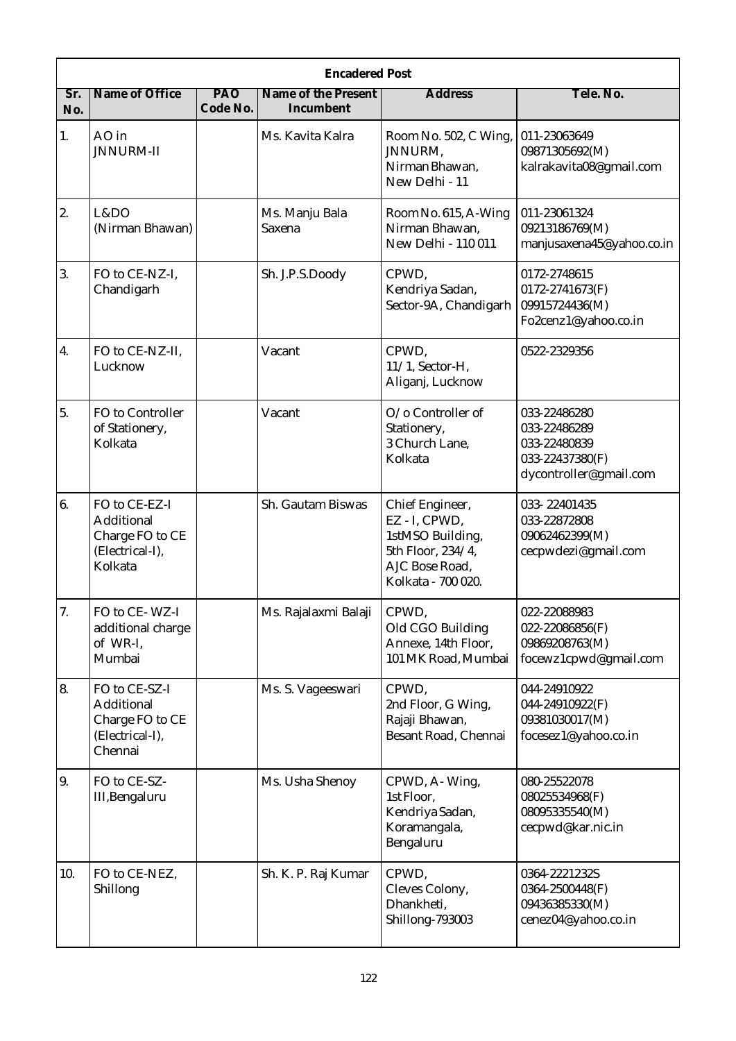| Encadered Post | | | | | |
|---|---|---|---|---|---|
| **Sr. No.** | **Name of Office** | **PAO Code No.** | **Name of the Present Incumbent** | **Address** | **Tele. No.** |
| 1. | AO in JNNURM-II | | Ms. Kavita Kalra | Room No. 502, C Wing, JNNURM, Nirman Bhawan, New Delhi - 11 | 011-23063649<br>09871305692(M)<br>kalrakavita08@gmail.com |
| 2. | L&DO (Nirman Bhawan) | | Ms. Manju Bala Saxena | Room No. 615, A-Wing Nirman Bhawan, New Delhi - 110 011 | 011-23061324<br>09213186769(M)<br>manjusaxena45@yahoo.co.in |
| 3. | FO to CE-NZ-I, Chandigarh | | Sh. J.P.S.Doody | CPWD, Kendriya Sadan, Sector-9A, Chandigarh | 0172-2748615<br>0172-2741673(F)<br>09915724436(M)<br>Fo2cenz1@yahoo.co.in |
| 4. | FO to CE-NZ-II, Lucknow | | Vacant | CPWD, 11/1, Sector-H, Aliganj, Lucknow | 0522-2329356 |
| 5. | FO to Controller of Stationery, Kolkata | | Vacant | O/o Controller of Stationery, 3 Church Lane, Kolkata | 033-22486280<br>033-22486289<br>033-22480839<br>033-22437380(F)<br>dycontroller@gmail.com |
| 6. | FO to CE-EZ-I Additional Charge FO to CE (Electrical-I), Kolkata | | Sh. Gautam Biswas | Chief Engineer, EZ - I, CPWD, 1stMSO Building, 5th Floor, 234/4, AJC Bose Road, Kolkata - 700 020. | 033- 22401435<br>033-22872808<br>09062462399(M)<br>cecpwdezi@gmail.com |
| 7. | FO to CE- WZ-I additional charge of WR-I, Mumbai | | Ms. Rajalaxmi Balaji | CPWD, Old CGO Building Annexe, 14th Floor, 101 MK Road, Mumbai | 022-22088983<br>022-22086856(F)<br>09869208763(M)<br>focewz1cpwd@gmail.com |
| 8. | FO to CE-SZ-I Additional Charge FO to CE (Electrical-I), Chennai | | Ms. S. Vageeswari | CPWD, 2nd Floor, G Wing, Rajaji Bhawan, Besant Road, Chennai | 044-24910922<br>044-24910922(F)<br>09381030017(M)<br>focesez1@yahoo.co.in |
| 9. | FO to CE-SZ-III,Bengaluru | | Ms. Usha Shenoy | CPWD, A- Wing, 1st Floor, Kendriya Sadan, Koramangala, Bengaluru | 080-25522078<br>08025534968(F)<br>08095335540(M)<br>cecpwd@kar.nic.in |
| 10. | FO to CE-NEZ, Shillong | | Sh. K. P. Raj Kumar | CPWD, Cleves Colony, Dhankheti, Shillong-793003 | 0364-2221232S<br>0364-2500448(F)<br>09436385330(M)<br>cenez04@yahoo.co.in |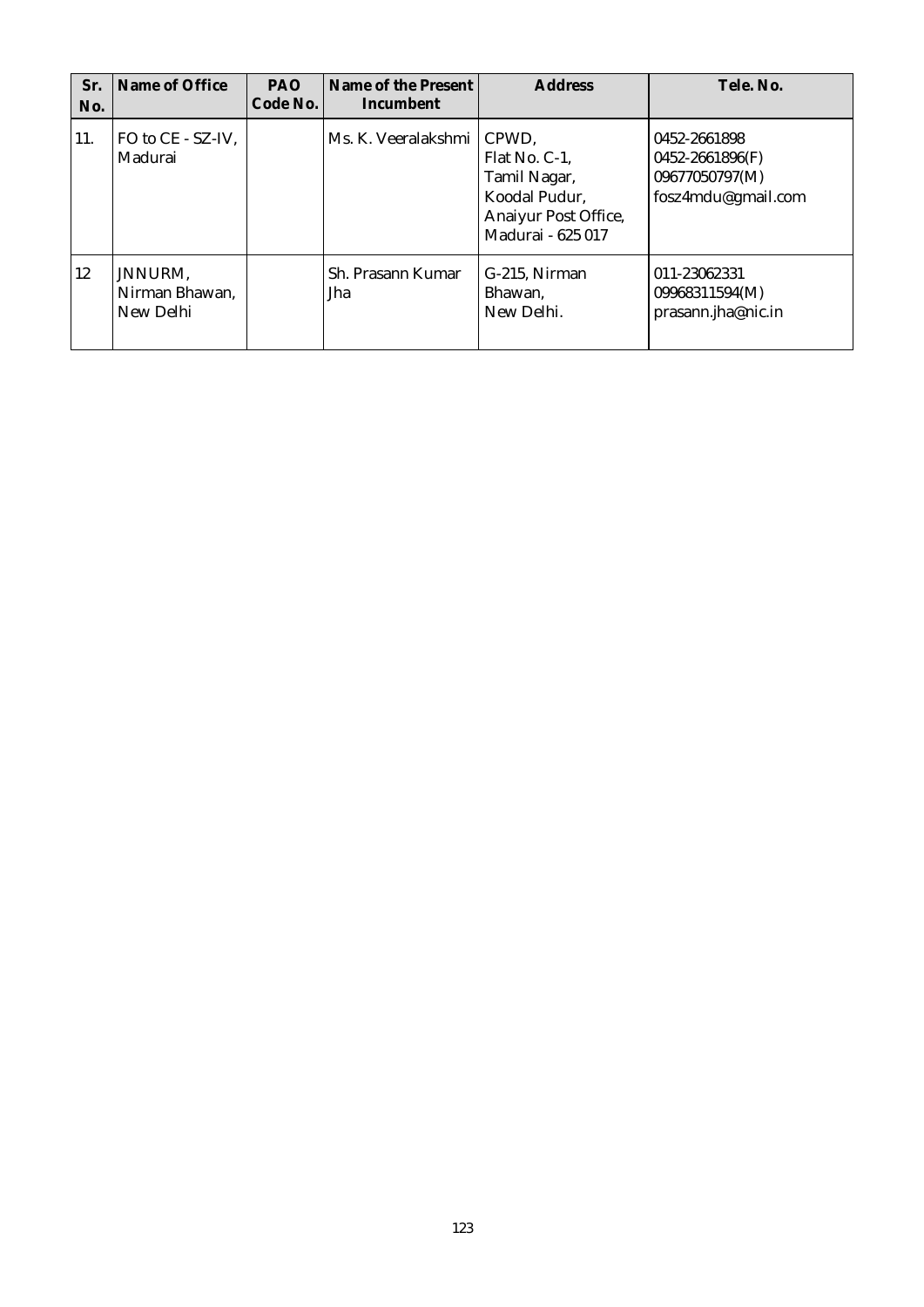| Sr. No. | Name of Office | PAO Code No. | Name of the Present Incumbent | Address | Tele. No. |
|---|---|---|---|---|---|
| 11. | FO to CE - SZ-IV, Madurai | | Ms. K. Veeralakshmi | CPWD, Flat No. C-1, Tamil Nagar, Koodal Pudur, Anaiyur Post Office, Madurai - 625 017 | 0452-2661898 0452-2661896(F) 09677050797(M) fosz4mdu@gmail.com |
| 12 | JNNURM, Nirman Bhawan, New Delhi | | Sh. Prasann Kumar Jha | G-215, Nirman Bhawan, New Delhi. | 011-23062331 09968311594(M) prasann.jha@nic.in |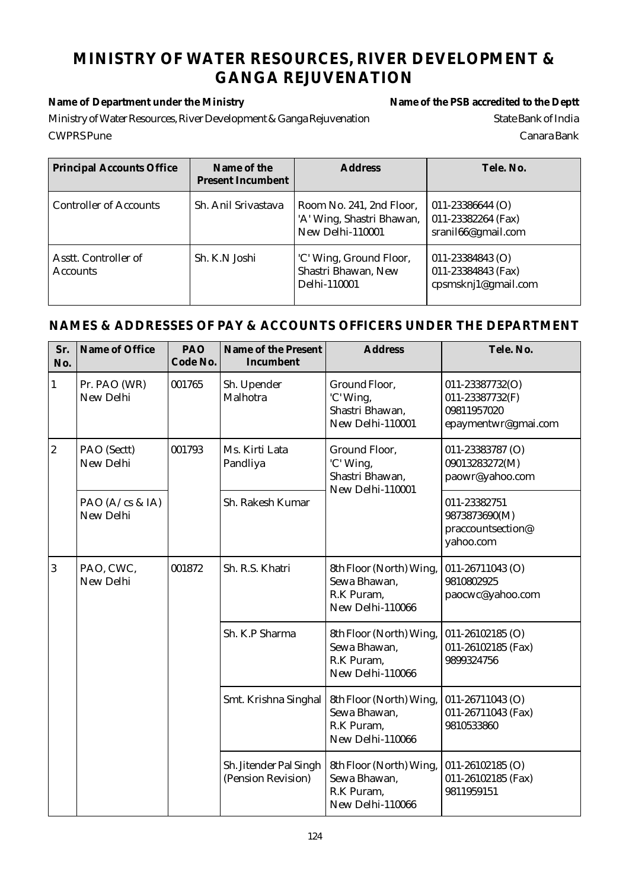# MINISTRY OF WATER RESOURCES, RIVER DEVELOPMENT & GANGA REJUVENATION

| Name of Department under the Ministry | Name of the PSB accredited to the Deptt |
|---|---|
| Ministry of Water Resources, River Development & Ganga Rejuvenation | State Bank of India |
| CWPRS Pune | Canara Bank |

| Principal Accounts Office | Name of the Present Incumbent | Address | Tele. No. |
|---|---|---|---|
| Controller of Accounts | Sh. Anil Srivastava | Room No. 241, 2nd Floor, 'A' Wing, Shastri Bhawan, New Delhi-110001 | 011-23386644 (O)<br>011-23382264 (Fax)<br>sranil66@gmail.com |
| Asstt. Controller of Accounts | Sh. K.N Joshi | 'C' Wing, Ground Floor, Shastri Bhawan, New Delhi-110001 | 011-23384843 (O)<br>011-23384843 (Fax)<br>cpsmsknj1@gmail.com |

## NAMES & ADDRESSES OF PAY & ACCOUNTS OFFICERS UNDER THE DEPARTMENT

| Sr. No. | Name of Office | PAO Code No. | Name of the Present Incumbent | Address | Tele. No. |
|---|---|---|---|---|---|
| 1 | Pr. PAO (WR) New Delhi | 001765 | Sh. Upender Malhotra | Ground Floor, 'C' Wing, Shastri Bhawan, New Delhi-110001 | 011-23387732(O)<br>011-23387732(F)<br>09811957020<br>epaymentwr@gmai.com |
| 2 | PAO (Sectt) New Delhi | 001793 | Ms. Kirti Lata Pandliya | Ground Floor, 'C' Wing, Shastri Bhawan, New Delhi-110001 | 011-23383787 (O)<br>09013283272(M)<br>paowr@yahoo.com |
| | PAO (A/cs & IA) New Delhi | | Sh. Rakesh Kumar | | 011-23382751<br>9873873690(M)<br>praccountsection@yahoo.com |
| 3 | PAO, CWC, New Delhi | 001872 | Sh. R.S. Khatri | 8th Floor (North) Wing, Sewa Bhawan, R.K Puram, New Delhi-110066 | 011-26711043 (O)<br>9810802925<br>paocwc@yahoo.com |
| | | | Sh. K.P Sharma | 8th Floor (North) Wing, Sewa Bhawan, R.K Puram, New Delhi-110066 | 011-26102185 (O)<br>011-26102185 (Fax)<br>9899324756 |
| | | | Smt. Krishna Singhal | 8th Floor (North) Wing, Sewa Bhawan, R.K Puram, New Delhi-110066 | 011-26711043 (O)<br>011-26711043 (Fax)<br>9810533860 |
| | | | Sh. Jitender Pal Singh (Pension Revision) | 8th Floor (North) Wing, Sewa Bhawan, R.K Puram, New Delhi-110066 | 011-26102185 (O)<br>011-26102185 (Fax)<br>9811959151 |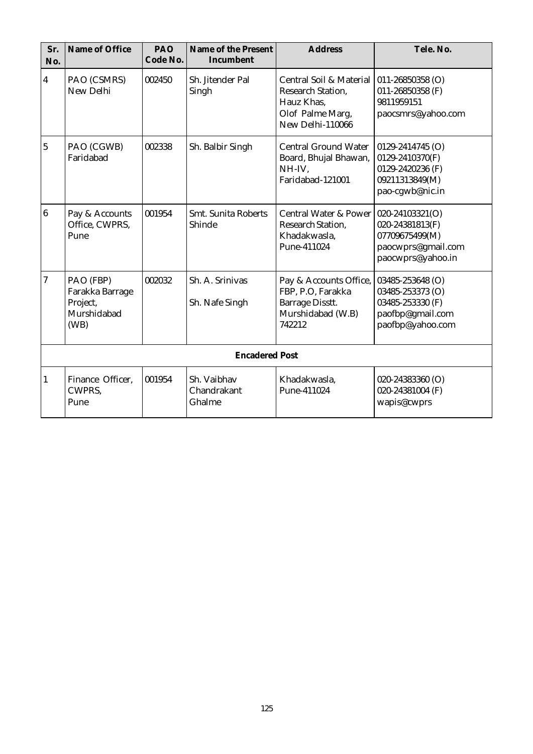| Sr. No. | Name of Office | PAO Code No. | Name of the Present Incumbent | Address | Tele. No. |
|---|---|---|---|---|---|
| 4 | PAO (CSMRS) New Delhi | 002450 | Sh. Jitender Pal Singh | Central Soil & Material Research Station, Hauz Khas, Olof Palme Marg, New Delhi-110066 | 011-26850358 (O) 011-26850358 (F) 9811959151 paocsmrs@yahoo.com |
| 5 | PAO (CGWB) Faridabad | 002338 | Sh. Balbir Singh | Central Ground Water Board, Bhujal Bhawan, NH-IV, Faridabad-121001 | 0129-2414745 (O) 0129-2410370(F) 0129-2420236 (F) 09211313849(M) pao-cgwb@nic.in |
| 6 | Pay & Accounts Office, CWPRS, Pune | 001954 | Smt. Sunita Roberts Shinde | Central Water & Power Research Station, Khadakwasla, Pune-411024 | 020-24103321(O) 020-24381813(F) 07709675499(M) paocwprs@gmail.com paocwprs@yahoo.in |
| 7 | PAO (FBP) Farakka Barrage Project, Murshidabad (WB) | 002032 | Sh. A. Srinivas<br>Sh. Nafe Singh | Pay & Accounts Office, FBP, P.O, Farakka Barrage Disstt. Murshidabad (W.B) 742212 | 03485-253648 (O) 03485-253373 (O) 03485-253330 (F) paofbp@gmail.com paofbp@yahoo.com |
| | | | **Encadered Post** | | |
| 1 | Finance Officer, CWPRS, Pune | 001954 | Sh. Vaibhav Chandrakant Ghalme | Khadakwasla, Pune-411024 | 020-24383360 (O) 020-24381004 (F) wapis@cwprs |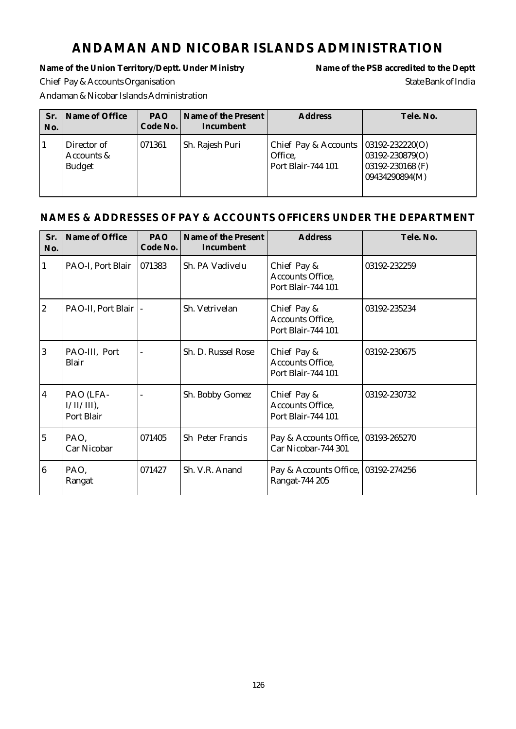# ANDAMAN AND NICOBAR ISLANDS ADMINISTRATION

**Name of the Union Territory/Deptt. Under Ministry** | **Name of the PSB accredited to the Deptt**

Chief Pay & Accounts Organisation | State Bank of India

Andaman & Nicobar Islands Administration

| Sr. No. | Name of Office | PAO Code No. | Name of the Present Incumbent | Address | Tele. No. |
|---|---|---|---|---|---|
| 1 | Director of Accounts & Budget | 071361 | Sh. Rajesh Puri | Chief Pay & Accounts Office, Port Blair-744 101 | 03192-232220(O) 03192-230879(O) 03192-230168 (F) 09434290894(M) |

## NAMES & ADDRESSES OF PAY & ACCOUNTS OFFICERS UNDER THE DEPARTMENT

| Sr. No. | Name of Office | PAO Code No. | Name of the Present Incumbent | Address | Tele. No. |
|---|---|---|---|---|---|
| 1 | PAO-I, Port Blair | 071383 | Sh. PA Vadivelu | Chief Pay & Accounts Office, Port Blair-744 101 | 03192-232259 |
| 2 | PAO-II, Port Blair | - | Sh. Vetrivelan | Chief Pay & Accounts Office, Port Blair-744 101 | 03192-235234 |
| 3 | PAO-III, Port Blair | - | Sh. D. Russel Rose | Chief Pay & Accounts Office, Port Blair-744 101 | 03192-230675 |
| 4 | PAO (LFA-I/II/III), Port Blair | - | Sh. Bobby Gomez | Chief Pay & Accounts Office, Port Blair-744 101 | 03192-230732 |
| 5 | PAO, Car Nicobar | 071405 | Sh Peter Francis | Pay & Accounts Office, Car Nicobar-744 301 | 03193-265270 |
| 6 | PAO, Rangat | 071427 | Sh. V.R. Anand | Pay & Accounts Office, Rangat-744 205 | 03192-274256 |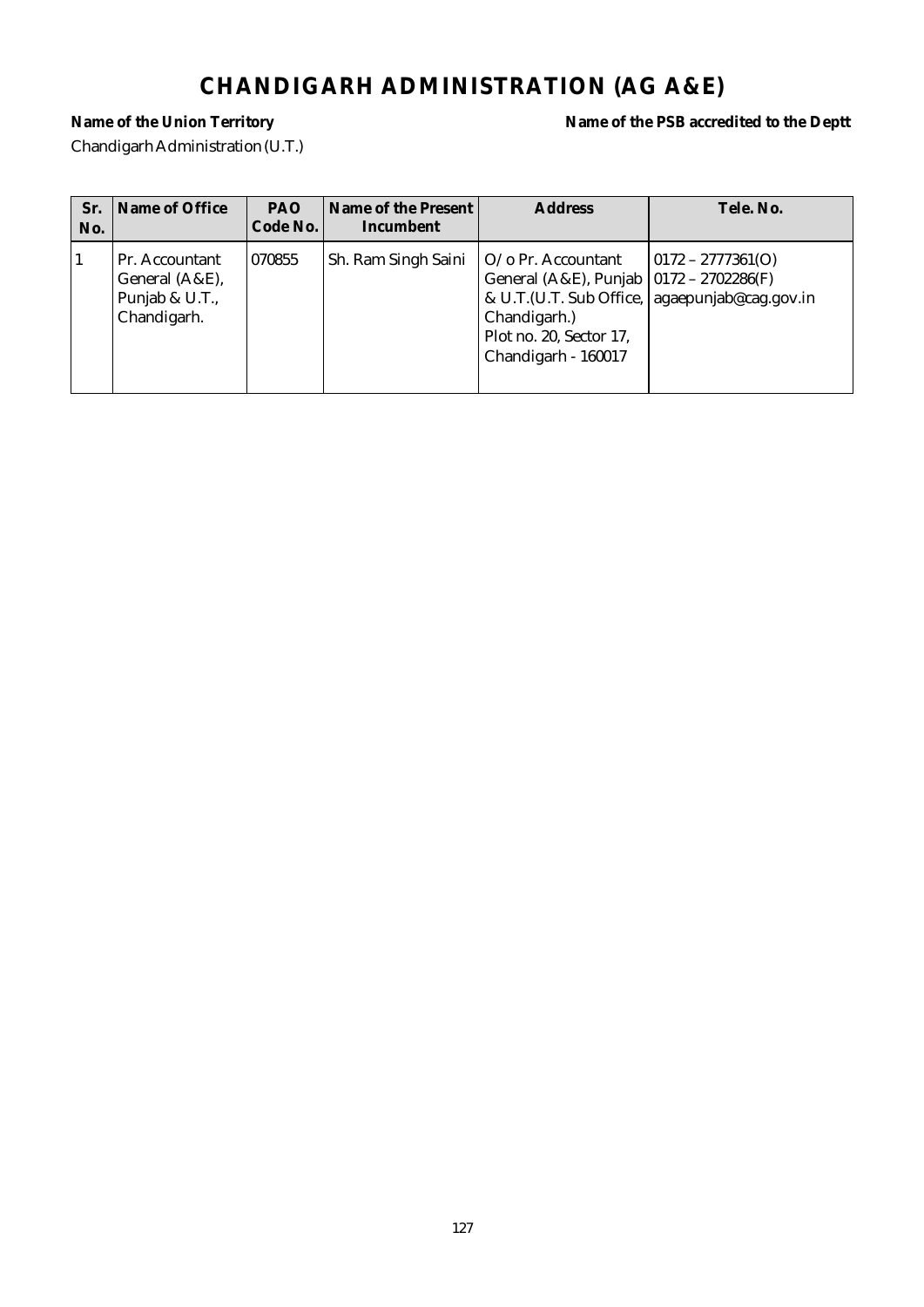# CHANDIGARH ADMINISTRATION (AG A&E)

**Name of the Union Territory** **Name of the PSB accredited to the Deptt**

Chandigarh Administration (U.T.)

| Sr. No. | Name of Office | PAO Code No. | Name of the Present Incumbent | Address | Tele. No. |
|---|---|---|---|---|---|
| 1 | Pr. Accountant General (A&E), Punjab & U.T., Chandigarh. | 070855 | Sh. Ram Singh Saini | O/o Pr. Accountant General (A&E), Punjab & U.T.(U.T. Sub Office, Chandigarh.) Plot no. 20, Sector 17, Chandigarh - 160017 | 0172 – 2777361(O) 0172 – 2702286(F) agaepunjab@cag.gov.in |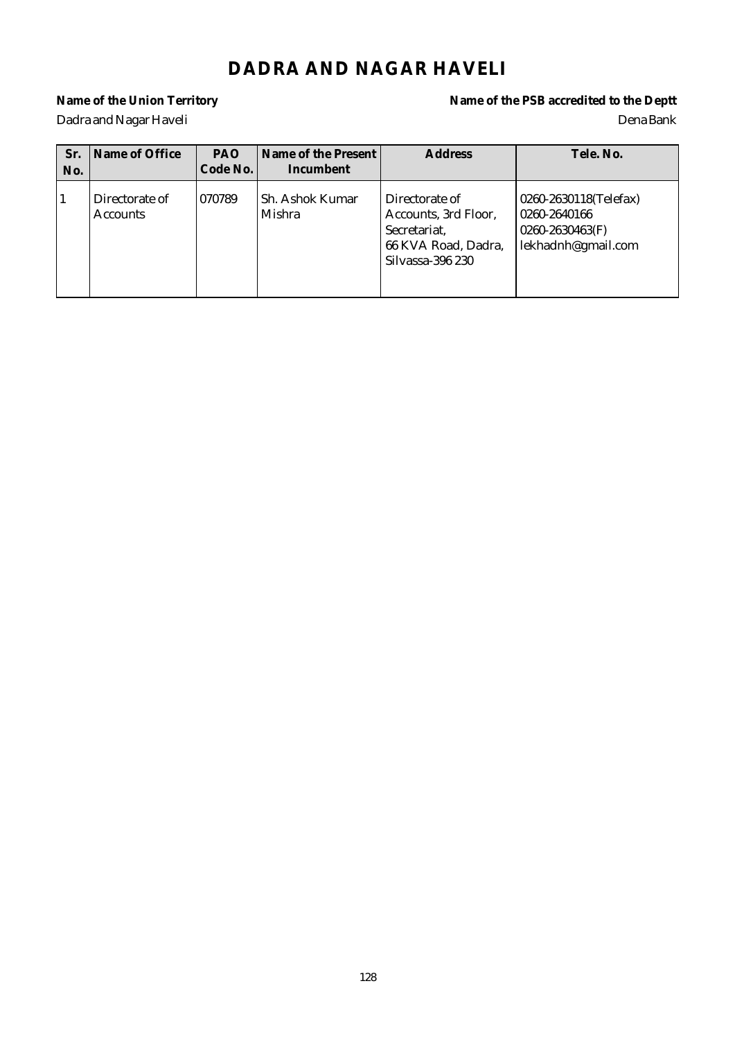# DADRA AND NAGAR HAVELI

**Name of the Union Territory**
Dadra and Nagar Haveli

**Name of the PSB accredited to the Deptt**
Dena Bank

| Sr. No. | Name of Office | PAO Code No. | Name of the Present Incumbent | Address | Tele. No. |
|---|---|---|---|---|---|
| 1 | Directorate of Accounts | 070789 | Sh. Ashok Kumar Mishra | Directorate of Accounts, 3rd Floor, Secretariat, 66 KVA Road, Dadra, Silvassa-396 230 | 0260-2630118(Telefax) 0260-2640166 0260-2630463(F) lekhadnh@gmail.com |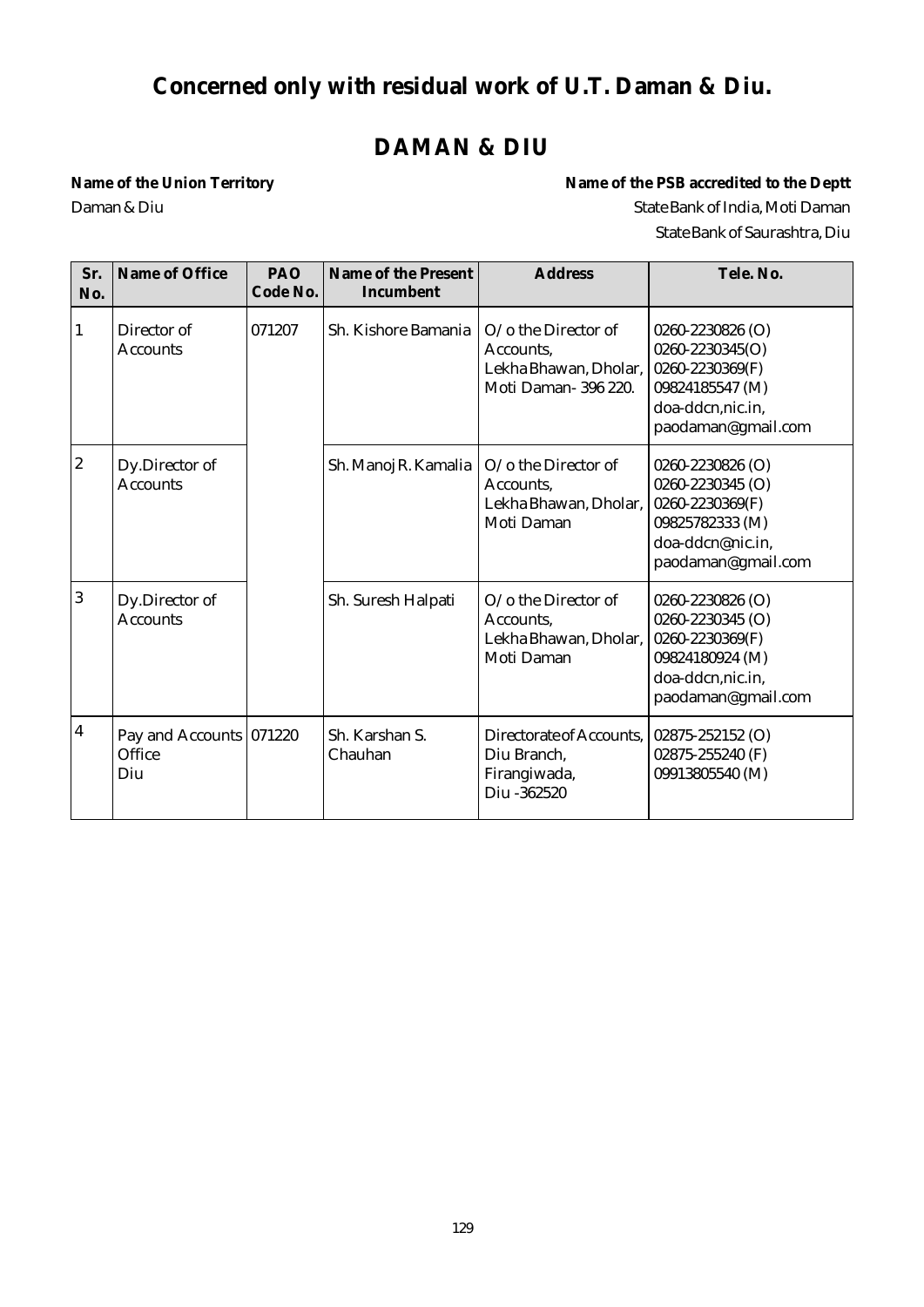# Concerned only with residual work of U.T. Daman & Diu.

## DAMAN & DIU

**Name of the Union Territory**
Daman & Diu

**Name of the PSB accredited to the Deptt**
State Bank of India, Moti Daman
State Bank of Saurashtra, Diu

| Sr. No. | Name of Office | PAO Code No. | Name of the Present Incumbent | Address | Tele. No. |
|---|---|---|---|---|---|
| 1 | Director of Accounts | 071207 | Sh. Kishore Bamania | O/o the Director of Accounts, Lekha Bhawan, Dholar, Moti Daman- 396 220. | 0260-2230826 (O)<br>0260-2230345(O)<br>0260-2230369(F)<br>09824185547 (M)<br>doa-ddcn,nic.in,<br>paodaman@gmail.com |
| 2 | Dy.Director of Accounts | | Sh. Manoj R. Kamalia | O/o the Director of Accounts, Lekha Bhawan, Dholar, Moti Daman | 0260-2230826 (O)<br>0260-2230345 (O)<br>0260-2230369(F)<br>09825782333 (M)<br>doa-ddcn@nic.in,<br>paodaman@gmail.com |
| 3 | Dy.Director of Accounts | | Sh. Suresh Halpati | O/o the Director of Accounts, Lekha Bhawan, Dholar, Moti Daman | 0260-2230826 (O)<br>0260-2230345 (O)<br>0260-2230369(F)<br>09824180924 (M)<br>doa-ddcn,nic.in,<br>paodaman@gmail.com |
| 4 | Pay and Accounts Office Diu | 071220 | Sh. Karshan S. Chauhan | Directorate of Accounts, Diu Branch, Firangiwada, Diu -362520 | 02875-252152 (O)<br>02875-255240 (F)<br>09913805540 (M) |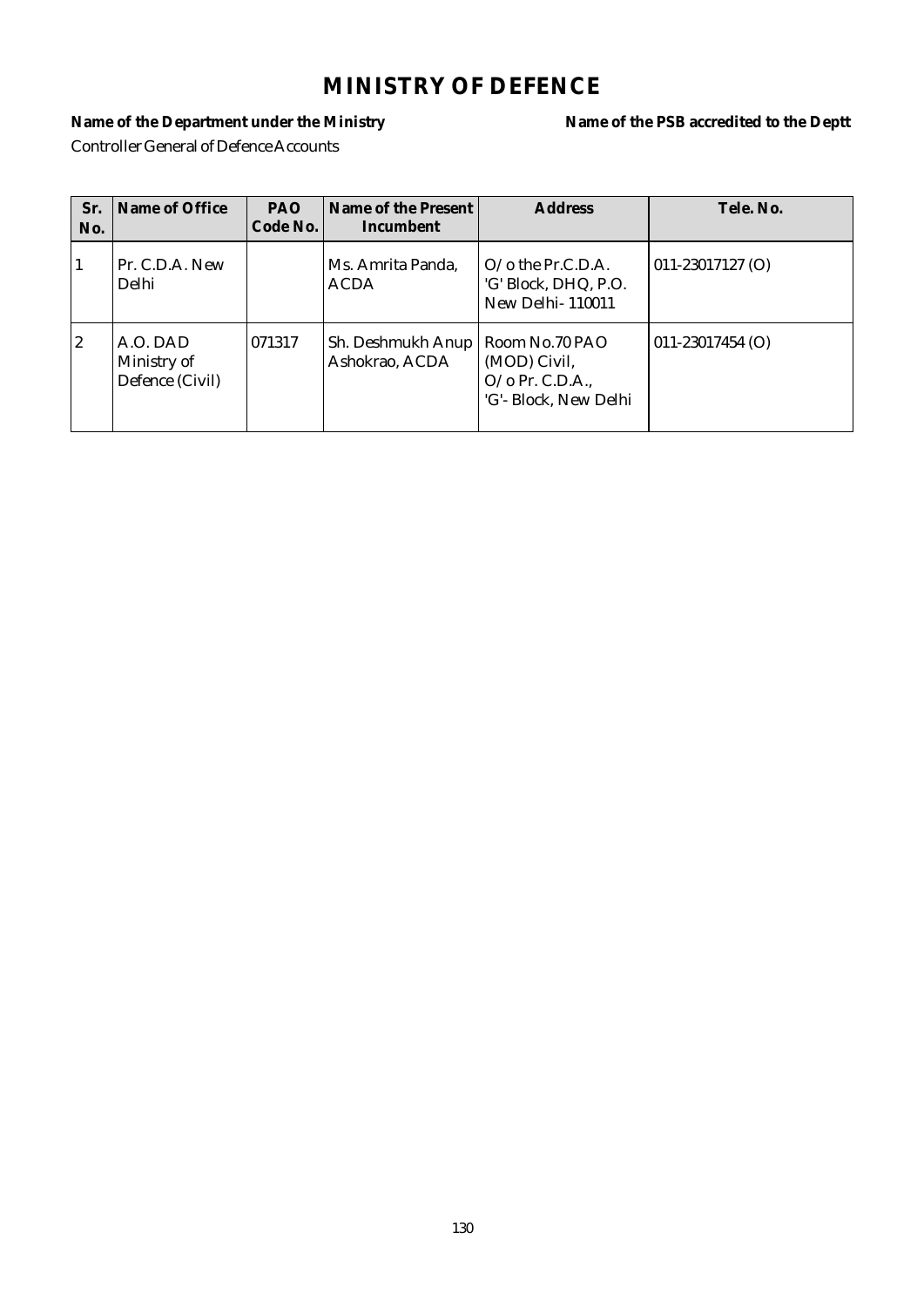# MINISTRY OF DEFENCE

**Name of the Department under the Ministry** **Name of the PSB accredited to the Deptt**

Controller General of Defence Accounts

| Sr. No. | Name of Office | PAO Code No. | Name of the Present Incumbent | Address | Tele. No. |
|---|---|---|---|---|---|
| 1 | Pr. C.D.A. New Delhi | | Ms. Amrita Panda, ACDA | O/o the Pr.C.D.A. 'G' Block, DHQ, P.O. New Delhi- 110011 | 011-23017127 (O) |
| 2 | A.O. DAD Ministry of Defence (Civil) | 071317 | Sh. Deshmukh Anup Ashokrao, ACDA | Room No.70 PAO (MOD) Civil, O/o Pr. C.D.A., 'G'- Block, New Delhi | 011-23017454 (O) |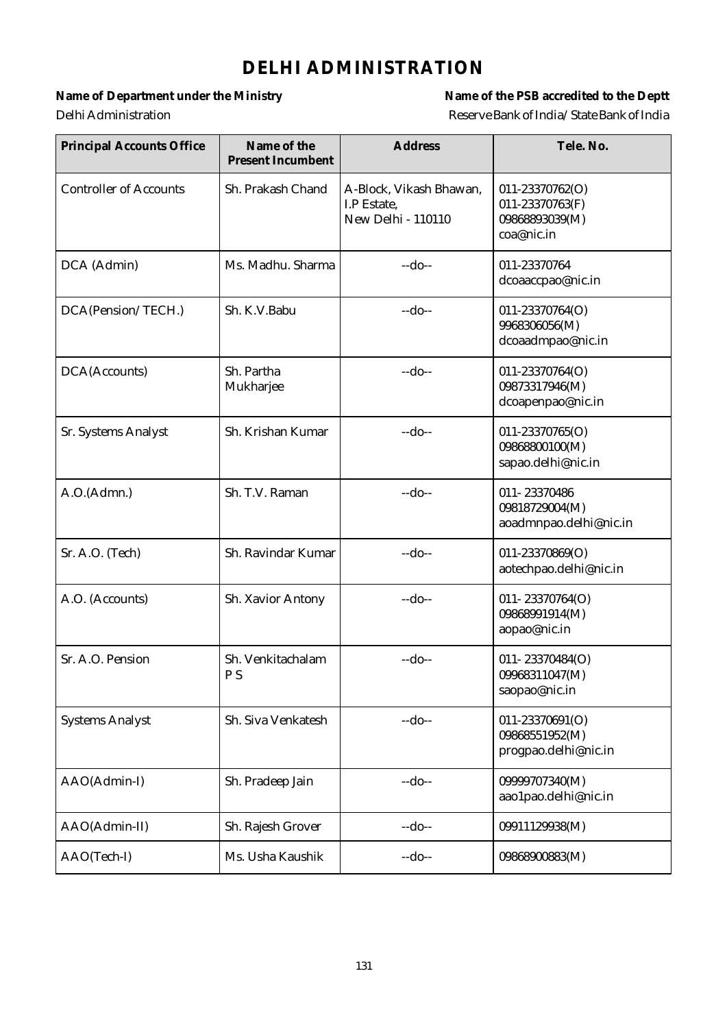# DELHI ADMINISTRATION

**Name of Department under the Ministry**
Delhi Administration

**Name of the PSB accredited to the Deptt**
Reserve Bank of India/ State Bank of India

| Principal Accounts Office | Name of the Present Incumbent | Address | Tele. No. |
|---|---|---|---|
| Controller of Accounts | Sh. Prakash Chand | A-Block, Vikash Bhawan, I.P Estate, New Delhi - 110110 | 011-23370762(O) 011-23370763(F) 09868893039(M) coa@nic.in |
| DCA (Admin) | Ms. Madhu. Sharma | --do-- | 011-23370764 dcoaaccpao@nic.in |
| DCA(Pension/TECH.) | Sh. K.V.Babu | --do-- | 011-23370764(O) 9968306056(M) dcoaadmpao@nic.in |
| DCA(Accounts) | Sh. Partha Mukharjee | --do-- | 011-23370764(O) 09873317946(M) dcoapenpao@nic.in |
| Sr. Systems Analyst | Sh. Krishan Kumar | --do-- | 011-23370765(O) 09868800100(M) sapao.delhi@nic.in |
| A.O.(Admn.) | Sh. T.V. Raman | --do-- | 011- 23370486 09818729004(M) aoadmnpao.delhi@nic.in |
| Sr. A.O. (Tech) | Sh. Ravindar Kumar | --do-- | 011-23370869(O) aotechpao.delhi@nic.in |
| A.O. (Accounts) | Sh. Xavior Antony | --do-- | 011- 23370764(O) 09868991914(M) aopao@nic.in |
| Sr. A.O. Pension | Sh. Venkitachalam P S | --do-- | 011- 23370484(O) 09968311047(M) saopao@nic.in |
| Systems Analyst | Sh. Siva Venkatesh | --do-- | 011-23370691(O) 09868551952(M) progpao.delhi@nic.in |
| AAO(Admin-I) | Sh. Pradeep Jain | --do-- | 09999707340(M) aao1pao.delhi@nic.in |
| AAO(Admin-II) | Sh. Rajesh Grover | --do-- | 09911129938(M) |
| AAO(Tech-I) | Ms. Usha Kaushik | --do-- | 09868900883(M) |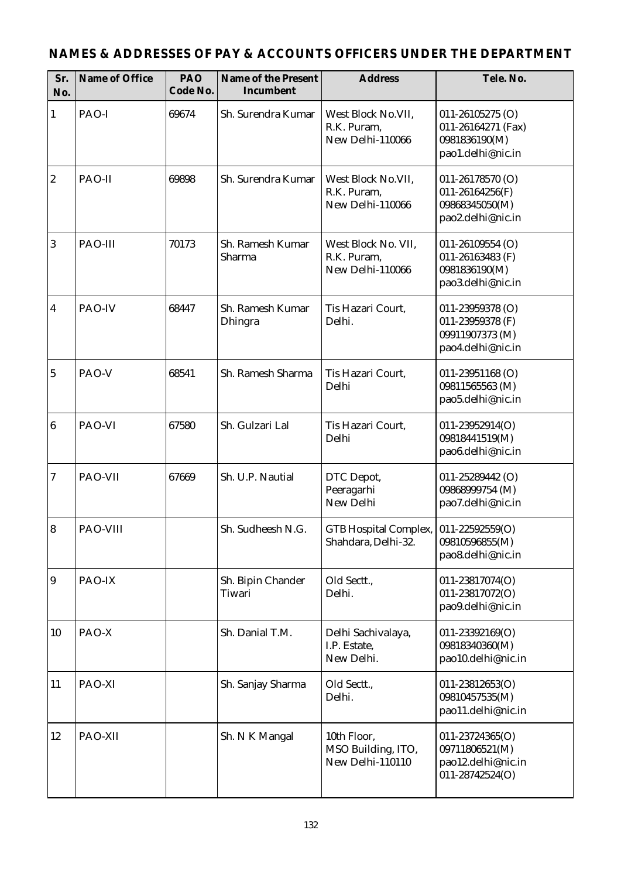## NAMES & ADDRESSES OF PAY & ACCOUNTS OFFICERS UNDER THE DEPARTMENT

| Sr. No. | Name of Office | PAO Code No. | Name of the Present Incumbent | Address | Tele. No. |
|---|---|---|---|---|---|
| 1 | PAO-I | 69674 | Sh. Surendra Kumar | West Block No.VII, R.K. Puram, New Delhi-110066 | 011-26105275 (O)<br>011-26164271 (Fax)<br>0981836190(M)<br>pao1.delhi@nic.in |
| 2 | PAO-II | 69898 | Sh. Surendra Kumar | West Block No.VII, R.K. Puram, New Delhi-110066 | 011-26178570 (O)<br>011-26164256(F)<br>09868345050(M)<br>pao2.delhi@nic.in |
| 3 | PAO-III | 70173 | Sh. Ramesh Kumar Sharma | West Block No. VII, R.K. Puram, New Delhi-110066 | 011-26109554 (O)<br>011-26163483 (F)<br>0981836190(M)<br>pao3.delhi@nic.in |
| 4 | PAO-IV | 68447 | Sh. Ramesh Kumar Dhingra | Tis Hazari Court, Delhi. | 011-23959378 (O)<br>011-23959378 (F)<br>09911907373 (M)<br>pao4.delhi@nic.in |
| 5 | PAO-V | 68541 | Sh. Ramesh Sharma | Tis Hazari Court, Delhi | 011-23951168 (O)<br>09811565563 (M)<br>pao5.delhi@nic.in |
| 6 | PAO-VI | 67580 | Sh. Gulzari Lal | Tis Hazari Court, Delhi | 011-23952914(O)<br>09818441519(M)<br>pao6.delhi@nic.in |
| 7 | PAO-VII | 67669 | Sh. U.P. Nautial | DTC Depot, Peeragarhi New Delhi | 011-25289442 (O)<br>09868999754 (M)<br>pao7.delhi@nic.in |
| 8 | PAO-VIII | | Sh. Sudheesh N.G. | GTB Hospital Complex, Shahdara, Delhi-32. | 011-22592559(O)<br>09810596855(M)<br>pao8.delhi@nic.in |
| 9 | PAO-IX | | Sh. Bipin Chander Tiwari | Old Sectt., Delhi. | 011-23817074(O)<br>011-23817072(O)<br>pao9.delhi@nic.in |
| 10 | PAO-X | | Sh. Danial T.M. | Delhi Sachivalaya, I.P. Estate, New Delhi. | 011-23392169(O)<br>09818340360(M)<br>pao10.delhi@nic.in |
| 11 | PAO-XI | | Sh. Sanjay Sharma | Old Sectt., Delhi. | 011-23812653(O)<br>09810457535(M)<br>pao11.delhi@nic.in |
| 12 | PAO-XII | | Sh. N K Mangal | 10th Floor, MSO Building, ITO, New Delhi-110110 | 011-23724365(O)<br>09711806521(M)<br>pao12.delhi@nic.in<br>011-28742524(O) |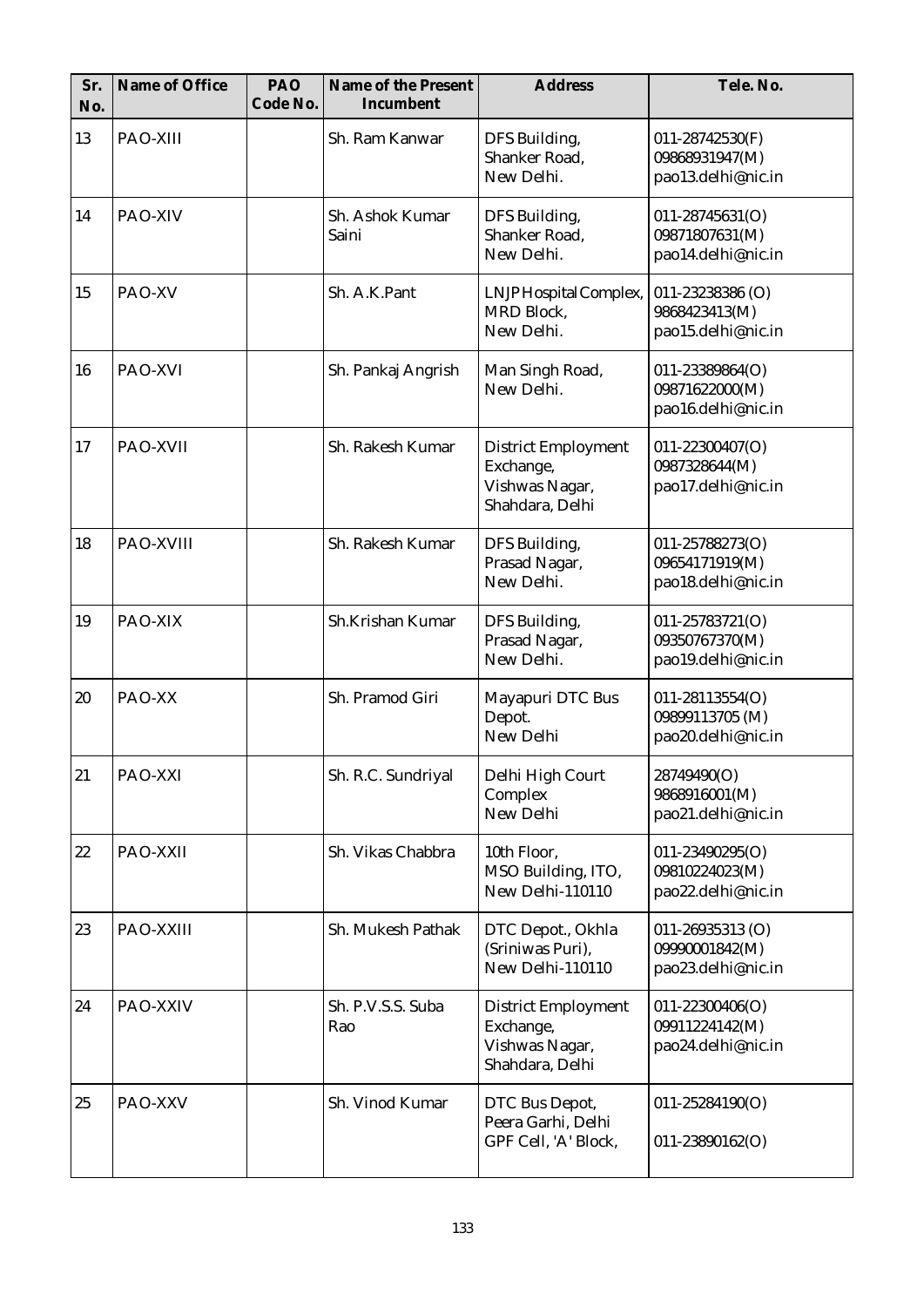| Sr. No. | Name of Office | PAO Code No. | Name of the Present Incumbent | Address | Tele. No. |
|---|---|---|---|---|---|
| 13 | PAO-XIII | | Sh. Ram Kanwar | DFS Building, Shanker Road, New Delhi. | 011-28742530(F) 09868931947(M) pao13.delhi@nic.in |
| 14 | PAO-XIV | | Sh. Ashok Kumar Saini | DFS Building, Shanker Road, New Delhi. | 011-28745631(O) 09871807631(M) pao14.delhi@nic.in |
| 15 | PAO-XV | | Sh. A.K.Pant | LNJP Hospital Complex, MRD Block, New Delhi. | 011-23238386 (O) 9868423413(M) pao15.delhi@nic.in |
| 16 | PAO-XVI | | Sh. Pankaj Angrish | Man Singh Road, New Delhi. | 011-23389864(O) 09871622000(M) pao16.delhi@nic.in |
| 17 | PAO-XVII | | Sh. Rakesh Kumar | District Employment Exchange, Vishwas Nagar, Shahdara, Delhi | 011-22300407(O) 0987328644(M) pao17.delhi@nic.in |
| 18 | PAO-XVIII | | Sh. Rakesh Kumar | DFS Building, Prasad Nagar, New Delhi. | 011-25788273(O) 09654171919(M) pao18.delhi@nic.in |
| 19 | PAO-XIX | | Sh.Krishan Kumar | DFS Building, Prasad Nagar, New Delhi. | 011-25783721(O) 09350767370(M) pao19.delhi@nic.in |
| 20 | PAO-XX | | Sh. Pramod Giri | Mayapuri DTC Bus Depot. New Delhi | 011-28113554(O) 09899113705 (M) pao20.delhi@nic.in |
| 21 | PAO-XXI | | Sh. R.C. Sundriyal | Delhi High Court Complex New Delhi | 28749490(O) 9868916001(M) pao21.delhi@nic.in |
| 22 | PAO-XXII | | Sh. Vikas Chabbra | 10th Floor, MSO Building, ITO, New Delhi-110110 | 011-23490295(O) 09810224023(M) pao22.delhi@nic.in |
| 23 | PAO-XXIII | | Sh. Mukesh Pathak | DTC Depot., Okhla (Sriniwas Puri), New Delhi-110110 | 011-26935313 (O) 09990001842(M) pao23.delhi@nic.in |
| 24 | PAO-XXIV | | Sh. P.V.S.S. Suba Rao | District Employment Exchange, Vishwas Nagar, Shahdara, Delhi | 011-22300406(O) 09911224142(M) pao24.delhi@nic.in |
| 25 | PAO-XXV | | Sh. Vinod Kumar | DTC Bus Depot, Peera Garhi, Delhi GPF Cell, 'A' Block, | 011-25284190(O) 011-23890162(O) |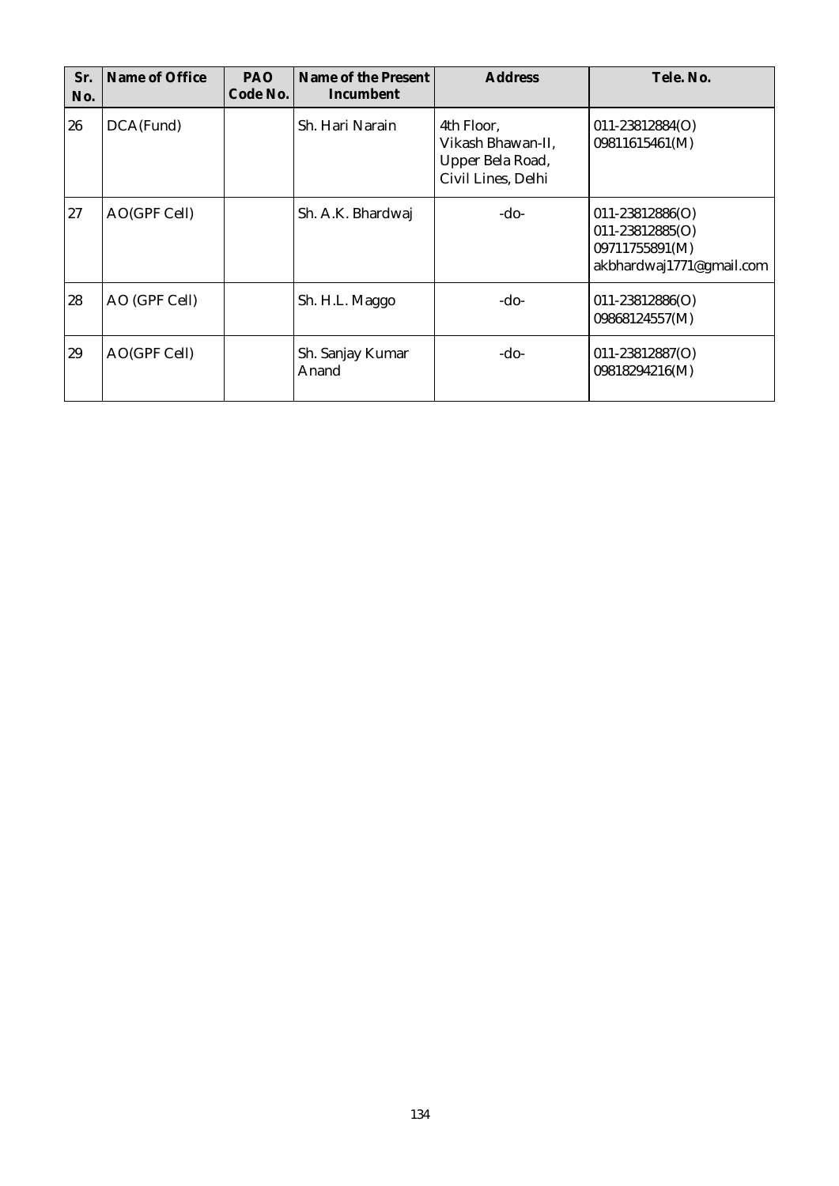| Sr. No. | Name of Office | PAO Code No. | Name of the Present Incumbent | Address | Tele. No. |
|---|---|---|---|---|---|
| 26 | DCA(Fund) | | Sh. Hari Narain | 4th Floor, Vikash Bhawan-II, Upper Bela Road, Civil Lines, Delhi | 011-23812884(O) 09811615461(M) |
| 27 | AO(GPF Cell) | | Sh. A.K. Bhardwaj | -do- | 011-23812886(O) 011-23812885(O) 09711755891(M) akbhardwaj1771@gmail.com |
| 28 | AO (GPF Cell) | | Sh. H.L. Maggo | -do- | 011-23812886(O) 09868124557(M) |
| 29 | AO(GPF Cell) | | Sh. Sanjay Kumar Anand | -do- | 011-23812887(O) 09818294216(M) |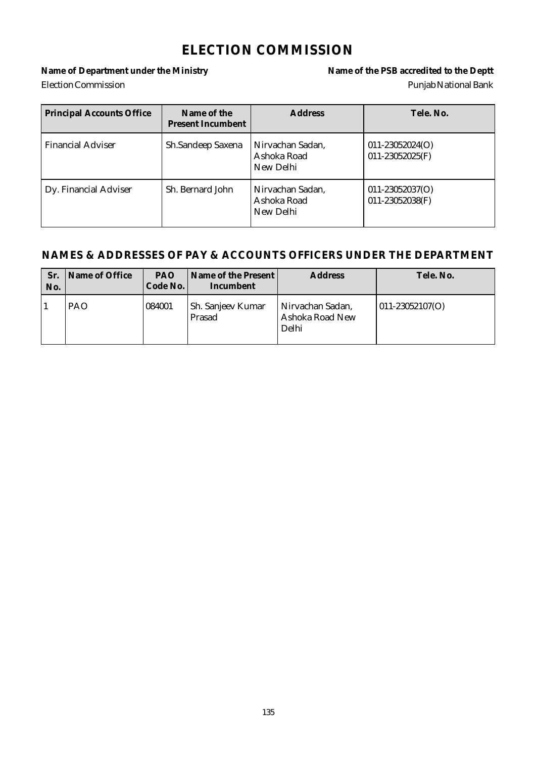# ELECTION COMMISSION

**Name of Department under the Ministry**
Election Commission

**Name of the PSB accredited to the Deptt**
Punjab National Bank

| Principal Accounts Office | Name of the Present Incumbent | Address | Tele. No. |
|---|---|---|---|
| Financial Adviser | Sh.Sandeep Saxena | Nirvachan Sadan, Ashoka Road New Delhi | 011-23052024(O) 011-23052025(F) |
| Dy. Financial Adviser | Sh. Bernard John | Nirvachan Sadan, Ashoka Road New Delhi | 011-23052037(O) 011-23052038(F) |

## NAMES & ADDRESSES OF PAY & ACCOUNTS OFFICERS UNDER THE DEPARTMENT

| Sr. No. | Name of Office | PAO Code No. | Name of the Present Incumbent | Address | Tele. No. |
|---|---|---|---|---|---|
| 1 | PAO | 084001 | Sh. Sanjeev Kumar Prasad | Nirvachan Sadan, Ashoka Road New Delhi | 011-23052107(O) |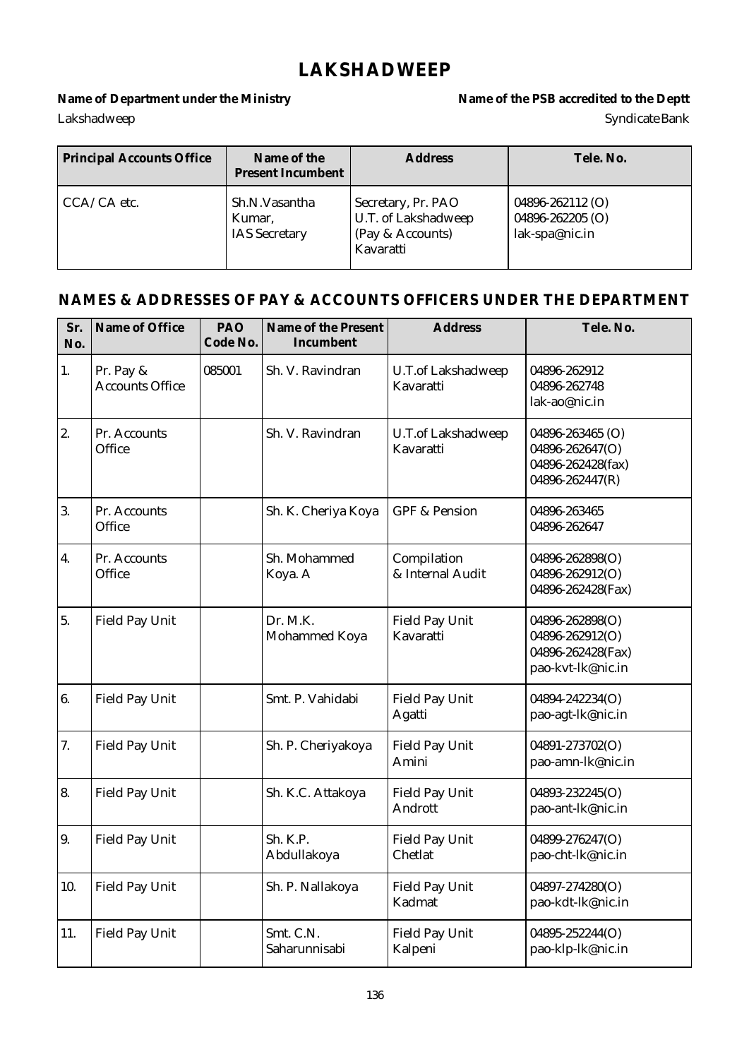# LAKSHADWEEP

| **Name of Department under the Ministry** | **Name of the PSB accredited to the Deptt** |
|---|---|
| Lakshadweep | Syndicate Bank |

| Principal Accounts Office | Name of the Present Incumbent | Address | Tele. No. |
|---|---|---|---|
| CCA/CA etc. | Sh.N.Vasantha Kumar, IAS Secretary | Secretary, Pr. PAO U.T. of Lakshadweep (Pay & Accounts) Kavaratti | 04896-262112 (O) 04896-262205 (O) lak-spa@nic.in |

## NAMES & ADDRESSES OF PAY & ACCOUNTS OFFICERS UNDER THE DEPARTMENT

| Sr. No. | Name of Office | PAO Code No. | Name of the Present Incumbent | Address | Tele. No. |
|---|---|---|---|---|---|
| 1. | Pr. Pay & Accounts Office | 085001 | Sh. V. Ravindran | U.T.of Lakshadweep Kavaratti | 04896-262912 04896-262748 lak-ao@nic.in |
| 2. | Pr. Accounts Office | | Sh. V. Ravindran | U.T.of Lakshadweep Kavaratti | 04896-263465 (O) 04896-262647(O) 04896-262428(fax) 04896-262447(R) |
| 3. | Pr. Accounts Office | | Sh. K. Cheriya Koya | GPF & Pension | 04896-263465 04896-262647 |
| 4. | Pr. Accounts Office | | Sh. Mohammed Koya. A | Compilation & Internal Audit | 04896-262898(O) 04896-262912(O) 04896-262428(Fax) |
| 5. | Field Pay Unit | | Dr. M.K. Mohammed Koya | Field Pay Unit Kavaratti | 04896-262898(O) 04896-262912(O) 04896-262428(Fax) pao-kvt-lk@nic.in |
| 6. | Field Pay Unit | | Smt. P. Vahidabi | Field Pay Unit Agatti | 04894-242234(O) pao-agt-lk@nic.in |
| 7. | Field Pay Unit | | Sh. P. Cheriyakoya | Field Pay Unit Amini | 04891-273702(O) pao-amn-lk@nic.in |
| 8. | Field Pay Unit | | Sh. K.C. Attakoya | Field Pay Unit Andrott | 04893-232245(O) pao-ant-lk@nic.in |
| 9. | Field Pay Unit | | Sh. K.P. Abdullakoya | Field Pay Unit Chetlat | 04899-276247(O) pao-cht-lk@nic.in |
| 10. | Field Pay Unit | | Sh. P. Nallakoya | Field Pay Unit Kadmat | 04897-274280(O) pao-kdt-lk@nic.in |
| 11. | Field Pay Unit | | Smt. C.N. Saharunnisabi | Field Pay Unit Kalpeni | 04895-252244(O) pao-klp-lk@nic.in |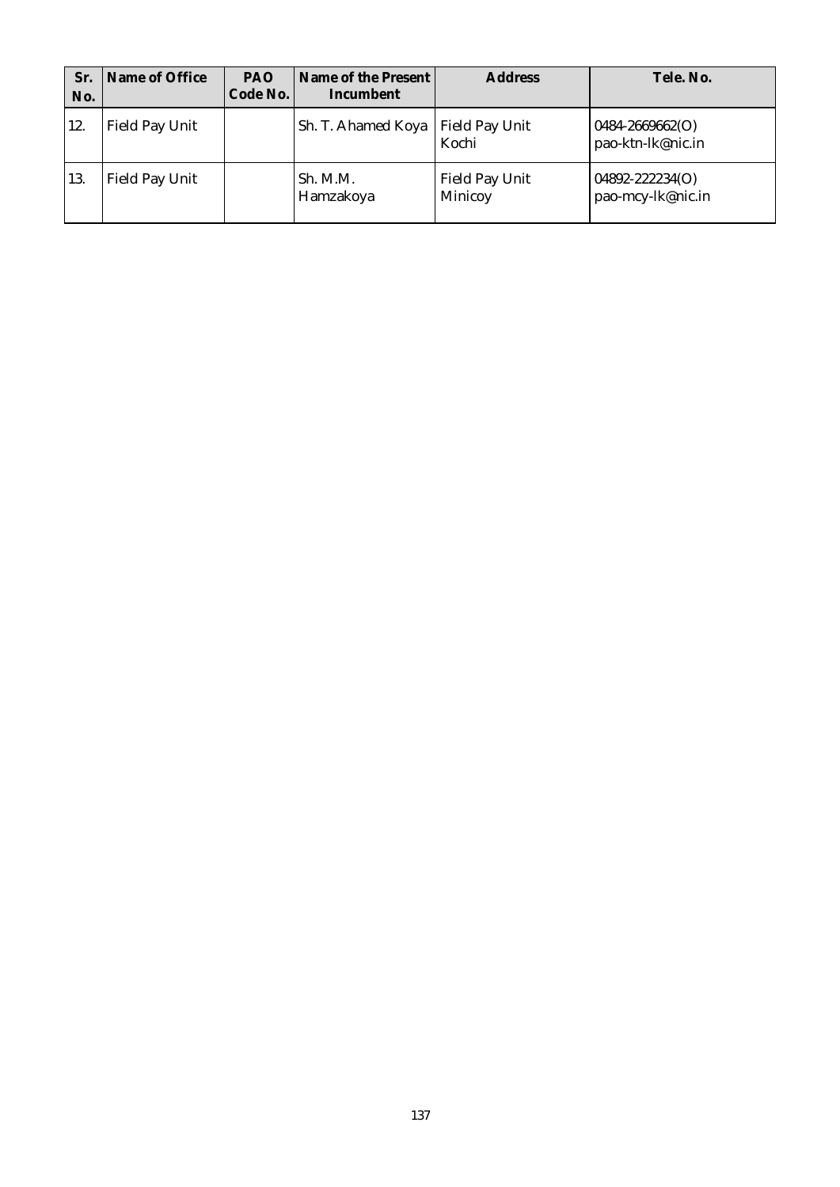| Sr. No. | Name of Office | PAO Code No. | Name of the Present Incumbent | Address | Tele. No. |
|---|---|---|---|---|---|
| 12. | Field Pay Unit | | Sh. T. Ahamed Koya | Field Pay Unit Kochi | 0484-2669662(O) pao-ktn-lk@nic.in |
| 13. | Field Pay Unit | | Sh. M.M. Hamzakoya | Field Pay Unit Minicoy | 04892-222234(O) pao-mcy-lk@nic.in |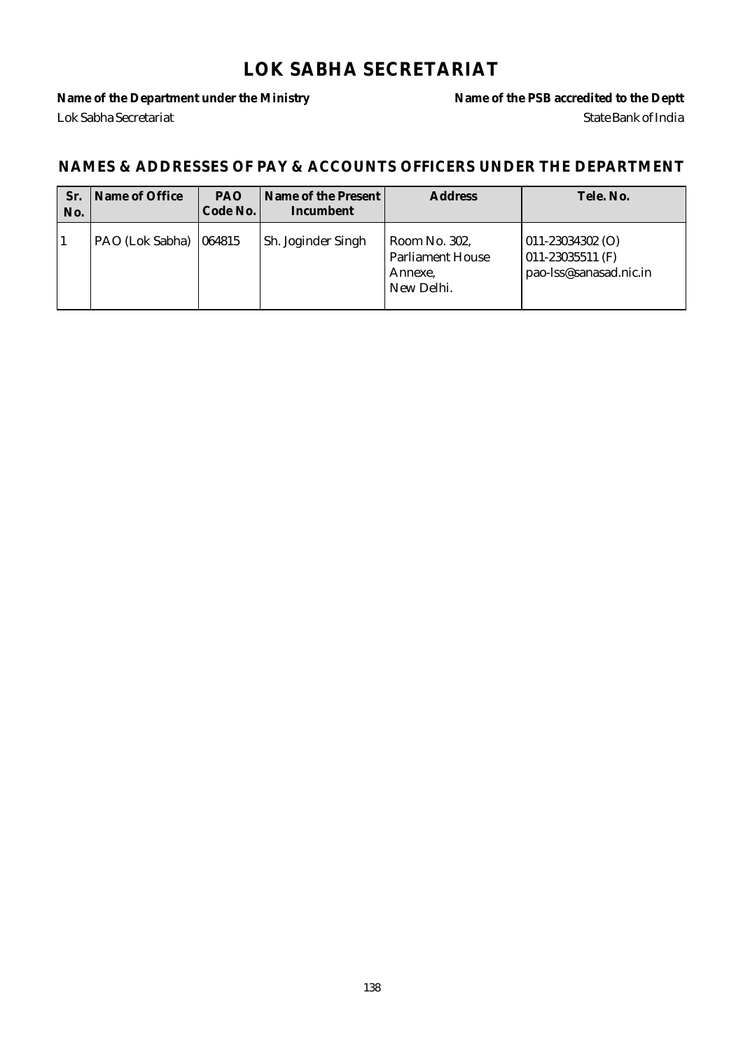# LOK SABHA SECRETARIAT

**Name of the Department under the Ministry**
Lok Sabha Secretariat

**Name of the PSB accredited to the Deptt**
State Bank of India

## NAMES & ADDRESSES OF PAY & ACCOUNTS OFFICERS UNDER THE DEPARTMENT

| Sr. No. | Name of Office | PAO Code No. | Name of the Present Incumbent | Address | Tele. No. |
|---|---|---|---|---|---|
| 1 | PAO (Lok Sabha) | 064815 | Sh. Joginder Singh | Room No. 302, Parliament House Annexe, New Delhi. | 011-23034302 (O) 011-23035511 (F) pao-lss@sanasad.nic.in |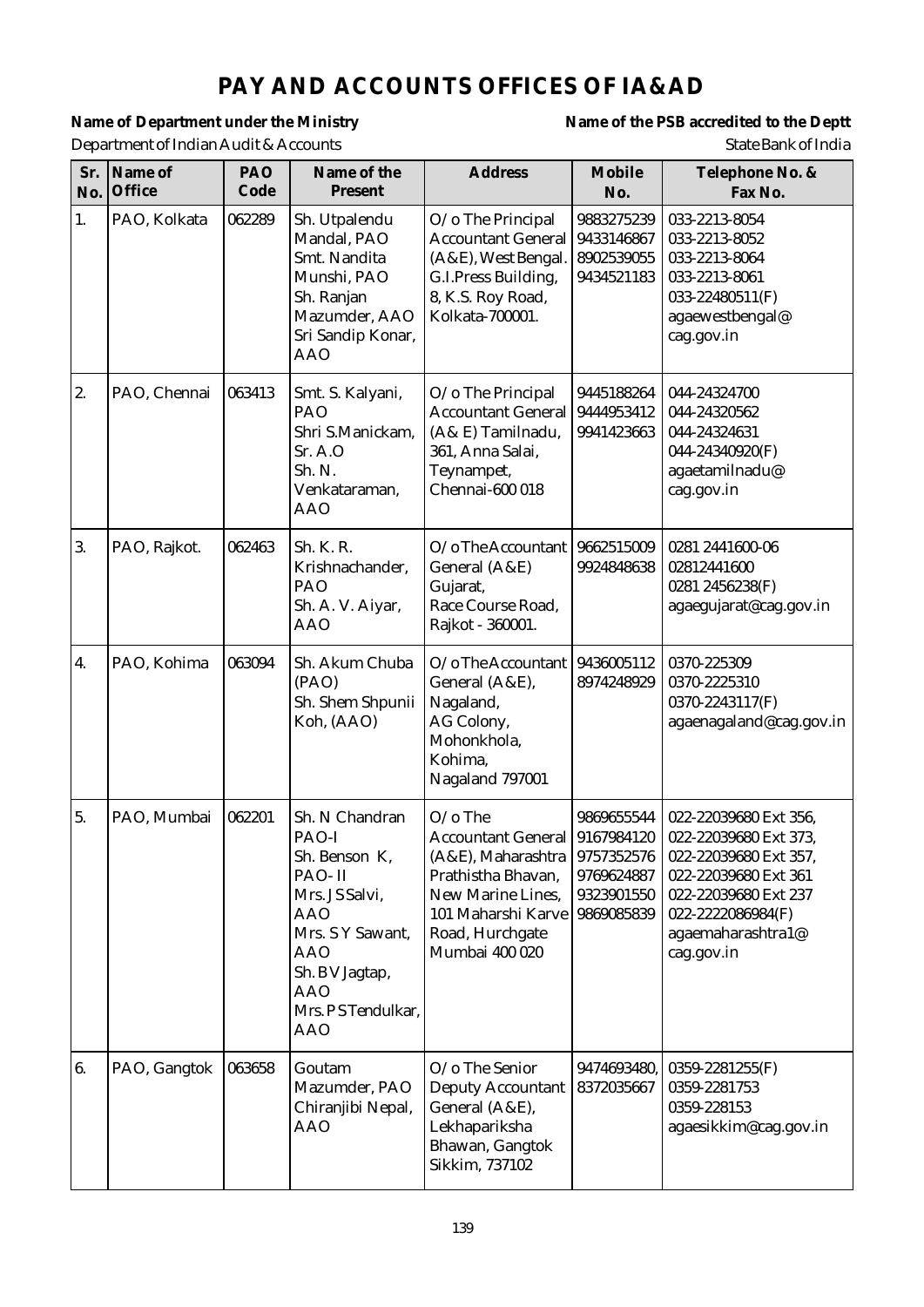# PAY AND ACCOUNTS OFFICES OF IA&AD

**Name of Department under the Ministry** — Department of Indian Audit & Accounts

**Name of the PSB accredited to the Deptt** — State Bank of India

| Sr. No. | Name of Office | PAO Code | Name of the Present | Address | Mobile No. | Telephone No. & Fax No. |
|---|---|---|---|---|---|---|
| 1. | PAO, Kolkata | 062289 | Sh. Utpalendu Mandal, PAO<br>Smt. Nandita Munshi, PAO<br>Sh. Ranjan Mazumder, AAO<br>Sri Sandip Konar, AAO | O/o The Principal Accountant General (A&E), West Bengal. G.I.Press Building, 8, K.S. Roy Road, Kolkata-700001. | 9883275239<br>9433146867<br>8902539055<br>9434521183 | 033-2213-8054<br>033-2213-8052<br>033-2213-8064<br>033-2213-8061<br>033-22480511(F)<br>agaewestbengal@cag.gov.in |
| 2. | PAO, Chennai | 063413 | Smt. S. Kalyani, PAO<br>Shri S.Manickam, Sr. A.O<br>Sh. N. Venkataraman, AAO | O/o The Principal Accountant General (A& E) Tamilnadu, 361, Anna Salai, Teynampet, Chennai-600 018 | 9445188264<br>9444953412<br>9941423663 | 044-24324700<br>044-24320562<br>044-24324631<br>044-24340920(F)<br>agaetamilnadu@cag.gov.in |
| 3. | PAO, Rajkot. | 062463 | Sh. K. R. Krishnachander, PAO<br>Sh. A. V. Aiyar, AAO | O/o The Accountant General (A&E) Gujarat, Race Course Road, Rajkot - 360001. | 9662515009<br>9924848638 | 0281 2441600-06<br>02812441600<br>0281 2456238(F)<br>agaegujarat@cag.gov.in |
| 4. | PAO, Kohima | 063094 | Sh. Akum Chuba (PAO)<br>Sh. Shem Shpunii Koh, (AAO) | O/o The Accountant General (A&E), Nagaland, AG Colony, Mohonkhola, Kohima, Nagaland 797001 | 9436005112<br>8974248929 | 0370-225309<br>0370-2225310<br>0370-2243117(F)<br>agaenagaland@cag.gov.in |
| 5. | PAO, Mumbai | 062201 | Sh. N Chandran PAO-I<br>Sh. Benson K, PAO- II<br>Mrs. J S Salvi, AAO<br>Mrs. S Y Sawant, AAO<br>Sh. B V Jagtap, AAO<br>Mrs. P S Tendulkar, AAO | O/o The Accountant General (A&E), Maharashtra Prathistha Bhavan, New Marine Lines, 101 Maharshi Karve Road, Hurchgate Mumbai 400 020 | 9869655544<br>9167984120<br>9757352576<br>9769624887<br>9323901550<br>9869085839 | 022-22039680 Ext 356,<br>022-22039680 Ext 373,<br>022-22039680 Ext 357,<br>022-22039680 Ext 361<br>022-22039680 Ext 237<br>022-2222086984(F)<br>agaemaharashtra1@cag.gov.in |
| 6. | PAO, Gangtok | 063658 | Goutam Mazumder, PAO<br>Chiranjibi Nepal, AAO | O/o The Senior Deputy Accountant General (A&E), Lekhapariksha Bhawan, Gangtok Sikkim, 737102 | 9474693480,<br>8372035667 | 0359-2281255(F)<br>0359-2281753<br>0359-228153<br>agaesikkim@cag.gov.in |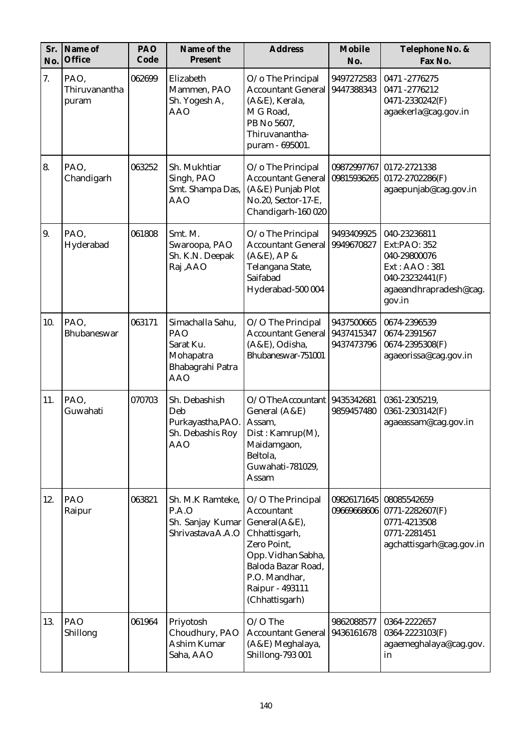| Sr. No. | Name of Office | PAO Code | Name of the Present | Address | Mobile No. | Telephone No. & Fax No. |
|---|---|---|---|---|---|---|
| 7. | PAO, Thiruvananthapuram | 062699 | Elizabeth Mammen, PAO Sh. Yogesh A, AAO | O/o The Principal Accountant General (A&E), Kerala, M G Road, PB No 5607, Thiruvananthapuram - 695001. | 9497272583 9447388343 | 0471 -2776275 0471 -2776212 0471-2330242(F) agaekerla@cag.gov.in |
| 8. | PAO, Chandigarh | 063252 | Sh. Mukhtiar Singh, PAO Smt. Shampa Das, AAO | O/o The Principal Accountant General (A&E) Punjab Plot No.20, Sector-17-E, Chandigarh-160 020 | 09872997767 09815936265 | 0172-2721338 0172-2702286(F) agaepunjab@cag.gov.in |
| 9. | PAO, Hyderabad | 061808 | Smt. M. Swaroopa, PAO Sh. K.N. Deepak Raj ,AAO | O/o The Principal Accountant General (A&E), AP & Telangana State, Saifabad Hyderabad-500 004 | 9493409925 9949670827 | 040-23236811 Ext:PAO: 352 040-29800076 Ext : AAO : 381 040-23232441(F) agaeandhrapradesh@cag.gov.in |
| 10. | PAO, Bhubaneswar | 063171 | Simachalla Sahu, PAO Sarat Ku. Mohapatra Bhabagrahi Patra AAO | O/O The Principal Accountant General (A&E), Odisha, Bhubaneswar-751001 | 9437500665 9437415347 9437473796 | 0674-2396539 0674-2391567 0674-2395308(F) agaeorissa@cag.gov.in |
| 11. | PAO, Guwahati | 070703 | Sh. Debashish Deb Purkayastha,PAO. Sh. Debashis Roy AAO | O/O TheAccountant General (A&E) Assam, Dist : Kamrup(M), Maidamgaon, Beltola, Guwahati-781029, Assam | 9435342681 9859457480 | 0361-2305219, 0361-2303142(F) agaeassam@cag.gov.in |
| 12. | PAO Raipur | 063821 | Sh. M.K Ramteke, P.A.O Sh. Sanjay Kumar Shrivastava A.A.O | O/O The Principal Accountant General(A&E), Chhattisgarh, Zero Point, Opp. Vidhan Sabha, Baloda Bazar Road, P.O. Mandhar, Raipur - 493111 (Chhattisgarh) | 09826171645 09669668606 | 08085542659 0771-2282607(F) 0771-4213508 0771-2281451 agchattisgarh@cag.gov.in |
| 13. | PAO Shillong | 061964 | Priyotosh Choudhury, PAO Ashim Kumar Saha, AAO | O/O The Accountant General (A&E) Meghalaya, Shillong-793 001 | 9862088577 9436161678 | 0364-2222657 0364-2223103(F) agaemeghalaya@cag.gov.in |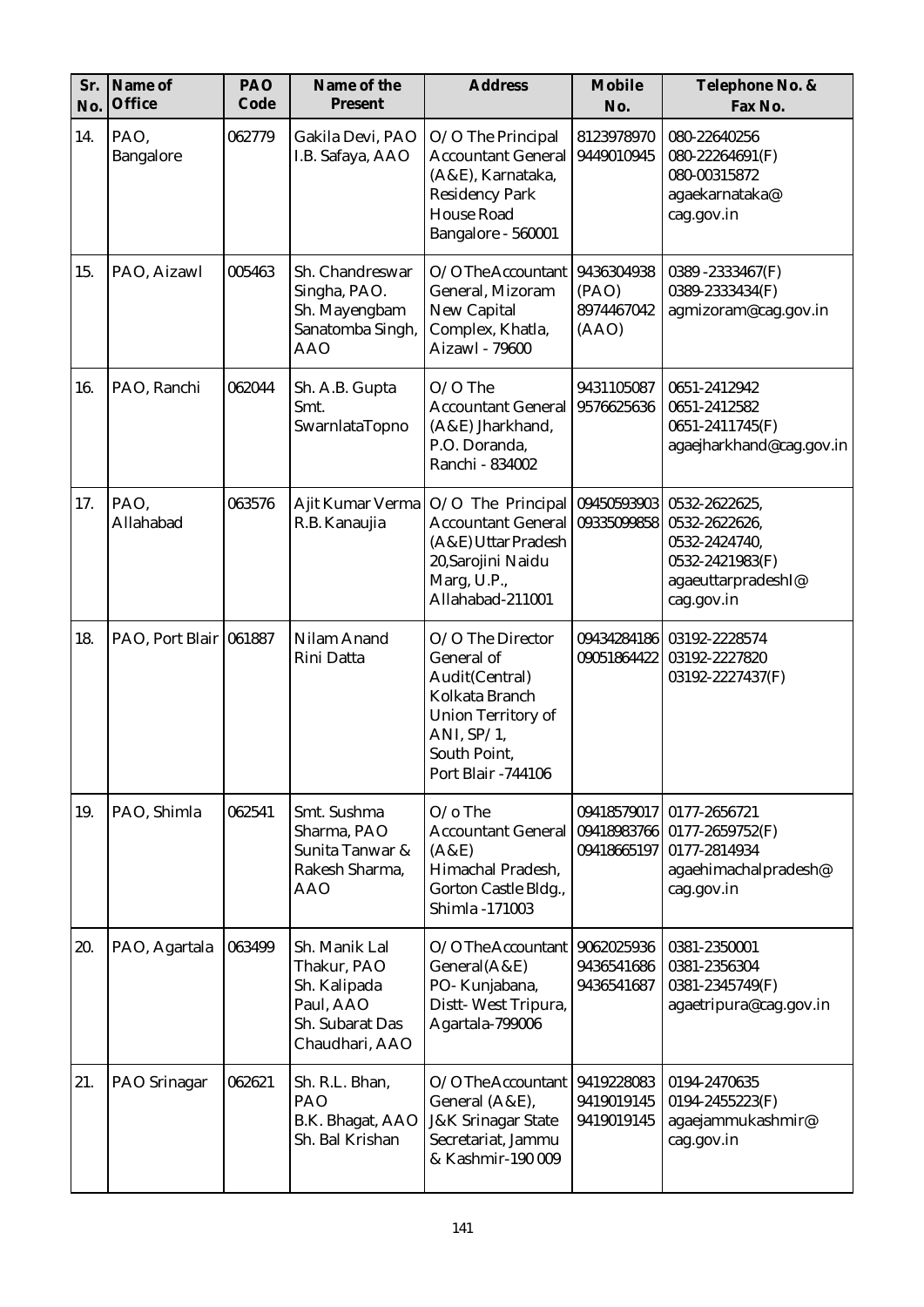| Sr. No. | Name of Office | PAO Code | Name of the Present | Address | Mobile No. | Telephone No. & Fax No. |
|---|---|---|---|---|---|---|
| 14. | PAO, Bangalore | 062779 | Gakila Devi, PAO I.B. Safaya, AAO | O/O The Principal Accountant General (A&E), Karnataka, Residency Park House Road Bangalore - 560001 | 8123978970 9449010945 | 080-22640256 080-22264691(F) 080-00315872 agaekarnataka@cag.gov.in |
| 15. | PAO, Aizawl | 005463 | Sh. Chandreswar Singha, PAO. Sh. Mayengbam Sanatomba Singh, AAO | O/O TheAccountant General, Mizoram New Capital Complex, Khatla, Aizawl - 79600 | 9436304938 (PAO) 8974467042 (AAO) | 0389 -2333467(F) 0389-2333434(F) agmizoram@cag.gov.in |
| 16. | PAO, Ranchi | 062044 | Sh. A.B. Gupta Smt. SwarnlataTopno | O/O The Accountant General (A&E) Jharkhand, P.O. Doranda, Ranchi - 834002 | 9431105087 9576625636 | 0651-2412942 0651-2412582 0651-2411745(F) agaejharkhand@cag.gov.in |
| 17. | PAO, Allahabad | 063576 | Ajit Kumar Verma R.B. Kanaujia | O/O The Principal Accountant General (A&E) Uttar Pradesh 20,Sarojini Naidu Marg, U.P., Allahabad-211001 | 09450593903 09335099858 | 0532-2622625, 0532-2622626, 0532-2424740, 0532-2421983(F) agaeuttarpradeshI@cag.gov.in |
| 18. | PAO, Port Blair | 061887 | Nilam Anand Rini Datta | O/O The Director General of Audit(Central) Kolkata Branch Union Territory of ANI, SP/1, South Point, Port Blair -744106 | 09434284186 09051864422 | 03192-2228574 03192-2227820 03192-2227437(F) |
| 19. | PAO, Shimla | 062541 | Smt. Sushma Sharma, PAO Sunita Tanwar & Rakesh Sharma, AAO | O/o The Accountant General (A&E) Himachal Pradesh, Gorton Castle Bldg., Shimla -171003 | 09418579017 09418983766 09418665197 | 0177-2656721 0177-2659752(F) 0177-2814934 agaehimachalpradesh@cag.gov.in |
| 20. | PAO, Agartala | 063499 | Sh. Manik Lal Thakur, PAO Sh. Kalipada Paul, AAO Sh. Subarat Das Chaudhari, AAO | O/O TheAccountant General(A&E) PO- Kunjabana, Distt- West Tripura, Agartala-799006 | 9062025936 9436541686 9436541687 | 0381-2350001 0381-2356304 0381-2345749(F) agaetripura@cag.gov.in |
| 21. | PAO Srinagar | 062621 | Sh. R.L. Bhan, PAO B.K. Bhagat, AAO Sh. Bal Krishan | O/O TheAccountant General (A&E), J&K Srinagar State Secretariat, Jammu & Kashmir-190 009 | 9419228083 9419019145 9419019145 | 0194-2470635 0194-2455223(F) agaejammukashmir@cag.gov.in |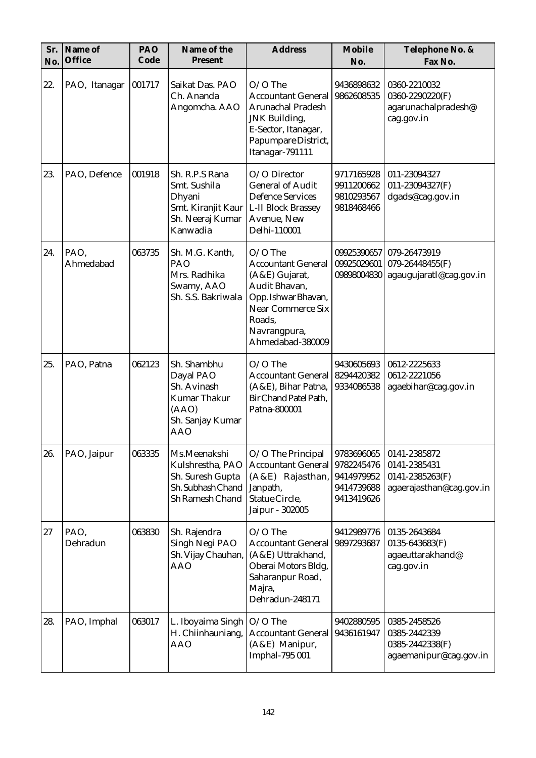| Sr. No. | Name of Office | PAO Code | Name of the Present | Address | Mobile No. | Telephone No. & Fax No. |
|---|---|---|---|---|---|---|
| 22. | PAO, Itanagar | 001717 | Saikat Das. PAO<br>Ch. Ananda Angomcha. AAO | O/O The Accountant General Arunachal Pradesh JNK Building, E-Sector, Itanagar, Papumpare District, Itanagar-791111 | 9436898632<br>9862608535 | 0360-2210032<br>0360-2290220(F)<br>agarunachalpradesh@cag.gov.in |
| 23. | PAO, Defence | 001918 | Sh. R.P.S Rana<br>Smt. Sushila Dhyani<br>Smt. Kiranjit Kaur<br>Sh. Neeraj Kumar Kanwadia | O/O Director General of Audit Defence Services L-II Block Brassey Avenue, New Delhi-110001 | 9717165928<br>9911200662<br>9810293567<br>9818468466 | 011-23094327<br>011-23094327(F)<br>dgads@cag.gov.in |
| 24. | PAO, Ahmedabad | 063735 | Sh. M.G. Kanth, PAO<br>Mrs. Radhika Swamy, AAO<br>Sh. S.S. Bakriwala | O/O The Accountant General (A&E) Gujarat, Audit Bhavan, Opp.Ishwar Bhavan, Near Commerce Six Roads, Navrangpura, Ahmedabad-380009 | 09925390657<br>09925029601<br>09898004830 | 079-26473919<br>079-26448455(F)<br>agaugujaratl@cag.gov.in |
| 25. | PAO, Patna | 062123 | Sh. Shambhu Dayal PAO<br>Sh. Avinash Kumar Thakur (AAO)<br>Sh. Sanjay Kumar AAO | O/O The Accountant General (A&E), Bihar Patna, Bir Chand Patel Path, Patna-800001 | 9430605693<br>8294420382<br>9334086538 | 0612-2225633<br>0612-2221056<br>agaebihar@cag.gov.in |
| 26. | PAO, Jaipur | 063335 | Ms.Meenakshi Kulshrestha, PAO<br>Sh. Suresh Gupta<br>Sh. Subhash Chand<br>Sh Ramesh Chand | O/O The Principal Accountant General (A&E) Rajasthan, Janpath, Statue Circle, Jaipur - 302005 | 9783696065<br>9782245476<br>9414979952<br>9414739688<br>9413419626 | 0141-2385872<br>0141-2385431<br>0141-2385263(F)<br>agaerajasthan@cag.gov.in |
| 27 | PAO, Dehradun | 063830 | Sh. Rajendra Singh Negi PAO<br>Sh. Vijay Chauhan, AAO | O/O The Accountant General (A&E) Uttrakhand, Oberai Motors Bldg, Saharanpur Road, Majra, Dehradun-248171 | 9412989776<br>9897293687 | 0135-2643684<br>0135-643683(F)<br>agaeuttarakhand@cag.gov.in |
| 28. | PAO, Imphal | 063017 | L. Iboyaima Singh<br>H. Chiinhauniang, AAO | O/O The Accountant General (A&E) Manipur, Imphal-795 001 | 9402880595<br>9436161947 | 0385-2458526<br>0385-2442339<br>0385-2442338(F)<br>agaemanipur@cag.gov.in |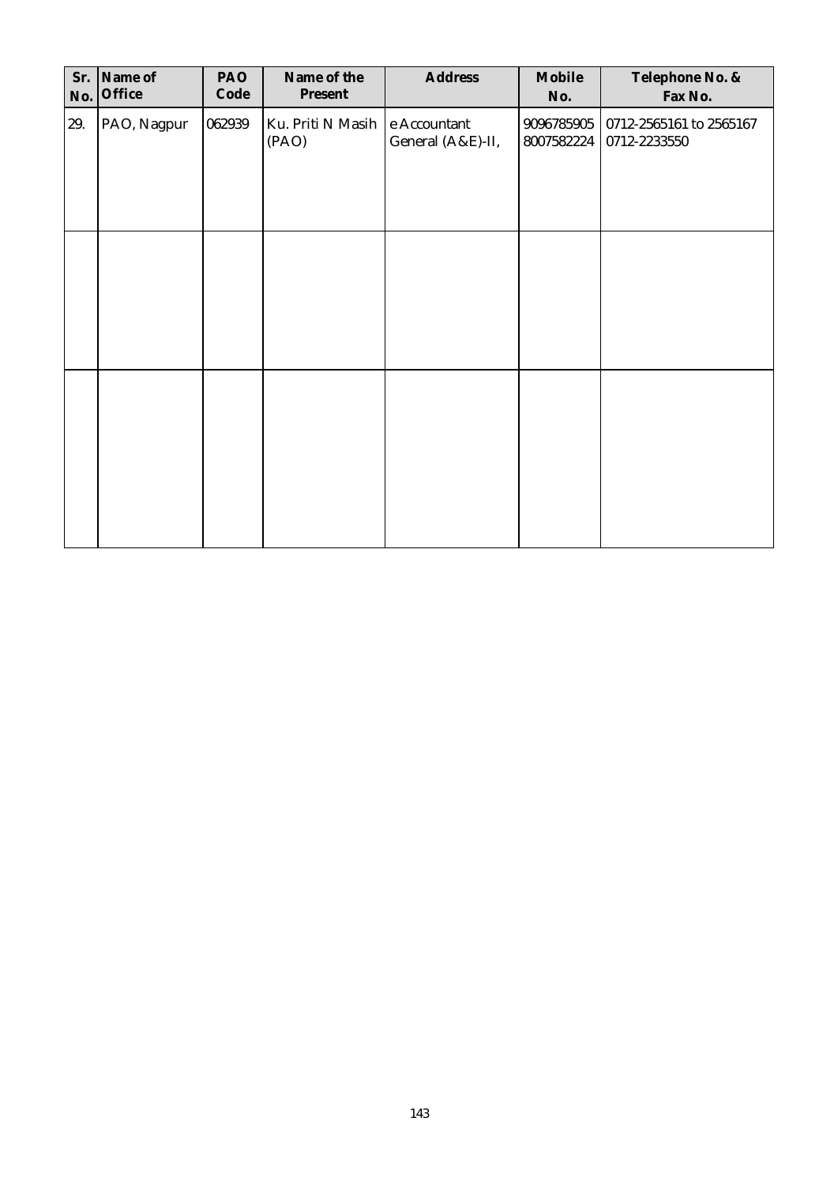| Sr. No. | Name of Office | PAO Code | Name of the Present | Address | Mobile No. | Telephone No. & Fax No. |
|---|---|---|---|---|---|---|
| 29. | PAO, Nagpur | 062939 | Ku. Priti N Masih (PAO) | e Accountant General (A&E)-II, | 9096785905 8007582224 | 0712-2565161 to 2565167 0712-2233550 |
| | | | | | | |
| | | | | | | |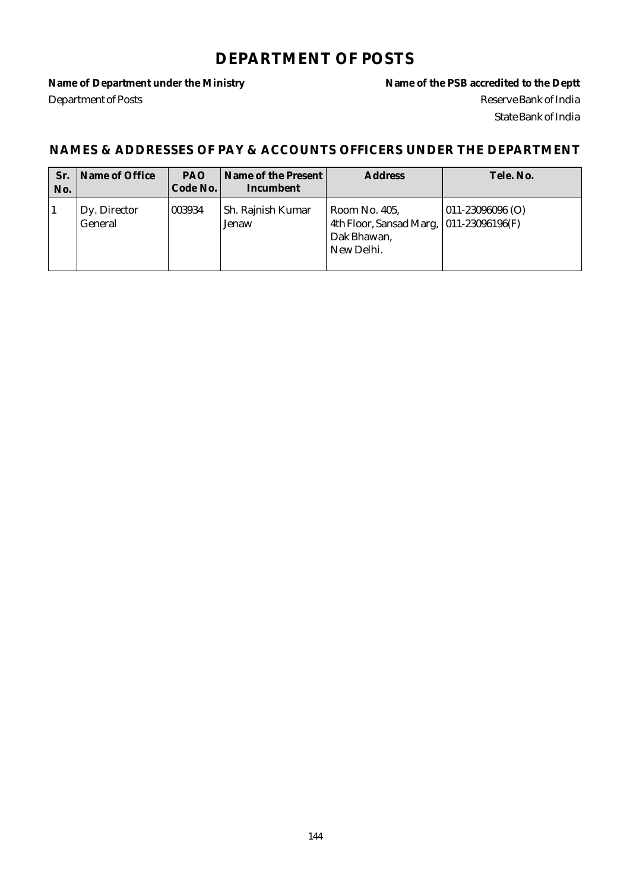# DEPARTMENT OF POSTS

**Name of Department under the Ministry**
Department of Posts

**Name of the PSB accredited to the Deptt**
Reserve Bank of India
State Bank of India

## NAMES & ADDRESSES OF PAY & ACCOUNTS OFFICERS UNDER THE DEPARTMENT

| Sr. No. | Name of Office | PAO Code No. | Name of the Present Incumbent | Address | Tele. No. |
|---|---|---|---|---|---|
| 1 | Dy. Director General | 003934 | Sh. Rajnish Kumar Jenaw | Room No. 405, 4th Floor, Sansad Marg, Dak Bhawan, New Delhi. | 011-23096096 (O) 011-23096196(F) |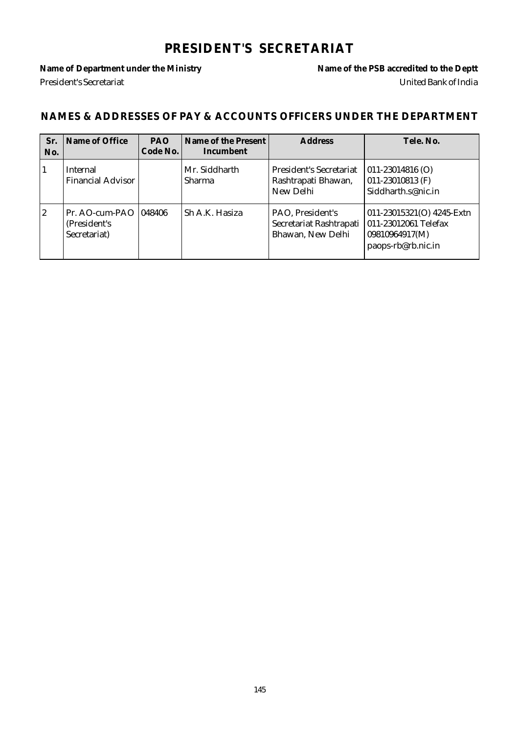# PRESIDENT'S SECRETARIAT

**Name of Department under the Ministry** — President's Secretariat

**Name of the PSB accredited to the Deptt** — United Bank of India

## NAMES & ADDRESSES OF PAY & ACCOUNTS OFFICERS UNDER THE DEPARTMENT

| Sr. No. | Name of Office | PAO Code No. | Name of the Present Incumbent | Address | Tele. No. |
|---|---|---|---|---|---|
| 1 | Internal Financial Advisor | | Mr. Siddharth Sharma | President's Secretariat Rashtrapati Bhawan, New Delhi | 011-23014816 (O) 011-23010813 (F) Siddharth.s@nic.in |
| 2 | Pr. AO-cum-PAO (President's Secretariat) | 048406 | Sh A.K. Hasiza | PAO, President's Secretariat Rashtrapati Bhawan, New Delhi | 011-23015321(O) 4245-Extn 011-23012061 Telefax 09810964917(M) paops-rb@rb.nic.in |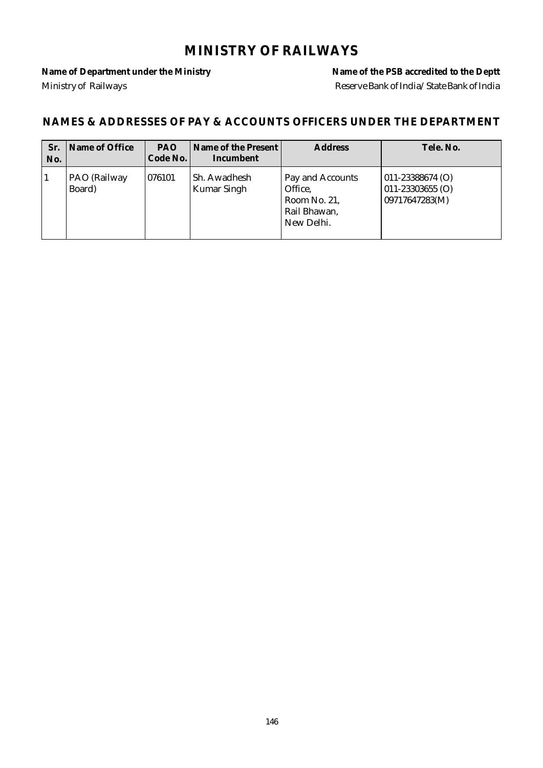# MINISTRY OF RAILWAYS

**Name of Department under the Ministry** — Ministry of Railways

**Name of the PSB accredited to the Deptt** — Reserve Bank of India/ State Bank of India

## NAMES & ADDRESSES OF PAY & ACCOUNTS OFFICERS UNDER THE DEPARTMENT

| Sr. No. | Name of Office | PAO Code No. | Name of the Present Incumbent | Address | Tele. No. |
|---|---|---|---|---|---|
| 1 | PAO (Railway Board) | 076101 | Sh. Awadhesh Kumar Singh | Pay and Accounts Office, Room No. 21, Rail Bhawan, New Delhi. | 011-23388674 (O) 011-23303655 (O) 09717647283(M) |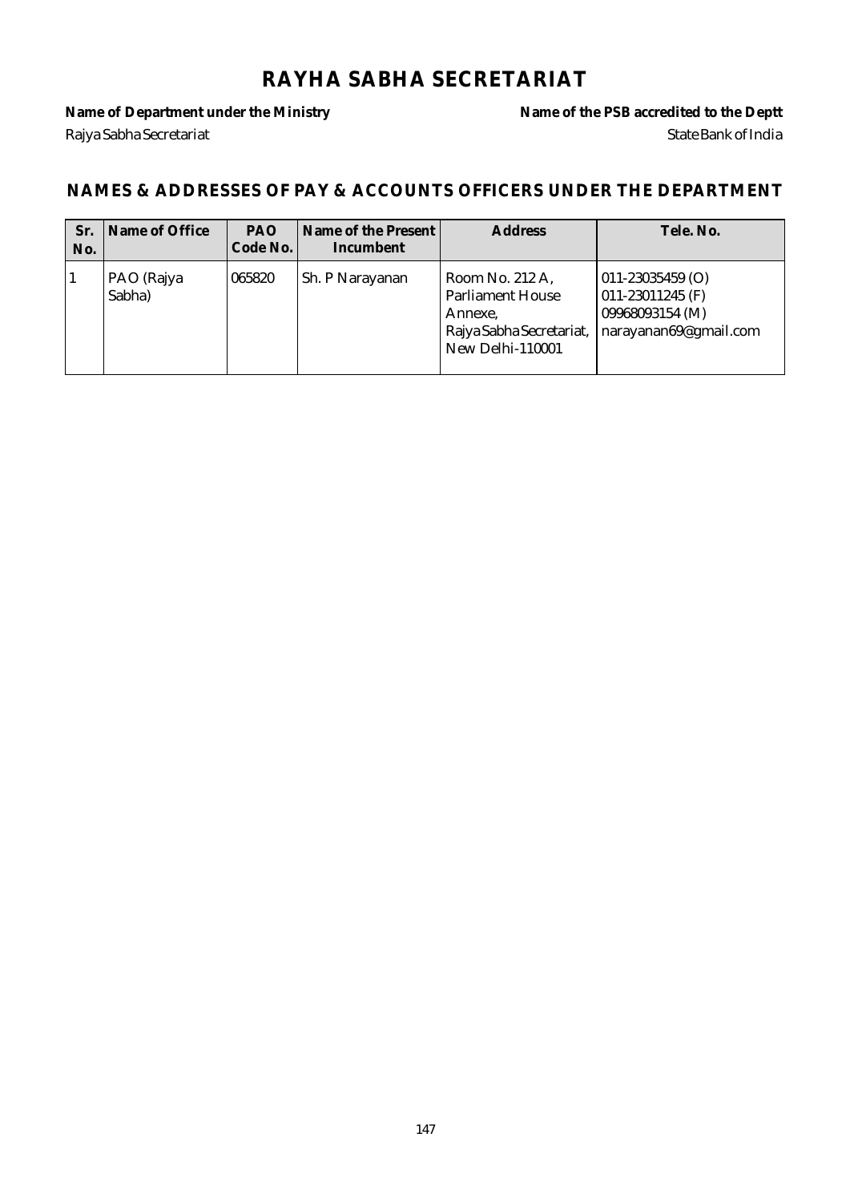# RAYHA SABHA SECRETARIAT

**Name of Department under the Ministry**
Rajya Sabha Secretariat

**Name of the PSB accredited to the Deptt**
State Bank of India

## NAMES & ADDRESSES OF PAY & ACCOUNTS OFFICERS UNDER THE DEPARTMENT

| Sr. No. | Name of Office | PAO Code No. | Name of the Present Incumbent | Address | Tele. No. |
|---|---|---|---|---|---|
| 1 | PAO (Rajya Sabha) | 065820 | Sh. P Narayanan | Room No. 212 A, Parliament House Annexe, Rajya Sabha Secretariat, New Delhi-110001 | 011-23035459 (O) 011-23011245 (F) 09968093154 (M) narayanan69@gmail.com |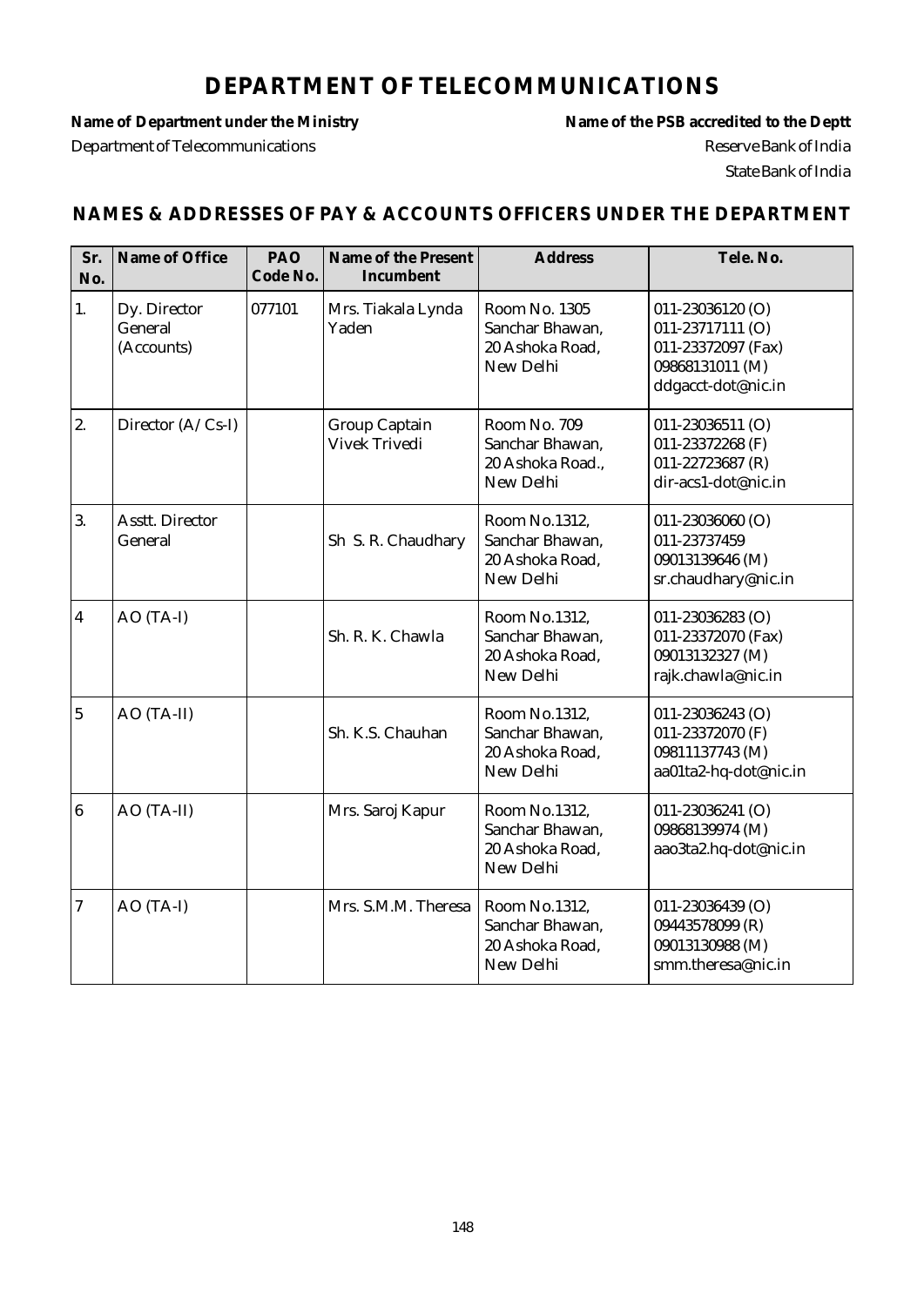# DEPARTMENT OF TELECOMMUNICATIONS

**Name of Department under the Ministry**
Department of Telecommunications

**Name of the PSB accredited to the Deptt**
Reserve Bank of India
State Bank of India

## NAMES & ADDRESSES OF PAY & ACCOUNTS OFFICERS UNDER THE DEPARTMENT

| Sr. No. | Name of Office | PAO Code No. | Name of the Present Incumbent | Address | Tele. No. |
|---|---|---|---|---|---|
| 1. | Dy. Director General (Accounts) | 077101 | Mrs. Tiakala Lynda Yaden | Room No. 1305 Sanchar Bhawan, 20 Ashoka Road, New Delhi | 011-23036120 (O) 011-23717111 (O) 011-23372097 (Fax) 09868131011 (M) ddgacct-dot@nic.in |
| 2. | Director (A/Cs-I) | | Group Captain Vivek Trivedi | Room No. 709 Sanchar Bhawan, 20 Ashoka Road., New Delhi | 011-23036511 (O) 011-23372268 (F) 011-22723687 (R) dir-acs1-dot@nic.in |
| 3. | Asstt. Director General | | Sh S. R. Chaudhary | Room No.1312, Sanchar Bhawan, 20 Ashoka Road, New Delhi | 011-23036060 (O) 011-23737459 09013139646 (M) sr.chaudhary@nic.in |
| 4 | AO (TA-I) | | Sh. R. K. Chawla | Room No.1312, Sanchar Bhawan, 20 Ashoka Road, New Delhi | 011-23036283 (O) 011-23372070 (Fax) 09013132327 (M) rajk.chawla@nic.in |
| 5 | AO (TA-II) | | Sh. K.S. Chauhan | Room No.1312, Sanchar Bhawan, 20 Ashoka Road, New Delhi | 011-23036243 (O) 011-23372070 (F) 09811137743 (M) aa01ta2-hq-dot@nic.in |
| 6 | AO (TA-II) | | Mrs. Saroj Kapur | Room No.1312, Sanchar Bhawan, 20 Ashoka Road, New Delhi | 011-23036241 (O) 09868139974 (M) aao3ta2.hq-dot@nic.in |
| 7 | AO (TA-I) | | Mrs. S.M.M. Theresa | Room No.1312, Sanchar Bhawan, 20 Ashoka Road, New Delhi | 011-23036439 (O) 09443578099 (R) 09013130988 (M) smm.theresa@nic.in |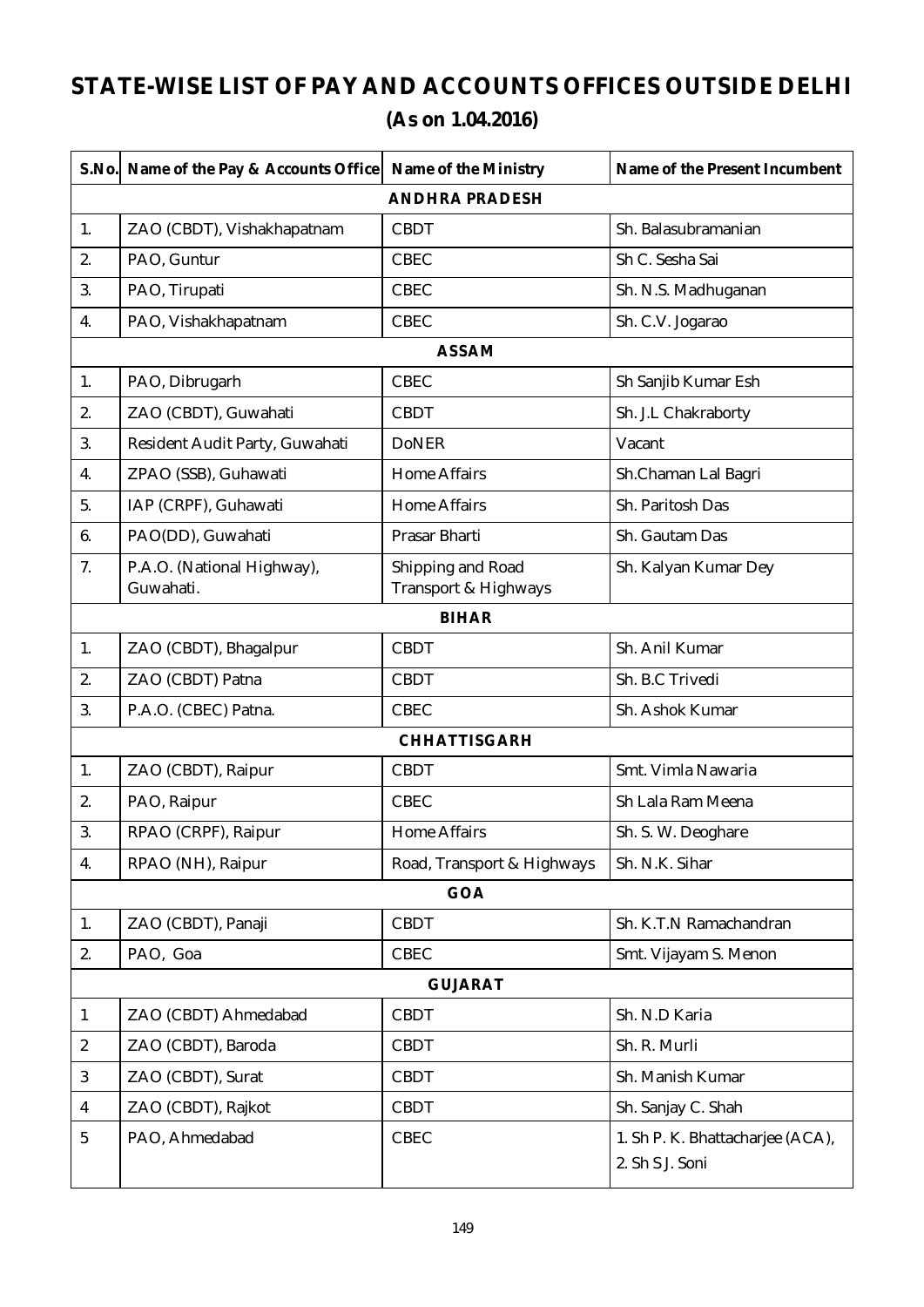# STATE-WISE LIST OF PAY AND ACCOUNTS OFFICES OUTSIDE DELHI

## (As on 1.04.2016)

| S.No. | Name of the Pay & Accounts Office | Name of the Ministry | Name of the Present Incumbent |
|---|---|---|---|
| **ANDHRA PRADESH** | | | |
| 1. | ZAO (CBDT), Vishakhapatnam | CBDT | Sh. Balasubramanian |
| 2. | PAO, Guntur | CBEC | Sh C. Sesha Sai |
| 3. | PAO, Tirupati | CBEC | Sh. N.S. Madhuganan |
| 4. | PAO, Vishakhapatnam | CBEC | Sh. C.V. Jogarao |
| **ASSAM** | | | |
| 1. | PAO, Dibrugarh | CBEC | Sh Sanjib Kumar Esh |
| 2. | ZAO (CBDT), Guwahati | CBDT | Sh. J.L Chakraborty |
| 3. | Resident Audit Party, Guwahati | DoNER | Vacant |
| 4. | ZPAO (SSB), Guhawati | Home Affairs | Sh.Chaman Lal Bagri |
| 5. | IAP (CRPF), Guhawati | Home Affairs | Sh. Paritosh Das |
| 6. | PAO(DD), Guwahati | Prasar Bharti | Sh. Gautam Das |
| 7. | P.A.O. (National Highway), Guwahati. | Shipping and Road Transport & Highways | Sh. Kalyan Kumar Dey |
| **BIHAR** | | | |
| 1. | ZAO (CBDT), Bhagalpur | CBDT | Sh. Anil Kumar |
| 2. | ZAO (CBDT) Patna | CBDT | Sh. B.C Trivedi |
| 3. | P.A.O. (CBEC) Patna. | CBEC | Sh. Ashok Kumar |
| **CHHATTISGARH** | | | |
| 1. | ZAO (CBDT), Raipur | CBDT | Smt. Vimla Nawaria |
| 2. | PAO, Raipur | CBEC | Sh Lala Ram Meena |
| 3. | RPAO (CRPF), Raipur | Home Affairs | Sh. S. W. Deoghare |
| 4. | RPAO (NH), Raipur | Road, Transport & Highways | Sh. N.K. Sihar |
| **GOA** | | | |
| 1. | ZAO (CBDT), Panaji | CBDT | Sh. K.T.N Ramachandran |
| 2. | PAO, Goa | CBEC | Smt. Vijayam S. Menon |
| **GUJARAT** | | | |
| 1 | ZAO (CBDT) Ahmedabad | CBDT | Sh. N.D Karia |
| 2 | ZAO (CBDT), Baroda | CBDT | Sh. R. Murli |
| 3 | ZAO (CBDT), Surat | CBDT | Sh. Manish Kumar |
| 4 | ZAO (CBDT), Rajkot | CBDT | Sh. Sanjay C. Shah |
| 5 | PAO, Ahmedabad | CBEC | 1. Sh P. K. Bhattacharjee (ACA), 2. Sh S J. Soni |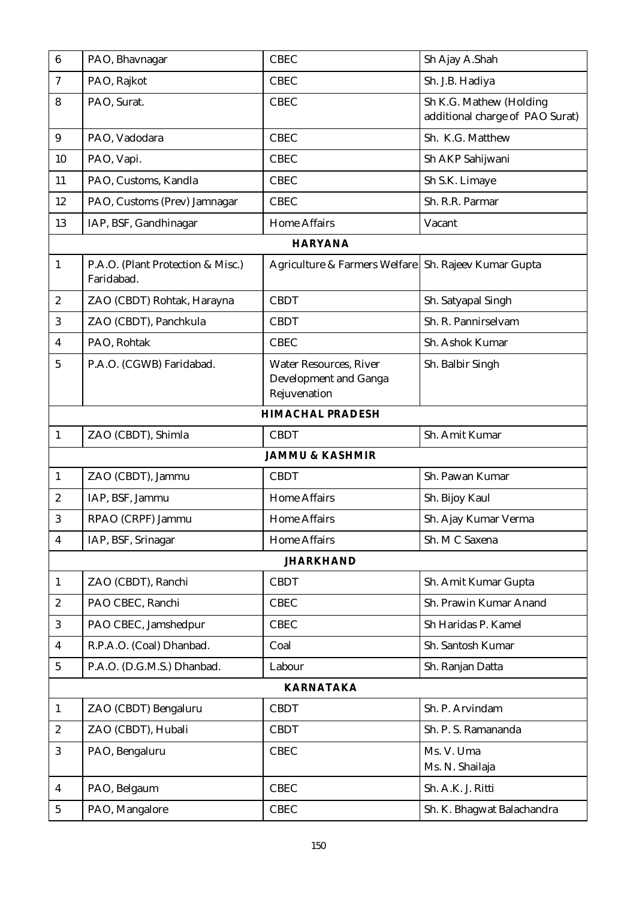| | | | |
|---|---|---|---|
| 6 | PAO, Bhavnagar | CBEC | Sh Ajay A.Shah |
| 7 | PAO, Rajkot | CBEC | Sh. J.B. Hadiya |
| 8 | PAO, Surat. | CBEC | Sh K.G. Mathew (Holding additional charge of PAO Surat) |
| 9 | PAO, Vadodara | CBEC | Sh. K.G. Matthew |
| 10 | PAO, Vapi. | CBEC | Sh AKP Sahijwani |
| 11 | PAO, Customs, Kandla | CBEC | Sh S.K. Limaye |
| 12 | PAO, Customs (Prev) Jamnagar | CBEC | Sh. R.R. Parmar |
| 13 | IAP, BSF, Gandhinagar | Home Affairs | Vacant |
| | **HARYANA** | | |
| 1 | P.A.O. (Plant Protection & Misc.) Faridabad. | Agriculture & Farmers Welfare | Sh. Rajeev Kumar Gupta |
| 2 | ZAO (CBDT) Rohtak, Harayna | CBDT | Sh. Satyapal Singh |
| 3 | ZAO (CBDT), Panchkula | CBDT | Sh. R. Pannirselvam |
| 4 | PAO, Rohtak | CBEC | Sh. Ashok Kumar |
| 5 | P.A.O. (CGWB) Faridabad. | Water Resources, River Development and Ganga Rejuvenation | Sh. Balbir Singh |
| | **HIMACHAL PRADESH** | | |
| 1 | ZAO (CBDT), Shimla | CBDT | Sh. Amit Kumar |
| | **JAMMU & KASHMIR** | | |
| 1 | ZAO (CBDT), Jammu | CBDT | Sh. Pawan Kumar |
| 2 | IAP, BSF, Jammu | Home Affairs | Sh. Bijoy Kaul |
| 3 | RPAO (CRPF) Jammu | Home Affairs | Sh. Ajay Kumar Verma |
| 4 | IAP, BSF, Srinagar | Home Affairs | Sh. M C Saxena |
| | **JHARKHAND** | | |
| 1 | ZAO (CBDT), Ranchi | CBDT | Sh. Amit Kumar Gupta |
| 2 | PAO CBEC, Ranchi | CBEC | Sh. Prawin Kumar Anand |
| 3 | PAO CBEC, Jamshedpur | CBEC | Sh Haridas P. Kamel |
| 4 | R.P.A.O. (Coal) Dhanbad. | Coal | Sh. Santosh Kumar |
| 5 | P.A.O. (D.G.M.S.) Dhanbad. | Labour | Sh. Ranjan Datta |
| | **KARNATAKA** | | |
| 1 | ZAO (CBDT) Bengaluru | CBDT | Sh. P. Arvindam |
| 2 | ZAO (CBDT), Hubali | CBDT | Sh. P. S. Ramananda |
| 3 | PAO, Bengaluru | CBEC | Ms. V. Uma<br>Ms. N. Shailaja |
| 4 | PAO, Belgaum | CBEC | Sh. A.K. J. Ritti |
| 5 | PAO, Mangalore | CBEC | Sh. K. Bhagwat Balachandra |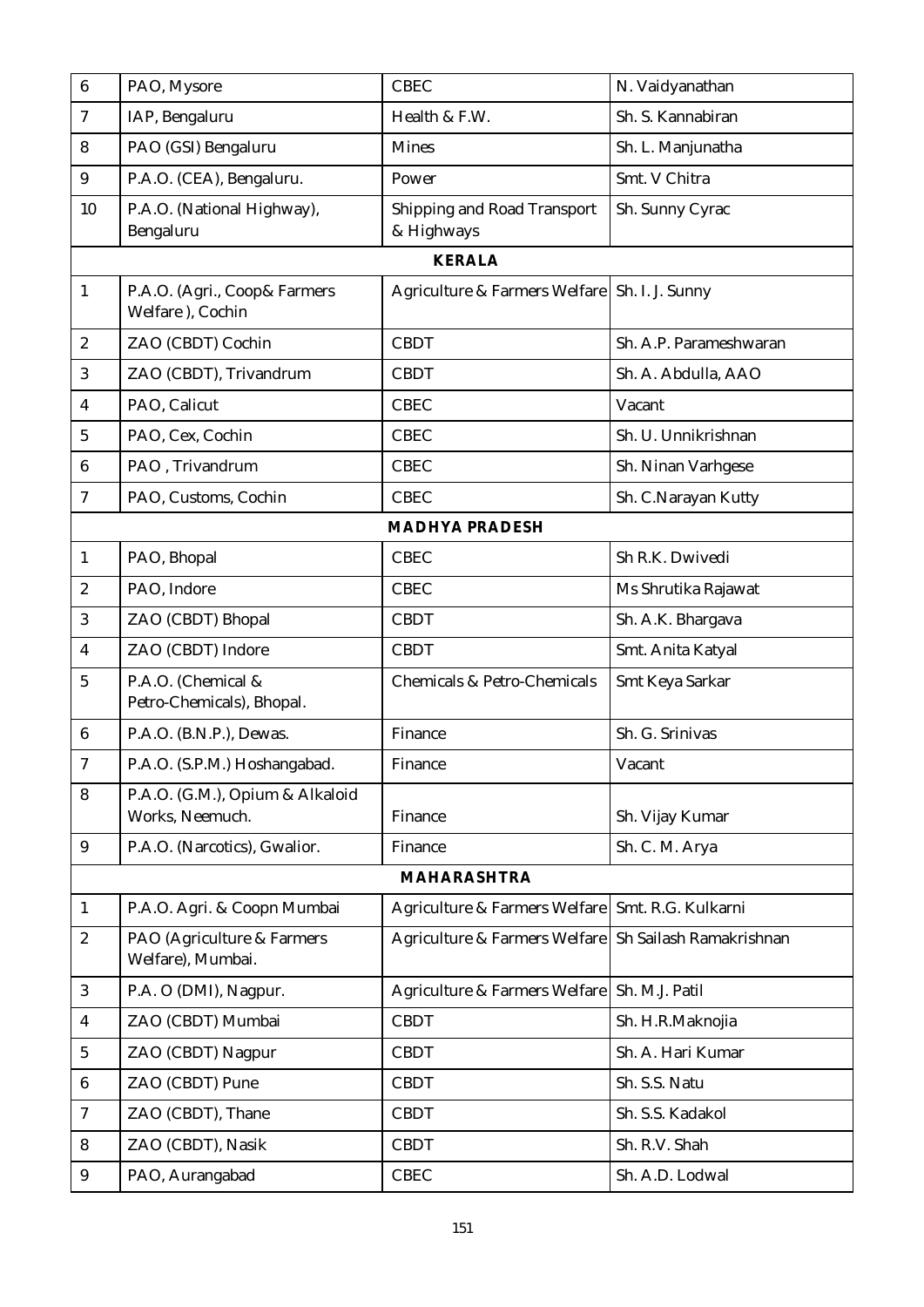| | | | |
|---|---|---|---|
| 6 | PAO, Mysore | CBEC | N. Vaidyanathan |
| 7 | IAP, Bengaluru | Health & F.W. | Sh. S. Kannabiran |
| 8 | PAO (GSI) Bengaluru | Mines | Sh. L. Manjunatha |
| 9 | P.A.O. (CEA), Bengaluru. | Power | Smt. V Chitra |
| 10 | P.A.O. (National Highway), Bengaluru | Shipping and Road Transport & Highways | Sh. Sunny Cyrac |
| | **KERALA** | | |
| 1 | P.A.O. (Agri., Coop& Farmers Welfare ), Cochin | Agriculture & Farmers Welfare | Sh. I. J. Sunny |
| 2 | ZAO (CBDT) Cochin | CBDT | Sh. A.P. Parameshwaran |
| 3 | ZAO (CBDT), Trivandrum | CBDT | Sh. A. Abdulla, AAO |
| 4 | PAO, Calicut | CBEC | Vacant |
| 5 | PAO, Cex, Cochin | CBEC | Sh. U. Unnikrishnan |
| 6 | PAO , Trivandrum | CBEC | Sh. Ninan Varhgese |
| 7 | PAO, Customs, Cochin | CBEC | Sh. C.Narayan Kutty |
| | **MADHYA PRADESH** | | |
| 1 | PAO, Bhopal | CBEC | Sh R.K. Dwivedi |
| 2 | PAO, Indore | CBEC | Ms Shrutika Rajawat |
| 3 | ZAO (CBDT) Bhopal | CBDT | Sh. A.K. Bhargava |
| 4 | ZAO (CBDT) Indore | CBDT | Smt. Anita Katyal |
| 5 | P.A.O. (Chemical & Petro-Chemicals), Bhopal. | Chemicals & Petro-Chemicals | Smt Keya Sarkar |
| 6 | P.A.O. (B.N.P.), Dewas. | Finance | Sh. G. Srinivas |
| 7 | P.A.O. (S.P.M.) Hoshangabad. | Finance | Vacant |
| 8 | P.A.O. (G.M.), Opium & Alkaloid Works, Neemuch. | Finance | Sh. Vijay Kumar |
| 9 | P.A.O. (Narcotics), Gwalior. | Finance | Sh. C. M. Arya |
| | **MAHARASHTRA** | | |
| 1 | P.A.O. Agri. & Coopn Mumbai | Agriculture & Farmers Welfare | Smt. R.G. Kulkarni |
| 2 | PAO (Agriculture & Farmers Welfare), Mumbai. | Agriculture & Farmers Welfare | Sh Sailash Ramakrishnan |
| 3 | P.A. O (DMI), Nagpur. | Agriculture & Farmers Welfare | Sh. M.J. Patil |
| 4 | ZAO (CBDT) Mumbai | CBDT | Sh. H.R.Maknojia |
| 5 | ZAO (CBDT) Nagpur | CBDT | Sh. A. Hari Kumar |
| 6 | ZAO (CBDT) Pune | CBDT | Sh. S.S. Natu |
| 7 | ZAO (CBDT), Thane | CBDT | Sh. S.S. Kadakol |
| 8 | ZAO (CBDT), Nasik | CBDT | Sh. R.V. Shah |
| 9 | PAO, Aurangabad | CBEC | Sh. A.D. Lodwal |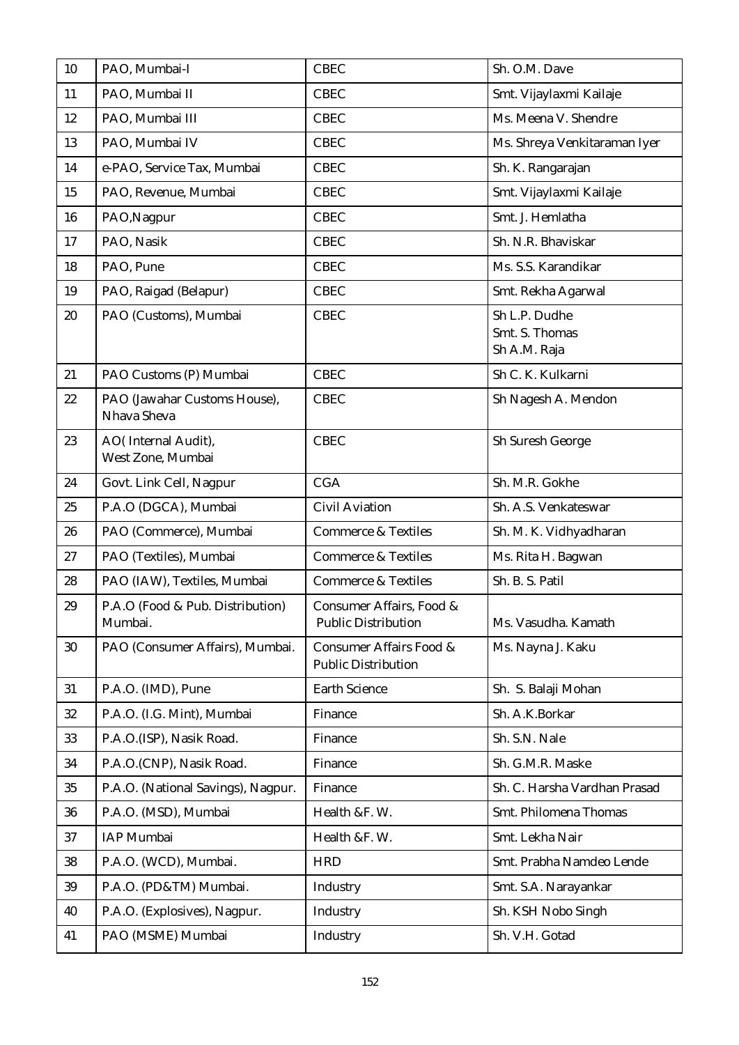| 10 | PAO, Mumbai-I | CBEC | Sh. O.M. Dave |
|---|---|---|---|
| 11 | PAO, Mumbai II | CBEC | Smt. Vijaylaxmi Kailaje |
| 12 | PAO, Mumbai III | CBEC | Ms. Meena V. Shendre |
| 13 | PAO, Mumbai IV | CBEC | Ms. Shreya Venkitaraman Iyer |
| 14 | e-PAO, Service Tax, Mumbai | CBEC | Sh. K. Rangarajan |
| 15 | PAO, Revenue, Mumbai | CBEC | Smt. Vijaylaxmi Kailaje |
| 16 | PAO,Nagpur | CBEC | Smt. J. Hemlatha |
| 17 | PAO, Nasik | CBEC | Sh. N.R. Bhaviskar |
| 18 | PAO, Pune | CBEC | Ms. S.S. Karandikar |
| 19 | PAO, Raigad (Belapur) | CBEC | Smt. Rekha Agarwal |
| 20 | PAO (Customs), Mumbai | CBEC | Sh L.P. Dudhe<br>Smt. S. Thomas<br>Sh A.M. Raja |
| 21 | PAO Customs (P) Mumbai | CBEC | Sh C. K. Kulkarni |
| 22 | PAO (Jawahar Customs House), Nhava Sheva | CBEC | Sh Nagesh A. Mendon |
| 23 | AO( Internal Audit), West Zone, Mumbai | CBEC | Sh Suresh George |
| 24 | Govt. Link Cell, Nagpur | CGA | Sh. M.R. Gokhe |
| 25 | P.A.O (DGCA), Mumbai | Civil Aviation | Sh. A.S. Venkateswar |
| 26 | PAO (Commerce), Mumbai | Commerce & Textiles | Sh. M. K. Vidhyadharan |
| 27 | PAO (Textiles), Mumbai | Commerce & Textiles | Ms. Rita H. Bagwan |
| 28 | PAO (IAW), Textiles, Mumbai | Commerce & Textiles | Sh. B. S. Patil |
| 29 | P.A.O (Food & Pub. Distribution) Mumbai. | Consumer Affairs, Food & Public Distribution | Ms. Vasudha. Kamath |
| 30 | PAO (Consumer Affairs), Mumbai. | Consumer Affairs Food & Public Distribution | Ms. Nayna J. Kaku |
| 31 | P.A.O. (IMD), Pune | Earth Science | Sh. S. Balaji Mohan |
| 32 | P.A.O. (I.G. Mint), Mumbai | Finance | Sh. A.K.Borkar |
| 33 | P.A.O.(ISP), Nasik Road. | Finance | Sh. S.N. Nale |
| 34 | P.A.O.(CNP), Nasik Road. | Finance | Sh. G.M.R. Maske |
| 35 | P.A.O. (National Savings), Nagpur. | Finance | Sh. C. Harsha Vardhan Prasad |
| 36 | P.A.O. (MSD), Mumbai | Health &F. W. | Smt. Philomena Thomas |
| 37 | IAP Mumbai | Health &F. W. | Smt. Lekha Nair |
| 38 | P.A.O. (WCD), Mumbai. | HRD | Smt. Prabha Namdeo Lende |
| 39 | P.A.O. (PD&TM) Mumbai. | Industry | Smt. S.A. Narayankar |
| 40 | P.A.O. (Explosives), Nagpur. | Industry | Sh. KSH Nobo Singh |
| 41 | PAO (MSME) Mumbai | Industry | Sh. V.H. Gotad |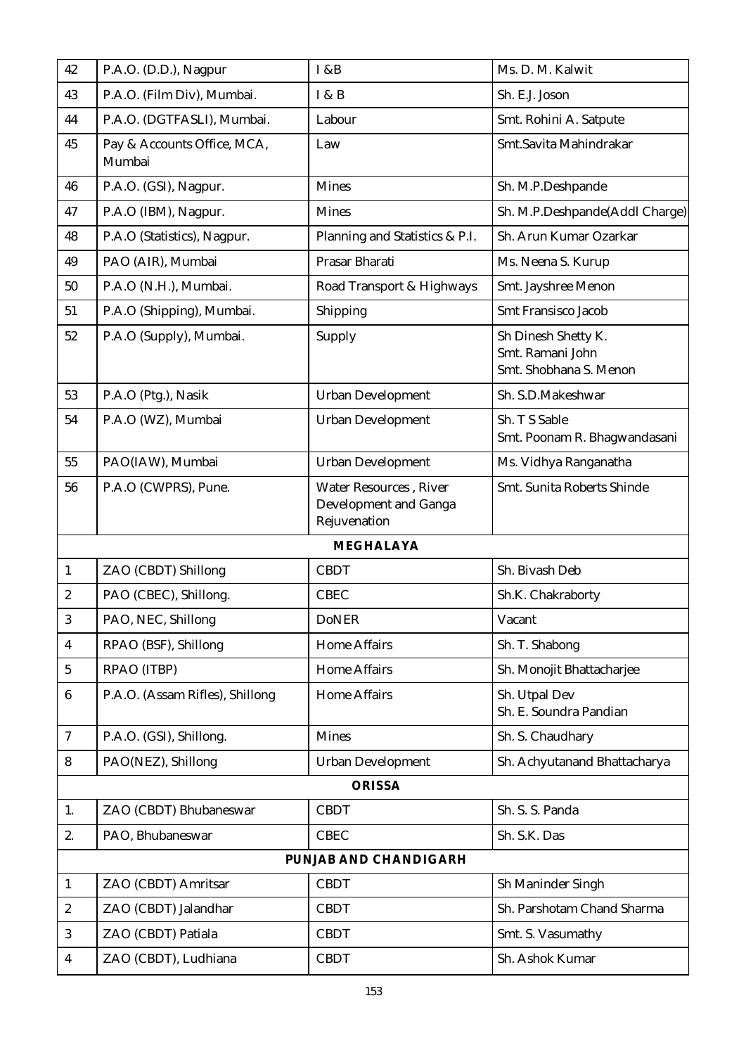| | | | |
|---|---|---|---|
| 42 | P.A.O. (D.D.), Nagpur | I &B | Ms. D. M. Kalwit |
| 43 | P.A.O. (Film Div), Mumbai. | I & B | Sh. E.J. Joson |
| 44 | P.A.O. (DGTFASLI), Mumbai. | Labour | Smt. Rohini A. Satpute |
| 45 | Pay & Accounts Office, MCA, Mumbai | Law | Smt.Savita Mahindrakar |
| 46 | P.A.O. (GSI), Nagpur. | Mines | Sh. M.P.Deshpande |
| 47 | P.A.O (IBM), Nagpur. | Mines | Sh. M.P.Deshpande(Addl Charge) |
| 48 | P.A.O (Statistics), Nagpur. | Planning and Statistics & P.I. | Sh. Arun Kumar Ozarkar |
| 49 | PAO (AIR), Mumbai | Prasar Bharati | Ms. Neena S. Kurup |
| 50 | P.A.O (N.H.), Mumbai. | Road Transport & Highways | Smt. Jayshree Menon |
| 51 | P.A.O (Shipping), Mumbai. | Shipping | Smt Fransisco Jacob |
| 52 | P.A.O (Supply), Mumbai. | Supply | Sh Dinesh Shetty K.<br>Smt. Ramani John<br>Smt. Shobhana S. Menon |
| 53 | P.A.O (Ptg.), Nasik | Urban Development | Sh. S.D.Makeshwar |
| 54 | P.A.O (WZ), Mumbai | Urban Development | Sh. T S Sable<br>Smt. Poonam R. Bhagwandasani |
| 55 | PAO(IAW), Mumbai | Urban Development | Ms. Vidhya Ranganatha |
| 56 | P.A.O (CWPRS), Pune. | Water Resources , River Development and Ganga Rejuvenation | Smt. Sunita Roberts Shinde |
| | **MEGHALAYA** | | |
| 1 | ZAO (CBDT) Shillong | CBDT | Sh. Bivash Deb |
| 2 | PAO (CBEC), Shillong. | CBEC | Sh.K. Chakraborty |
| 3 | PAO, NEC, Shillong | DoNER | Vacant |
| 4 | RPAO (BSF), Shillong | Home Affairs | Sh. T. Shabong |
| 5 | RPAO (ITBP) | Home Affairs | Sh. Monojit Bhattacharjee |
| 6 | P.A.O. (Assam Rifles), Shillong | Home Affairs | Sh. Utpal Dev<br>Sh. E. Soundra Pandian |
| 7 | P.A.O. (GSI), Shillong. | Mines | Sh. S. Chaudhary |
| 8 | PAO(NEZ), Shillong | Urban Development | Sh. Achyutanand Bhattacharya |
| | **ORISSA** | | |
| 1. | ZAO (CBDT) Bhubaneswar | CBDT | Sh. S. S. Panda |
| 2. | PAO, Bhubaneswar | CBEC | Sh. S.K. Das |
| | **PUNJAB AND CHANDIGARH** | | |
| 1 | ZAO (CBDT) Amritsar | CBDT | Sh Maninder Singh |
| 2 | ZAO (CBDT) Jalandhar | CBDT | Sh. Parshotam Chand Sharma |
| 3 | ZAO (CBDT) Patiala | CBDT | Smt. S. Vasumathy |
| 4 | ZAO (CBDT), Ludhiana | CBDT | Sh. Ashok Kumar |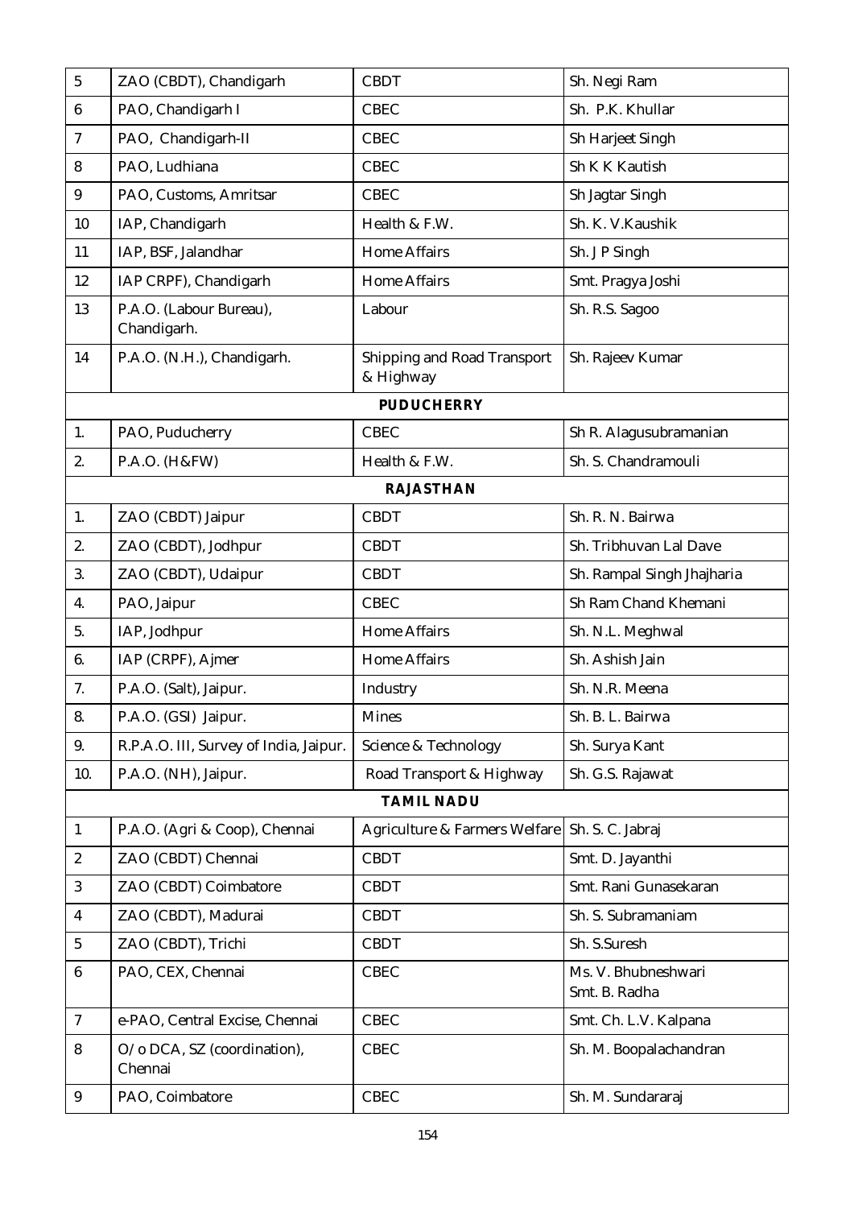| 5 | ZAO (CBDT), Chandigarh | CBDT | Sh. Negi Ram |
|---|---|---|---|
| 6 | PAO, Chandigarh I | CBEC | Sh. P.K. Khullar |
| 7 | PAO, Chandigarh-II | CBEC | Sh Harjeet Singh |
| 8 | PAO, Ludhiana | CBEC | Sh K K Kautish |
| 9 | PAO, Customs, Amritsar | CBEC | Sh Jagtar Singh |
| 10 | IAP, Chandigarh | Health & F.W. | Sh. K. V.Kaushik |
| 11 | IAP, BSF, Jalandhar | Home Affairs | Sh. J P Singh |
| 12 | IAP CRPF), Chandigarh | Home Affairs | Smt. Pragya Joshi |
| 13 | P.A.O. (Labour Bureau), Chandigarh. | Labour | Sh. R.S. Sagoo |
| 14 | P.A.O. (N.H.), Chandigarh. | Shipping and Road Transport & Highway | Sh. Rajeev Kumar |
| | | **PUDUCHERRY** | |
| 1. | PAO, Puducherry | CBEC | Sh R. Alagusubramanian |
| 2. | P.A.O. (H&FW) | Health & F.W. | Sh. S. Chandramouli |
| | | **RAJASTHAN** | |
| 1. | ZAO (CBDT) Jaipur | CBDT | Sh. R. N. Bairwa |
| 2. | ZAO (CBDT), Jodhpur | CBDT | Sh. Tribhuvan Lal Dave |
| 3. | ZAO (CBDT), Udaipur | CBDT | Sh. Rampal Singh Jhajharia |
| 4. | PAO, Jaipur | CBEC | Sh Ram Chand Khemani |
| 5. | IAP, Jodhpur | Home Affairs | Sh. N.L. Meghwal |
| 6. | IAP (CRPF), Ajmer | Home Affairs | Sh. Ashish Jain |
| 7. | P.A.O. (Salt), Jaipur. | Industry | Sh. N.R. Meena |
| 8. | P.A.O. (GSI) Jaipur. | Mines | Sh. B. L. Bairwa |
| 9. | R.P.A.O. III, Survey of India, Jaipur. | Science & Technology | Sh. Surya Kant |
| 10. | P.A.O. (NH), Jaipur. | Road Transport & Highway | Sh. G.S. Rajawat |
| | | **TAMIL NADU** | |
| 1 | P.A.O. (Agri & Coop), Chennai | Agriculture & Farmers Welfare | Sh. S. C. Jabraj |
| 2 | ZAO (CBDT) Chennai | CBDT | Smt. D. Jayanthi |
| 3 | ZAO (CBDT) Coimbatore | CBDT | Smt. Rani Gunasekaran |
| 4 | ZAO (CBDT), Madurai | CBDT | Sh. S. Subramaniam |
| 5 | ZAO (CBDT), Trichi | CBDT | Sh. S.Suresh |
| 6 | PAO, CEX, Chennai | CBEC | Ms. V. Bhubneshwari<br>Smt. B. Radha |
| 7 | e-PAO, Central Excise, Chennai | CBEC | Smt. Ch. L.V. Kalpana |
| 8 | O/o DCA, SZ (coordination), Chennai | CBEC | Sh. M. Boopalachandran |
| 9 | PAO, Coimbatore | CBEC | Sh. M. Sundararaj |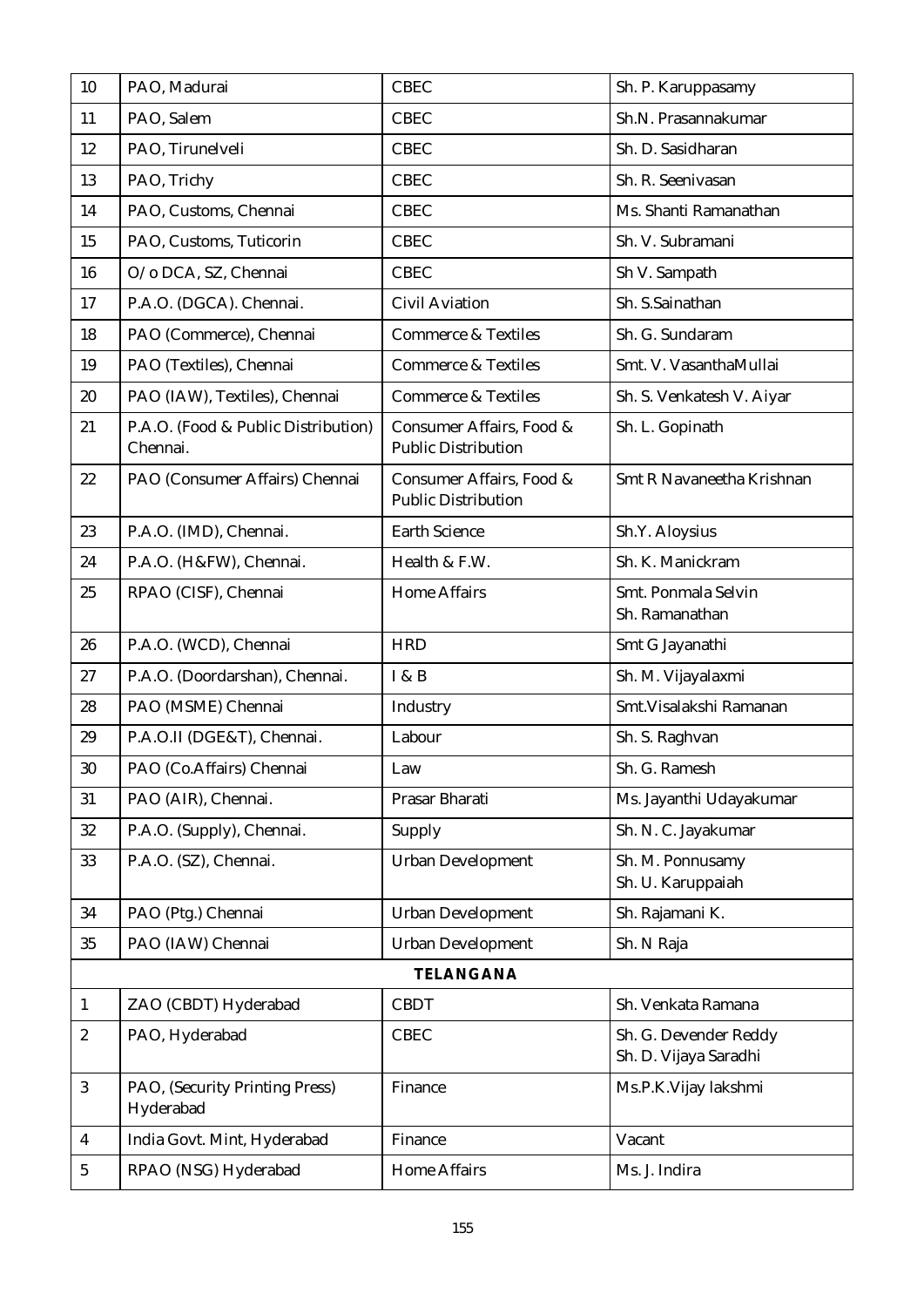| 10 | PAO, Madurai | CBEC | Sh. P. Karuppasamy |
|---|---|---|---|
| 11 | PAO, Salem | CBEC | Sh.N. Prasannakumar |
| 12 | PAO, Tirunelveli | CBEC | Sh. D. Sasidharan |
| 13 | PAO, Trichy | CBEC | Sh. R. Seenivasan |
| 14 | PAO, Customs, Chennai | CBEC | Ms. Shanti Ramanathan |
| 15 | PAO, Customs, Tuticorin | CBEC | Sh. V. Subramani |
| 16 | O/o DCA, SZ, Chennai | CBEC | Sh V. Sampath |
| 17 | P.A.O. (DGCA). Chennai. | Civil Aviation | Sh. S.Sainathan |
| 18 | PAO (Commerce), Chennai | Commerce & Textiles | Sh. G. Sundaram |
| 19 | PAO (Textiles), Chennai | Commerce & Textiles | Smt. V. VasanthaMullai |
| 20 | PAO (IAW), Textiles), Chennai | Commerce & Textiles | Sh. S. Venkatesh V. Aiyar |
| 21 | P.A.O. (Food & Public Distribution) Chennai. | Consumer Affairs, Food & Public Distribution | Sh. L. Gopinath |
| 22 | PAO (Consumer Affairs) Chennai | Consumer Affairs, Food & Public Distribution | Smt R Navaneetha Krishnan |
| 23 | P.A.O. (IMD), Chennai. | Earth Science | Sh.Y. Aloysius |
| 24 | P.A.O. (H&FW), Chennai. | Health & F.W. | Sh. K. Manickram |
| 25 | RPAO (CISF), Chennai | Home Affairs | Smt. Ponmala Selvin<br>Sh. Ramanathan |
| 26 | P.A.O. (WCD), Chennai | HRD | Smt G Jayanathi |
| 27 | P.A.O. (Doordarshan), Chennai. | I & B | Sh. M. Vijayalaxmi |
| 28 | PAO (MSME) Chennai | Industry | Smt.Visalakshi Ramanan |
| 29 | P.A.O.II (DGE&T), Chennai. | Labour | Sh. S. Raghvan |
| 30 | PAO (Co.Affairs) Chennai | Law | Sh. G. Ramesh |
| 31 | PAO (AIR), Chennai. | Prasar Bharati | Ms. Jayanthi Udayakumar |
| 32 | P.A.O. (Supply), Chennai. | Supply | Sh. N. C. Jayakumar |
| 33 | P.A.O. (SZ), Chennai. | Urban Development | Sh. M. Ponnusamy<br>Sh. U. Karuppaiah |
| 34 | PAO (Ptg.) Chennai | Urban Development | Sh. Rajamani K. |
| 35 | PAO (IAW) Chennai | Urban Development | Sh. N Raja |
| | **TELANGANA** | | |
| 1 | ZAO (CBDT) Hyderabad | CBDT | Sh. Venkata Ramana |
| 2 | PAO, Hyderabad | CBEC | Sh. G. Devender Reddy<br>Sh. D. Vijaya Saradhi |
| 3 | PAO, (Security Printing Press) Hyderabad | Finance | Ms.P.K.Vijay lakshmi |
| 4 | India Govt. Mint, Hyderabad | Finance | Vacant |
| 5 | RPAO (NSG) Hyderabad | Home Affairs | Ms. J. Indira |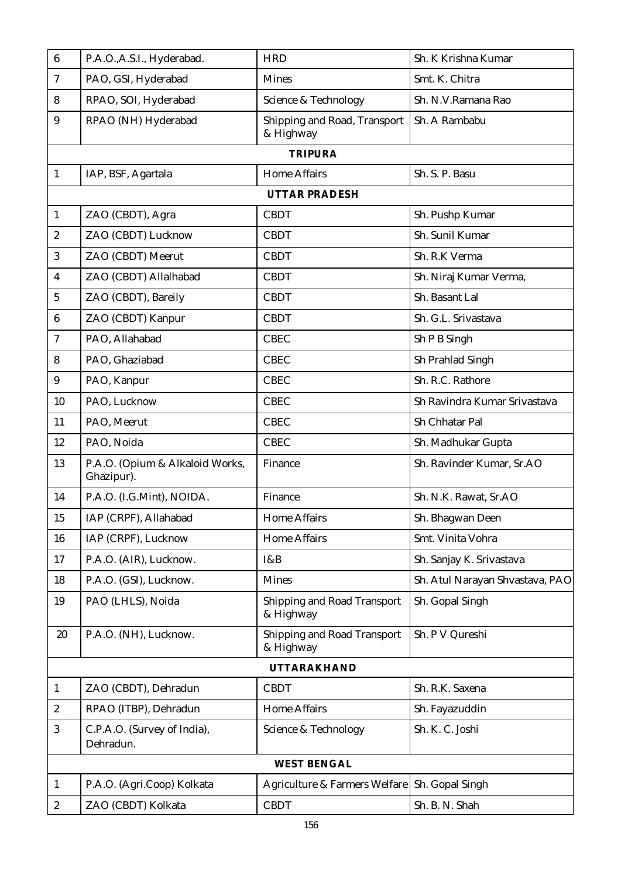| | | | |
|---|---|---|---|
| 6 | P.A.O.,A.S.I., Hyderabad. | HRD | Sh. K Krishna Kumar |
| 7 | PAO, GSI, Hyderabad | Mines | Smt. K. Chitra |
| 8 | RPAO, SOI, Hyderabad | Science & Technology | Sh. N.V.Ramana Rao |
| 9 | RPAO (NH) Hyderabad | Shipping and Road, Transport & Highway | Sh. A Rambabu |
| | **TRIPURA** | | |
| 1 | IAP, BSF, Agartala | Home Affairs | Sh. S. P. Basu |
| | **UTTAR PRADESH** | | |
| 1 | ZAO (CBDT), Agra | CBDT | Sh. Pushp Kumar |
| 2 | ZAO (CBDT) Lucknow | CBDT | Sh. Sunil Kumar |
| 3 | ZAO (CBDT) Meerut | CBDT | Sh. R.K Verma |
| 4 | ZAO (CBDT) Allalhabad | CBDT | Sh. Niraj Kumar Verma, |
| 5 | ZAO (CBDT), Bareily | CBDT | Sh. Basant Lal |
| 6 | ZAO (CBDT) Kanpur | CBDT | Sh. G.L. Srivastava |
| 7 | PAO, Allahabad | CBEC | Sh P B Singh |
| 8 | PAO, Ghaziabad | CBEC | Sh Prahlad Singh |
| 9 | PAO, Kanpur | CBEC | Sh. R.C. Rathore |
| 10 | PAO, Lucknow | CBEC | Sh Ravindra Kumar Srivastava |
| 11 | PAO, Meerut | CBEC | Sh Chhatar Pal |
| 12 | PAO, Noida | CBEC | Sh. Madhukar Gupta |
| 13 | P.A.O. (Opium & Alkaloid Works, Ghazipur). | Finance | Sh. Ravinder Kumar, Sr.AO |
| 14 | P.A.O. (I.G.Mint), NOIDA. | Finance | Sh. N.K. Rawat, Sr.AO |
| 15 | IAP (CRPF), Allahabad | Home Affairs | Sh. Bhagwan Deen |
| 16 | IAP (CRPF), Lucknow | Home Affairs | Smt. Vinita Vohra |
| 17 | P.A.O. (AIR), Lucknow. | I&B | Sh. Sanjay K. Srivastava |
| 18 | P.A.O. (GSI), Lucknow. | Mines | Sh. Atul Narayan Shvastava, PAO |
| 19 | PAO (LHLS), Noida | Shipping and Road Transport & Highway | Sh. Gopal Singh |
| 20 | P.A.O. (NH), Lucknow. | Shipping and Road Transport & Highway | Sh. P V Qureshi |
| | **UTTARAKHAND** | | |
| 1 | ZAO (CBDT), Dehradun | CBDT | Sh. R.K. Saxena |
| 2 | RPAO (ITBP), Dehradun | Home Affairs | Sh. Fayazuddin |
| 3 | C.P.A.O. (Survey of India), Dehradun. | Science & Technology | Sh. K. C. Joshi |
| | **WEST BENGAL** | | |
| 1 | P.A.O. (Agri.Coop) Kolkata | Agriculture & Farmers Welfare | Sh. Gopal Singh |
| 2 | ZAO (CBDT) Kolkata | CBDT | Sh. B. N. Shah |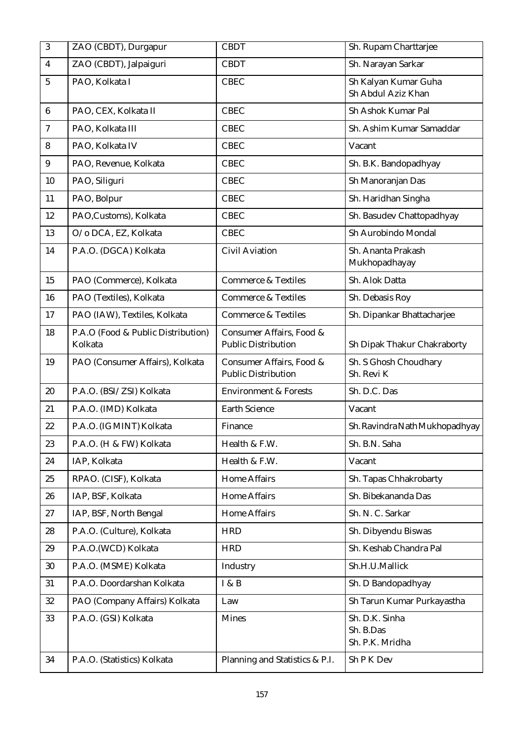| 3 | ZAO (CBDT), Durgapur | CBDT | Sh. Rupam Charttarjee |
|---|---|---|---|
| 4 | ZAO (CBDT), Jalpaiguri | CBDT | Sh. Narayan Sarkar |
| 5 | PAO, Kolkata I | CBEC | Sh Kalyan Kumar Guha<br>Sh Abdul Aziz Khan |
| 6 | PAO, CEX, Kolkata II | CBEC | Sh Ashok Kumar Pal |
| 7 | PAO, Kolkata III | CBEC | Sh. Ashim Kumar Samaddar |
| 8 | PAO, Kolkata IV | CBEC | Vacant |
| 9 | PAO, Revenue, Kolkata | CBEC | Sh. B.K. Bandopadhyay |
| 10 | PAO, Siliguri | CBEC | Sh Manoranjan Das |
| 11 | PAO, Bolpur | CBEC | Sh. Haridhan Singha |
| 12 | PAO,Customs), Kolkata | CBEC | Sh. Basudev Chattopadhyay |
| 13 | O/o DCA, EZ, Kolkata | CBEC | Sh Aurobindo Mondal |
| 14 | P.A.O. (DGCA) Kolkata | Civil Aviation | Sh. Ananta Prakash Mukhopadhayay |
| 15 | PAO (Commerce), Kolkata | Commerce & Textiles | Sh. Alok Datta |
| 16 | PAO (Textiles), Kolkata | Commerce & Textiles | Sh. Debasis Roy |
| 17 | PAO (IAW), Textiles, Kolkata | Commerce & Textiles | Sh. Dipankar Bhattacharjee |
| 18 | P.A.O (Food & Public Distribution) Kolkata | Consumer Affairs, Food & Public Distribution | Sh Dipak Thakur Chakraborty |
| 19 | PAO (Consumer Affairs), Kolkata | Consumer Affairs, Food & Public Distribution | Sh. S Ghosh Choudhary<br>Sh. Revi K |
| 20 | P.A.O. (BSI/ZSI) Kolkata | Environment & Forests | Sh. D.C. Das |
| 21 | P.A.O. (IMD) Kolkata | Earth Science | Vacant |
| 22 | P.A.O. (IG MINT) Kolkata | Finance | Sh. Ravindra Nath Mukhopadhyay |
| 23 | P.A.O. (H & FW) Kolkata | Health & F.W. | Sh. B.N. Saha |
| 24 | IAP, Kolkata | Health & F.W. | Vacant |
| 25 | RPAO. (CISF), Kolkata | Home Affairs | Sh. Tapas Chhakrobarty |
| 26 | IAP, BSF, Kolkata | Home Affairs | Sh. Bibekananda Das |
| 27 | IAP, BSF, North Bengal | Home Affairs | Sh. N. C. Sarkar |
| 28 | P.A.O. (Culture), Kolkata | HRD | Sh. Dibyendu Biswas |
| 29 | P.A.O.(WCD) Kolkata | HRD | Sh. Keshab Chandra Pal |
| 30 | P.A.O. (MSME) Kolkata | Industry | Sh.H.U.Mallick |
| 31 | P.A.O. Doordarshan Kolkata | I & B | Sh. D Bandopadhyay |
| 32 | PAO (Company Affairs) Kolkata | Law | Sh Tarun Kumar Purkayastha |
| 33 | P.A.O. (GSI) Kolkata | Mines | Sh. D.K. Sinha<br>Sh. B.Das<br>Sh. P.K. Mridha |
| 34 | P.A.O. (Statistics) Kolkata | Planning and Statistics & P.I. | Sh P K Dev |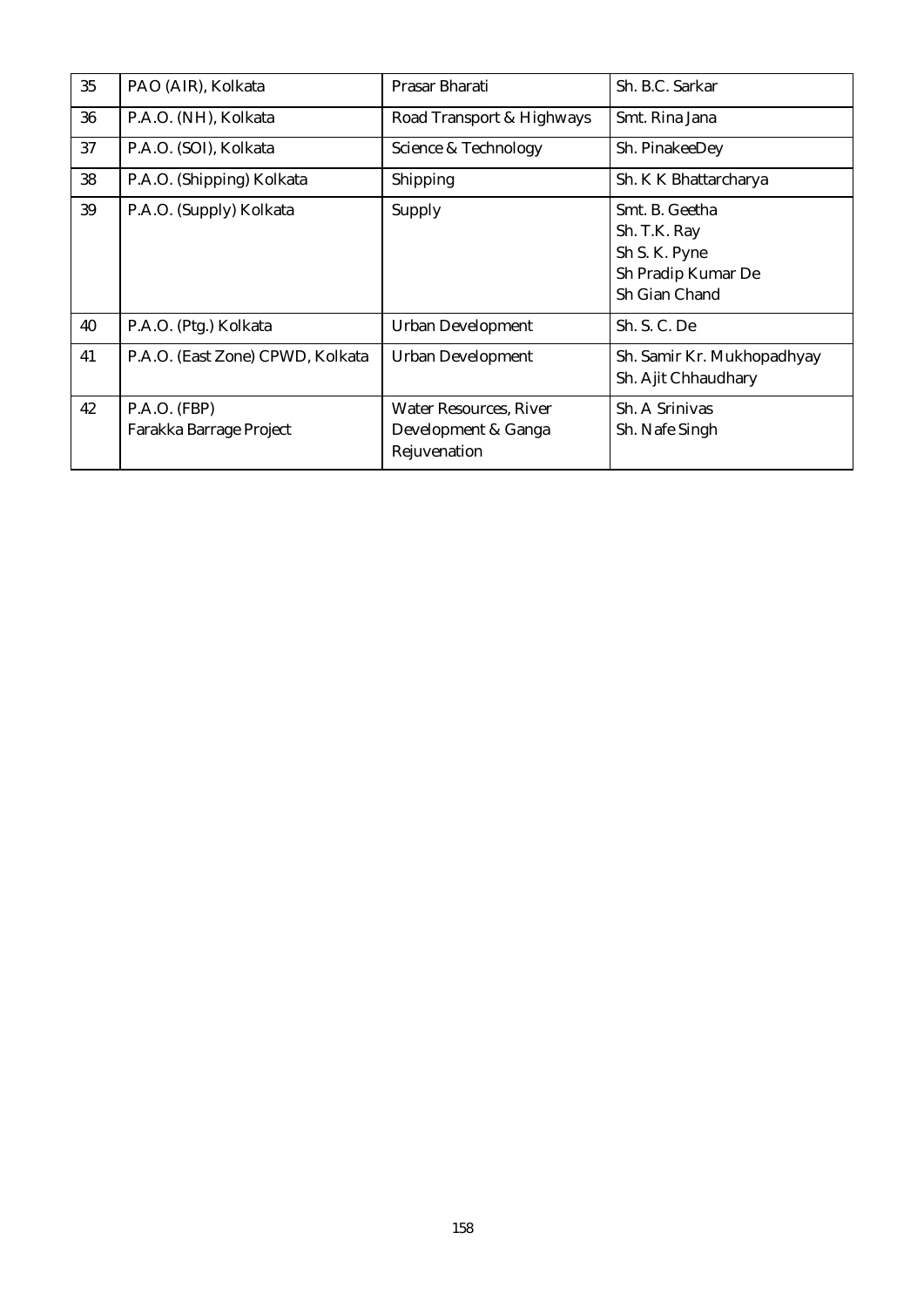| 35 | PAO (AIR), Kolkata | Prasar Bharati | Sh. B.C. Sarkar |
|---|---|---|---|
| 36 | P.A.O. (NH), Kolkata | Road Transport & Highways | Smt. Rina Jana |
| 37 | P.A.O. (SOI), Kolkata | Science & Technology | Sh. PinakeeDey |
| 38 | P.A.O. (Shipping) Kolkata | Shipping | Sh. K K Bhattarcharya |
| 39 | P.A.O. (Supply) Kolkata | Supply | Smt. B. Geetha<br>Sh. T.K. Ray<br>Sh S. K. Pyne<br>Sh Pradip Kumar De<br>Sh Gian Chand |
| 40 | P.A.O. (Ptg.) Kolkata | Urban Development | Sh. S. C. De |
| 41 | P.A.O. (East Zone) CPWD, Kolkata | Urban Development | Sh. Samir Kr. Mukhopadhyay<br>Sh. Ajit Chhaudhary |
| 42 | P.A.O. (FBP)<br>Farakka Barrage Project | Water Resources, River Development & Ganga Rejuvenation | Sh. A Srinivas<br>Sh. Nafe Singh |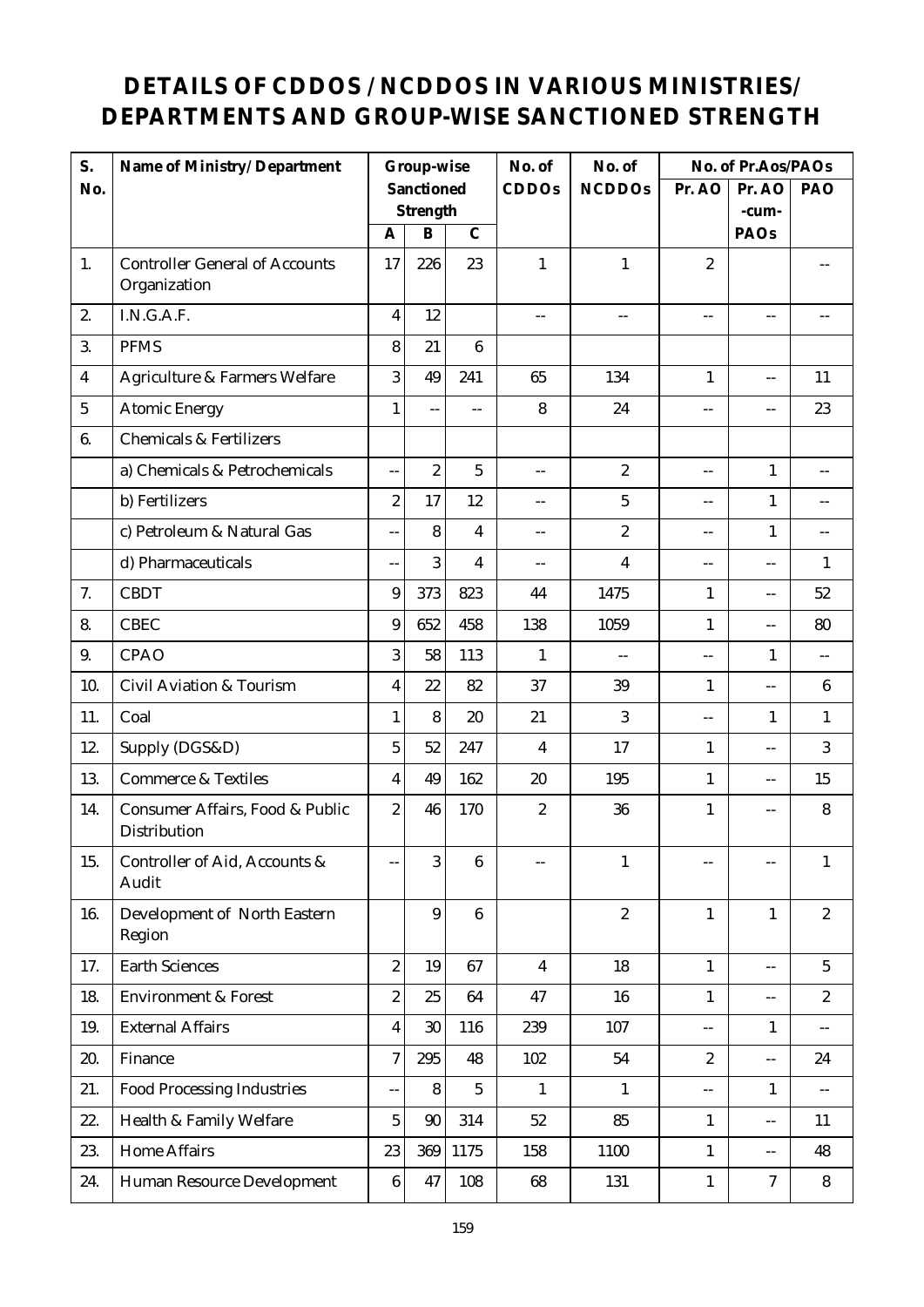# DETAILS OF CDDOS / NCDDOS IN VARIOUS MINISTRIES/ DEPARTMENTS AND GROUP-WISE SANCTIONED STRENGTH

| S. No. | Name of Ministry/ Department | Group-wise Sanctioned Strength | | | No. of CDDOs | No. of NCDDOs | No. of Pr.Aos/PAOs | | |
|---|---|---|---|---|---|---|---|---|---|
| | | A | B | C | | | Pr. AO | Pr. AO -cum- PAOs | PAO |
| 1. | Controller General of Accounts Organization | 17 | 226 | 23 | 1 | 1 | 2 | | -- |
| 2. | I.N.G.A.F. | 4 | 12 | | -- | -- | -- | -- | -- |
| 3. | PFMS | 8 | 21 | 6 | | | | | |
| 4 | Agriculture & Farmers Welfare | 3 | 49 | 241 | 65 | 134 | 1 | -- | 11 |
| 5 | Atomic Energy | 1 | -- | -- | 8 | 24 | -- | -- | 23 |
| 6. | Chemicals & Fertilizers | | | | | | | | |
| | a) Chemicals & Petrochemicals | -- | 2 | 5 | -- | 2 | -- | 1 | -- |
| | b) Fertilizers | 2 | 17 | 12 | -- | 5 | -- | 1 | -- |
| | c) Petroleum & Natural Gas | -- | 8 | 4 | -- | 2 | -- | 1 | -- |
| | d) Pharmaceuticals | -- | 3 | 4 | -- | 4 | -- | -- | 1 |
| 7. | CBDT | 9 | 373 | 823 | 44 | 1475 | 1 | -- | 52 |
| 8. | CBEC | 9 | 652 | 458 | 138 | 1059 | 1 | -- | 80 |
| 9. | CPAO | 3 | 58 | 113 | 1 | -- | -- | 1 | -- |
| 10. | Civil Aviation & Tourism | 4 | 22 | 82 | 37 | 39 | 1 | -- | 6 |
| 11. | Coal | 1 | 8 | 20 | 21 | 3 | -- | 1 | 1 |
| 12. | Supply (DGS&D) | 5 | 52 | 247 | 4 | 17 | 1 | -- | 3 |
| 13. | Commerce & Textiles | 4 | 49 | 162 | 20 | 195 | 1 | -- | 15 |
| 14. | Consumer Affairs, Food & Public Distribution | 2 | 46 | 170 | 2 | 36 | 1 | -- | 8 |
| 15. | Controller of Aid, Accounts & Audit | -- | 3 | 6 | -- | 1 | -- | -- | 1 |
| 16. | Development of North Eastern Region | | 9 | 6 | | 2 | 1 | 1 | 2 |
| 17. | Earth Sciences | 2 | 19 | 67 | 4 | 18 | 1 | -- | 5 |
| 18. | Environment & Forest | 2 | 25 | 64 | 47 | 16 | 1 | -- | 2 |
| 19. | External Affairs | 4 | 30 | 116 | 239 | 107 | -- | 1 | -- |
| 20. | Finance | 7 | 295 | 48 | 102 | 54 | 2 | -- | 24 |
| 21. | Food Processing Industries | -- | 8 | 5 | 1 | 1 | -- | 1 | -- |
| 22. | Health & Family Welfare | 5 | 90 | 314 | 52 | 85 | 1 | -- | 11 |
| 23. | Home Affairs | 23 | 369 | 1175 | 158 | 1100 | 1 | -- | 48 |
| 24. | Human Resource Development | 6 | 47 | 108 | 68 | 131 | 1 | 7 | 8 |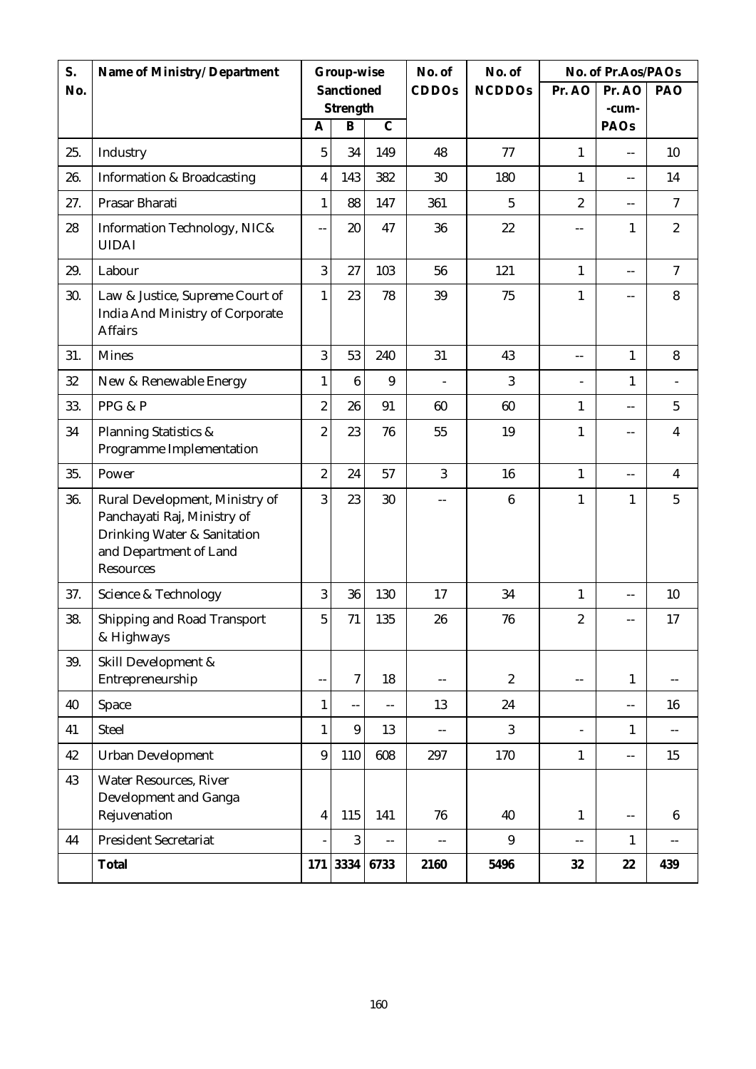| S. No. | Name of Ministry/ Department | Group-wise Sanctioned Strength | | | No. of CDDOs | No. of NCDDOs | No. of Pr.Aos/PAOs | | |
|---|---|---|---|---|---|---|---|---|---|
| | | A | B | C | | | Pr. AO | Pr. AO -cum-PAOs | PAO |
| 25. | Industry | 5 | 34 | 149 | 48 | 77 | 1 | -- | 10 |
| 26. | Information & Broadcasting | 4 | 143 | 382 | 30 | 180 | 1 | -- | 14 |
| 27. | Prasar Bharati | 1 | 88 | 147 | 361 | 5 | 2 | -- | 7 |
| 28 | Information Technology, NIC& UIDAI | -- | 20 | 47 | 36 | 22 | -- | 1 | 2 |
| 29. | Labour | 3 | 27 | 103 | 56 | 121 | 1 | -- | 7 |
| 30. | Law & Justice, Supreme Court of India And Ministry of Corporate Affairs | 1 | 23 | 78 | 39 | 75 | 1 | -- | 8 |
| 31. | Mines | 3 | 53 | 240 | 31 | 43 | -- | 1 | 8 |
| 32 | New & Renewable Energy | 1 | 6 | 9 | - | 3 | - | 1 | - |
| 33. | PPG & P | 2 | 26 | 91 | 60 | 60 | 1 | -- | 5 |
| 34 | Planning Statistics & Programme Implementation | 2 | 23 | 76 | 55 | 19 | 1 | -- | 4 |
| 35. | Power | 2 | 24 | 57 | 3 | 16 | 1 | -- | 4 |
| 36. | Rural Development, Ministry of Panchayati Raj, Ministry of Drinking Water & Sanitation and Department of Land Resources | 3 | 23 | 30 | -- | 6 | 1 | 1 | 5 |
| 37. | Science & Technology | 3 | 36 | 130 | 17 | 34 | 1 | -- | 10 |
| 38. | Shipping and Road Transport & Highways | 5 | 71 | 135 | 26 | 76 | 2 | -- | 17 |
| 39. | Skill Development & Entrepreneurship | -- | 7 | 18 | -- | 2 | -- | 1 | -- |
| 40 | Space | 1 | -- | -- | 13 | 24 | | -- | 16 |
| 41 | Steel | 1 | 9 | 13 | -- | 3 | - | 1 | -- |
| 42 | Urban Development | 9 | 110 | 608 | 297 | 170 | 1 | -- | 15 |
| 43 | Water Resources, River Development and Ganga Rejuvenation | 4 | 115 | 141 | 76 | 40 | 1 | -- | 6 |
| 44 | President Secretariat | - | 3 | -- | -- | 9 | -- | 1 | -- |
| | **Total** | **171** | **3334** | **6733** | **2160** | **5496** | **32** | **22** | **439** |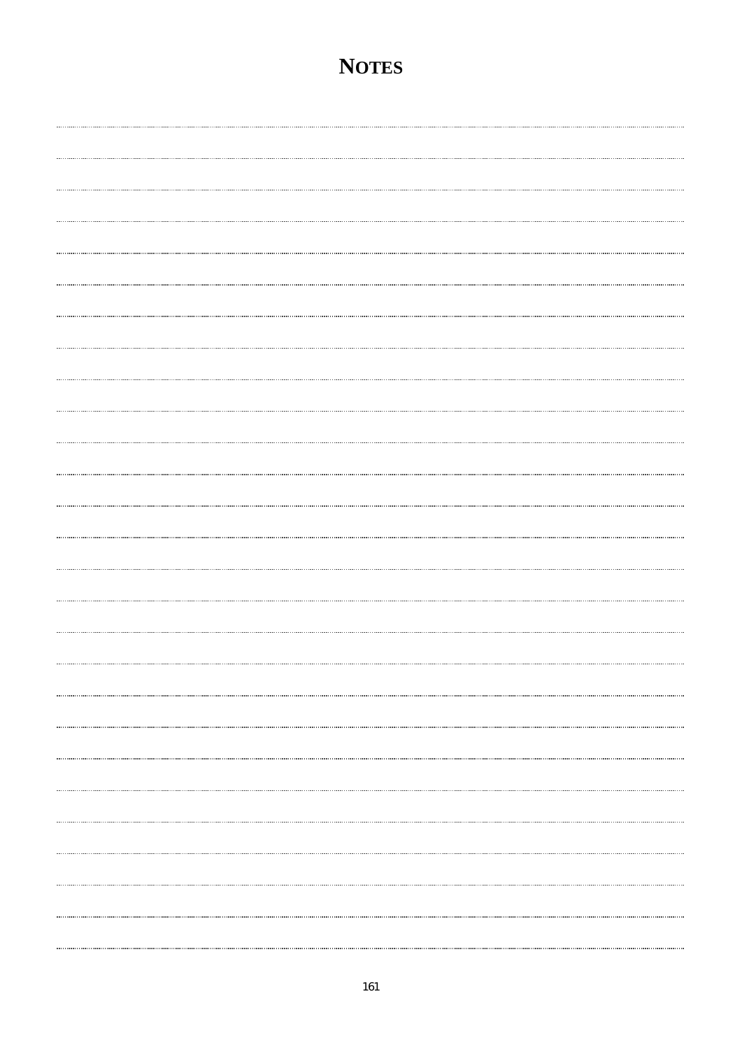# NOTES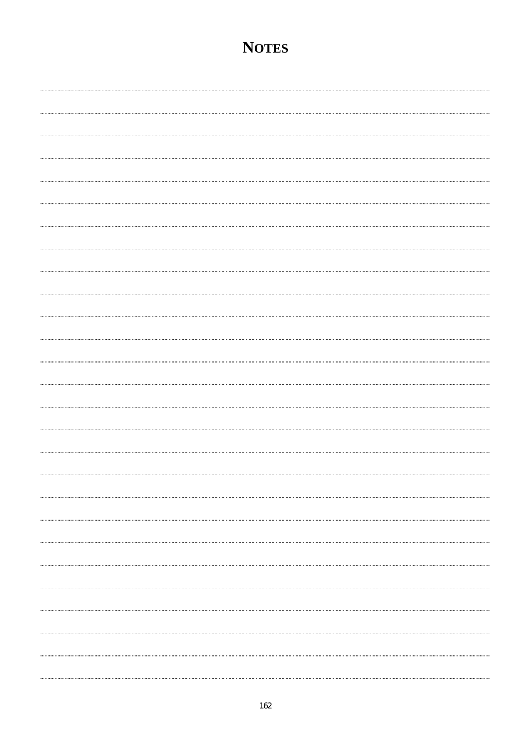# NOTES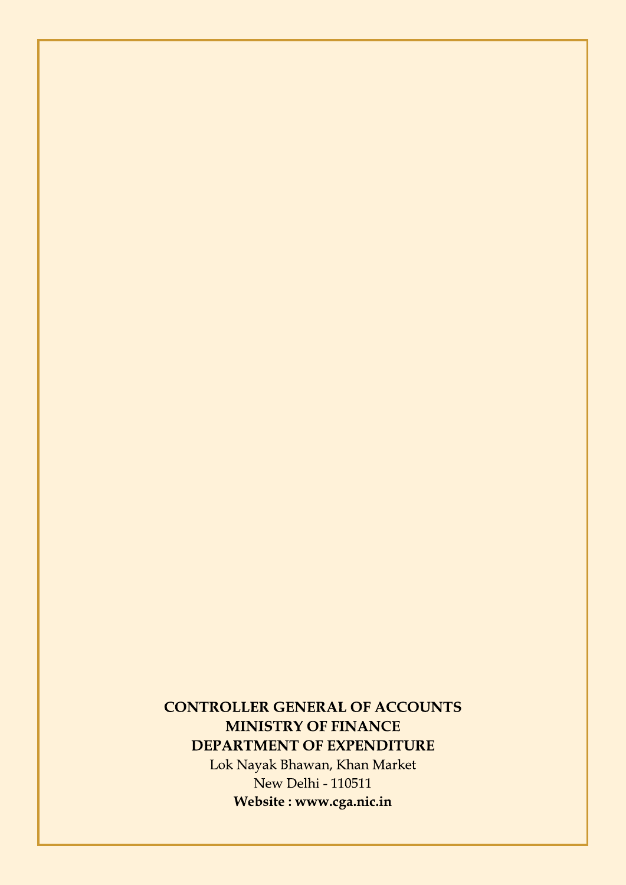**CONTROLLER GENERAL OF ACCOUNTS**
**MINISTRY OF FINANCE**
**DEPARTMENT OF EXPENDITURE**

Lok Nayak Bhawan, Khan Market

New Delhi - 110511

**Website : www.cga.nic.in**